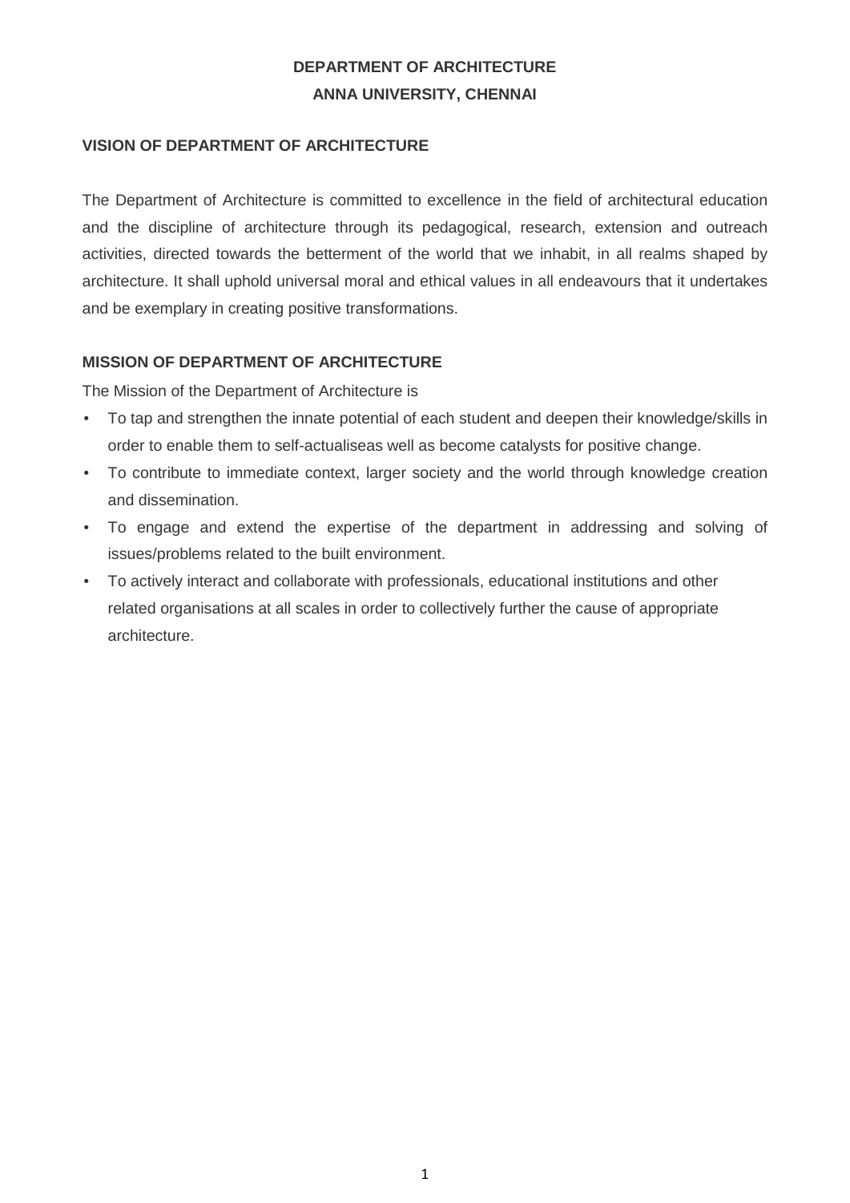# DEPARTMENT OF ARCHITECTURE
# ANNA UNIVERSITY, CHENNAI

## VISION OF DEPARTMENT OF ARCHITECTURE

The Department of Architecture is committed to excellence in the field of architectural education and the discipline of architecture through its pedagogical, research, extension and outreach activities, directed towards the betterment of the world that we inhabit, in all realms shaped by architecture. It shall uphold universal moral and ethical values in all endeavours that it undertakes and be exemplary in creating positive transformations.

## MISSION OF DEPARTMENT OF ARCHITECTURE

The Mission of the Department of Architecture is

- To tap and strengthen the innate potential of each student and deepen their knowledge/skills in order to enable them to self-actualiseas well as become catalysts for positive change.
- To contribute to immediate context, larger society and the world through knowledge creation and dissemination.
- To engage and extend the expertise of the department in addressing and solving of issues/problems related to the built environment.
- To actively interact and collaborate with professionals, educational institutions and other related organisations at all scales in order to collectively further the cause of appropriate architecture.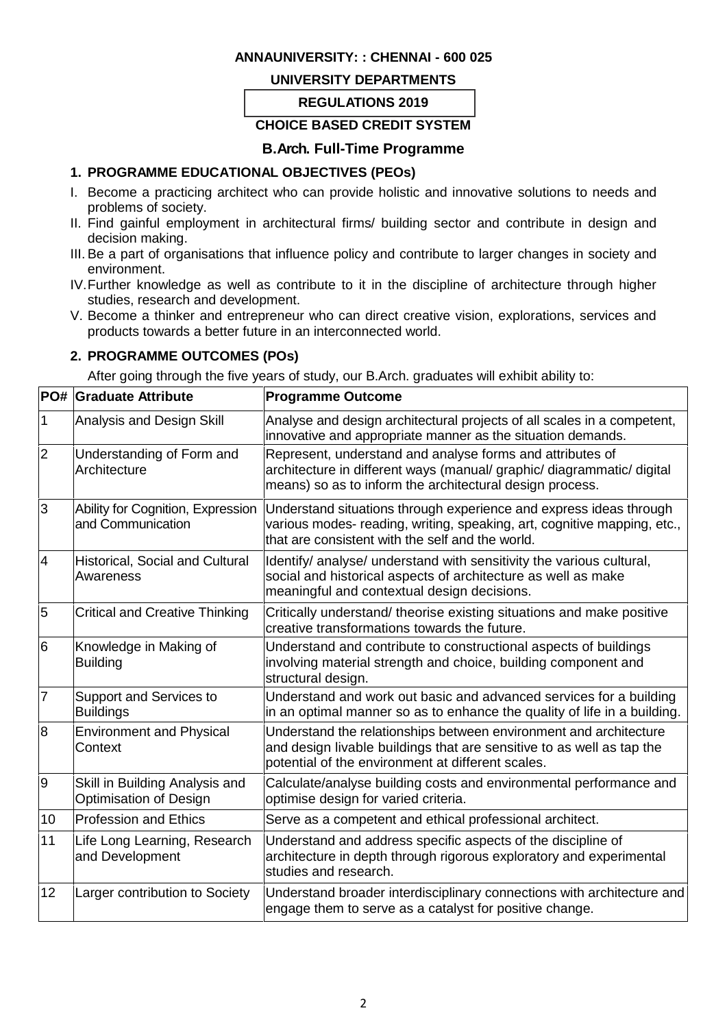**ANNAUNIVERSITY: : CHENNAI - 600 025**

**UNIVERSITY DEPARTMENTS**

**REGULATIONS 2019**

**CHOICE BASED CREDIT SYSTEM**

## B.Arch. Full-Time Programme

### 1. PROGRAMME EDUCATIONAL OBJECTIVES (PEOs)

I. Become a practicing architect who can provide holistic and innovative solutions to needs and problems of society.
II. Find gainful employment in architectural firms/ building sector and contribute in design and decision making.
III. Be a part of organisations that influence policy and contribute to larger changes in society and environment.
IV. Further knowledge as well as contribute to it in the discipline of architecture through higher studies, research and development.
V. Become a thinker and entrepreneur who can direct creative vision, explorations, services and products towards a better future in an interconnected world.

### 2. PROGRAMME OUTCOMES (POs)

After going through the five years of study, our B.Arch. graduates will exhibit ability to:

| PO# | Graduate Attribute | Programme Outcome |
|---|---|---|
| 1 | Analysis and Design Skill | Analyse and design architectural projects of all scales in a competent, innovative and appropriate manner as the situation demands. |
| 2 | Understanding of Form and Architecture | Represent, understand and analyse forms and attributes of architecture in different ways (manual/ graphic/ diagrammatic/ digital means) so as to inform the architectural design process. |
| 3 | Ability for Cognition, Expression and Communication | Understand situations through experience and express ideas through various modes- reading, writing, speaking, art, cognitive mapping, etc., that are consistent with the self and the world. |
| 4 | Historical, Social and Cultural Awareness | Identify/ analyse/ understand with sensitivity the various cultural, social and historical aspects of architecture as well as make meaningful and contextual design decisions. |
| 5 | Critical and Creative Thinking | Critically understand/ theorise existing situations and make positive creative transformations towards the future. |
| 6 | Knowledge in Making of Building | Understand and contribute to constructional aspects of buildings involving material strength and choice, building component and structural design. |
| 7 | Support and Services to Buildings | Understand and work out basic and advanced services for a building in an optimal manner so as to enhance the quality of life in a building. |
| 8 | Environment and Physical Context | Understand the relationships between environment and architecture and design livable buildings that are sensitive to as well as tap the potential of the environment at different scales. |
| 9 | Skill in Building Analysis and Optimisation of Design | Calculate/analyse building costs and environmental performance and optimise design for varied criteria. |
| 10 | Profession and Ethics | Serve as a competent and ethical professional architect. |
| 11 | Life Long Learning, Research and Development | Understand and address specific aspects of the discipline of architecture in depth through rigorous exploratory and experimental studies and research. |
| 12 | Larger contribution to Society | Understand broader interdisciplinary connections with architecture and engage them to serve as a catalyst for positive change. |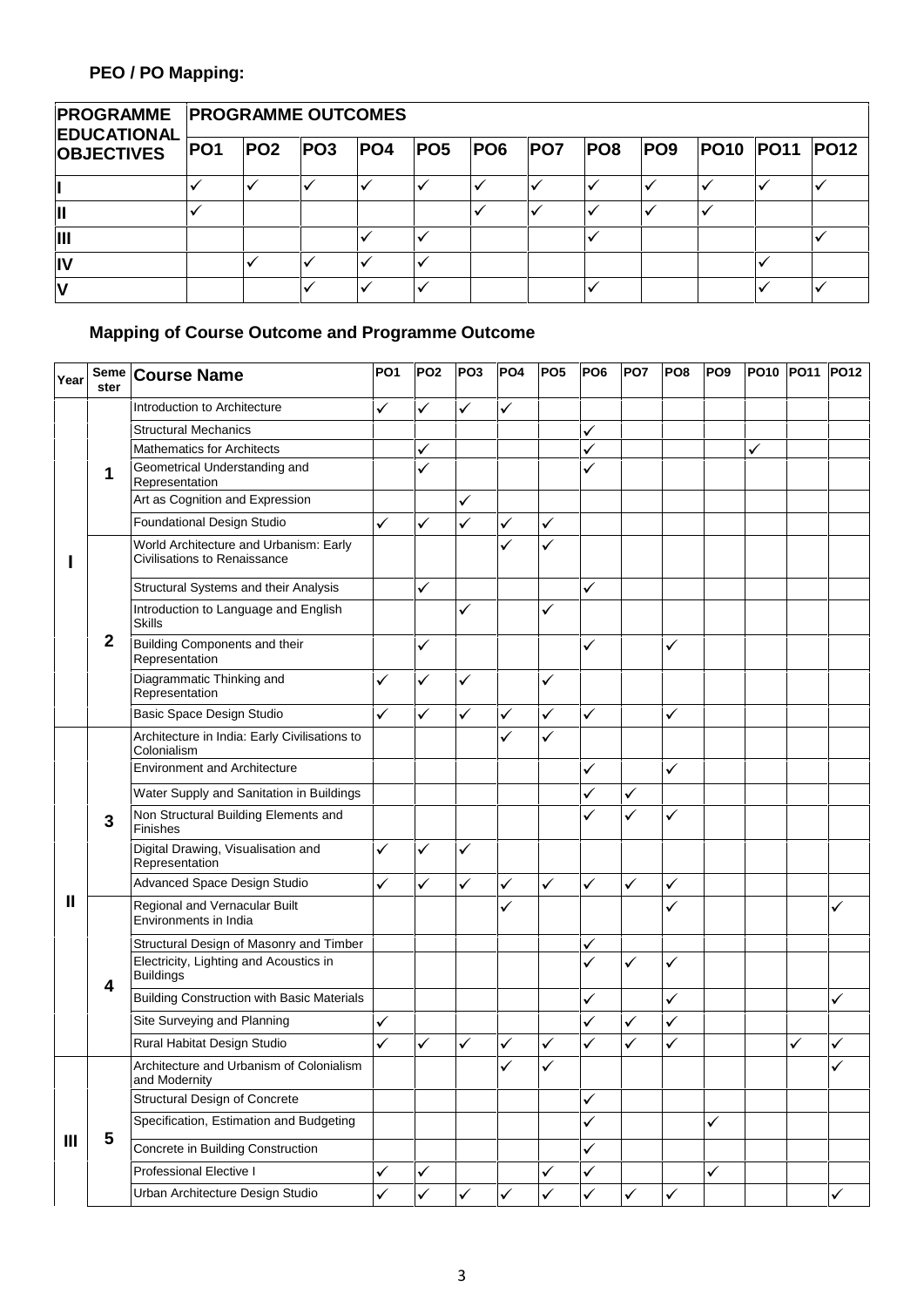### PEO / PO Mapping:

| PROGRAMME EDUCATIONAL OBJECTIVES | PROGRAMME OUTCOMES | | | | | | | | | | | |
|---|---|---|---|---|---|---|---|---|---|---|---|---|
| | PO1 | PO2 | PO3 | PO4 | PO5 | PO6 | PO7 | PO8 | PO9 | PO10 | PO11 | PO12 |
| I | ✓ | ✓ | ✓ | ✓ | ✓ | ✓ | ✓ | ✓ | ✓ | ✓ | ✓ | ✓ |
| II | ✓ | | | | | ✓ | ✓ | ✓ | ✓ | ✓ | | |
| III | | | | ✓ | ✓ | | | ✓ | | | | ✓ |
| IV | | ✓ | ✓ | ✓ | ✓ | | | | | | ✓ | |
| V | | | ✓ | ✓ | ✓ | | | ✓ | | | ✓ | ✓ |

### Mapping of Course Outcome and Programme Outcome

| Year | Semester | Course Name | PO1 | PO2 | PO3 | PO4 | PO5 | PO6 | PO7 | PO8 | PO9 | PO10 | PO11 | PO12 |
|---|---|---|---|---|---|---|---|---|---|---|---|---|---|---|
| I | 1 | Introduction to Architecture | ✓ | ✓ | ✓ | ✓ | | | | | | | | |
| | | Structural Mechanics | | | | | | ✓ | | | | | | |
| | | Mathematics for Architects | | ✓ | | | | ✓ | | | | ✓ | | |
| | | Geometrical Understanding and Representation | | ✓ | | | | ✓ | | | | | | |
| | | Art as Cognition and Expression | | | ✓ | | | | | | | | | |
| | | Foundational Design Studio | ✓ | ✓ | ✓ | ✓ | ✓ | | | | | | | |
| | 2 | World Architecture and Urbanism: Early Civilisations to Renaissance | | | | ✓ | ✓ | | | | | | | |
| | | Structural Systems and their Analysis | | ✓ | | | | ✓ | | | | | | |
| | | Introduction to Language and English Skills | | | ✓ | | ✓ | | | | | | | |
| | | Building Components and their Representation | | ✓ | | | | ✓ | | ✓ | | | | |
| | | Diagrammatic Thinking and Representation | ✓ | ✓ | ✓ | | ✓ | | | | | | | |
| | | Basic Space Design Studio | ✓ | ✓ | ✓ | ✓ | ✓ | ✓ | | ✓ | | | | |
| II | 3 | Architecture in India: Early Civilisations to Colonialism | | | | ✓ | ✓ | | | | | | | |
| | | Environment and Architecture | | | | | | ✓ | | ✓ | | | | |
| | | Water Supply and Sanitation in Buildings | | | | | | ✓ | ✓ | | | | | |
| | | Non Structural Building Elements and Finishes | | | | | | ✓ | ✓ | ✓ | | | | |
| | | Digital Drawing, Visualisation and Representation | ✓ | ✓ | ✓ | | | | | | | | | |
| | | Advanced Space Design Studio | ✓ | ✓ | ✓ | ✓ | ✓ | ✓ | ✓ | ✓ | | | | |
| | 4 | Regional and Vernacular Built Environments in India | | | | ✓ | | | | ✓ | | | | ✓ |
| | | Structural Design of Masonry and Timber | | | | | | ✓ | | | | | | |
| | | Electricity, Lighting and Acoustics in Buildings | | | | | | ✓ | ✓ | ✓ | | | | |
| | | Building Construction with Basic Materials | | | | | | ✓ | | ✓ | | | | ✓ |
| | | Site Surveying and Planning | ✓ | | | | | ✓ | ✓ | ✓ | | | | |
| | | Rural Habitat Design Studio | ✓ | ✓ | ✓ | ✓ | ✓ | ✓ | ✓ | ✓ | | | ✓ | ✓ |
| III | 5 | Architecture and Urbanism of Colonialism and Modernity | | | | ✓ | ✓ | | | | | | | ✓ |
| | | Structural Design of Concrete | | | | | | ✓ | | | | | | |
| | | Specification, Estimation and Budgeting | | | | | | ✓ | | | ✓ | | | |
| | | Concrete in Building Construction | | | | | | ✓ | | | | | | |
| | | Professional Elective I | ✓ | ✓ | | | ✓ | ✓ | | | ✓ | | | |
| | | Urban Architecture Design Studio | ✓ | ✓ | ✓ | ✓ | ✓ | ✓ | ✓ | ✓ | | | | ✓ |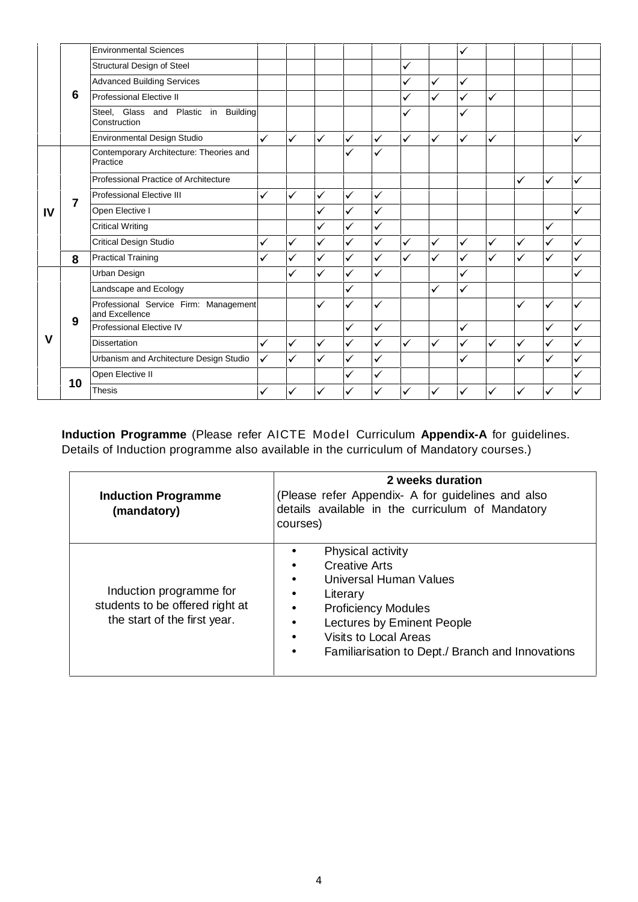| Year | Semester | Course | | | | | | | | | | | | |
|---|---|---|---|---|---|---|---|---|---|---|---|---|---|---|
| | 6 | Environmental Sciences | | | | | | | | ✓ | | | | |
| | | Structural Design of Steel | | | | | | ✓ | | | | | | |
| | | Advanced Building Services | | | | | | ✓ | ✓ | ✓ | | | | |
| | | Professional Elective II | | | | | | ✓ | ✓ | ✓ | ✓ | | | |
| | | Steel, Glass and Plastic in Building Construction | | | | | | ✓ | | ✓ | | | | |
| | | Environmental Design Studio | ✓ | ✓ | ✓ | ✓ | ✓ | ✓ | ✓ | ✓ | ✓ | | | ✓ |
| IV | 7 | Contemporary Architecture: Theories and Practice | | | | ✓ | ✓ | | | | | | | |
| | | Professional Practice of Architecture | | | | | | | | | | ✓ | ✓ | ✓ |
| | | Professional Elective III | ✓ | ✓ | ✓ | ✓ | ✓ | | | | | | | |
| | | Open Elective I | | | ✓ | ✓ | ✓ | | | | | | | ✓ |
| | | Critical Writing | | | ✓ | ✓ | ✓ | | | | | | ✓ | |
| | | Critical Design Studio | ✓ | ✓ | ✓ | ✓ | ✓ | ✓ | ✓ | ✓ | ✓ | ✓ | ✓ | ✓ |
| | 8 | Practical Training | ✓ | ✓ | ✓ | ✓ | ✓ | ✓ | ✓ | ✓ | ✓ | ✓ | ✓ | ✓ |
| V | 9 | Urban Design | | ✓ | ✓ | ✓ | ✓ | | | ✓ | | | | ✓ |
| | | Landscape and Ecology | | | | ✓ | | | ✓ | ✓ | | | | |
| | | Professional Service Firm: Management and Excellence | | | ✓ | ✓ | ✓ | | | | | ✓ | ✓ | ✓ |
| | | Professional Elective IV | | | | ✓ | ✓ | | | ✓ | | | ✓ | ✓ |
| | | Dissertation | ✓ | ✓ | ✓ | ✓ | ✓ | ✓ | ✓ | ✓ | ✓ | ✓ | ✓ | ✓ |
| | | Urbanism and Architecture Design Studio | ✓ | ✓ | ✓ | ✓ | ✓ | | | ✓ | | ✓ | ✓ | ✓ |
| | 10 | Open Elective II | | | | ✓ | ✓ | | | | | | | ✓ |
| | | Thesis | ✓ | ✓ | ✓ | ✓ | ✓ | ✓ | ✓ | ✓ | ✓ | ✓ | ✓ | ✓ |

**Induction Programme** (Please refer AICTE Model Curriculum **Appendix-A** for guidelines. Details of Induction programme also available in the curriculum of Mandatory courses.)

| **Induction Programme (mandatory)** | **2 weeks duration** (Please refer Appendix- A for guidelines and also details available in the curriculum of Mandatory courses) |
|---|---|
| Induction programme for students to be offered right at the start of the first year. | • Physical activity<br>• Creative Arts<br>• Universal Human Values<br>• Literary<br>• Proficiency Modules<br>• Lectures by Eminent People<br>• Visits to Local Areas<br>• Familiarisation to Dept./ Branch and Innovations |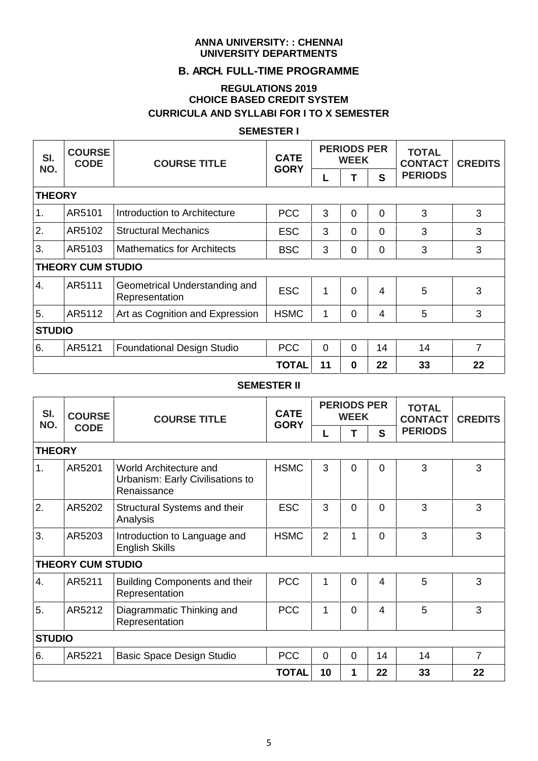**ANNA UNIVERSITY: : CHENNAI**
**UNIVERSITY DEPARTMENTS**

## B. ARCH. FULL-TIME PROGRAMME

**REGULATIONS 2019**
**CHOICE BASED CREDIT SYSTEM**
**CURRICULA AND SYLLABI FOR I TO X SEMESTER**

### SEMESTER I

| Sl. NO. | COURSE CODE | COURSE TITLE | CATE GORY | PERIODS PER WEEK | | | TOTAL CONTACT PERIODS | CREDITS |
|---|---|---|---|---|---|---|---|---|
| | | | | L | T | S | | |
| **THEORY** | | | | | | | | |
| 1. | AR5101 | Introduction to Architecture | PCC | 3 | 0 | 0 | 3 | 3 |
| 2. | AR5102 | Structural Mechanics | ESC | 3 | 0 | 0 | 3 | 3 |
| 3. | AR5103 | Mathematics for Architects | BSC | 3 | 0 | 0 | 3 | 3 |
| **THEORY CUM STUDIO** | | | | | | | | |
| 4. | AR5111 | Geometrical Understanding and Representation | ESC | 1 | 0 | 4 | 5 | 3 |
| 5. | AR5112 | Art as Cognition and Expression | HSMC | 1 | 0 | 4 | 5 | 3 |
| **STUDIO** | | | | | | | | |
| 6. | AR5121 | Foundational Design Studio | PCC | 0 | 0 | 14 | 14 | 7 |
| | | | **TOTAL** | **11** | **0** | **22** | **33** | **22** |

### SEMESTER II

| Sl. NO. | COURSE CODE | COURSE TITLE | CATE GORY | PERIODS PER WEEK | | | TOTAL CONTACT PERIODS | CREDITS |
|---|---|---|---|---|---|---|---|---|
| | | | | L | T | S | | |
| **THEORY** | | | | | | | | |
| 1. | AR5201 | World Architecture and Urbanism: Early Civilisations to Renaissance | HSMC | 3 | 0 | 0 | 3 | 3 |
| 2. | AR5202 | Structural Systems and their Analysis | ESC | 3 | 0 | 0 | 3 | 3 |
| 3. | AR5203 | Introduction to Language and English Skills | HSMC | 2 | 1 | 0 | 3 | 3 |
| **THEORY CUM STUDIO** | | | | | | | | |
| 4. | AR5211 | Building Components and their Representation | PCC | 1 | 0 | 4 | 5 | 3 |
| 5. | AR5212 | Diagrammatic Thinking and Representation | PCC | 1 | 0 | 4 | 5 | 3 |
| **STUDIO** | | | | | | | | |
| 6. | AR5221 | Basic Space Design Studio | PCC | 0 | 0 | 14 | 14 | 7 |
| | | | **TOTAL** | **10** | **1** | **22** | **33** | **22** |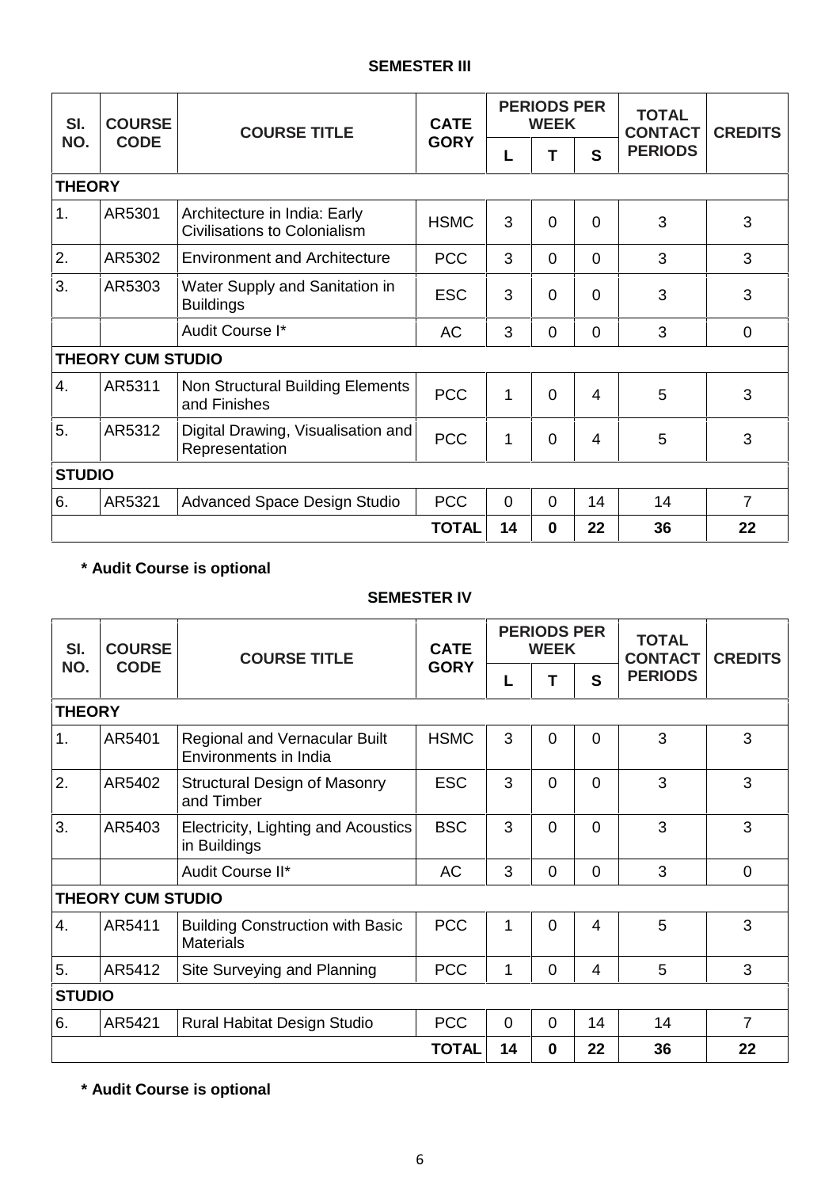## SEMESTER III

| Sl. NO. | COURSE CODE | COURSE TITLE | CATE GORY | PERIODS PER WEEK | | | TOTAL CONTACT PERIODS | CREDITS |
|---|---|---|---|---|---|---|---|---|
| | | | | L | T | S | | |
| **THEORY** | | | | | | | | |
| 1. | AR5301 | Architecture in India: Early Civilisations to Colonialism | HSMC | 3 | 0 | 0 | 3 | 3 |
| 2. | AR5302 | Environment and Architecture | PCC | 3 | 0 | 0 | 3 | 3 |
| 3. | AR5303 | Water Supply and Sanitation in Buildings | ESC | 3 | 0 | 0 | 3 | 3 |
| | | Audit Course I* | AC | 3 | 0 | 0 | 3 | 0 |
| **THEORY CUM STUDIO** | | | | | | | | |
| 4. | AR5311 | Non Structural Building Elements and Finishes | PCC | 1 | 0 | 4 | 5 | 3 |
| 5. | AR5312 | Digital Drawing, Visualisation and Representation | PCC | 1 | 0 | 4 | 5 | 3 |
| **STUDIO** | | | | | | | | |
| 6. | AR5321 | Advanced Space Design Studio | PCC | 0 | 0 | 14 | 14 | 7 |
| | | | **TOTAL** | **14** | **0** | **22** | **36** | **22** |

**\* Audit Course is optional**

## SEMESTER IV

| Sl. NO. | COURSE CODE | COURSE TITLE | CATE GORY | PERIODS PER WEEK | | | TOTAL CONTACT PERIODS | CREDITS |
|---|---|---|---|---|---|---|---|---|
| | | | | L | T | S | | |
| **THEORY** | | | | | | | | |
| 1. | AR5401 | Regional and Vernacular Built Environments in India | HSMC | 3 | 0 | 0 | 3 | 3 |
| 2. | AR5402 | Structural Design of Masonry and Timber | ESC | 3 | 0 | 0 | 3 | 3 |
| 3. | AR5403 | Electricity, Lighting and Acoustics in Buildings | BSC | 3 | 0 | 0 | 3 | 3 |
| | | Audit Course II* | AC | 3 | 0 | 0 | 3 | 0 |
| **THEORY CUM STUDIO** | | | | | | | | |
| 4. | AR5411 | Building Construction with Basic Materials | PCC | 1 | 0 | 4 | 5 | 3 |
| 5. | AR5412 | Site Surveying and Planning | PCC | 1 | 0 | 4 | 5 | 3 |
| **STUDIO** | | | | | | | | |
| 6. | AR5421 | Rural Habitat Design Studio | PCC | 0 | 0 | 14 | 14 | 7 |
| | | | **TOTAL** | **14** | **0** | **22** | **36** | **22** |

**\* Audit Course is optional**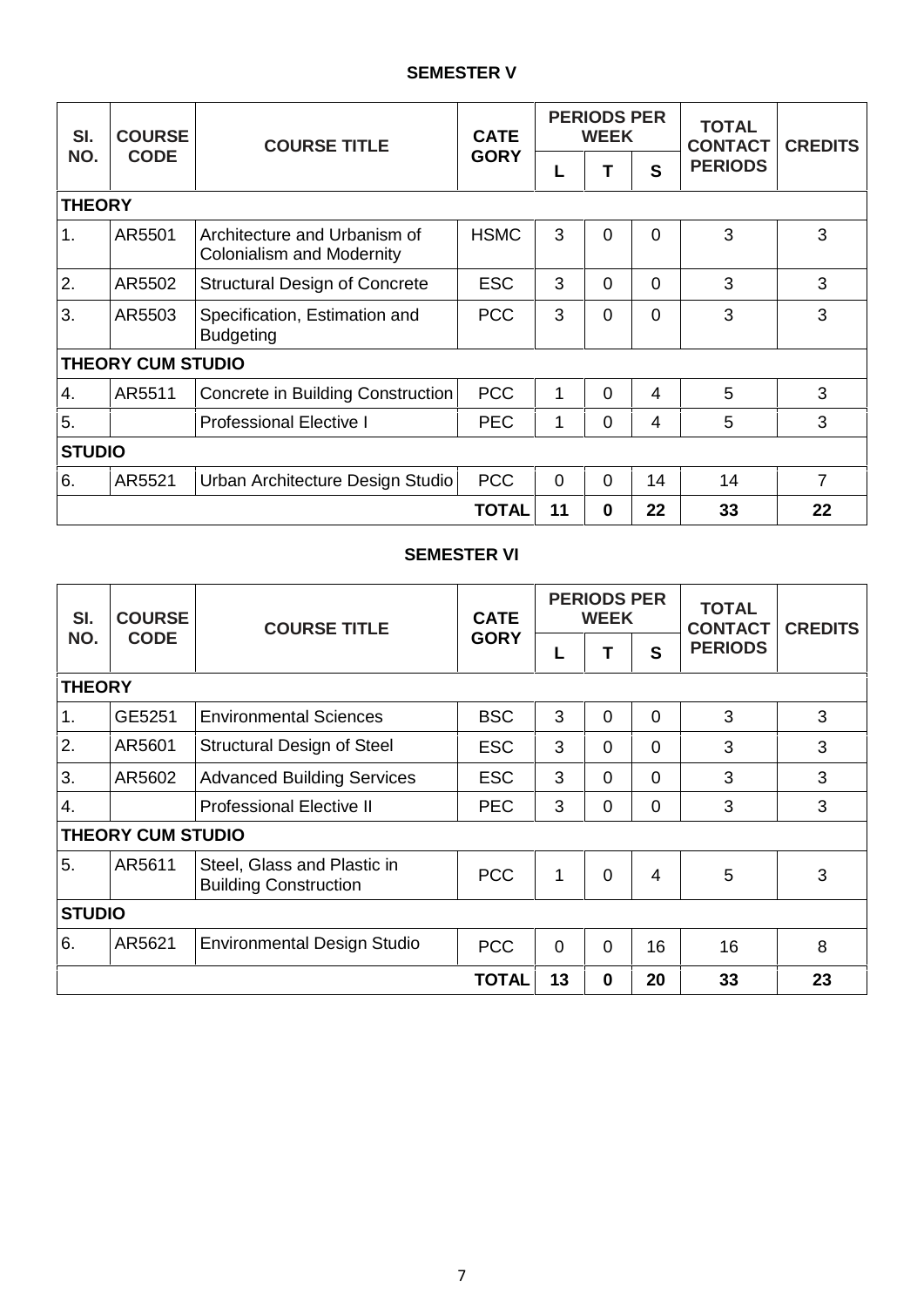### SEMESTER V

| Sl. NO. | COURSE CODE | COURSE TITLE | CATEGORY | PERIODS PER WEEK | | | TOTAL CONTACT PERIODS | CREDITS |
|---|---|---|---|---|---|---|---|---|
| | | | | L | T | S | | |
| **THEORY** | | | | | | | | |
| 1. | AR5501 | Architecture and Urbanism of Colonialism and Modernity | HSMC | 3 | 0 | 0 | 3 | 3 |
| 2. | AR5502 | Structural Design of Concrete | ESC | 3 | 0 | 0 | 3 | 3 |
| 3. | AR5503 | Specification, Estimation and Budgeting | PCC | 3 | 0 | 0 | 3 | 3 |
| **THEORY CUM STUDIO** | | | | | | | | |
| 4. | AR5511 | Concrete in Building Construction | PCC | 1 | 0 | 4 | 5 | 3 |
| 5. | | Professional Elective I | PEC | 1 | 0 | 4 | 5 | 3 |
| **STUDIO** | | | | | | | | |
| 6. | AR5521 | Urban Architecture Design Studio | PCC | 0 | 0 | 14 | 14 | 7 |
| | | | **TOTAL** | **11** | **0** | **22** | **33** | **22** |

### SEMESTER VI

| Sl. NO. | COURSE CODE | COURSE TITLE | CATEGORY | PERIODS PER WEEK | | | TOTAL CONTACT PERIODS | CREDITS |
|---|---|---|---|---|---|---|---|---|
| | | | | L | T | S | | |
| **THEORY** | | | | | | | | |
| 1. | GE5251 | Environmental Sciences | BSC | 3 | 0 | 0 | 3 | 3 |
| 2. | AR5601 | Structural Design of Steel | ESC | 3 | 0 | 0 | 3 | 3 |
| 3. | AR5602 | Advanced Building Services | ESC | 3 | 0 | 0 | 3 | 3 |
| 4. | | Professional Elective II | PEC | 3 | 0 | 0 | 3 | 3 |
| **THEORY CUM STUDIO** | | | | | | | | |
| 5. | AR5611 | Steel, Glass and Plastic in Building Construction | PCC | 1 | 0 | 4 | 5 | 3 |
| **STUDIO** | | | | | | | | |
| 6. | AR5621 | Environmental Design Studio | PCC | 0 | 0 | 16 | 16 | 8 |
| | | | **TOTAL** | **13** | **0** | **20** | **33** | **23** |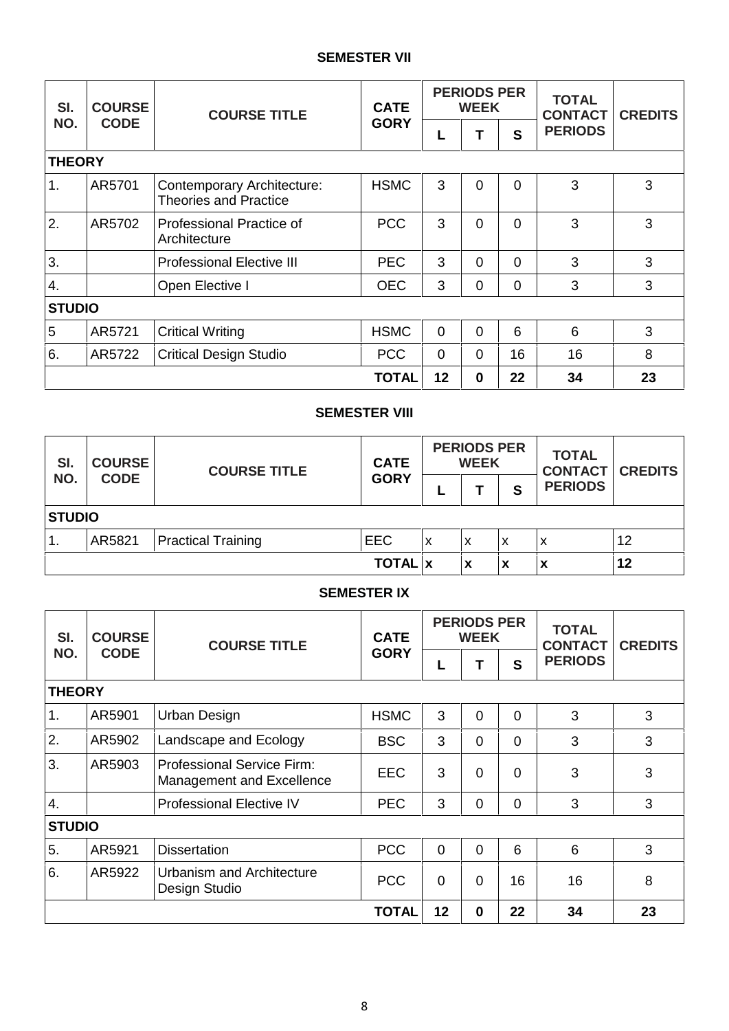## SEMESTER VII

| Sl. NO. | COURSE CODE | COURSE TITLE | CATEGORY | PERIODS PER WEEK | | | TOTAL CONTACT PERIODS | CREDITS |
|---|---|---|---|---|---|---|---|---|
| | | | | L | T | S | | |
| **THEORY** | | | | | | | | |
| 1. | AR5701 | Contemporary Architecture: Theories and Practice | HSMC | 3 | 0 | 0 | 3 | 3 |
| 2. | AR5702 | Professional Practice of Architecture | PCC | 3 | 0 | 0 | 3 | 3 |
| 3. | | Professional Elective III | PEC | 3 | 0 | 0 | 3 | 3 |
| 4. | | Open Elective I | OEC | 3 | 0 | 0 | 3 | 3 |
| **STUDIO** | | | | | | | | |
| 5 | AR5721 | Critical Writing | HSMC | 0 | 0 | 6 | 6 | 3 |
| 6. | AR5722 | Critical Design Studio | PCC | 0 | 0 | 16 | 16 | 8 |
| | | | **TOTAL** | **12** | **0** | **22** | **34** | **23** |

## SEMESTER VIII

| Sl. NO. | COURSE CODE | COURSE TITLE | CATEGORY | PERIODS PER WEEK | | | TOTAL CONTACT PERIODS | CREDITS |
|---|---|---|---|---|---|---|---|---|
| | | | | L | T | S | | |
| **STUDIO** | | | | | | | | |
| 1. | AR5821 | Practical Training | EEC | x | x | x | x | 12 |
| | | | **TOTAL** | **x** | **x** | **x** | **x** | **12** |

## SEMESTER IX

| Sl. NO. | COURSE CODE | COURSE TITLE | CATEGORY | PERIODS PER WEEK | | | TOTAL CONTACT PERIODS | CREDITS |
|---|---|---|---|---|---|---|---|---|
| | | | | L | T | S | | |
| **THEORY** | | | | | | | | |
| 1. | AR5901 | Urban Design | HSMC | 3 | 0 | 0 | 3 | 3 |
| 2. | AR5902 | Landscape and Ecology | BSC | 3 | 0 | 0 | 3 | 3 |
| 3. | AR5903 | Professional Service Firm: Management and Excellence | EEC | 3 | 0 | 0 | 3 | 3 |
| 4. | | Professional Elective IV | PEC | 3 | 0 | 0 | 3 | 3 |
| **STUDIO** | | | | | | | | |
| 5. | AR5921 | Dissertation | PCC | 0 | 0 | 6 | 6 | 3 |
| 6. | AR5922 | Urbanism and Architecture Design Studio | PCC | 0 | 0 | 16 | 16 | 8 |
| | | | **TOTAL** | **12** | **0** | **22** | **34** | **23** |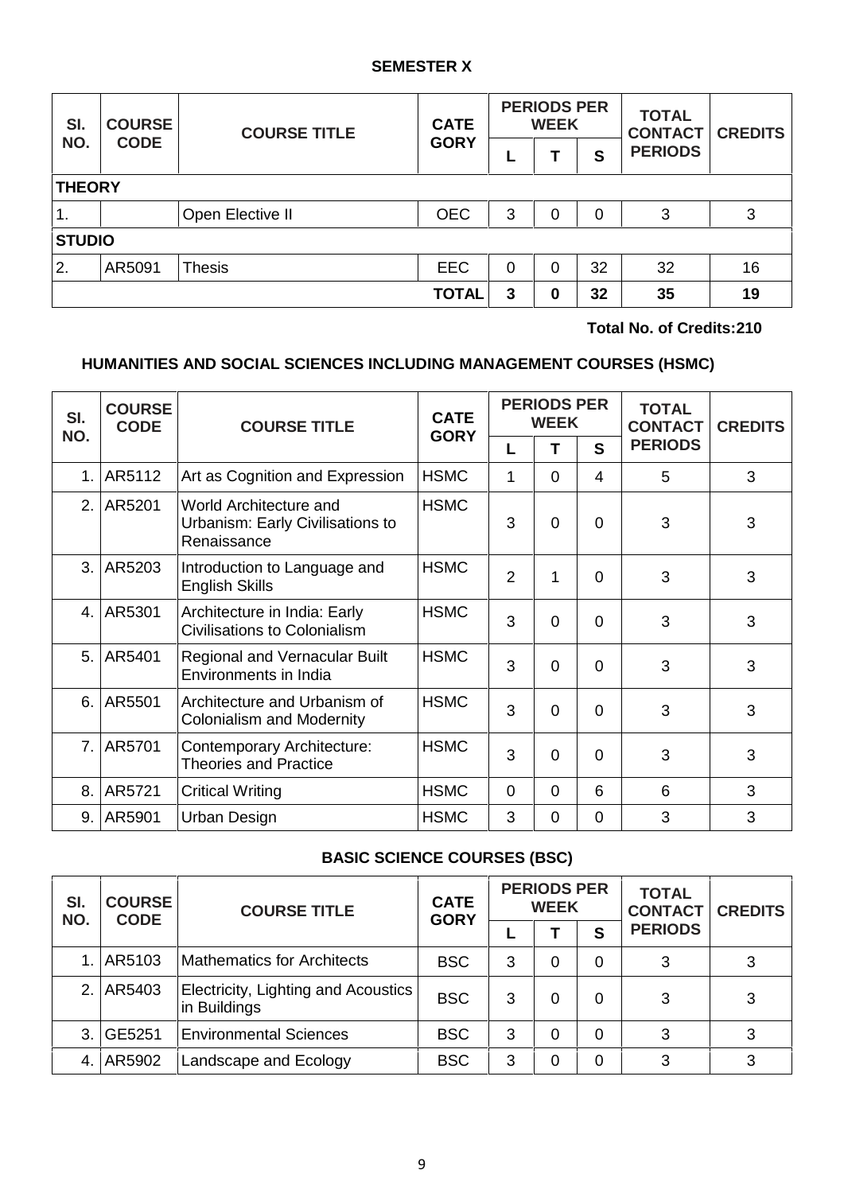## SEMESTER X

| Sl. NO. | COURSE CODE | COURSE TITLE | CATEGORY | PERIODS PER WEEK | | | TOTAL CONTACT PERIODS | CREDITS |
|---|---|---|---|---|---|---|---|---|
| | | | | L | T | S | | |
| **THEORY** | | | | | | | | |
| 1. | | Open Elective II | OEC | 3 | 0 | 0 | 3 | 3 |
| **STUDIO** | | | | | | | | |
| 2. | AR5091 | Thesis | EEC | 0 | 0 | 32 | 32 | 16 |
| | | | **TOTAL** | **3** | **0** | **32** | **35** | **19** |

**Total No. of Credits:210**

## HUMANITIES AND SOCIAL SCIENCES INCLUDING MANAGEMENT COURSES (HSMC)

| Sl. NO. | COURSE CODE | COURSE TITLE | CATEGORY | PERIODS PER WEEK | | | TOTAL CONTACT PERIODS | CREDITS |
|---|---|---|---|---|---|---|---|---|
| | | | | L | T | S | | |
| 1. | AR5112 | Art as Cognition and Expression | HSMC | 1 | 0 | 4 | 5 | 3 |
| 2. | AR5201 | World Architecture and Urbanism: Early Civilisations to Renaissance | HSMC | 3 | 0 | 0 | 3 | 3 |
| 3. | AR5203 | Introduction to Language and English Skills | HSMC | 2 | 1 | 0 | 3 | 3 |
| 4. | AR5301 | Architecture in India: Early Civilisations to Colonialism | HSMC | 3 | 0 | 0 | 3 | 3 |
| 5. | AR5401 | Regional and Vernacular Built Environments in India | HSMC | 3 | 0 | 0 | 3 | 3 |
| 6. | AR5501 | Architecture and Urbanism of Colonialism and Modernity | HSMC | 3 | 0 | 0 | 3 | 3 |
| 7. | AR5701 | Contemporary Architecture: Theories and Practice | HSMC | 3 | 0 | 0 | 3 | 3 |
| 8. | AR5721 | Critical Writing | HSMC | 0 | 0 | 6 | 6 | 3 |
| 9. | AR5901 | Urban Design | HSMC | 3 | 0 | 0 | 3 | 3 |

## BASIC SCIENCE COURSES (BSC)

| Sl. NO. | COURSE CODE | COURSE TITLE | CATEGORY | PERIODS PER WEEK | | | TOTAL CONTACT PERIODS | CREDITS |
|---|---|---|---|---|---|---|---|---|
| | | | | L | T | S | | |
| 1. | AR5103 | Mathematics for Architects | BSC | 3 | 0 | 0 | 3 | 3 |
| 2. | AR5403 | Electricity, Lighting and Acoustics in Buildings | BSC | 3 | 0 | 0 | 3 | 3 |
| 3. | GE5251 | Environmental Sciences | BSC | 3 | 0 | 0 | 3 | 3 |
| 4. | AR5902 | Landscape and Ecology | BSC | 3 | 0 | 0 | 3 | 3 |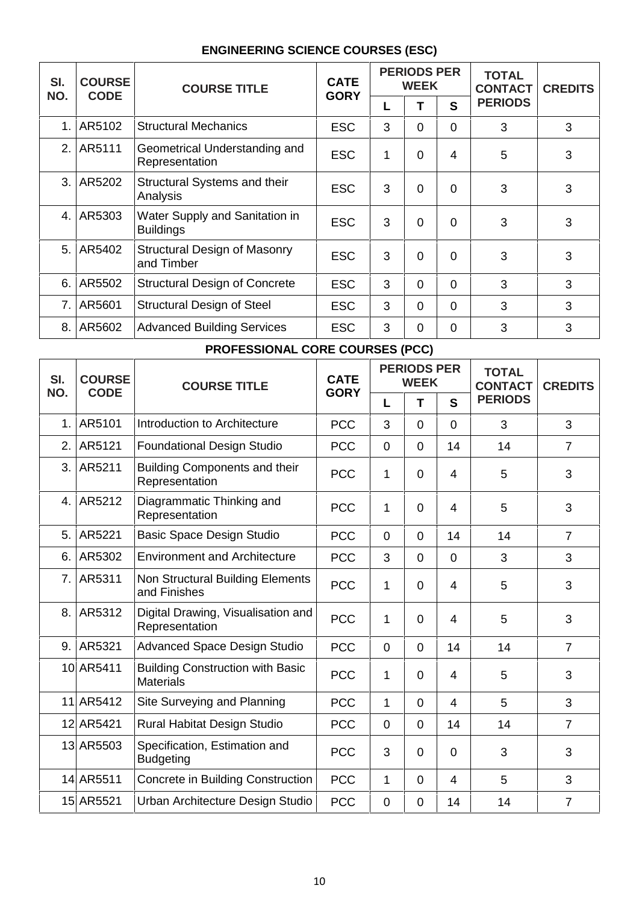## ENGINEERING SCIENCE COURSES (ESC)

| SI. NO. | COURSE CODE | COURSE TITLE | CATE GORY | PERIODS PER WEEK | | | TOTAL CONTACT PERIODS | CREDITS |
|---|---|---|---|---|---|---|---|---|
| | | | | L | T | S | | |
| 1. | AR5102 | Structural Mechanics | ESC | 3 | 0 | 0 | 3 | 3 |
| 2. | AR5111 | Geometrical Understanding and Representation | ESC | 1 | 0 | 4 | 5 | 3 |
| 3. | AR5202 | Structural Systems and their Analysis | ESC | 3 | 0 | 0 | 3 | 3 |
| 4. | AR5303 | Water Supply and Sanitation in Buildings | ESC | 3 | 0 | 0 | 3 | 3 |
| 5. | AR5402 | Structural Design of Masonry and Timber | ESC | 3 | 0 | 0 | 3 | 3 |
| 6. | AR5502 | Structural Design of Concrete | ESC | 3 | 0 | 0 | 3 | 3 |
| 7. | AR5601 | Structural Design of Steel | ESC | 3 | 0 | 0 | 3 | 3 |
| 8. | AR5602 | Advanced Building Services | ESC | 3 | 0 | 0 | 3 | 3 |

## PROFESSIONAL CORE COURSES (PCC)

| SI. NO. | COURSE CODE | COURSE TITLE | CATE GORY | PERIODS PER WEEK | | | TOTAL CONTACT PERIODS | CREDITS |
|---|---|---|---|---|---|---|---|---|
| | | | | L | T | S | | |
| 1. | AR5101 | Introduction to Architecture | PCC | 3 | 0 | 0 | 3 | 3 |
| 2. | AR5121 | Foundational Design Studio | PCC | 0 | 0 | 14 | 14 | 7 |
| 3. | AR5211 | Building Components and their Representation | PCC | 1 | 0 | 4 | 5 | 3 |
| 4. | AR5212 | Diagrammatic Thinking and Representation | PCC | 1 | 0 | 4 | 5 | 3 |
| 5. | AR5221 | Basic Space Design Studio | PCC | 0 | 0 | 14 | 14 | 7 |
| 6. | AR5302 | Environment and Architecture | PCC | 3 | 0 | 0 | 3 | 3 |
| 7. | AR5311 | Non Structural Building Elements and Finishes | PCC | 1 | 0 | 4 | 5 | 3 |
| 8. | AR5312 | Digital Drawing, Visualisation and Representation | PCC | 1 | 0 | 4 | 5 | 3 |
| 9. | AR5321 | Advanced Space Design Studio | PCC | 0 | 0 | 14 | 14 | 7 |
| 10 | AR5411 | Building Construction with Basic Materials | PCC | 1 | 0 | 4 | 5 | 3 |
| 11 | AR5412 | Site Surveying and Planning | PCC | 1 | 0 | 4 | 5 | 3 |
| 12 | AR5421 | Rural Habitat Design Studio | PCC | 0 | 0 | 14 | 14 | 7 |
| 13 | AR5503 | Specification, Estimation and Budgeting | PCC | 3 | 0 | 0 | 3 | 3 |
| 14 | AR5511 | Concrete in Building Construction | PCC | 1 | 0 | 4 | 5 | 3 |
| 15 | AR5521 | Urban Architecture Design Studio | PCC | 0 | 0 | 14 | 14 | 7 |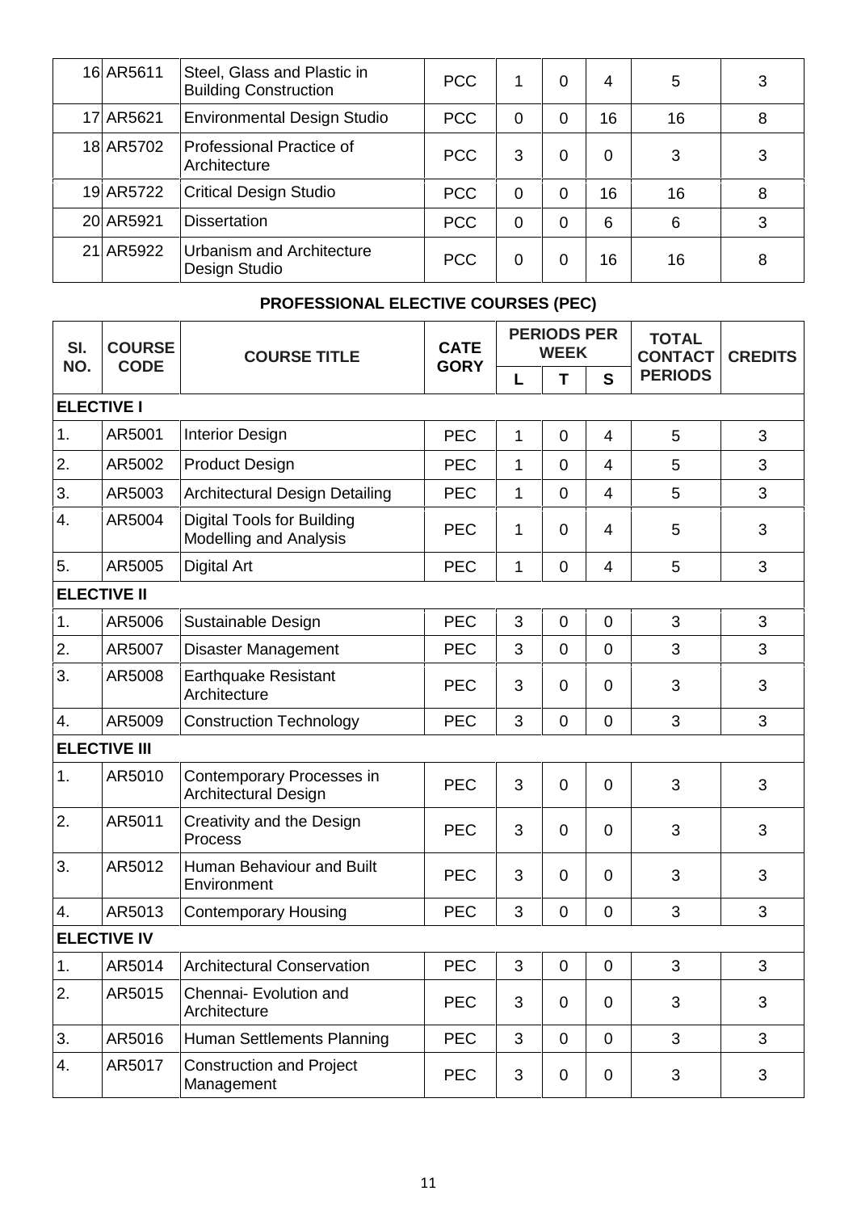| 16 | AR5611 | Steel, Glass and Plastic in Building Construction | PCC | 1 | 0 | 4 | 5 | 3 |
|---|---|---|---|---|---|---|---|---|
| 17 | AR5621 | Environmental Design Studio | PCC | 0 | 0 | 16 | 16 | 8 |
| 18 | AR5702 | Professional Practice of Architecture | PCC | 3 | 0 | 0 | 3 | 3 |
| 19 | AR5722 | Critical Design Studio | PCC | 0 | 0 | 16 | 16 | 8 |
| 20 | AR5921 | Dissertation | PCC | 0 | 0 | 6 | 6 | 3 |
| 21 | AR5922 | Urbanism and Architecture Design Studio | PCC | 0 | 0 | 16 | 16 | 8 |

**PROFESSIONAL ELECTIVE COURSES (PEC)**

| SI. NO. | COURSE CODE | COURSE TITLE | CATEGORY | PERIODS PER WEEK | | | TOTAL CONTACT PERIODS | CREDITS |
|---|---|---|---|---|---|---|---|---|
| | | | | L | T | S | | |
| **ELECTIVE I** | | | | | | | | |
| 1. | AR5001 | Interior Design | PEC | 1 | 0 | 4 | 5 | 3 |
| 2. | AR5002 | Product Design | PEC | 1 | 0 | 4 | 5 | 3 |
| 3. | AR5003 | Architectural Design Detailing | PEC | 1 | 0 | 4 | 5 | 3 |
| 4. | AR5004 | Digital Tools for Building Modelling and Analysis | PEC | 1 | 0 | 4 | 5 | 3 |
| 5. | AR5005 | Digital Art | PEC | 1 | 0 | 4 | 5 | 3 |
| **ELECTIVE II** | | | | | | | | |
| 1. | AR5006 | Sustainable Design | PEC | 3 | 0 | 0 | 3 | 3 |
| 2. | AR5007 | Disaster Management | PEC | 3 | 0 | 0 | 3 | 3 |
| 3. | AR5008 | Earthquake Resistant Architecture | PEC | 3 | 0 | 0 | 3 | 3 |
| 4. | AR5009 | Construction Technology | PEC | 3 | 0 | 0 | 3 | 3 |
| **ELECTIVE III** | | | | | | | | |
| 1. | AR5010 | Contemporary Processes in Architectural Design | PEC | 3 | 0 | 0 | 3 | 3 |
| 2. | AR5011 | Creativity and the Design Process | PEC | 3 | 0 | 0 | 3 | 3 |
| 3. | AR5012 | Human Behaviour and Built Environment | PEC | 3 | 0 | 0 | 3 | 3 |
| 4. | AR5013 | Contemporary Housing | PEC | 3 | 0 | 0 | 3 | 3 |
| **ELECTIVE IV** | | | | | | | | |
| 1. | AR5014 | Architectural Conservation | PEC | 3 | 0 | 0 | 3 | 3 |
| 2. | AR5015 | Chennai- Evolution and Architecture | PEC | 3 | 0 | 0 | 3 | 3 |
| 3. | AR5016 | Human Settlements Planning | PEC | 3 | 0 | 0 | 3 | 3 |
| 4. | AR5017 | Construction and Project Management | PEC | 3 | 0 | 0 | 3 | 3 |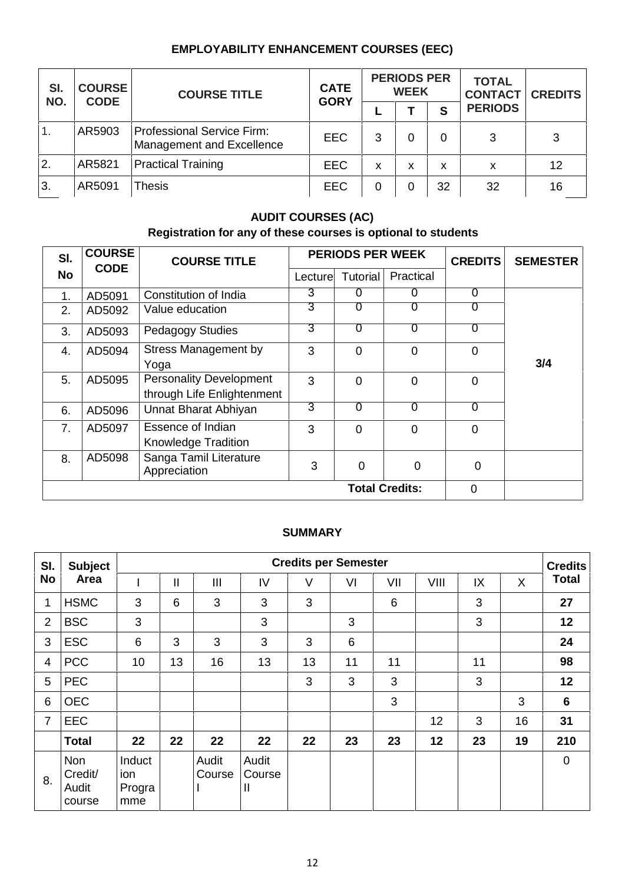## EMPLOYABILITY ENHANCEMENT COURSES (EEC)

| SI. NO. | COURSE CODE | COURSE TITLE | CATEGORY | PERIODS PER WEEK | | | TOTAL CONTACT PERIODS | CREDITS |
|---|---|---|---|---|---|---|---|---|
| | | | | L | T | S | | |
| 1. | AR5903 | Professional Service Firm: Management and Excellence | EEC | 3 | 0 | 0 | 3 | 3 |
| 2. | AR5821 | Practical Training | EEC | x | x | x | x | 12 |
| 3. | AR5091 | Thesis | EEC | 0 | 0 | 32 | 32 | 16 |

## AUDIT COURSES (AC)

**Registration for any of these courses is optional to students**

| SI. No | COURSE CODE | COURSE TITLE | PERIODS PER WEEK | | | CREDITS | SEMESTER |
|---|---|---|---|---|---|---|---|
| | | | Lecture | Tutorial | Practical | | |
| 1. | AD5091 | Constitution of India | 3 | 0 | 0 | 0 | 3/4 |
| 2. | AD5092 | Value education | 3 | 0 | 0 | 0 | |
| 3. | AD5093 | Pedagogy Studies | 3 | 0 | 0 | 0 | |
| 4. | AD5094 | Stress Management by Yoga | 3 | 0 | 0 | 0 | |
| 5. | AD5095 | Personality Development through Life Enlightenment | 3 | 0 | 0 | 0 | |
| 6. | AD5096 | Unnat Bharat Abhiyan | 3 | 0 | 0 | 0 | |
| 7. | AD5097 | Essence of Indian Knowledge Tradition | 3 | 0 | 0 | 0 | |
| 8. | AD5098 | Sanga Tamil Literature Appreciation | 3 | 0 | 0 | 0 | |
| | | | | | **Total Credits:** | 0 | |

## SUMMARY

| SI. No | Subject Area | Credits per Semester | | | | | | | | | | Credits Total |
|---|---|---|---|---|---|---|---|---|---|---|---|---|
| | | I | II | III | IV | V | VI | VII | VIII | IX | X | |
| 1 | HSMC | 3 | 6 | 3 | 3 | 3 | | 6 | | 3 | | **27** |
| 2 | BSC | 3 | | | 3 | | 3 | | | 3 | | **12** |
| 3 | ESC | 6 | 3 | 3 | 3 | 3 | 6 | | | | | **24** |
| 4 | PCC | 10 | 13 | 16 | 13 | 13 | 11 | 11 | | 11 | | **98** |
| 5 | PEC | | | | | 3 | 3 | 3 | | 3 | | **12** |
| 6 | OEC | | | | | | | 3 | | | 3 | **6** |
| 7 | EEC | | | | | | | | 12 | 3 | 16 | **31** |
| | **Total** | **22** | **22** | **22** | **22** | **22** | **23** | **23** | **12** | **23** | **19** | **210** |
| 8. | Non Credit/ Audit course | Induction Programme | | Audit Course I | Audit Course II | | | | | | | 0 |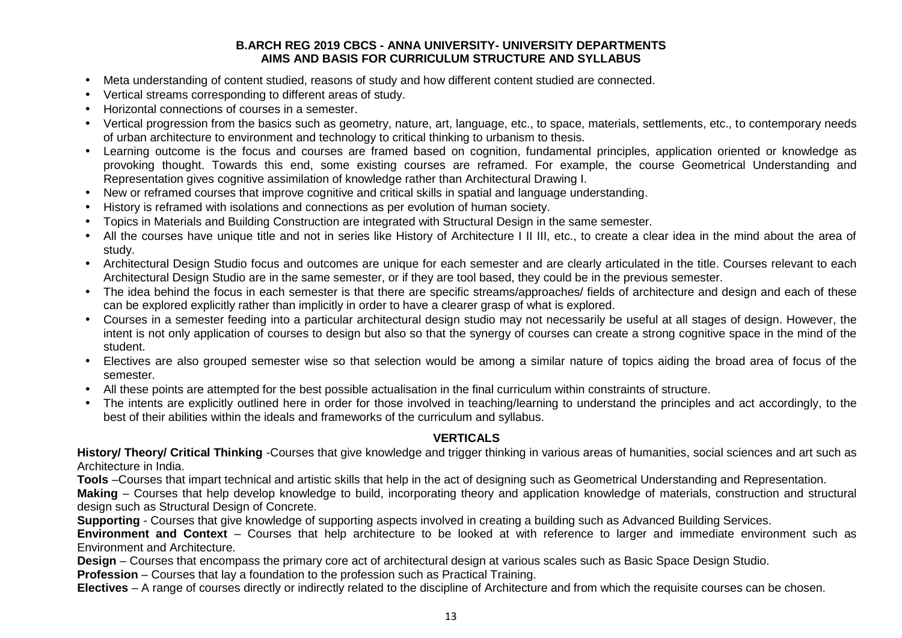**B.ARCH REG 2019 CBCS - ANNA UNIVERSITY- UNIVERSITY DEPARTMENTS**
**AIMS AND BASIS FOR CURRICULUM STRUCTURE AND SYLLABUS**

- Meta understanding of content studied, reasons of study and how different content studied are connected.
- Vertical streams corresponding to different areas of study.
- Horizontal connections of courses in a semester.
- Vertical progression from the basics such as geometry, nature, art, language, etc., to space, materials, settlements, etc., to contemporary needs of urban architecture to environment and technology to critical thinking to urbanism to thesis.
- Learning outcome is the focus and courses are framed based on cognition, fundamental principles, application oriented or knowledge as provoking thought. Towards this end, some existing courses are reframed. For example, the course Geometrical Understanding and Representation gives cognitive assimilation of knowledge rather than Architectural Drawing I.
- New or reframed courses that improve cognitive and critical skills in spatial and language understanding.
- History is reframed with isolations and connections as per evolution of human society.
- Topics in Materials and Building Construction are integrated with Structural Design in the same semester.
- All the courses have unique title and not in series like History of Architecture I II III, etc., to create a clear idea in the mind about the area of study.
- Architectural Design Studio focus and outcomes are unique for each semester and are clearly articulated in the title. Courses relevant to each Architectural Design Studio are in the same semester, or if they are tool based, they could be in the previous semester.
- The idea behind the focus in each semester is that there are specific streams/approaches/ fields of architecture and design and each of these can be explored explicitly rather than implicitly in order to have a clearer grasp of what is explored.
- Courses in a semester feeding into a particular architectural design studio may not necessarily be useful at all stages of design. However, the intent is not only application of courses to design but also so that the synergy of courses can create a strong cognitive space in the mind of the student.
- Electives are also grouped semester wise so that selection would be among a similar nature of topics aiding the broad area of focus of the semester.
- All these points are attempted for the best possible actualisation in the final curriculum within constraints of structure.
- The intents are explicitly outlined here in order for those involved in teaching/learning to understand the principles and act accordingly, to the best of their abilities within the ideals and frameworks of the curriculum and syllabus.

**VERTICALS**

**History/ Theory/ Critical Thinking** -Courses that give knowledge and trigger thinking in various areas of humanities, social sciences and art such as Architecture in India.

**Tools** –Courses that impart technical and artistic skills that help in the act of designing such as Geometrical Understanding and Representation.

**Making** – Courses that help develop knowledge to build, incorporating theory and application knowledge of materials, construction and structural design such as Structural Design of Concrete.

**Supporting** - Courses that give knowledge of supporting aspects involved in creating a building such as Advanced Building Services.

**Environment and Context** – Courses that help architecture to be looked at with reference to larger and immediate environment such as Environment and Architecture.

**Design** – Courses that encompass the primary core act of architectural design at various scales such as Basic Space Design Studio.

**Profession** – Courses that lay a foundation to the profession such as Practical Training.

**Electives** – A range of courses directly or indirectly related to the discipline of Architecture and from which the requisite courses can be chosen.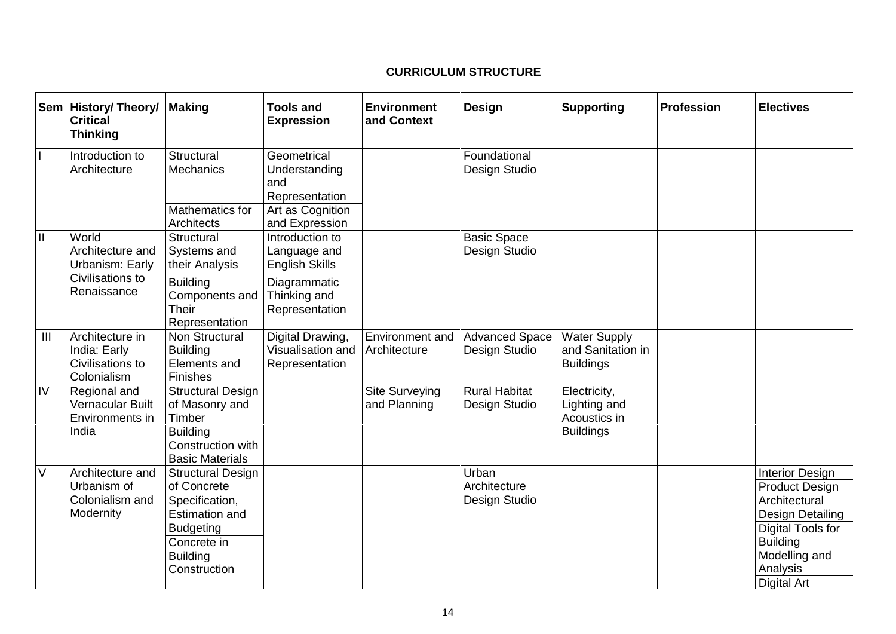**CURRICULUM STRUCTURE**

| Sem | History/ Theory/ Critical Thinking | Making | Tools and Expression | Environment and Context | Design | Supporting | Profession | Electives |
|---|---|---|---|---|---|---|---|---|
| I | Introduction to Architecture | Structural Mechanics | Geometrical Understanding and Representation | | Foundational Design Studio | | | |
| | | Mathematics for Architects | Art as Cognition and Expression | | | | | |
| II | World Architecture and Urbanism: Early Civilisations to Renaissance | Structural Systems and their Analysis | Introduction to Language and English Skills | | Basic Space Design Studio | | | |
| | | Building Components and Their Representation | Diagrammatic Thinking and Representation | | | | | |
| III | Architecture in India: Early Civilisations to Colonialism | Non Structural Building Elements and Finishes | Digital Drawing, Visualisation and Representation | Environment and Architecture | Advanced Space Design Studio | Water Supply and Sanitation in Buildings | | |
| IV | Regional and Vernacular Built Environments in India | Structural Design of Masonry and Timber | | Site Surveying and Planning | Rural Habitat Design Studio | Electricity, Lighting and Acoustics in Buildings | | |
| | | Building Construction with Basic Materials | | | | | | |
| V | Architecture and Urbanism of Colonialism and Modernity | Structural Design of Concrete | | | Urban Architecture Design Studio | | | Interior Design |
| | | | | | | | | Product Design |
| | | Specification, Estimation and Budgeting | | | | | | Architectural Design Detailing |
| | | Concrete in Building Construction | | | | | | Digital Tools for Building Modelling and Analysis |
| | | | | | | | | Digital Art |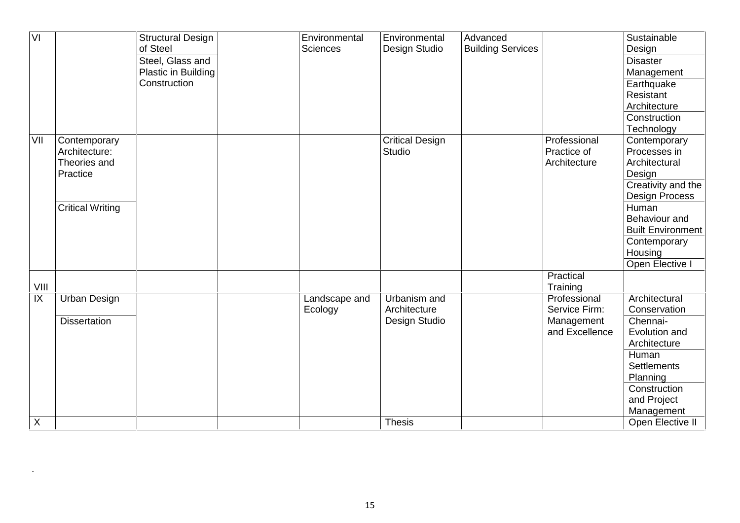| VI | | Structural Design of Steel | | Environmental Sciences | Environmental Design Studio | Advanced Building Services | | Sustainable Design |
|---|---|---|---|---|---|---|---|---|
| | | Steel, Glass and Plastic in Building Construction | | | | | | Disaster Management |
| | | | | | | | | Earthquake Resistant Architecture |
| | | | | | | | | Construction Technology |
| VII | Contemporary Architecture: Theories and Practice | | | | Critical Design Studio | | Professional Practice of Architecture | Contemporary Processes in Architectural Design |
| | | | | | | | | Creativity and the Design Process |
| | Critical Writing | | | | | | | Human Behaviour and Built Environment |
| | | | | | | | | Contemporary Housing |
| | | | | | | | | Open Elective I |
| VIII | | | | | | | Practical Training | |
| IX | Urban Design | | | Landscape and Ecology | Urbanism and Architecture Design Studio | | Professional Service Firm: Management and Excellence | Architectural Conservation |
| | Dissertation | | | | | | | Chennai-Evolution and Architecture |
| | | | | | | | | Human Settlements Planning |
| | | | | | | | | Construction and Project Management |
| X | | | | | Thesis | | | Open Elective II |

.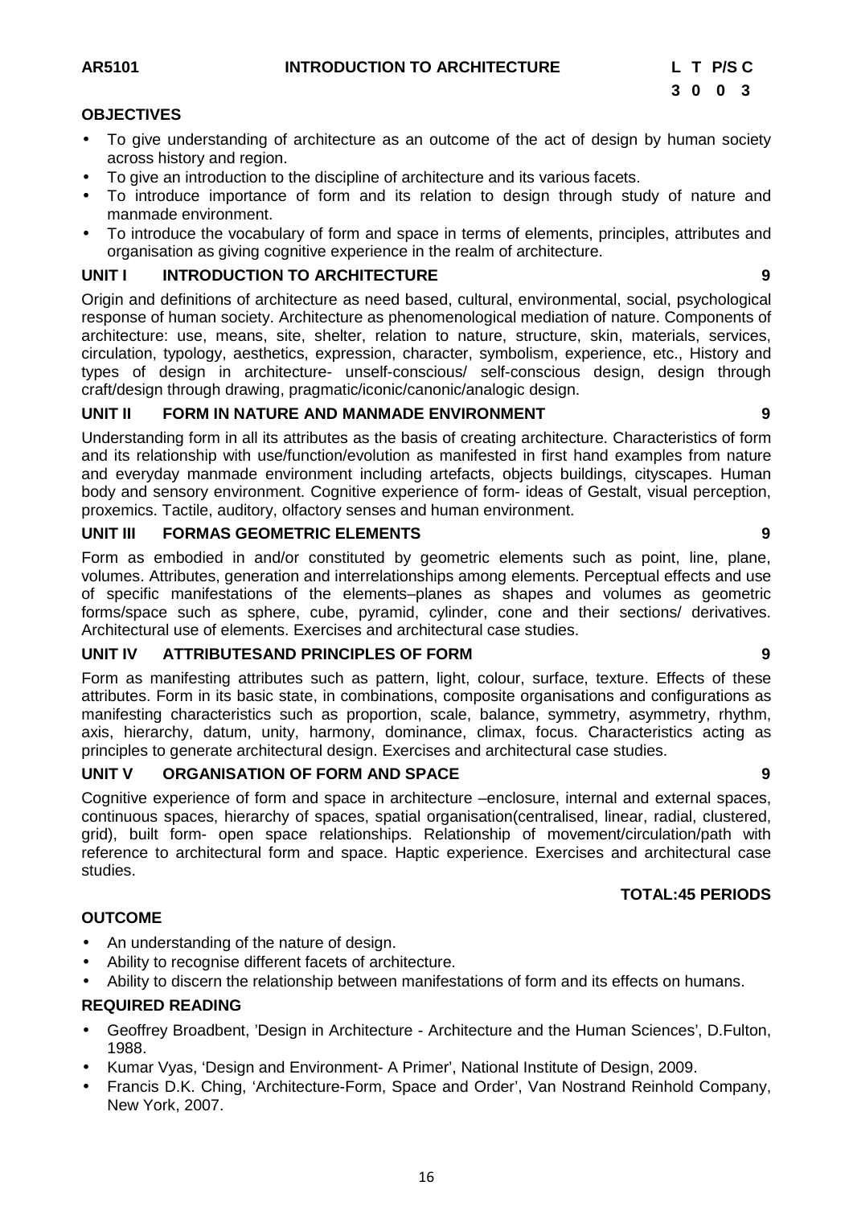**AR5101　　　　INTRODUCTION TO ARCHITECTURE　　　　L T P/S C**
**3 0 0 3**

**OBJECTIVES**

- To give understanding of architecture as an outcome of the act of design by human society across history and region.
- To give an introduction to the discipline of architecture and its various facets.
- To introduce importance of form and its relation to design through study of nature and manmade environment.
- To introduce the vocabulary of form and space in terms of elements, principles, attributes and organisation as giving cognitive experience in the realm of architecture.

**UNIT I　　INTRODUCTION TO ARCHITECTURE　　9**

Origin and definitions of architecture as need based, cultural, environmental, social, psychological response of human society. Architecture as phenomenological mediation of nature. Components of architecture: use, means, site, shelter, relation to nature, structure, skin, materials, services, circulation, typology, aesthetics, expression, character, symbolism, experience, etc., History and types of design in architecture- unself-conscious/ self-conscious design, design through craft/design through drawing, pragmatic/iconic/canonic/analogic design.

**UNIT II　　FORM IN NATURE AND MANMADE ENVIRONMENT　　9**

Understanding form in all its attributes as the basis of creating architecture. Characteristics of form and its relationship with use/function/evolution as manifested in first hand examples from nature and everyday manmade environment including artefacts, objects buildings, cityscapes. Human body and sensory environment. Cognitive experience of form- ideas of Gestalt, visual perception, proxemics. Tactile, auditory, olfactory senses and human environment.

**UNIT III　　FORMAS GEOMETRIC ELEMENTS　　9**

Form as embodied in and/or constituted by geometric elements such as point, line, plane, volumes. Attributes, generation and interrelationships among elements. Perceptual effects and use of specific manifestations of the elements–planes as shapes and volumes as geometric forms/space such as sphere, cube, pyramid, cylinder, cone and their sections/ derivatives. Architectural use of elements. Exercises and architectural case studies.

**UNIT IV　　ATTRIBUTESAND PRINCIPLES OF FORM　　9**

Form as manifesting attributes such as pattern, light, colour, surface, texture. Effects of these attributes. Form in its basic state, in combinations, composite organisations and configurations as manifesting characteristics such as proportion, scale, balance, symmetry, asymmetry, rhythm, axis, hierarchy, datum, unity, harmony, dominance, climax, focus. Characteristics acting as principles to generate architectural design. Exercises and architectural case studies.

**UNIT V　　ORGANISATION OF FORM AND SPACE　　9**

Cognitive experience of form and space in architecture –enclosure, internal and external spaces, continuous spaces, hierarchy of spaces, spatial organisation(centralised, linear, radial, clustered, grid), built form- open space relationships. Relationship of movement/circulation/path with reference to architectural form and space. Haptic experience. Exercises and architectural case studies.

**TOTAL:45 PERIODS**

**OUTCOME**

- An understanding of the nature of design.
- Ability to recognise different facets of architecture.
- Ability to discern the relationship between manifestations of form and its effects on humans.

**REQUIRED READING**

- Geoffrey Broadbent, 'Design in Architecture - Architecture and the Human Sciences', D.Fulton, 1988.
- Kumar Vyas, 'Design and Environment- A Primer', National Institute of Design, 2009.
- Francis D.K. Ching, 'Architecture-Form, Space and Order', Van Nostrand Reinhold Company, New York, 2007.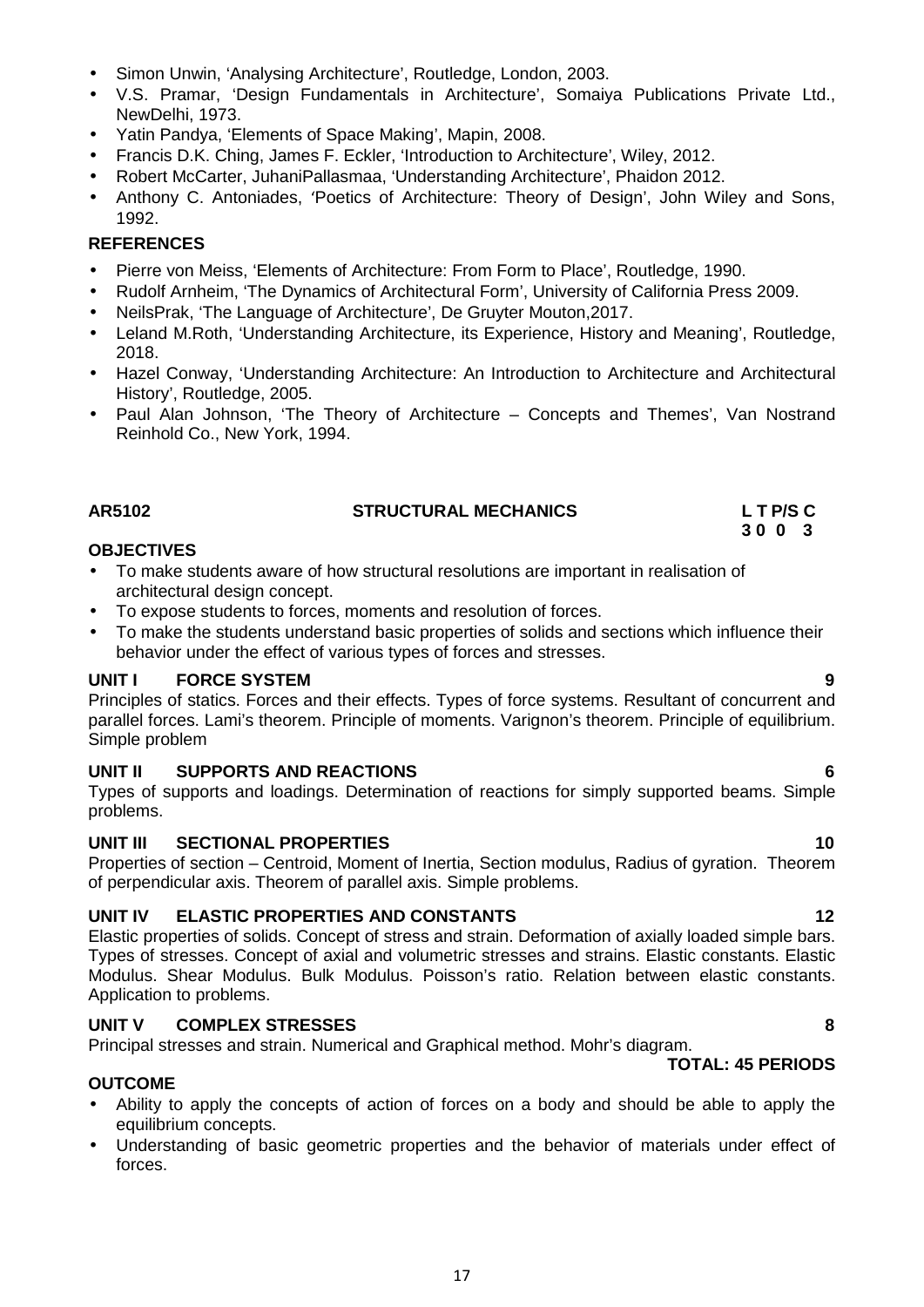- Simon Unwin, 'Analysing Architecture', Routledge, London, 2003.
- V.S. Pramar, 'Design Fundamentals in Architecture', Somaiya Publications Private Ltd., NewDelhi, 1973.
- Yatin Pandya, 'Elements of Space Making', Mapin, 2008.
- Francis D.K. Ching, James F. Eckler, 'Introduction to Architecture', Wiley, 2012.
- Robert McCarter, JuhaniPallasmaa, 'Understanding Architecture', Phaidon 2012.
- Anthony C. Antoniades, 'Poetics of Architecture: Theory of Design', John Wiley and Sons, 1992.

**REFERENCES**

- Pierre von Meiss, 'Elements of Architecture: From Form to Place', Routledge, 1990.
- Rudolf Arnheim, 'The Dynamics of Architectural Form', University of California Press 2009.
- NeilsPrak, 'The Language of Architecture', De Gruyter Mouton,2017.
- Leland M.Roth, 'Understanding Architecture, its Experience, History and Meaning', Routledge, 2018.
- Hazel Conway, 'Understanding Architecture: An Introduction to Architecture and Architectural History', Routledge, 2005.
- Paul Alan Johnson, 'The Theory of Architecture – Concepts and Themes', Van Nostrand Reinhold Co., New York, 1994.

**AR5102 STRUCTURAL MECHANICS L T P/S C**
**3 0 0 3**

**OBJECTIVES**

- To make students aware of how structural resolutions are important in realisation of architectural design concept.
- To expose students to forces, moments and resolution of forces.
- To make the students understand basic properties of solids and sections which influence their behavior under the effect of various types of forces and stresses.

**UNIT I FORCE SYSTEM 9**

Principles of statics. Forces and their effects. Types of force systems. Resultant of concurrent and parallel forces. Lami's theorem. Principle of moments. Varignon's theorem. Principle of equilibrium. Simple problem

**UNIT II SUPPORTS AND REACTIONS 6**

Types of supports and loadings. Determination of reactions for simply supported beams. Simple problems.

**UNIT III SECTIONAL PROPERTIES 10**

Properties of section – Centroid, Moment of Inertia, Section modulus, Radius of gyration. Theorem of perpendicular axis. Theorem of parallel axis. Simple problems.

**UNIT IV ELASTIC PROPERTIES AND CONSTANTS 12**

Elastic properties of solids. Concept of stress and strain. Deformation of axially loaded simple bars. Types of stresses. Concept of axial and volumetric stresses and strains. Elastic constants. Elastic Modulus. Shear Modulus. Bulk Modulus. Poisson's ratio. Relation between elastic constants. Application to problems.

**UNIT V COMPLEX STRESSES 8**

Principal stresses and strain. Numerical and Graphical method. Mohr's diagram.

**TOTAL: 45 PERIODS**

**OUTCOME**

- Ability to apply the concepts of action of forces on a body and should be able to apply the equilibrium concepts.
- Understanding of basic geometric properties and the behavior of materials under effect of forces.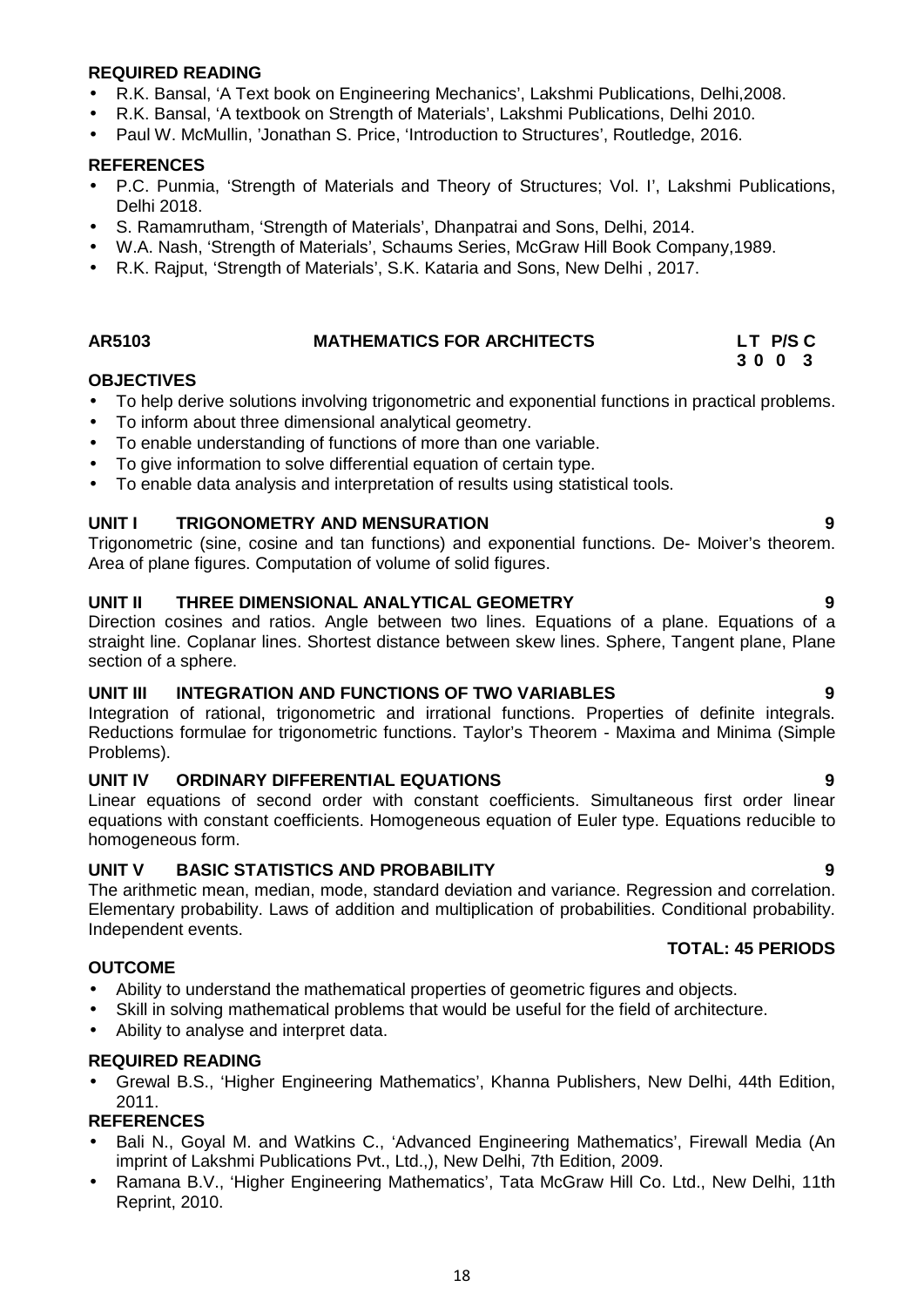**REQUIRED READING**

- R.K. Bansal, 'A Text book on Engineering Mechanics', Lakshmi Publications, Delhi,2008.
- R.K. Bansal, 'A textbook on Strength of Materials', Lakshmi Publications, Delhi 2010.
- Paul W. McMullin, 'Jonathan S. Price, 'Introduction to Structures', Routledge, 2016.

**REFERENCES**

- P.C. Punmia, 'Strength of Materials and Theory of Structures; Vol. I', Lakshmi Publications, Delhi 2018.
- S. Ramamrutham, 'Strength of Materials', Dhanpatrai and Sons, Delhi, 2014.
- W.A. Nash, 'Strength of Materials', Schaums Series, McGraw Hill Book Company,1989.
- R.K. Rajput, 'Strength of Materials', S.K. Kataria and Sons, New Delhi , 2017.

| AR5103 | MATHEMATICS FOR ARCHITECTS | L T P/S C |
|---|---|---|
| | | 3 0 0 3 |

**OBJECTIVES**

- To help derive solutions involving trigonometric and exponential functions in practical problems.
- To inform about three dimensional analytical geometry.
- To enable understanding of functions of more than one variable.
- To give information to solve differential equation of certain type.
- To enable data analysis and interpretation of results using statistical tools.

**UNIT I TRIGONOMETRY AND MENSURATION 9**

Trigonometric (sine, cosine and tan functions) and exponential functions. De- Moiver's theorem. Area of plane figures. Computation of volume of solid figures.

**UNIT II THREE DIMENSIONAL ANALYTICAL GEOMETRY 9**

Direction cosines and ratios. Angle between two lines. Equations of a plane. Equations of a straight line. Coplanar lines. Shortest distance between skew lines. Sphere, Tangent plane, Plane section of a sphere.

**UNIT III INTEGRATION AND FUNCTIONS OF TWO VARIABLES 9**

Integration of rational, trigonometric and irrational functions. Properties of definite integrals. Reductions formulae for trigonometric functions. Taylor's Theorem - Maxima and Minima (Simple Problems).

**UNIT IV ORDINARY DIFFERENTIAL EQUATIONS 9**

Linear equations of second order with constant coefficients. Simultaneous first order linear equations with constant coefficients. Homogeneous equation of Euler type. Equations reducible to homogeneous form.

**UNIT V BASIC STATISTICS AND PROBABILITY 9**

The arithmetic mean, median, mode, standard deviation and variance. Regression and correlation. Elementary probability. Laws of addition and multiplication of probabilities. Conditional probability. Independent events.

**TOTAL: 45 PERIODS**

**OUTCOME**

- Ability to understand the mathematical properties of geometric figures and objects.
- Skill in solving mathematical problems that would be useful for the field of architecture.
- Ability to analyse and interpret data.

**REQUIRED READING**

- Grewal B.S., 'Higher Engineering Mathematics', Khanna Publishers, New Delhi, 44th Edition, 2011.

**REFERENCES**

- Bali N., Goyal M. and Watkins C., 'Advanced Engineering Mathematics', Firewall Media (An imprint of Lakshmi Publications Pvt., Ltd.,), New Delhi, 7th Edition, 2009.
- Ramana B.V., 'Higher Engineering Mathematics', Tata McGraw Hill Co. Ltd., New Delhi, 11th Reprint, 2010.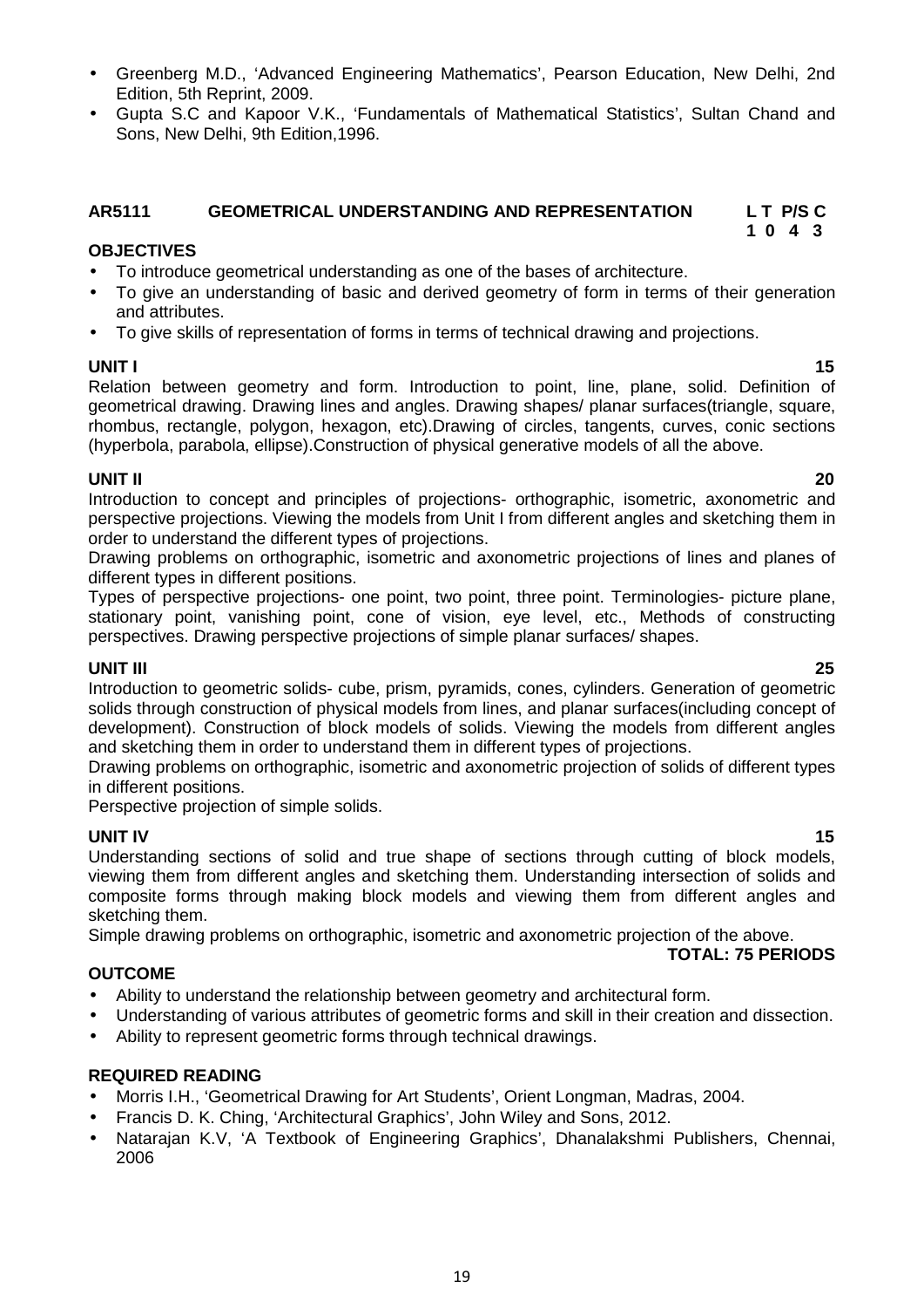- Greenberg M.D., 'Advanced Engineering Mathematics', Pearson Education, New Delhi, 2nd Edition, 5th Reprint, 2009.
- Gupta S.C and Kapoor V.K., 'Fundamentals of Mathematical Statistics', Sultan Chand and Sons, New Delhi, 9th Edition,1996.

## AR5111 GEOMETRICAL UNDERSTANDING AND REPRESENTATION

| L | T | P/S | C |
|---|---|---|---|
| 1 | 0 | 4 | 3 |

**OBJECTIVES**

- To introduce geometrical understanding as one of the bases of architecture.
- To give an understanding of basic and derived geometry of form in terms of their generation and attributes.
- To give skills of representation of forms in terms of technical drawing and projections.

**UNIT I 15**

Relation between geometry and form. Introduction to point, line, plane, solid. Definition of geometrical drawing. Drawing lines and angles. Drawing shapes/ planar surfaces(triangle, square, rhombus, rectangle, polygon, hexagon, etc).Drawing of circles, tangents, curves, conic sections (hyperbola, parabola, ellipse).Construction of physical generative models of all the above.

**UNIT II 20**

Introduction to concept and principles of projections- orthographic, isometric, axonometric and perspective projections. Viewing the models from Unit I from different angles and sketching them in order to understand the different types of projections.

Drawing problems on orthographic, isometric and axonometric projections of lines and planes of different types in different positions.

Types of perspective projections- one point, two point, three point. Terminologies- picture plane, stationary point, vanishing point, cone of vision, eye level, etc., Methods of constructing perspectives. Drawing perspective projections of simple planar surfaces/ shapes.

**UNIT III 25**

Introduction to geometric solids- cube, prism, pyramids, cones, cylinders. Generation of geometric solids through construction of physical models from lines, and planar surfaces(including concept of development). Construction of block models of solids. Viewing the models from different angles and sketching them in order to understand them in different types of projections.

Drawing problems on orthographic, isometric and axonometric projection of solids of different types in different positions.

Perspective projection of simple solids.

**UNIT IV 15**

Understanding sections of solid and true shape of sections through cutting of block models, viewing them from different angles and sketching them. Understanding intersection of solids and composite forms through making block models and viewing them from different angles and sketching them.

Simple drawing problems on orthographic, isometric and axonometric projection of the above.

**TOTAL: 75 PERIODS**

**OUTCOME**

- Ability to understand the relationship between geometry and architectural form.
- Understanding of various attributes of geometric forms and skill in their creation and dissection.
- Ability to represent geometric forms through technical drawings.

**REQUIRED READING**

- Morris I.H., 'Geometrical Drawing for Art Students', Orient Longman, Madras, 2004.
- Francis D. K. Ching, 'Architectural Graphics', John Wiley and Sons, 2012.
- Natarajan K.V, 'A Textbook of Engineering Graphics', Dhanalakshmi Publishers, Chennai, 2006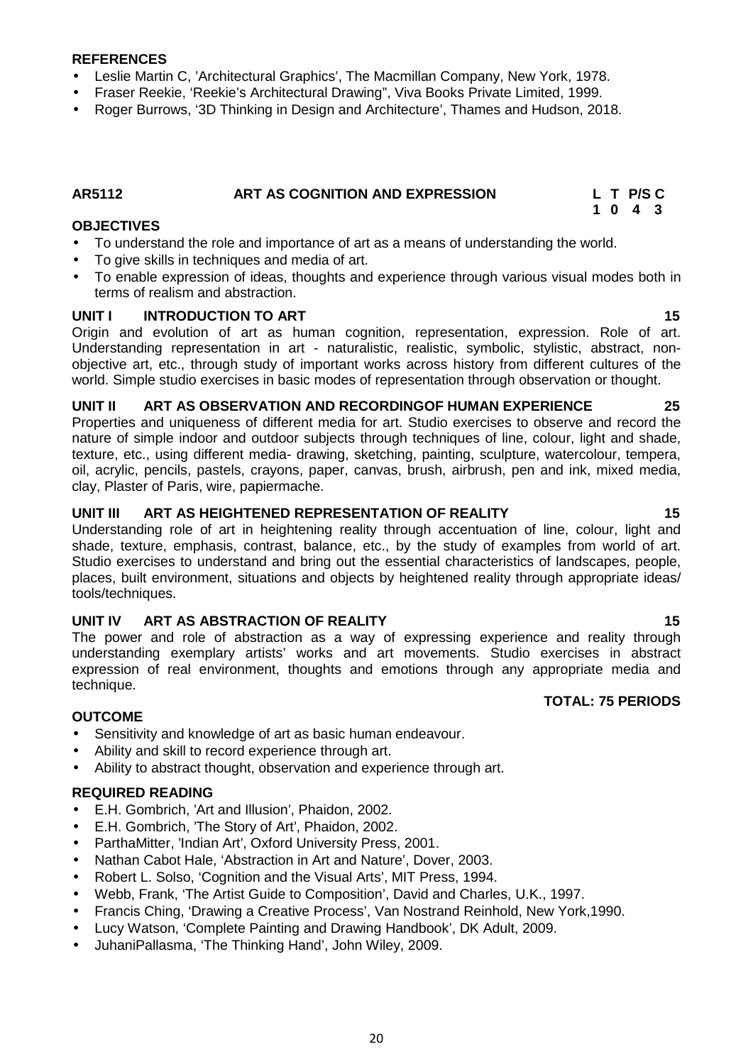**REFERENCES**

- Leslie Martin C, 'Architectural Graphics', The Macmillan Company, New York, 1978.
- Fraser Reekie, 'Reekie's Architectural Drawing", Viva Books Private Limited, 1999.
- Roger Burrows, '3D Thinking in Design and Architecture', Thames and Hudson, 2018.

## AR5112 ART AS COGNITION AND EXPRESSION

| L | T | P/S | C |
|---|---|---|---|
| 1 | 0 | 4 | 3 |

**OBJECTIVES**

- To understand the role and importance of art as a means of understanding the world.
- To give skills in techniques and media of art.
- To enable expression of ideas, thoughts and experience through various visual modes both in terms of realism and abstraction.

**UNIT I INTRODUCTION TO ART 15**

Origin and evolution of art as human cognition, representation, expression. Role of art. Understanding representation in art - naturalistic, realistic, symbolic, stylistic, abstract, non-objective art, etc., through study of important works across history from different cultures of the world. Simple studio exercises in basic modes of representation through observation or thought.

**UNIT II ART AS OBSERVATION AND RECORDINGOF HUMAN EXPERIENCE 25**

Properties and uniqueness of different media for art. Studio exercises to observe and record the nature of simple indoor and outdoor subjects through techniques of line, colour, light and shade, texture, etc., using different media- drawing, sketching, painting, sculpture, watercolour, tempera, oil, acrylic, pencils, pastels, crayons, paper, canvas, brush, airbrush, pen and ink, mixed media, clay, Plaster of Paris, wire, papiermache.

**UNIT III ART AS HEIGHTENED REPRESENTATION OF REALITY 15**

Understanding role of art in heightening reality through accentuation of line, colour, light and shade, texture, emphasis, contrast, balance, etc., by the study of examples from world of art. Studio exercises to understand and bring out the essential characteristics of landscapes, people, places, built environment, situations and objects by heightened reality through appropriate ideas/ tools/techniques.

**UNIT IV ART AS ABSTRACTION OF REALITY 15**

The power and role of abstraction as a way of expressing experience and reality through understanding exemplary artists' works and art movements. Studio exercises in abstract expression of real environment, thoughts and emotions through any appropriate media and technique.

**TOTAL: 75 PERIODS**

**OUTCOME**

- Sensitivity and knowledge of art as basic human endeavour.
- Ability and skill to record experience through art.
- Ability to abstract thought, observation and experience through art.

**REQUIRED READING**

- E.H. Gombrich, 'Art and Illusion', Phaidon, 2002.
- E.H. Gombrich, 'The Story of Art', Phaidon, 2002.
- ParthaMitter, 'Indian Art', Oxford University Press, 2001.
- Nathan Cabot Hale, 'Abstraction in Art and Nature', Dover, 2003.
- Robert L. Solso, 'Cognition and the Visual Arts', MIT Press, 1994.
- Webb, Frank, 'The Artist Guide to Composition', David and Charles, U.K., 1997.
- Francis Ching, 'Drawing a Creative Process', Van Nostrand Reinhold, New York,1990.
- Lucy Watson, 'Complete Painting and Drawing Handbook', DK Adult, 2009.
- JuhaniPallasma, 'The Thinking Hand', John Wiley, 2009.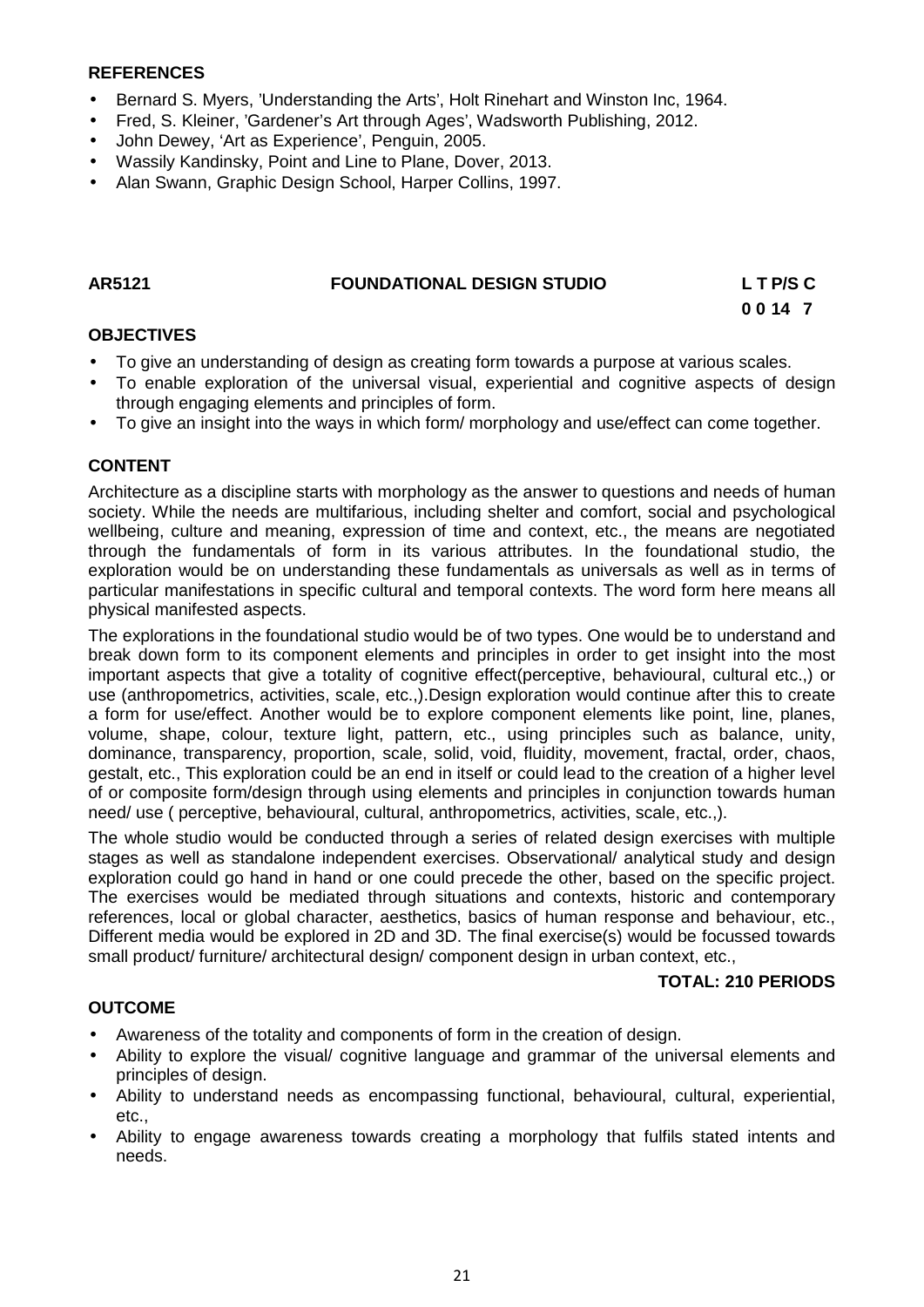**REFERENCES**

- Bernard S. Myers, 'Understanding the Arts', Holt Rinehart and Winston Inc, 1964.
- Fred, S. Kleiner, 'Gardener's Art through Ages', Wadsworth Publishing, 2012.
- John Dewey, 'Art as Experience', Penguin, 2005.
- Wassily Kandinsky, Point and Line to Plane, Dover, 2013.
- Alan Swann, Graphic Design School, Harper Collins, 1997.

**AR5121 FOUNDATIONAL DESIGN STUDIO**

| L | T | P/S | C |
|---|---|---|---|
| 0 | 0 | 14 | 7 |

**OBJECTIVES**

- To give an understanding of design as creating form towards a purpose at various scales.
- To enable exploration of the universal visual, experiential and cognitive aspects of design through engaging elements and principles of form.
- To give an insight into the ways in which form/ morphology and use/effect can come together.

**CONTENT**

Architecture as a discipline starts with morphology as the answer to questions and needs of human society. While the needs are multifarious, including shelter and comfort, social and psychological wellbeing, culture and meaning, expression of time and context, etc., the means are negotiated through the fundamentals of form in its various attributes. In the foundational studio, the exploration would be on understanding these fundamentals as universals as well as in terms of particular manifestations in specific cultural and temporal contexts. The word form here means all physical manifested aspects.

The explorations in the foundational studio would be of two types. One would be to understand and break down form to its component elements and principles in order to get insight into the most important aspects that give a totality of cognitive effect(perceptive, behavioural, cultural etc.,) or use (anthropometrics, activities, scale, etc.,).Design exploration would continue after this to create a form for use/effect. Another would be to explore component elements like point, line, planes, volume, shape, colour, texture light, pattern, etc., using principles such as balance, unity, dominance, transparency, proportion, scale, solid, void, fluidity, movement, fractal, order, chaos, gestalt, etc., This exploration could be an end in itself or could lead to the creation of a higher level of or composite form/design through using elements and principles in conjunction towards human need/ use ( perceptive, behavioural, cultural, anthropometrics, activities, scale, etc.,).

The whole studio would be conducted through a series of related design exercises with multiple stages as well as standalone independent exercises. Observational/ analytical study and design exploration could go hand in hand or one could precede the other, based on the specific project. The exercises would be mediated through situations and contexts, historic and contemporary references, local or global character, aesthetics, basics of human response and behaviour, etc., Different media would be explored in 2D and 3D. The final exercise(s) would be focussed towards small product/ furniture/ architectural design/ component design in urban context, etc.,

**TOTAL: 210 PERIODS**

**OUTCOME**

- Awareness of the totality and components of form in the creation of design.
- Ability to explore the visual/ cognitive language and grammar of the universal elements and principles of design.
- Ability to understand needs as encompassing functional, behavioural, cultural, experiential, etc.,
- Ability to engage awareness towards creating a morphology that fulfils stated intents and needs.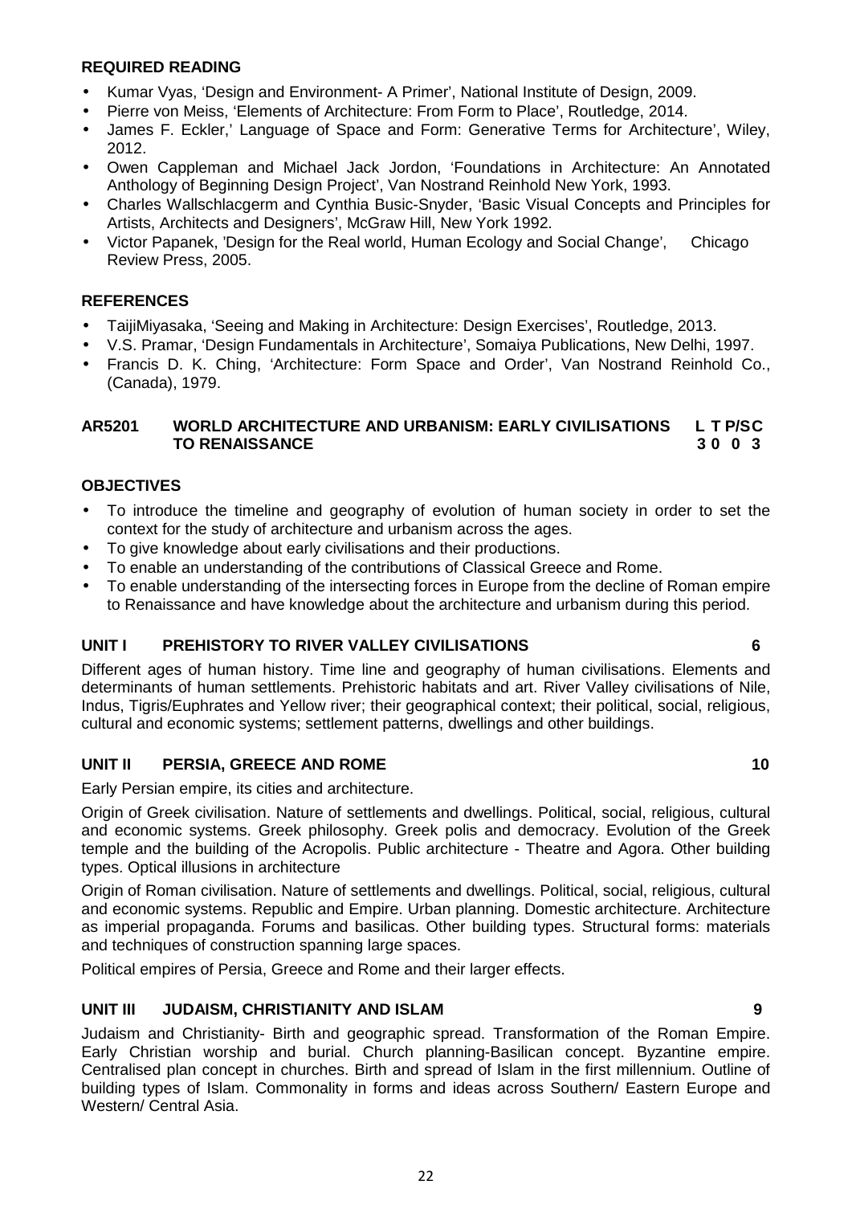**REQUIRED READING**

- Kumar Vyas, 'Design and Environment- A Primer', National Institute of Design, 2009.
- Pierre von Meiss, 'Elements of Architecture: From Form to Place', Routledge, 2014.
- James F. Eckler,' Language of Space and Form: Generative Terms for Architecture', Wiley, 2012.
- Owen Cappleman and Michael Jack Jordon, 'Foundations in Architecture: An Annotated Anthology of Beginning Design Project', Van Nostrand Reinhold New York, 1993.
- Charles Wallschlacgerm and Cynthia Busic-Snyder, 'Basic Visual Concepts and Principles for Artists, Architects and Designers', McGraw Hill, New York 1992.
- Victor Papanek, 'Design for the Real world, Human Ecology and Social Change', Chicago Review Press, 2005.

**REFERENCES**

- TaijiMiyasaka, 'Seeing and Making in Architecture: Design Exercises', Routledge, 2013.
- V.S. Pramar, 'Design Fundamentals in Architecture', Somaiya Publications, New Delhi, 1997.
- Francis D. K. Ching, 'Architecture: Form Space and Order', Van Nostrand Reinhold Co., (Canada), 1979.

| **AR5201** | **WORLD ARCHITECTURE AND URBANISM: EARLY CIVILISATIONS TO RENAISSANCE** | **L T P/SC** |
|---|---|---|
| | | **3 0 0 3** |

**OBJECTIVES**

- To introduce the timeline and geography of evolution of human society in order to set the context for the study of architecture and urbanism across the ages.
- To give knowledge about early civilisations and their productions.
- To enable an understanding of the contributions of Classical Greece and Rome.
- To enable understanding of the intersecting forces in Europe from the decline of Roman empire to Renaissance and have knowledge about the architecture and urbanism during this period.

**UNIT I PREHISTORY TO RIVER VALLEY CIVILISATIONS 6**

Different ages of human history. Time line and geography of human civilisations. Elements and determinants of human settlements. Prehistoric habitats and art. River Valley civilisations of Nile, Indus, Tigris/Euphrates and Yellow river; their geographical context; their political, social, religious, cultural and economic systems; settlement patterns, dwellings and other buildings.

**UNIT II PERSIA, GREECE AND ROME 10**

Early Persian empire, its cities and architecture.

Origin of Greek civilisation. Nature of settlements and dwellings. Political, social, religious, cultural and economic systems. Greek philosophy. Greek polis and democracy. Evolution of the Greek temple and the building of the Acropolis. Public architecture - Theatre and Agora. Other building types. Optical illusions in architecture

Origin of Roman civilisation. Nature of settlements and dwellings. Political, social, religious, cultural and economic systems. Republic and Empire. Urban planning. Domestic architecture. Architecture as imperial propaganda. Forums and basilicas. Other building types. Structural forms: materials and techniques of construction spanning large spaces.

Political empires of Persia, Greece and Rome and their larger effects.

**UNIT III JUDAISM, CHRISTIANITY AND ISLAM 9**

Judaism and Christianity- Birth and geographic spread. Transformation of the Roman Empire. Early Christian worship and burial. Church planning-Basilican concept. Byzantine empire. Centralised plan concept in churches. Birth and spread of Islam in the first millennium. Outline of building types of Islam. Commonality in forms and ideas across Southern/ Eastern Europe and Western/ Central Asia.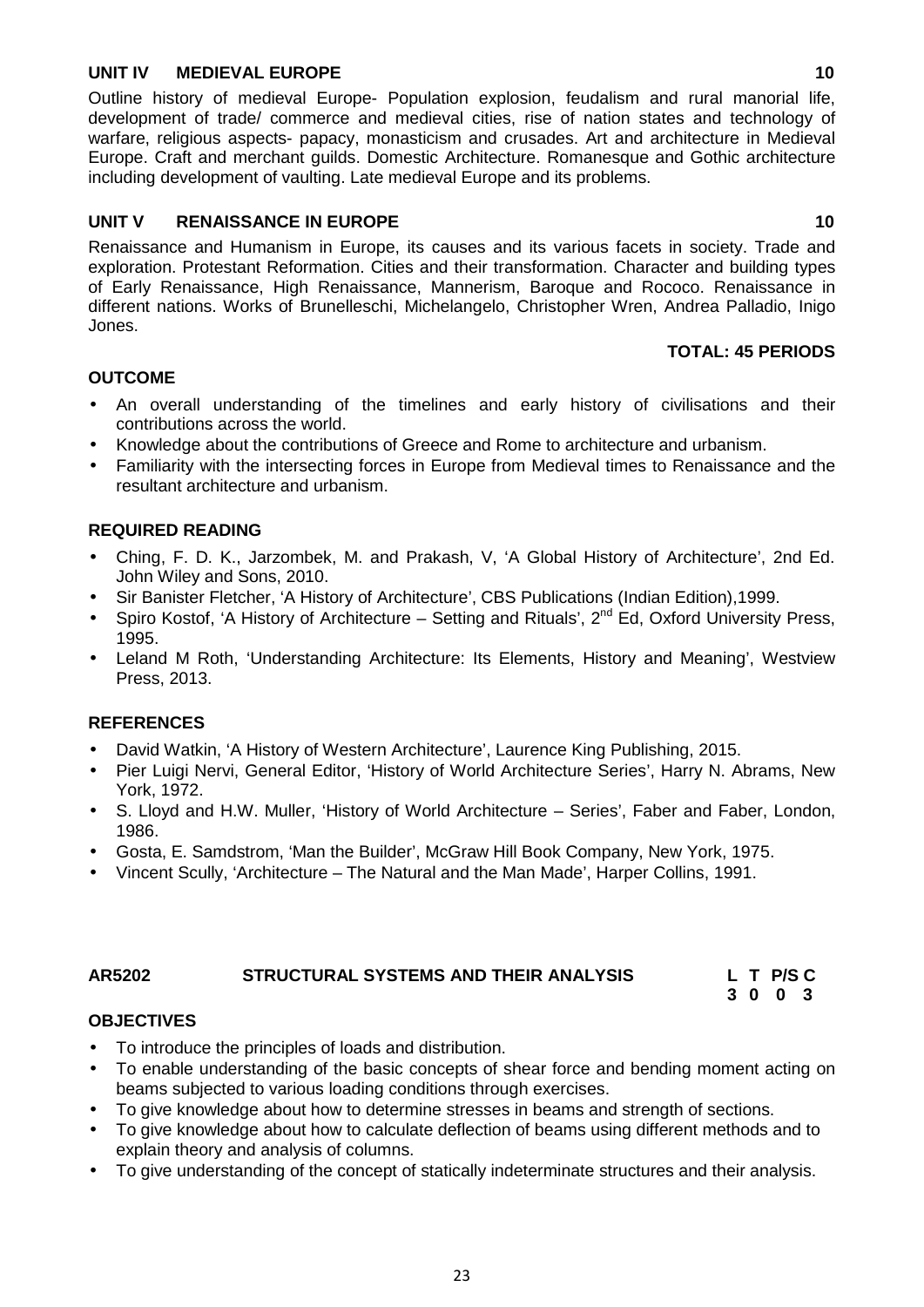**UNIT IV MEDIEVAL EUROPE** **10**

Outline history of medieval Europe- Population explosion, feudalism and rural manorial life, development of trade/ commerce and medieval cities, rise of nation states and technology of warfare, religious aspects- papacy, monasticism and crusades. Art and architecture in Medieval Europe. Craft and merchant guilds. Domestic Architecture. Romanesque and Gothic architecture including development of vaulting. Late medieval Europe and its problems.

**UNIT V RENAISSANCE IN EUROPE** **10**

Renaissance and Humanism in Europe, its causes and its various facets in society. Trade and exploration. Protestant Reformation. Cities and their transformation. Character and building types of Early Renaissance, High Renaissance, Mannerism, Baroque and Rococo. Renaissance in different nations. Works of Brunelleschi, Michelangelo, Christopher Wren, Andrea Palladio, Inigo Jones.

**TOTAL: 45 PERIODS**

**OUTCOME**

- An overall understanding of the timelines and early history of civilisations and their contributions across the world.
- Knowledge about the contributions of Greece and Rome to architecture and urbanism.
- Familiarity with the intersecting forces in Europe from Medieval times to Renaissance and the resultant architecture and urbanism.

**REQUIRED READING**

- Ching, F. D. K., Jarzombek, M. and Prakash, V, 'A Global History of Architecture', 2nd Ed. John Wiley and Sons, 2010.
- Sir Banister Fletcher, 'A History of Architecture', CBS Publications (Indian Edition),1999.
- Spiro Kostof, 'A History of Architecture – Setting and Rituals', 2nd Ed, Oxford University Press, 1995.
- Leland M Roth, 'Understanding Architecture: Its Elements, History and Meaning', Westview Press, 2013.

**REFERENCES**

- David Watkin, 'A History of Western Architecture', Laurence King Publishing, 2015.
- Pier Luigi Nervi, General Editor, 'History of World Architecture Series', Harry N. Abrams, New York, 1972.
- S. Lloyd and H.W. Muller, 'History of World Architecture – Series', Faber and Faber, London, 1986.
- Gosta, E. Samdstrom, 'Man the Builder', McGraw Hill Book Company, New York, 1975.
- Vincent Scully, 'Architecture – The Natural and the Man Made', Harper Collins, 1991.

| AR5202 | STRUCTURAL SYSTEMS AND THEIR ANALYSIS | L | T | P/S | C |
|---|---|---|---|---|---|
| | | 3 | 0 | 0 | 3 |

**OBJECTIVES**

- To introduce the principles of loads and distribution.
- To enable understanding of the basic concepts of shear force and bending moment acting on beams subjected to various loading conditions through exercises.
- To give knowledge about how to determine stresses in beams and strength of sections.
- To give knowledge about how to calculate deflection of beams using different methods and to explain theory and analysis of columns.
- To give understanding of the concept of statically indeterminate structures and their analysis.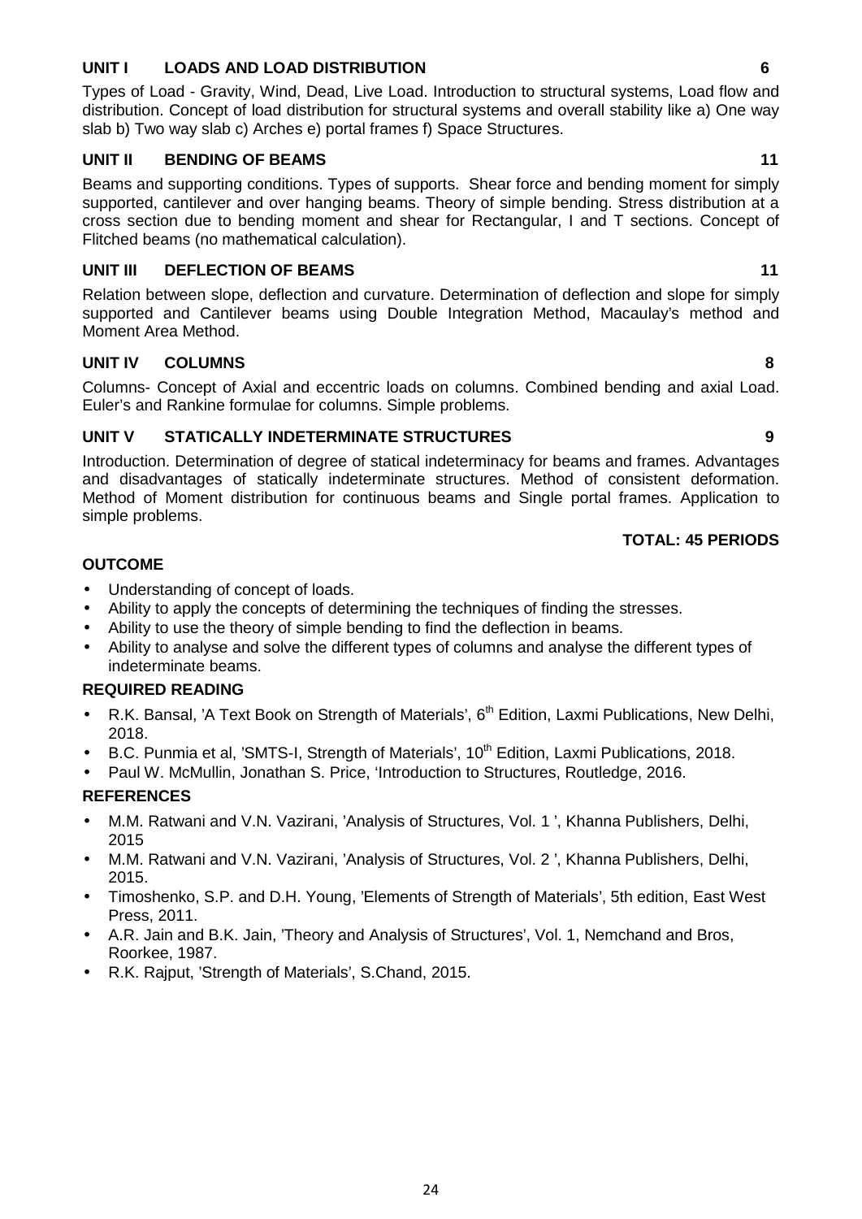**UNIT I LOADS AND LOAD DISTRIBUTION 6**

Types of Load - Gravity, Wind, Dead, Live Load. Introduction to structural systems, Load flow and distribution. Concept of load distribution for structural systems and overall stability like a) One way slab b) Two way slab c) Arches e) portal frames f) Space Structures.

**UNIT II BENDING OF BEAMS 11**

Beams and supporting conditions. Types of supports. Shear force and bending moment for simply supported, cantilever and over hanging beams. Theory of simple bending. Stress distribution at a cross section due to bending moment and shear for Rectangular, I and T sections. Concept of Flitched beams (no mathematical calculation).

**UNIT III DEFLECTION OF BEAMS 11**

Relation between slope, deflection and curvature. Determination of deflection and slope for simply supported and Cantilever beams using Double Integration Method, Macaulay's method and Moment Area Method.

**UNIT IV COLUMNS 8**

Columns- Concept of Axial and eccentric loads on columns. Combined bending and axial Load. Euler's and Rankine formulae for columns. Simple problems.

**UNIT V STATICALLY INDETERMINATE STRUCTURES 9**

Introduction. Determination of degree of statical indeterminacy for beams and frames. Advantages and disadvantages of statically indeterminate structures. Method of consistent deformation. Method of Moment distribution for continuous beams and Single portal frames. Application to simple problems.

**TOTAL: 45 PERIODS**

**OUTCOME**

- Understanding of concept of loads.
- Ability to apply the concepts of determining the techniques of finding the stresses.
- Ability to use the theory of simple bending to find the deflection in beams.
- Ability to analyse and solve the different types of columns and analyse the different types of indeterminate beams.

**REQUIRED READING**

- R.K. Bansal, 'A Text Book on Strength of Materials', 6th Edition, Laxmi Publications, New Delhi, 2018.
- B.C. Punmia et al, 'SMTS-I, Strength of Materials', 10th Edition, Laxmi Publications, 2018.
- Paul W. McMullin, Jonathan S. Price, 'Introduction to Structures, Routledge, 2016.

**REFERENCES**

- M.M. Ratwani and V.N. Vazirani, 'Analysis of Structures, Vol. 1 ', Khanna Publishers, Delhi, 2015
- M.M. Ratwani and V.N. Vazirani, 'Analysis of Structures, Vol. 2 ', Khanna Publishers, Delhi, 2015.
- Timoshenko, S.P. and D.H. Young, 'Elements of Strength of Materials', 5th edition, East West Press, 2011.
- A.R. Jain and B.K. Jain, 'Theory and Analysis of Structures', Vol. 1, Nemchand and Bros, Roorkee, 1987.
- R.K. Rajput, 'Strength of Materials', S.Chand, 2015.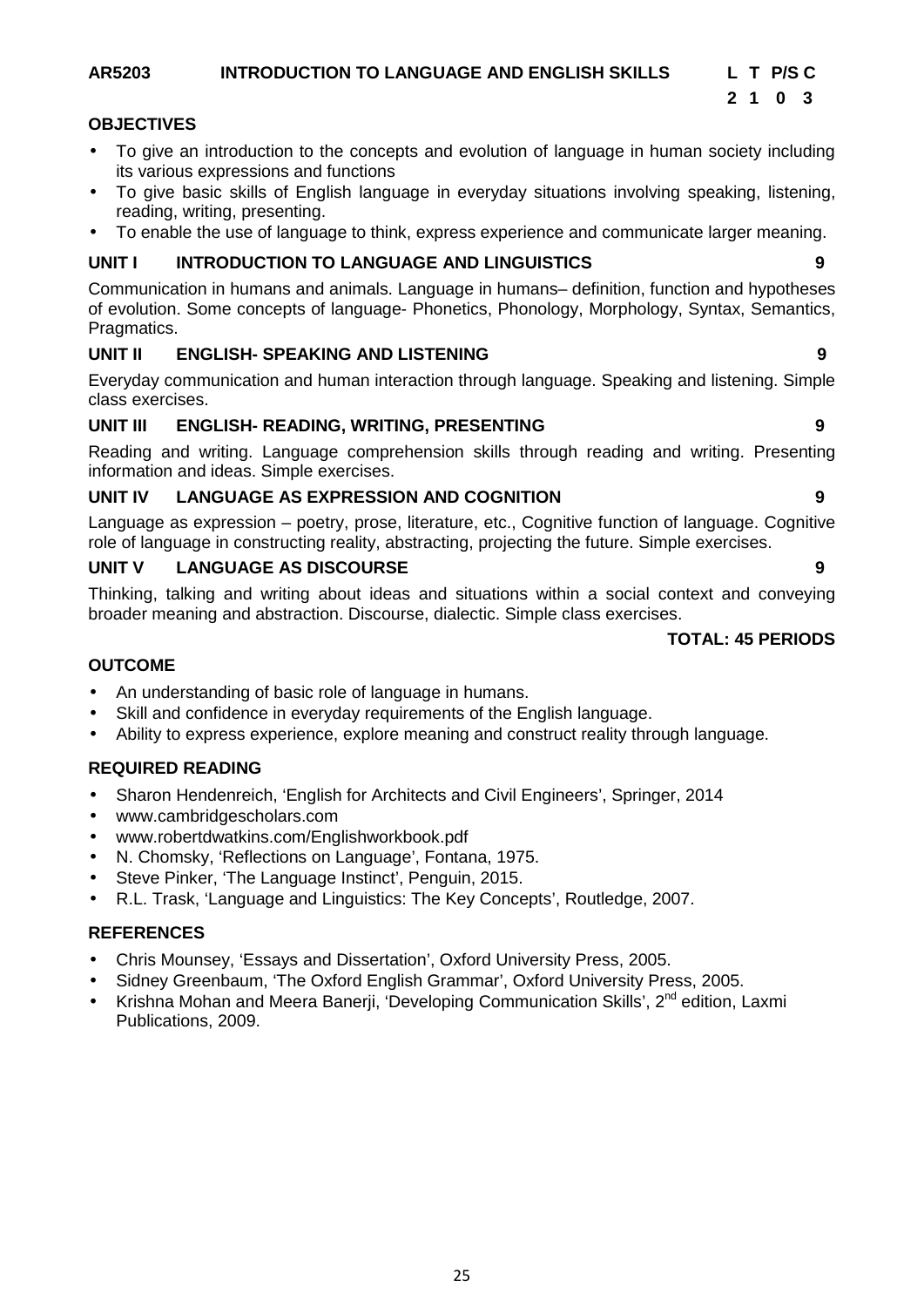**AR5203 INTRODUCTION TO LANGUAGE AND ENGLISH SKILLS**

| L | T | P/S | C |
|---|---|---|---|
| 2 | 1 | 0 | 3 |

**OBJECTIVES**

- To give an introduction to the concepts and evolution of language in human society including its various expressions and functions
- To give basic skills of English language in everyday situations involving speaking, listening, reading, writing, presenting.
- To enable the use of language to think, express experience and communicate larger meaning.

**UNIT I INTRODUCTION TO LANGUAGE AND LINGUISTICS 9**

Communication in humans and animals. Language in humans– definition, function and hypotheses of evolution. Some concepts of language- Phonetics, Phonology, Morphology, Syntax, Semantics, Pragmatics.

**UNIT II ENGLISH- SPEAKING AND LISTENING 9**

Everyday communication and human interaction through language. Speaking and listening. Simple class exercises.

**UNIT III ENGLISH- READING, WRITING, PRESENTING 9**

Reading and writing. Language comprehension skills through reading and writing. Presenting information and ideas. Simple exercises.

**UNIT IV LANGUAGE AS EXPRESSION AND COGNITION 9**

Language as expression – poetry, prose, literature, etc., Cognitive function of language. Cognitive role of language in constructing reality, abstracting, projecting the future. Simple exercises.

**UNIT V LANGUAGE AS DISCOURSE 9**

Thinking, talking and writing about ideas and situations within a social context and conveying broader meaning and abstraction. Discourse, dialectic. Simple class exercises.

**TOTAL: 45 PERIODS**

**OUTCOME**

- An understanding of basic role of language in humans.
- Skill and confidence in everyday requirements of the English language.
- Ability to express experience, explore meaning and construct reality through language.

**REQUIRED READING**

- Sharon Hendenreich, 'English for Architects and Civil Engineers', Springer, 2014
- www.cambridgescholars.com
- www.robertdwatkins.com/Englishworkbook.pdf
- N. Chomsky, 'Reflections on Language', Fontana, 1975.
- Steve Pinker, 'The Language Instinct', Penguin, 2015.
- R.L. Trask, 'Language and Linguistics: The Key Concepts', Routledge, 2007.

**REFERENCES**

- Chris Mounsey, 'Essays and Dissertation', Oxford University Press, 2005.
- Sidney Greenbaum, 'The Oxford English Grammar', Oxford University Press, 2005.
- Krishna Mohan and Meera Banerji, 'Developing Communication Skills', 2nd edition, Laxmi Publications, 2009.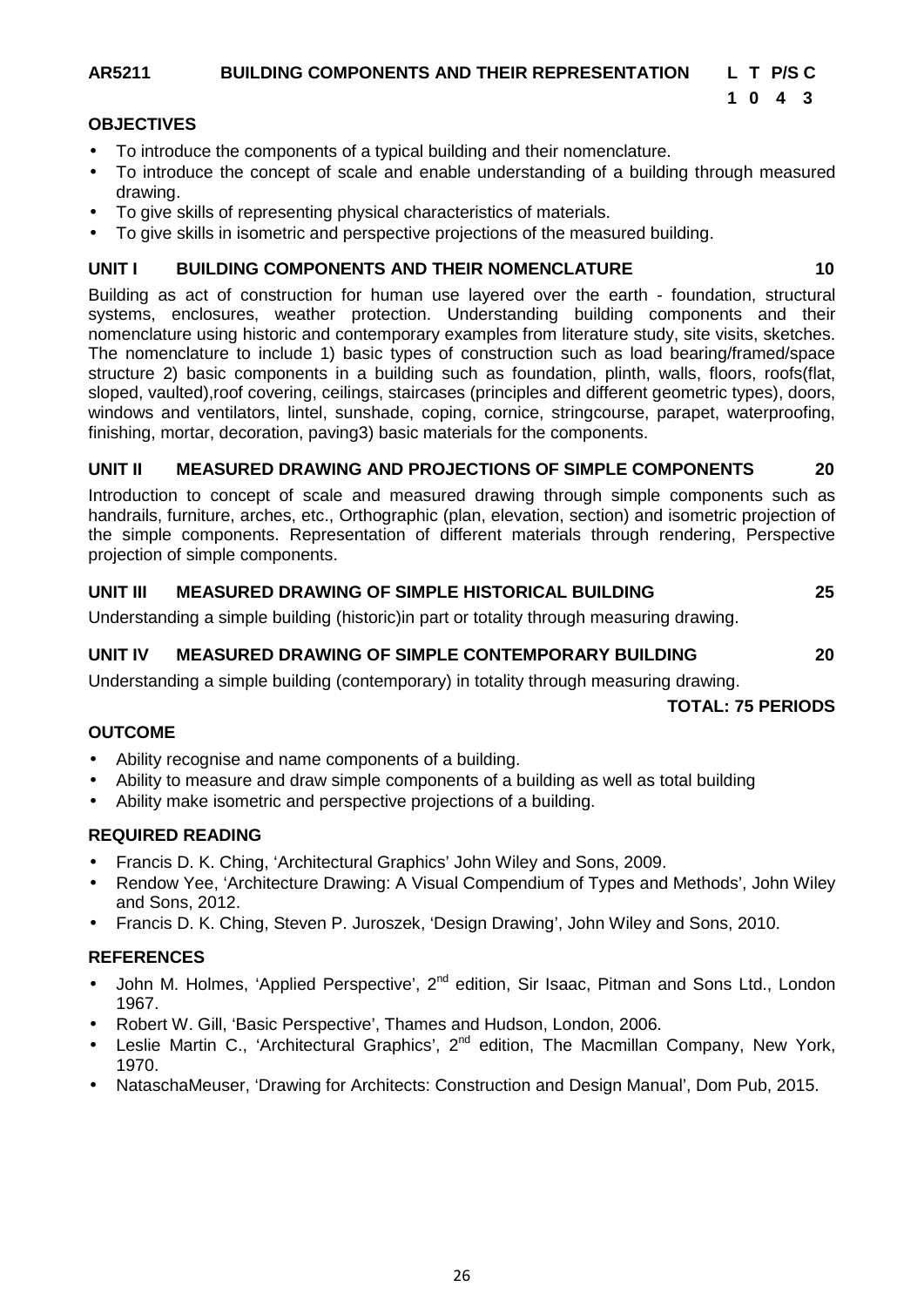**AR5211 BUILDING COMPONENTS AND THEIR REPRESENTATION**

| L | T | P/S | C |
|---|---|---|---|
| 1 | 0 | 4 | 3 |

**OBJECTIVES**

- To introduce the components of a typical building and their nomenclature.
- To introduce the concept of scale and enable understanding of a building through measured drawing.
- To give skills of representing physical characteristics of materials.
- To give skills in isometric and perspective projections of the measured building.

**UNIT I BUILDING COMPONENTS AND THEIR NOMENCLATURE 10**

Building as act of construction for human use layered over the earth - foundation, structural systems, enclosures, weather protection. Understanding building components and their nomenclature using historic and contemporary examples from literature study, site visits, sketches. The nomenclature to include 1) basic types of construction such as load bearing/framed/space structure 2) basic components in a building such as foundation, plinth, walls, floors, roofs(flat, sloped, vaulted),roof covering, ceilings, staircases (principles and different geometric types), doors, windows and ventilators, lintel, sunshade, coping, cornice, stringcourse, parapet, waterproofing, finishing, mortar, decoration, paving3) basic materials for the components.

**UNIT II MEASURED DRAWING AND PROJECTIONS OF SIMPLE COMPONENTS 20**

Introduction to concept of scale and measured drawing through simple components such as handrails, furniture, arches, etc., Orthographic (plan, elevation, section) and isometric projection of the simple components. Representation of different materials through rendering, Perspective projection of simple components.

**UNIT III MEASURED DRAWING OF SIMPLE HISTORICAL BUILDING 25**

Understanding a simple building (historic)in part or totality through measuring drawing.

**UNIT IV MEASURED DRAWING OF SIMPLE CONTEMPORARY BUILDING 20**

Understanding a simple building (contemporary) in totality through measuring drawing.

**TOTAL: 75 PERIODS**

**OUTCOME**

- Ability recognise and name components of a building.
- Ability to measure and draw simple components of a building as well as total building
- Ability make isometric and perspective projections of a building.

**REQUIRED READING**

- Francis D. K. Ching, 'Architectural Graphics' John Wiley and Sons, 2009.
- Rendow Yee, 'Architecture Drawing: A Visual Compendium of Types and Methods', John Wiley and Sons, 2012.
- Francis D. K. Ching, Steven P. Juroszek, 'Design Drawing', John Wiley and Sons, 2010.

**REFERENCES**

- John M. Holmes, 'Applied Perspective', 2nd edition, Sir Isaac, Pitman and Sons Ltd., London 1967.
- Robert W. Gill, 'Basic Perspective', Thames and Hudson, London, 2006.
- Leslie Martin C., 'Architectural Graphics', 2nd edition, The Macmillan Company, New York, 1970.
- NataschaMeuser, 'Drawing for Architects: Construction and Design Manual', Dom Pub, 2015.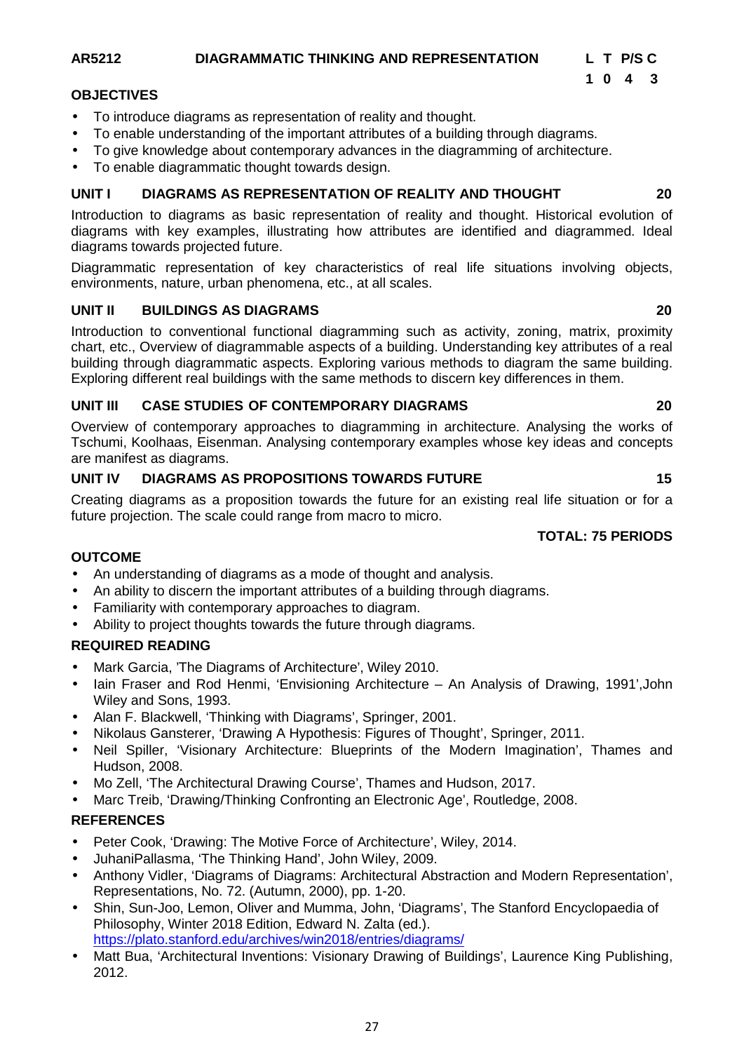## AR5212 DIAGRAMMATIC THINKING AND REPRESENTATION

| L | T | P/S | C |
|---|---|---|---|
| 1 | 0 | 4 | 3 |

**OBJECTIVES**

- To introduce diagrams as representation of reality and thought.
- To enable understanding of the important attributes of a building through diagrams.
- To give knowledge about contemporary advances in the diagramming of architecture.
- To enable diagrammatic thought towards design.

**UNIT I DIAGRAMS AS REPRESENTATION OF REALITY AND THOUGHT 20**

Introduction to diagrams as basic representation of reality and thought. Historical evolution of diagrams with key examples, illustrating how attributes are identified and diagrammed. Ideal diagrams towards projected future.

Diagrammatic representation of key characteristics of real life situations involving objects, environments, nature, urban phenomena, etc., at all scales.

**UNIT II BUILDINGS AS DIAGRAMS 20**

Introduction to conventional functional diagramming such as activity, zoning, matrix, proximity chart, etc., Overview of diagrammable aspects of a building. Understanding key attributes of a real building through diagrammatic aspects. Exploring various methods to diagram the same building. Exploring different real buildings with the same methods to discern key differences in them.

**UNIT III CASE STUDIES OF CONTEMPORARY DIAGRAMS 20**

Overview of contemporary approaches to diagramming in architecture. Analysing the works of Tschumi, Koolhaas, Eisenman. Analysing contemporary examples whose key ideas and concepts are manifest as diagrams.

**UNIT IV DIAGRAMS AS PROPOSITIONS TOWARDS FUTURE 15**

Creating diagrams as a proposition towards the future for an existing real life situation or for a future projection. The scale could range from macro to micro.

**TOTAL: 75 PERIODS**

**OUTCOME**

- An understanding of diagrams as a mode of thought and analysis.
- An ability to discern the important attributes of a building through diagrams.
- Familiarity with contemporary approaches to diagram.
- Ability to project thoughts towards the future through diagrams.

**REQUIRED READING**

- Mark Garcia, 'The Diagrams of Architecture', Wiley 2010.
- Iain Fraser and Rod Henmi, 'Envisioning Architecture – An Analysis of Drawing, 1991',John Wiley and Sons, 1993.
- Alan F. Blackwell, 'Thinking with Diagrams', Springer, 2001.
- Nikolaus Gansterer, 'Drawing A Hypothesis: Figures of Thought', Springer, 2011.
- Neil Spiller, 'Visionary Architecture: Blueprints of the Modern Imagination', Thames and Hudson, 2008.
- Mo Zell, 'The Architectural Drawing Course', Thames and Hudson, 2017.
- Marc Treib, 'Drawing/Thinking Confronting an Electronic Age', Routledge, 2008.

**REFERENCES**

- Peter Cook, 'Drawing: The Motive Force of Architecture', Wiley, 2014.
- JuhaniPallasma, 'The Thinking Hand', John Wiley, 2009.
- Anthony Vidler, 'Diagrams of Diagrams: Architectural Abstraction and Modern Representation', Representations, No. 72. (Autumn, 2000), pp. 1-20.
- Shin, Sun-Joo, Lemon, Oliver and Mumma, John, 'Diagrams', The Stanford Encyclopaedia of Philosophy, Winter 2018 Edition, Edward N. Zalta (ed.). https://plato.stanford.edu/archives/win2018/entries/diagrams/
- Matt Bua, 'Architectural Inventions: Visionary Drawing of Buildings', Laurence King Publishing, 2012.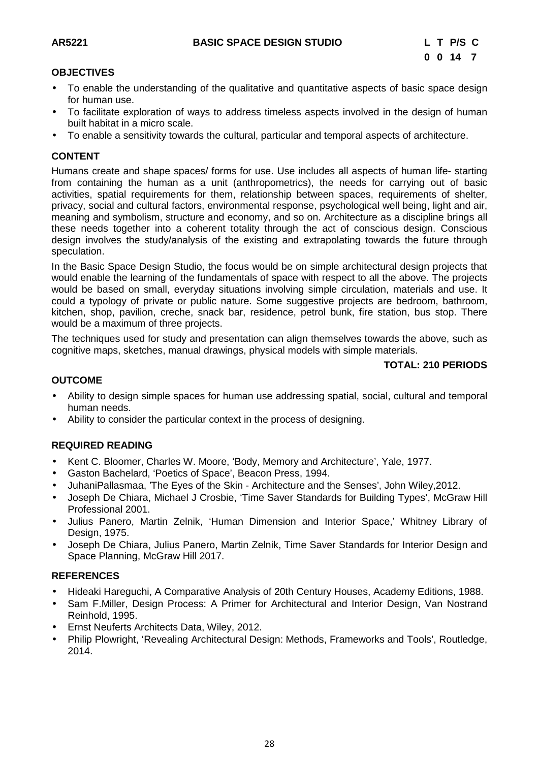**AR5221 BASIC SPACE DESIGN STUDIO**

| L | T | P/S | C |
|---|---|---|---|
| 0 | 0 | 14 | 7 |

**OBJECTIVES**

- To enable the understanding of the qualitative and quantitative aspects of basic space design for human use.
- To facilitate exploration of ways to address timeless aspects involved in the design of human built habitat in a micro scale.
- To enable a sensitivity towards the cultural, particular and temporal aspects of architecture.

**CONTENT**

Humans create and shape spaces/ forms for use. Use includes all aspects of human life- starting from containing the human as a unit (anthropometrics), the needs for carrying out of basic activities, spatial requirements for them, relationship between spaces, requirements of shelter, privacy, social and cultural factors, environmental response, psychological well being, light and air, meaning and symbolism, structure and economy, and so on. Architecture as a discipline brings all these needs together into a coherent totality through the act of conscious design. Conscious design involves the study/analysis of the existing and extrapolating towards the future through speculation.

In the Basic Space Design Studio, the focus would be on simple architectural design projects that would enable the learning of the fundamentals of space with respect to all the above. The projects would be based on small, everyday situations involving simple circulation, materials and use. It could a typology of private or public nature. Some suggestive projects are bedroom, bathroom, kitchen, shop, pavilion, creche, snack bar, residence, petrol bunk, fire station, bus stop. There would be a maximum of three projects.

The techniques used for study and presentation can align themselves towards the above, such as cognitive maps, sketches, manual drawings, physical models with simple materials.

**TOTAL: 210 PERIODS**

**OUTCOME**

- Ability to design simple spaces for human use addressing spatial, social, cultural and temporal human needs.
- Ability to consider the particular context in the process of designing.

**REQUIRED READING**

- Kent C. Bloomer, Charles W. Moore, 'Body, Memory and Architecture', Yale, 1977.
- Gaston Bachelard, 'Poetics of Space', Beacon Press, 1994.
- JuhaniPallasmaa, 'The Eyes of the Skin - Architecture and the Senses', John Wiley,2012.
- Joseph De Chiara, Michael J Crosbie, 'Time Saver Standards for Building Types', McGraw Hill Professional 2001.
- Julius Panero, Martin Zelnik, 'Human Dimension and Interior Space,' Whitney Library of Design, 1975.
- Joseph De Chiara, Julius Panero, Martin Zelnik, Time Saver Standards for Interior Design and Space Planning, McGraw Hill 2017.

**REFERENCES**

- Hideaki Hareguchi, A Comparative Analysis of 20th Century Houses, Academy Editions, 1988.
- Sam F.Miller, Design Process: A Primer for Architectural and Interior Design, Van Nostrand Reinhold, 1995.
- Ernst Neuferts Architects Data, Wiley, 2012.
- Philip Plowright, 'Revealing Architectural Design: Methods, Frameworks and Tools', Routledge, 2014.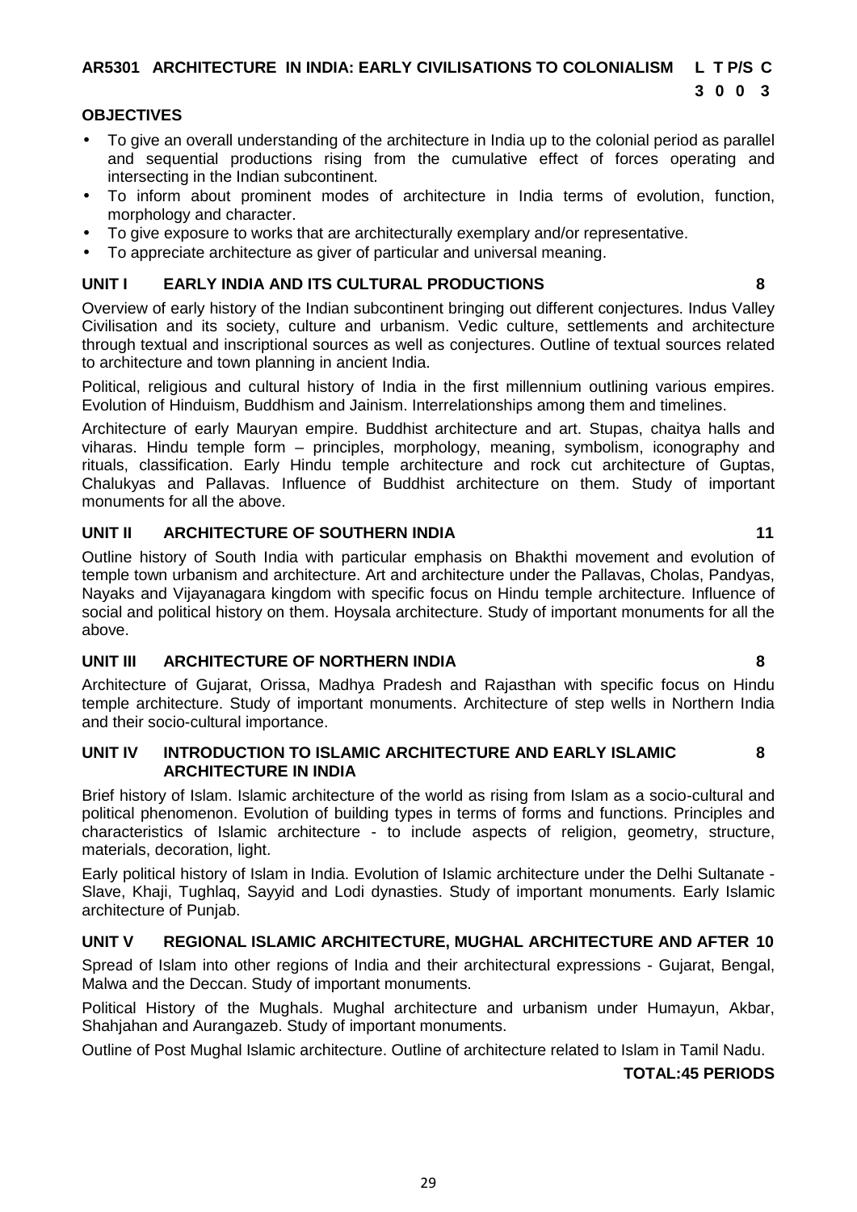## AR5301 ARCHITECTURE IN INDIA: EARLY CIVILISATIONS TO COLONIALISM

| L | T | P/S | C |
|---|---|---|---|
| 3 | 0 | 0 | 3 |

### OBJECTIVES

- To give an overall understanding of the architecture in India up to the colonial period as parallel and sequential productions rising from the cumulative effect of forces operating and intersecting in the Indian subcontinent.
- To inform about prominent modes of architecture in India terms of evolution, function, morphology and character.
- To give exposure to works that are architecturally exemplary and/or representative.
- To appreciate architecture as giver of particular and universal meaning.

### UNIT I EARLY INDIA AND ITS CULTURAL PRODUCTIONS — 8

Overview of early history of the Indian subcontinent bringing out different conjectures. Indus Valley Civilisation and its society, culture and urbanism. Vedic culture, settlements and architecture through textual and inscriptional sources as well as conjectures. Outline of textual sources related to architecture and town planning in ancient India.

Political, religious and cultural history of India in the first millennium outlining various empires. Evolution of Hinduism, Buddhism and Jainism. Interrelationships among them and timelines.

Architecture of early Mauryan empire. Buddhist architecture and art. Stupas, chaitya halls and viharas. Hindu temple form – principles, morphology, meaning, symbolism, iconography and rituals, classification. Early Hindu temple architecture and rock cut architecture of Guptas, Chalukyas and Pallavas. Influence of Buddhist architecture on them. Study of important monuments for all the above.

### UNIT II ARCHITECTURE OF SOUTHERN INDIA — 11

Outline history of South India with particular emphasis on Bhakthi movement and evolution of temple town urbanism and architecture. Art and architecture under the Pallavas, Cholas, Pandyas, Nayaks and Vijayanagara kingdom with specific focus on Hindu temple architecture. Influence of social and political history on them. Hoysala architecture. Study of important monuments for all the above.

### UNIT III ARCHITECTURE OF NORTHERN INDIA — 8

Architecture of Gujarat, Orissa, Madhya Pradesh and Rajasthan with specific focus on Hindu temple architecture. Study of important monuments. Architecture of step wells in Northern India and their socio-cultural importance.

### UNIT IV INTRODUCTION TO ISLAMIC ARCHITECTURE AND EARLY ISLAMIC ARCHITECTURE IN INDIA — 8

Brief history of Islam. Islamic architecture of the world as rising from Islam as a socio-cultural and political phenomenon. Evolution of building types in terms of forms and functions. Principles and characteristics of Islamic architecture - to include aspects of religion, geometry, structure, materials, decoration, light.

Early political history of Islam in India. Evolution of Islamic architecture under the Delhi Sultanate - Slave, Khaji, Tughlaq, Sayyid and Lodi dynasties. Study of important monuments. Early Islamic architecture of Punjab.

### UNIT V REGIONAL ISLAMIC ARCHITECTURE, MUGHAL ARCHITECTURE AND AFTER — 10

Spread of Islam into other regions of India and their architectural expressions - Gujarat, Bengal, Malwa and the Deccan. Study of important monuments.

Political History of the Mughals. Mughal architecture and urbanism under Humayun, Akbar, Shahjahan and Aurangazeb. Study of important monuments.

Outline of Post Mughal Islamic architecture. Outline of architecture related to Islam in Tamil Nadu.

**TOTAL:45 PERIODS**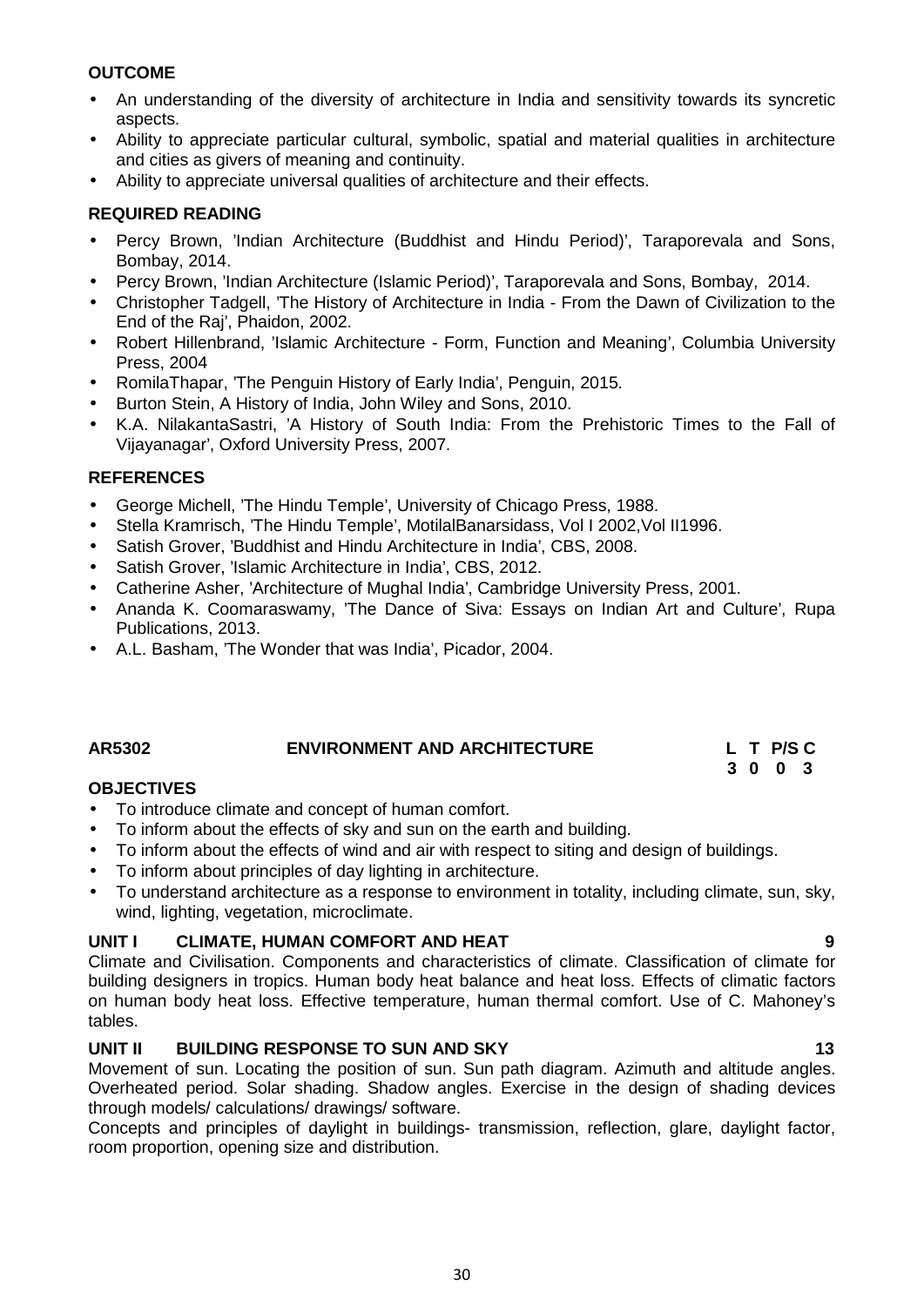**OUTCOME**

- An understanding of the diversity of architecture in India and sensitivity towards its syncretic aspects.
- Ability to appreciate particular cultural, symbolic, spatial and material qualities in architecture and cities as givers of meaning and continuity.
- Ability to appreciate universal qualities of architecture and their effects.

**REQUIRED READING**

- Percy Brown, 'Indian Architecture (Buddhist and Hindu Period)', Taraporevala and Sons, Bombay, 2014.
- Percy Brown, 'Indian Architecture (Islamic Period)', Taraporevala and Sons, Bombay, 2014.
- Christopher Tadgell, 'The History of Architecture in India - From the Dawn of Civilization to the End of the Raj', Phaidon, 2002.
- Robert Hillenbrand, 'Islamic Architecture - Form, Function and Meaning', Columbia University Press, 2004
- RomilaThapar, 'The Penguin History of Early India', Penguin, 2015.
- Burton Stein, A History of India, John Wiley and Sons, 2010.
- K.A. NilakantaSastri, 'A History of South India: From the Prehistoric Times to the Fall of Vijayanagar', Oxford University Press, 2007.

**REFERENCES**

- George Michell, 'The Hindu Temple', University of Chicago Press, 1988.
- Stella Kramrisch, 'The Hindu Temple', MotilalBanarsidass, Vol I 2002,Vol II1996.
- Satish Grover, 'Buddhist and Hindu Architecture in India', CBS, 2008.
- Satish Grover, 'Islamic Architecture in India', CBS, 2012.
- Catherine Asher, 'Architecture of Mughal India', Cambridge University Press, 2001.
- Ananda K. Coomaraswamy, 'The Dance of Siva: Essays on Indian Art and Culture', Rupa Publications, 2013.
- A.L. Basham, 'The Wonder that was India', Picador, 2004.

**AR5302 ENVIRONMENT AND ARCHITECTURE**

| L | T | P/S | C |
|---|---|---|---|
| 3 | 0 | 0 | 3 |

**OBJECTIVES**

- To introduce climate and concept of human comfort.
- To inform about the effects of sky and sun on the earth and building.
- To inform about the effects of wind and air with respect to siting and design of buildings.
- To inform about principles of day lighting in architecture.
- To understand architecture as a response to environment in totality, including climate, sun, sky, wind, lighting, vegetation, microclimate.

**UNIT I CLIMATE, HUMAN COMFORT AND HEAT 9**

Climate and Civilisation. Components and characteristics of climate. Classification of climate for building designers in tropics. Human body heat balance and heat loss. Effects of climatic factors on human body heat loss. Effective temperature, human thermal comfort. Use of C. Mahoney's tables.

**UNIT II BUILDING RESPONSE TO SUN AND SKY 13**

Movement of sun. Locating the position of sun. Sun path diagram. Azimuth and altitude angles. Overheated period. Solar shading. Shadow angles. Exercise in the design of shading devices through models/ calculations/ drawings/ software.

Concepts and principles of daylight in buildings- transmission, reflection, glare, daylight factor, room proportion, opening size and distribution.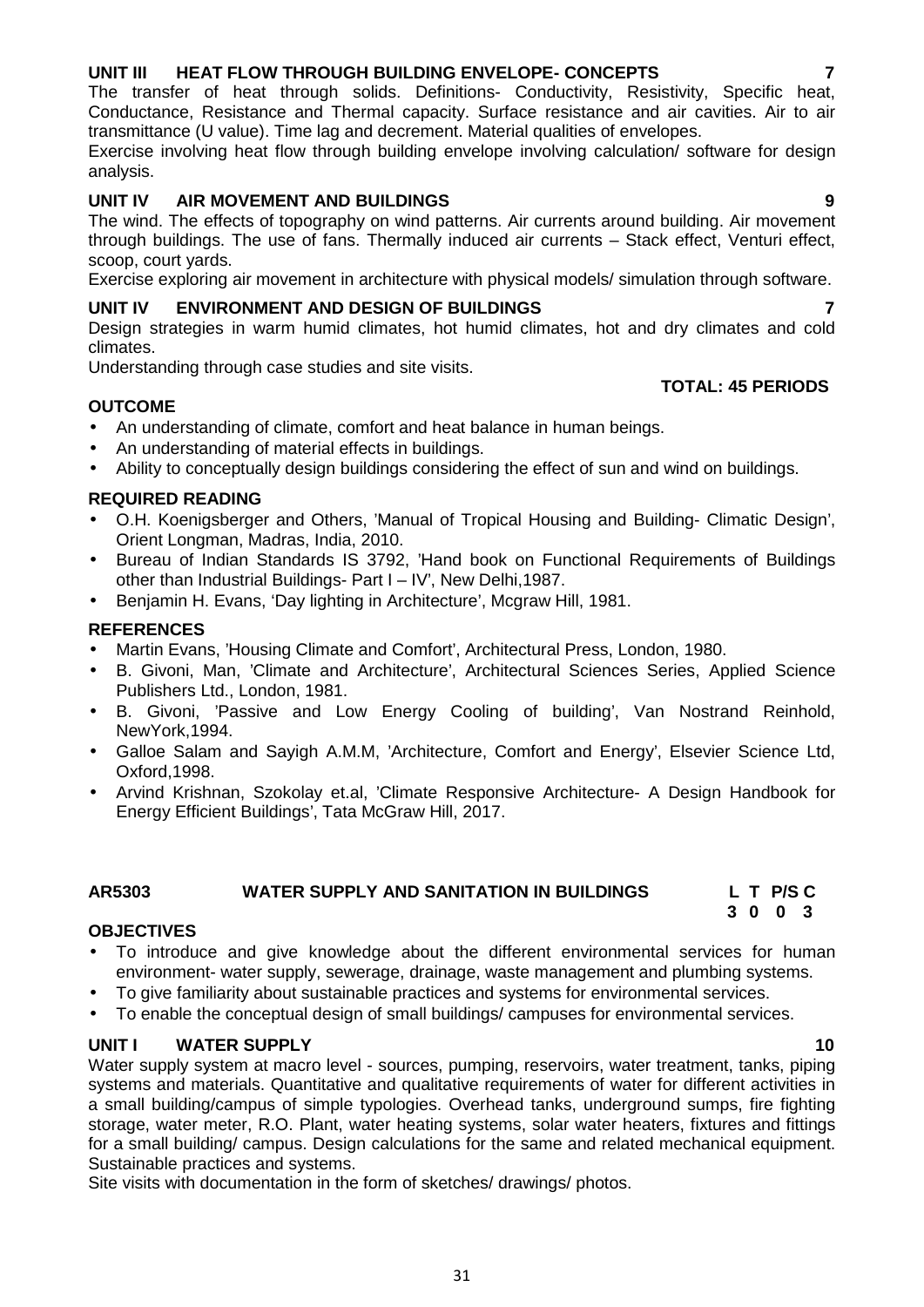**UNIT III HEAT FLOW THROUGH BUILDING ENVELOPE- CONCEPTS 7**

The transfer of heat through solids. Definitions- Conductivity, Resistivity, Specific heat, Conductance, Resistance and Thermal capacity. Surface resistance and air cavities. Air to air transmittance (U value). Time lag and decrement. Material qualities of envelopes.

Exercise involving heat flow through building envelope involving calculation/ software for design analysis.

**UNIT IV AIR MOVEMENT AND BUILDINGS 9**

The wind. The effects of topography on wind patterns. Air currents around building. Air movement through buildings. The use of fans. Thermally induced air currents – Stack effect, Venturi effect, scoop, court yards.

Exercise exploring air movement in architecture with physical models/ simulation through software.

**UNIT IV ENVIRONMENT AND DESIGN OF BUILDINGS 7**

Design strategies in warm humid climates, hot humid climates, hot and dry climates and cold climates.

Understanding through case studies and site visits.

**TOTAL: 45 PERIODS**

**OUTCOME**

- An understanding of climate, comfort and heat balance in human beings.
- An understanding of material effects in buildings.
- Ability to conceptually design buildings considering the effect of sun and wind on buildings.

**REQUIRED READING**

- O.H. Koenigsberger and Others, 'Manual of Tropical Housing and Building- Climatic Design', Orient Longman, Madras, India, 2010.
- Bureau of Indian Standards IS 3792, 'Hand book on Functional Requirements of Buildings other than Industrial Buildings- Part I – IV', New Delhi,1987.
- Benjamin H. Evans, 'Day lighting in Architecture', Mcgraw Hill, 1981.

**REFERENCES**

- Martin Evans, 'Housing Climate and Comfort', Architectural Press, London, 1980.
- B. Givoni, Man, 'Climate and Architecture', Architectural Sciences Series, Applied Science Publishers Ltd., London, 1981.
- B. Givoni, 'Passive and Low Energy Cooling of building', Van Nostrand Reinhold, NewYork,1994.
- Galloe Salam and Sayigh A.M.M, 'Architecture, Comfort and Energy', Elsevier Science Ltd, Oxford,1998.
- Arvind Krishnan, Szokolay et.al, 'Climate Responsive Architecture- A Design Handbook for Energy Efficient Buildings', Tata McGraw Hill, 2017.

**AR5303 WATER SUPPLY AND SANITATION IN BUILDINGS**

| L | T | P/S | C |
|---|---|---|---|
| 3 | 0 | 0 | 3 |

**OBJECTIVES**

- To introduce and give knowledge about the different environmental services for human environment- water supply, sewerage, drainage, waste management and plumbing systems.
- To give familiarity about sustainable practices and systems for environmental services.
- To enable the conceptual design of small buildings/ campuses for environmental services.

**UNIT I WATER SUPPLY 10**

Water supply system at macro level - sources, pumping, reservoirs, water treatment, tanks, piping systems and materials. Quantitative and qualitative requirements of water for different activities in a small building/campus of simple typologies. Overhead tanks, underground sumps, fire fighting storage, water meter, R.O. Plant, water heating systems, solar water heaters, fixtures and fittings for a small building/ campus. Design calculations for the same and related mechanical equipment. Sustainable practices and systems.

Site visits with documentation in the form of sketches/ drawings/ photos.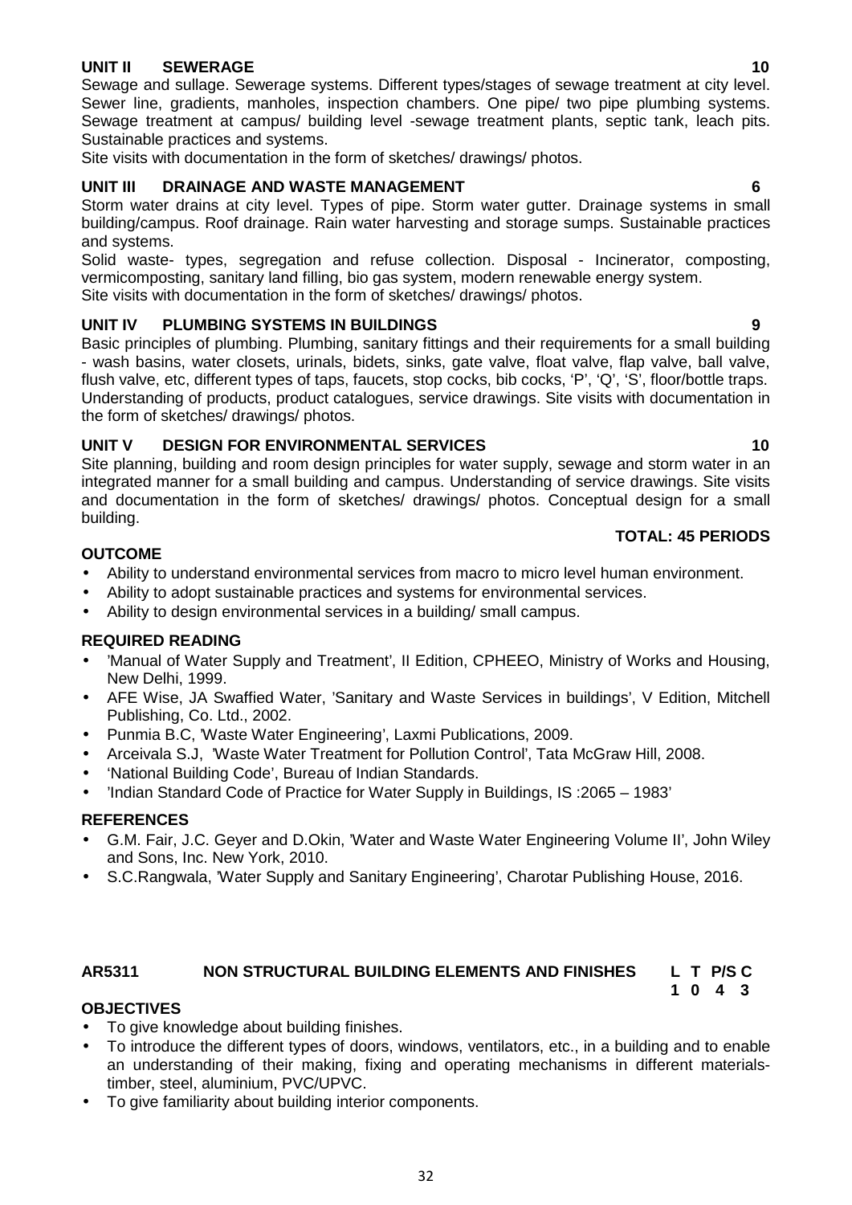## UNIT II SEWERAGE 10

Sewage and sullage. Sewerage systems. Different types/stages of sewage treatment at city level. Sewer line, gradients, manholes, inspection chambers. One pipe/ two pipe plumbing systems. Sewage treatment at campus/ building level -sewage treatment plants, septic tank, leach pits. Sustainable practices and systems.

Site visits with documentation in the form of sketches/ drawings/ photos.

## UNIT III DRAINAGE AND WASTE MANAGEMENT 6

Storm water drains at city level. Types of pipe. Storm water gutter. Drainage systems in small building/campus. Roof drainage. Rain water harvesting and storage sumps. Sustainable practices and systems.

Solid waste- types, segregation and refuse collection. Disposal - Incinerator, composting, vermicomposting, sanitary land filling, bio gas system, modern renewable energy system.

Site visits with documentation in the form of sketches/ drawings/ photos.

## UNIT IV PLUMBING SYSTEMS IN BUILDINGS 9

Basic principles of plumbing. Plumbing, sanitary fittings and their requirements for a small building - wash basins, water closets, urinals, bidets, sinks, gate valve, float valve, flap valve, ball valve, flush valve, etc, different types of taps, faucets, stop cocks, bib cocks, 'P', 'Q', 'S', floor/bottle traps. Understanding of products, product catalogues, service drawings. Site visits with documentation in the form of sketches/ drawings/ photos.

## UNIT V DESIGN FOR ENVIRONMENTAL SERVICES 10

Site planning, building and room design principles for water supply, sewage and storm water in an integrated manner for a small building and campus. Understanding of service drawings. Site visits and documentation in the form of sketches/ drawings/ photos. Conceptual design for a small building.

**TOTAL: 45 PERIODS**

### OUTCOME

- Ability to understand environmental services from macro to micro level human environment.
- Ability to adopt sustainable practices and systems for environmental services.
- Ability to design environmental services in a building/ small campus.

### REQUIRED READING

- 'Manual of Water Supply and Treatment', II Edition, CPHEEO, Ministry of Works and Housing, New Delhi, 1999.
- AFE Wise, JA Swaffied Water, 'Sanitary and Waste Services in buildings', V Edition, Mitchell Publishing, Co. Ltd., 2002.
- Punmia B.C, 'Waste Water Engineering', Laxmi Publications, 2009.
- Arceivala S.J, 'Waste Water Treatment for Pollution Control', Tata McGraw Hill, 2008.
- 'National Building Code', Bureau of Indian Standards.
- 'Indian Standard Code of Practice for Water Supply in Buildings, IS :2065 – 1983'

### REFERENCES

- G.M. Fair, J.C. Geyer and D.Okin, 'Water and Waste Water Engineering Volume II', John Wiley and Sons, Inc. New York, 2010.
- S.C.Rangwala, 'Water Supply and Sanitary Engineering', Charotar Publishing House, 2016.

## AR5311 NON STRUCTURAL BUILDING ELEMENTS AND FINISHES

| L | T | P/S | C |
|---|---|---|---|
| 1 | 0 | 4 | 3 |

### OBJECTIVES

- To give knowledge about building finishes.
- To introduce the different types of doors, windows, ventilators, etc., in a building and to enable an understanding of their making, fixing and operating mechanisms in different materials-timber, steel, aluminium, PVC/UPVC.
- To give familiarity about building interior components.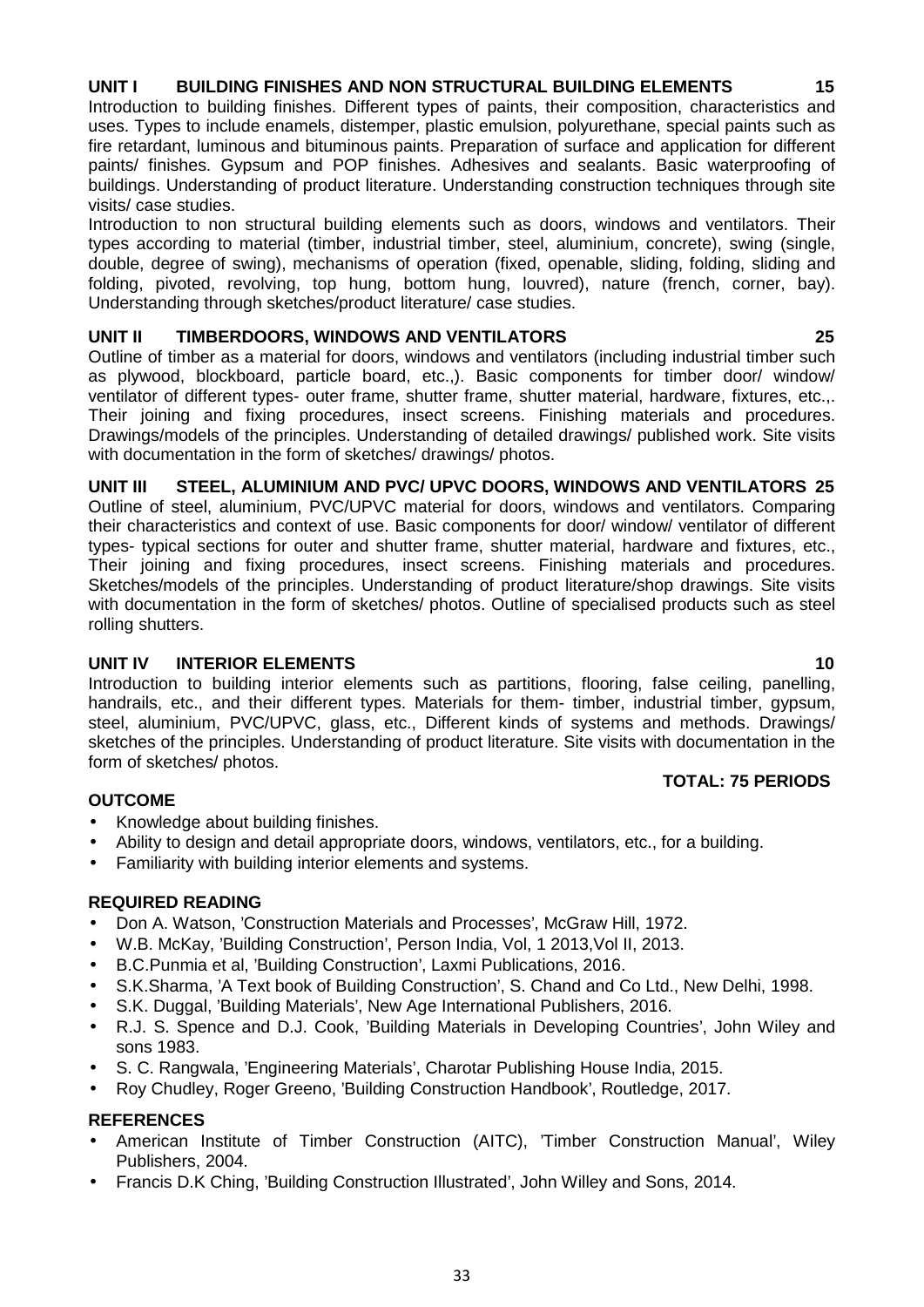**UNIT I BUILDING FINISHES AND NON STRUCTURAL BUILDING ELEMENTS 15**

Introduction to building finishes. Different types of paints, their composition, characteristics and uses. Types to include enamels, distemper, plastic emulsion, polyurethane, special paints such as fire retardant, luminous and bituminous paints. Preparation of surface and application for different paints/ finishes. Gypsum and POP finishes. Adhesives and sealants. Basic waterproofing of buildings. Understanding of product literature. Understanding construction techniques through site visits/ case studies.

Introduction to non structural building elements such as doors, windows and ventilators. Their types according to material (timber, industrial timber, steel, aluminium, concrete), swing (single, double, degree of swing), mechanisms of operation (fixed, openable, sliding, folding, sliding and folding, pivoted, revolving, top hung, bottom hung, louvred), nature (french, corner, bay). Understanding through sketches/product literature/ case studies.

**UNIT II TIMBERDOORS, WINDOWS AND VENTILATORS 25**

Outline of timber as a material for doors, windows and ventilators (including industrial timber such as plywood, blockboard, particle board, etc.,). Basic components for timber door/ window/ ventilator of different types- outer frame, shutter frame, shutter material, hardware, fixtures, etc.,. Their joining and fixing procedures, insect screens. Finishing materials and procedures. Drawings/models of the principles. Understanding of detailed drawings/ published work. Site visits with documentation in the form of sketches/ drawings/ photos.

**UNIT III STEEL, ALUMINIUM AND PVC/ UPVC DOORS, WINDOWS AND VENTILATORS 25**

Outline of steel, aluminium, PVC/UPVC material for doors, windows and ventilators. Comparing their characteristics and context of use. Basic components for door/ window/ ventilator of different types- typical sections for outer and shutter frame, shutter material, hardware and fixtures, etc., Their joining and fixing procedures, insect screens. Finishing materials and procedures. Sketches/models of the principles. Understanding of product literature/shop drawings. Site visits with documentation in the form of sketches/ photos. Outline of specialised products such as steel rolling shutters.

**UNIT IV INTERIOR ELEMENTS 10**

Introduction to building interior elements such as partitions, flooring, false ceiling, panelling, handrails, etc., and their different types. Materials for them- timber, industrial timber, gypsum, steel, aluminium, PVC/UPVC, glass, etc., Different kinds of systems and methods. Drawings/ sketches of the principles. Understanding of product literature. Site visits with documentation in the form of sketches/ photos.

**TOTAL: 75 PERIODS**

**OUTCOME**

- Knowledge about building finishes.
- Ability to design and detail appropriate doors, windows, ventilators, etc., for a building.
- Familiarity with building interior elements and systems.

**REQUIRED READING**

- Don A. Watson, 'Construction Materials and Processes', McGraw Hill, 1972.
- W.B. McKay, 'Building Construction', Person India, Vol, 1 2013,Vol II, 2013.
- B.C.Punmia et al, 'Building Construction', Laxmi Publications, 2016.
- S.K.Sharma, 'A Text book of Building Construction', S. Chand and Co Ltd., New Delhi, 1998.
- S.K. Duggal, 'Building Materials', New Age International Publishers, 2016.
- R.J. S. Spence and D.J. Cook, 'Building Materials in Developing Countries', John Wiley and sons 1983.
- S. C. Rangwala, 'Engineering Materials', Charotar Publishing House India, 2015.
- Roy Chudley, Roger Greeno, 'Building Construction Handbook', Routledge, 2017.

**REFERENCES**

- American Institute of Timber Construction (AITC), 'Timber Construction Manual', Wiley Publishers, 2004.
- Francis D.K Ching, 'Building Construction Illustrated', John Willey and Sons, 2014.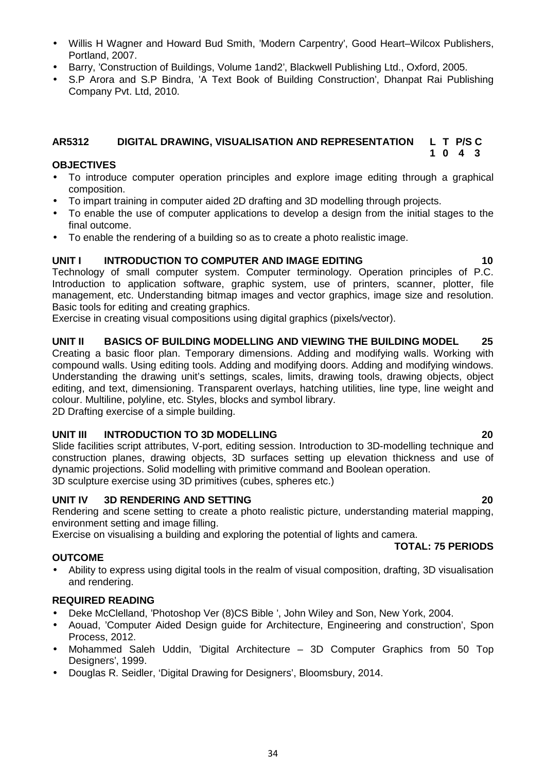- Willis H Wagner and Howard Bud Smith, 'Modern Carpentry', Good Heart–Wilcox Publishers, Portland, 2007.
- Barry, 'Construction of Buildings, Volume 1and2', Blackwell Publishing Ltd., Oxford, 2005.
- S.P Arora and S.P Bindra, 'A Text Book of Building Construction', Dhanpat Rai Publishing Company Pvt. Ltd, 2010.

## AR5312 DIGITAL DRAWING, VISUALISATION AND REPRESENTATION

| L | T | P/S | C |
|---|---|---|---|
| 1 | 0 | 4 | 3 |

**OBJECTIVES**

- To introduce computer operation principles and explore image editing through a graphical composition.
- To impart training in computer aided 2D drafting and 3D modelling through projects.
- To enable the use of computer applications to develop a design from the initial stages to the final outcome.
- To enable the rendering of a building so as to create a photo realistic image.

**UNIT I INTRODUCTION TO COMPUTER AND IMAGE EDITING 10**

Technology of small computer system. Computer terminology. Operation principles of P.C. Introduction to application software, graphic system, use of printers, scanner, plotter, file management, etc. Understanding bitmap images and vector graphics, image size and resolution. Basic tools for editing and creating graphics.
Exercise in creating visual compositions using digital graphics (pixels/vector).

**UNIT II BASICS OF BUILDING MODELLING AND VIEWING THE BUILDING MODEL 25**

Creating a basic floor plan. Temporary dimensions. Adding and modifying walls. Working with compound walls. Using editing tools. Adding and modifying doors. Adding and modifying windows. Understanding the drawing unit's settings, scales, limits, drawing tools, drawing objects, object editing, and text, dimensioning. Transparent overlays, hatching utilities, line type, line weight and colour. Multiline, polyline, etc. Styles, blocks and symbol library.
2D Drafting exercise of a simple building.

**UNIT III INTRODUCTION TO 3D MODELLING 20**

Slide facilities script attributes, V-port, editing session. Introduction to 3D-modelling technique and construction planes, drawing objects, 3D surfaces setting up elevation thickness and use of dynamic projections. Solid modelling with primitive command and Boolean operation.
3D sculpture exercise using 3D primitives (cubes, spheres etc.)

**UNIT IV 3D RENDERING AND SETTING 20**

Rendering and scene setting to create a photo realistic picture, understanding material mapping, environment setting and image filling.
Exercise on visualising a building and exploring the potential of lights and camera.

**TOTAL: 75 PERIODS**

**OUTCOME**

- Ability to express using digital tools in the realm of visual composition, drafting, 3D visualisation and rendering.

**REQUIRED READING**

- Deke McClelland, 'Photoshop Ver (8)CS Bible ', John Wiley and Son, New York, 2004.
- Aouad, 'Computer Aided Design guide for Architecture, Engineering and construction', Spon Process, 2012.
- Mohammed Saleh Uddin, 'Digital Architecture – 3D Computer Graphics from 50 Top Designers', 1999.
- Douglas R. Seidler, 'Digital Drawing for Designers', Bloomsbury, 2014.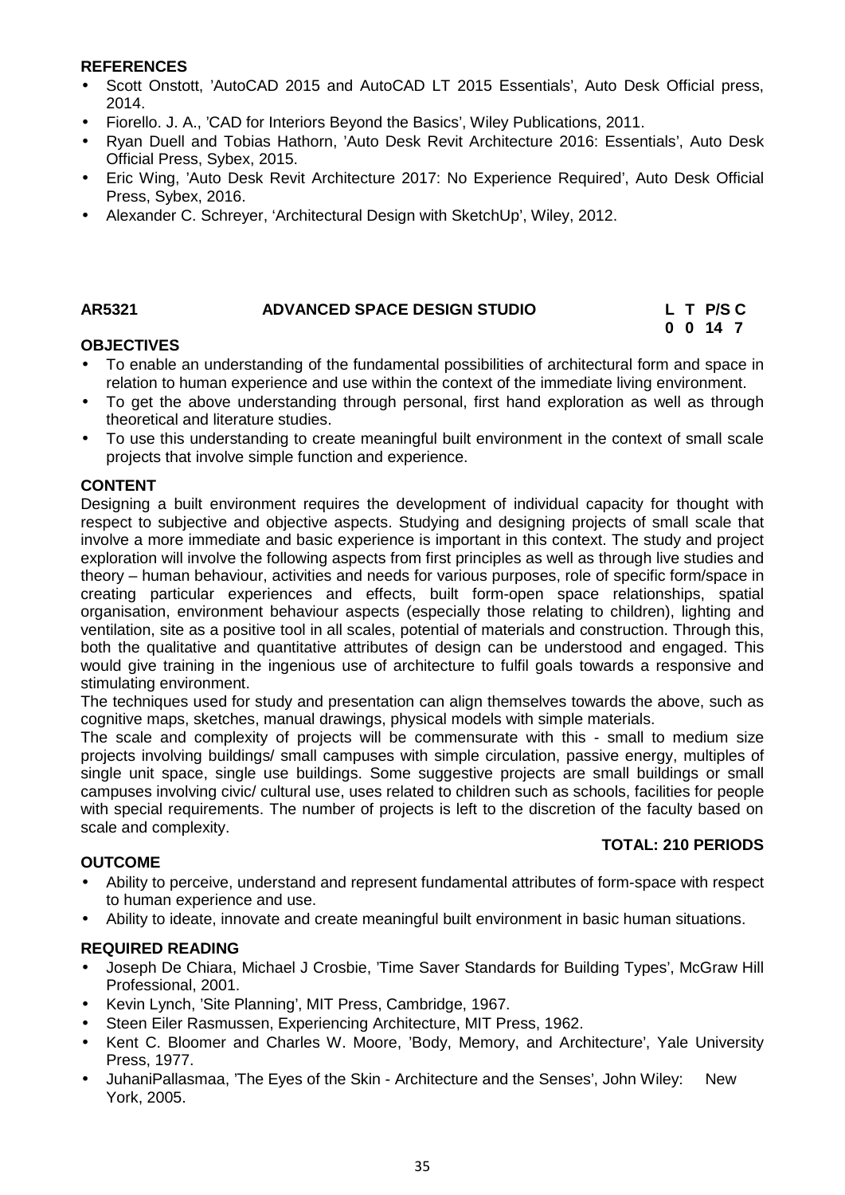**REFERENCES**

- Scott Onstott, 'AutoCAD 2015 and AutoCAD LT 2015 Essentials', Auto Desk Official press, 2014.
- Fiorello. J. A., 'CAD for Interiors Beyond the Basics', Wiley Publications, 2011.
- Ryan Duell and Tobias Hathorn, 'Auto Desk Revit Architecture 2016: Essentials', Auto Desk Official Press, Sybex, 2015.
- Eric Wing, 'Auto Desk Revit Architecture 2017: No Experience Required', Auto Desk Official Press, Sybex, 2016.
- Alexander C. Schreyer, 'Architectural Design with SketchUp', Wiley, 2012.

| AR5321 | ADVANCED SPACE DESIGN STUDIO | L | T | P/S | C |
|---|---|---|---|---|---|
| | | 0 | 0 | 14 | 7 |

**OBJECTIVES**

- To enable an understanding of the fundamental possibilities of architectural form and space in relation to human experience and use within the context of the immediate living environment.
- To get the above understanding through personal, first hand exploration as well as through theoretical and literature studies.
- To use this understanding to create meaningful built environment in the context of small scale projects that involve simple function and experience.

**CONTENT**

Designing a built environment requires the development of individual capacity for thought with respect to subjective and objective aspects. Studying and designing projects of small scale that involve a more immediate and basic experience is important in this context. The study and project exploration will involve the following aspects from first principles as well as through live studies and theory – human behaviour, activities and needs for various purposes, role of specific form/space in creating particular experiences and effects, built form-open space relationships, spatial organisation, environment behaviour aspects (especially those relating to children), lighting and ventilation, site as a positive tool in all scales, potential of materials and construction. Through this, both the qualitative and quantitative attributes of design can be understood and engaged. This would give training in the ingenious use of architecture to fulfil goals towards a responsive and stimulating environment.

The techniques used for study and presentation can align themselves towards the above, such as cognitive maps, sketches, manual drawings, physical models with simple materials.

The scale and complexity of projects will be commensurate with this - small to medium size projects involving buildings/ small campuses with simple circulation, passive energy, multiples of single unit space, single use buildings. Some suggestive projects are small buildings or small campuses involving civic/ cultural use, uses related to children such as schools, facilities for people with special requirements. The number of projects is left to the discretion of the faculty based on scale and complexity.

**TOTAL: 210 PERIODS**

**OUTCOME**

- Ability to perceive, understand and represent fundamental attributes of form-space with respect to human experience and use.
- Ability to ideate, innovate and create meaningful built environment in basic human situations.

**REQUIRED READING**

- Joseph De Chiara, Michael J Crosbie, 'Time Saver Standards for Building Types', McGraw Hill Professional, 2001.
- Kevin Lynch, 'Site Planning', MIT Press, Cambridge, 1967.
- Steen Eiler Rasmussen, Experiencing Architecture, MIT Press, 1962.
- Kent C. Bloomer and Charles W. Moore, 'Body, Memory, and Architecture', Yale University Press, 1977.
- JuhaniPallasmaa, 'The Eyes of the Skin - Architecture and the Senses', John Wiley: New York, 2005.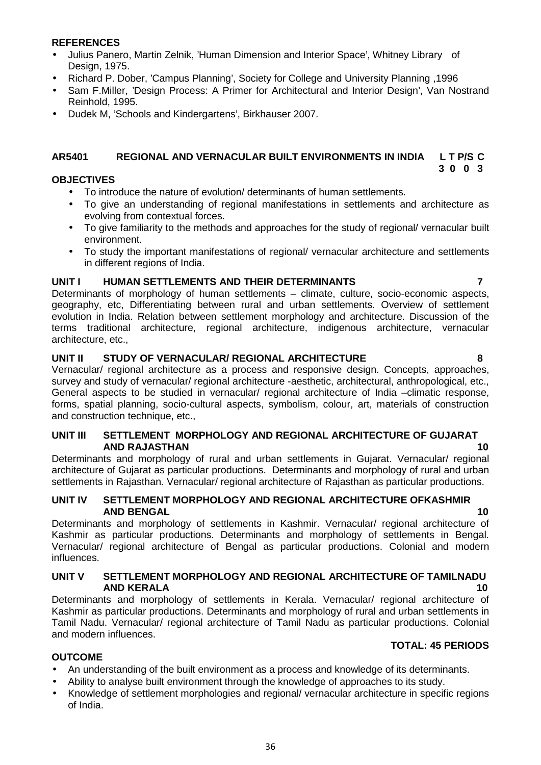**REFERENCES**

- Julius Panero, Martin Zelnik, 'Human Dimension and Interior Space', Whitney Library of Design, 1975.
- Richard P. Dober, 'Campus Planning', Society for College and University Planning ,1996
- Sam F.Miller, 'Design Process: A Primer for Architectural and Interior Design', Van Nostrand Reinhold, 1995.
- Dudek M, 'Schools and Kindergartens', Birkhauser 2007.

## AR5401 REGIONAL AND VERNACULAR BUILT ENVIRONMENTS IN INDIA

| L | T | P/S | C |
|---|---|---|---|
| 3 | 0 | 0 | 3 |

**OBJECTIVES**

- To introduce the nature of evolution/ determinants of human settlements.
- To give an understanding of regional manifestations in settlements and architecture as evolving from contextual forces.
- To give familiarity to the methods and approaches for the study of regional/ vernacular built environment.
- To study the important manifestations of regional/ vernacular architecture and settlements in different regions of India.

**UNIT I HUMAN SETTLEMENTS AND THEIR DETERMINANTS 7**

Determinants of morphology of human settlements – climate, culture, socio-economic aspects, geography, etc, Differentiating between rural and urban settlements. Overview of settlement evolution in India. Relation between settlement morphology and architecture. Discussion of the terms traditional architecture, regional architecture, indigenous architecture, vernacular architecture, etc.,

**UNIT II STUDY OF VERNACULAR/ REGIONAL ARCHITECTURE 8**

Vernacular/ regional architecture as a process and responsive design. Concepts, approaches, survey and study of vernacular/ regional architecture -aesthetic, architectural, anthropological, etc., General aspects to be studied in vernacular/ regional architecture of India –climatic response, forms, spatial planning, socio-cultural aspects, symbolism, colour, art, materials of construction and construction technique, etc.,

**UNIT III SETTLEMENT MORPHOLOGY AND REGIONAL ARCHITECTURE OF GUJARAT AND RAJASTHAN 10**

Determinants and morphology of rural and urban settlements in Gujarat. Vernacular/ regional architecture of Gujarat as particular productions. Determinants and morphology of rural and urban settlements in Rajasthan. Vernacular/ regional architecture of Rajasthan as particular productions.

**UNIT IV SETTLEMENT MORPHOLOGY AND REGIONAL ARCHITECTURE OFKASHMIR AND BENGAL 10**

Determinants and morphology of settlements in Kashmir. Vernacular/ regional architecture of Kashmir as particular productions. Determinants and morphology of settlements in Bengal. Vernacular/ regional architecture of Bengal as particular productions. Colonial and modern influences.

**UNIT V SETTLEMENT MORPHOLOGY AND REGIONAL ARCHITECTURE OF TAMILNADU AND KERALA 10**

Determinants and morphology of settlements in Kerala. Vernacular/ regional architecture of Kashmir as particular productions. Determinants and morphology of rural and urban settlements in Tamil Nadu. Vernacular/ regional architecture of Tamil Nadu as particular productions. Colonial and modern influences.

**TOTAL: 45 PERIODS**

**OUTCOME**

- An understanding of the built environment as a process and knowledge of its determinants.
- Ability to analyse built environment through the knowledge of approaches to its study.
- Knowledge of settlement morphologies and regional/ vernacular architecture in specific regions of India.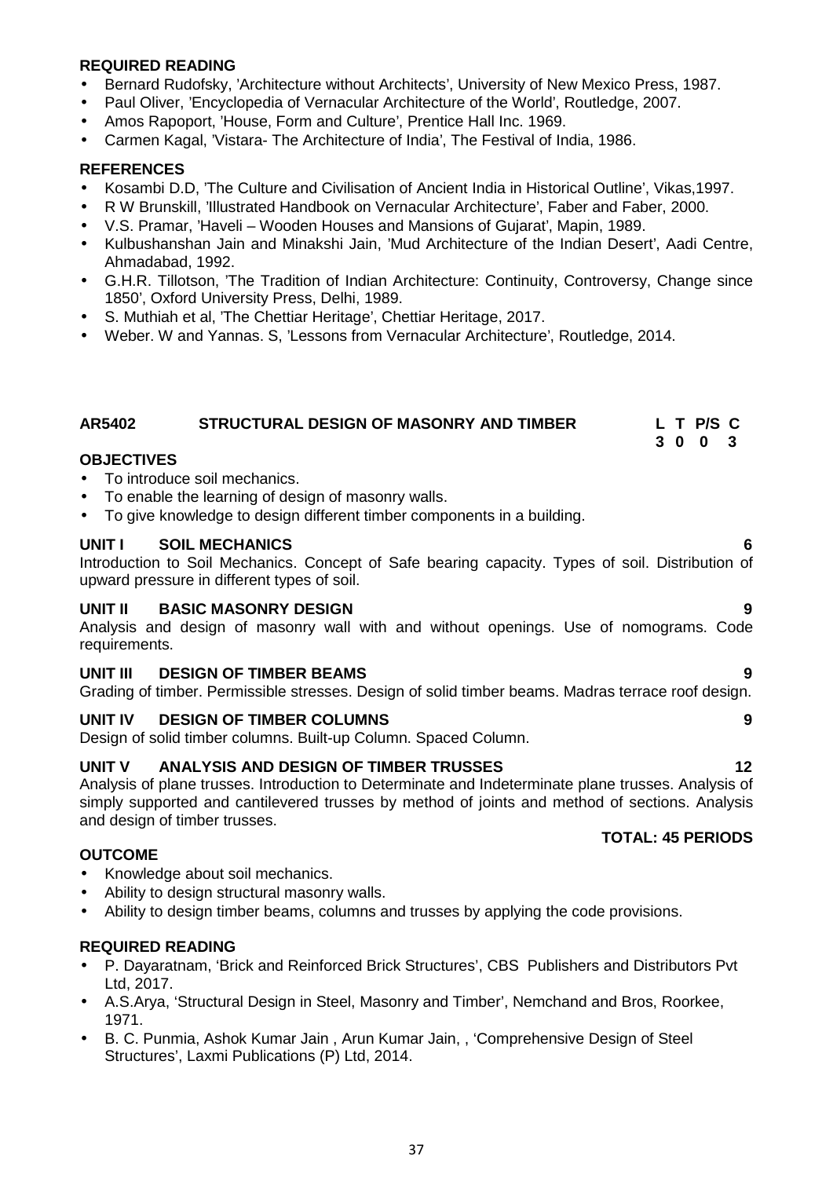**REQUIRED READING**

- Bernard Rudofsky, 'Architecture without Architects', University of New Mexico Press, 1987.
- Paul Oliver, 'Encyclopedia of Vernacular Architecture of the World', Routledge, 2007.
- Amos Rapoport, 'House, Form and Culture', Prentice Hall Inc. 1969.
- Carmen Kagal, 'Vistara- The Architecture of India', The Festival of India, 1986.

**REFERENCES**

- Kosambi D.D, 'The Culture and Civilisation of Ancient India in Historical Outline', Vikas,1997.
- R W Brunskill, 'Illustrated Handbook on Vernacular Architecture', Faber and Faber, 2000.
- V.S. Pramar, 'Haveli – Wooden Houses and Mansions of Gujarat', Mapin, 1989.
- Kulbushanshan Jain and Minakshi Jain, 'Mud Architecture of the Indian Desert', Aadi Centre, Ahmadabad, 1992.
- G.H.R. Tillotson, 'The Tradition of Indian Architecture: Continuity, Controversy, Change since 1850', Oxford University Press, Delhi, 1989.
- S. Muthiah et al, 'The Chettiar Heritage', Chettiar Heritage, 2017.
- Weber. W and Yannas. S, 'Lessons from Vernacular Architecture', Routledge, 2014.

## AR5402 STRUCTURAL DESIGN OF MASONRY AND TIMBER

| L | T | P/S | C |
|---|---|---|---|
| 3 | 0 | 0 | 3 |

**OBJECTIVES**

- To introduce soil mechanics.
- To enable the learning of design of masonry walls.
- To give knowledge to design different timber components in a building.

**UNIT I SOIL MECHANICS** **6**

Introduction to Soil Mechanics. Concept of Safe bearing capacity. Types of soil. Distribution of upward pressure in different types of soil.

**UNIT II BASIC MASONRY DESIGN** **9**

Analysis and design of masonry wall with and without openings. Use of nomograms. Code requirements.

**UNIT III DESIGN OF TIMBER BEAMS** **9**

Grading of timber. Permissible stresses. Design of solid timber beams. Madras terrace roof design.

**UNIT IV DESIGN OF TIMBER COLUMNS** **9**

Design of solid timber columns. Built-up Column. Spaced Column.

**UNIT V ANALYSIS AND DESIGN OF TIMBER TRUSSES** **12**

Analysis of plane trusses. Introduction to Determinate and Indeterminate plane trusses. Analysis of simply supported and cantilevered trusses by method of joints and method of sections. Analysis and design of timber trusses.

**TOTAL: 45 PERIODS**

**OUTCOME**

- Knowledge about soil mechanics.
- Ability to design structural masonry walls.
- Ability to design timber beams, columns and trusses by applying the code provisions.

**REQUIRED READING**

- P. Dayaratnam, 'Brick and Reinforced Brick Structures', CBS Publishers and Distributors Pvt Ltd, 2017.
- A.S.Arya, 'Structural Design in Steel, Masonry and Timber', Nemchand and Bros, Roorkee, 1971.
- B. C. Punmia, Ashok Kumar Jain , Arun Kumar Jain, , 'Comprehensive Design of Steel Structures', Laxmi Publications (P) Ltd, 2014.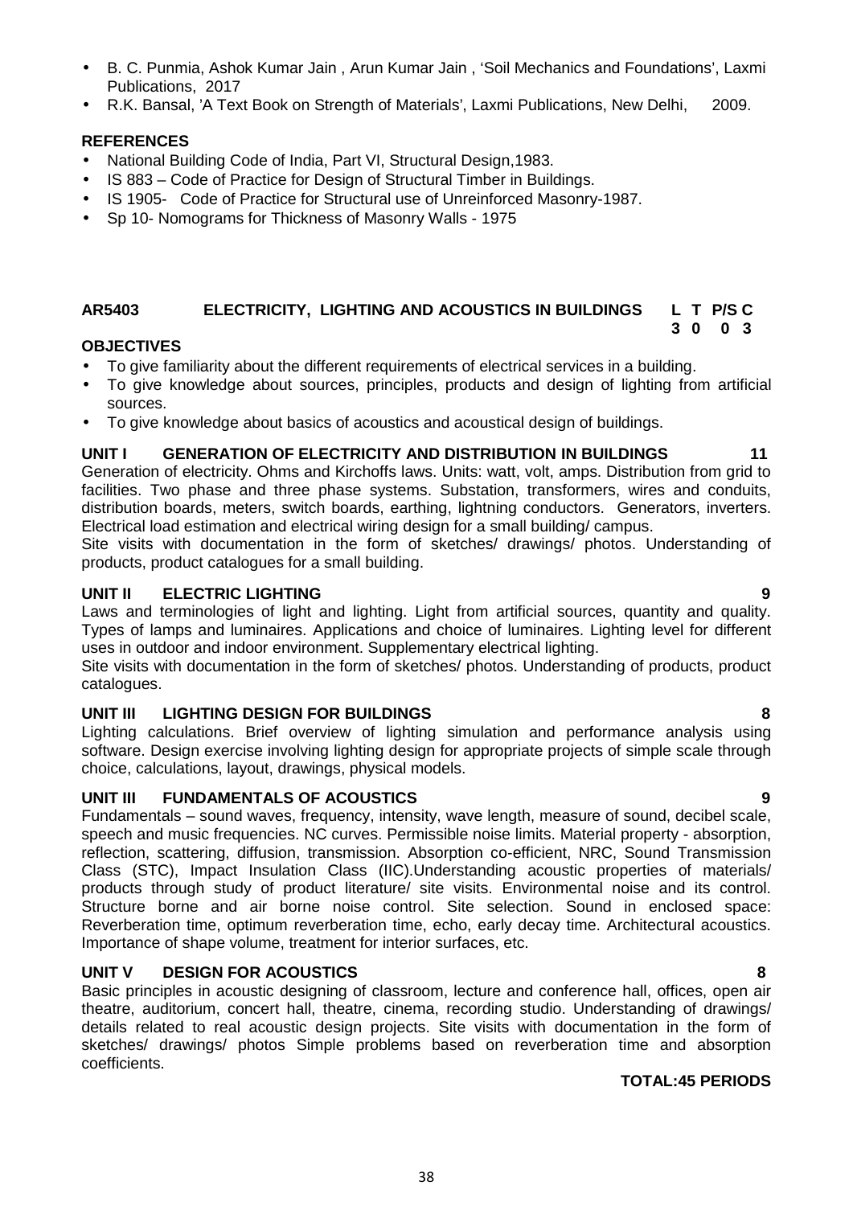- B. C. Punmia, Ashok Kumar Jain , Arun Kumar Jain , 'Soil Mechanics and Foundations', Laxmi Publications, 2017
- R.K. Bansal, 'A Text Book on Strength of Materials', Laxmi Publications, New Delhi, 2009.

**REFERENCES**

- National Building Code of India, Part VI, Structural Design,1983.
- IS 883 – Code of Practice for Design of Structural Timber in Buildings.
- IS 1905- Code of Practice for Structural use of Unreinforced Masonry-1987.
- Sp 10- Nomograms for Thickness of Masonry Walls - 1975

**AR5403 ELECTRICITY, LIGHTING AND ACOUSTICS IN BUILDINGS L T P/S C**
**3 0 0 3**

**OBJECTIVES**

- To give familiarity about the different requirements of electrical services in a building.
- To give knowledge about sources, principles, products and design of lighting from artificial sources.
- To give knowledge about basics of acoustics and acoustical design of buildings.

**UNIT I GENERATION OF ELECTRICITY AND DISTRIBUTION IN BUILDINGS 11**

Generation of electricity. Ohms and Kirchoffs laws. Units: watt, volt, amps. Distribution from grid to facilities. Two phase and three phase systems. Substation, transformers, wires and conduits, distribution boards, meters, switch boards, earthing, lightning conductors. Generators, inverters. Electrical load estimation and electrical wiring design for a small building/ campus.

Site visits with documentation in the form of sketches/ drawings/ photos. Understanding of products, product catalogues for a small building.

**UNIT II ELECTRIC LIGHTING 9**

Laws and terminologies of light and lighting. Light from artificial sources, quantity and quality. Types of lamps and luminaires. Applications and choice of luminaires. Lighting level for different uses in outdoor and indoor environment. Supplementary electrical lighting.

Site visits with documentation in the form of sketches/ photos. Understanding of products, product catalogues.

**UNIT III LIGHTING DESIGN FOR BUILDINGS 8**

Lighting calculations. Brief overview of lighting simulation and performance analysis using software. Design exercise involving lighting design for appropriate projects of simple scale through choice, calculations, layout, drawings, physical models.

**UNIT III FUNDAMENTALS OF ACOUSTICS 9**

Fundamentals – sound waves, frequency, intensity, wave length, measure of sound, decibel scale, speech and music frequencies. NC curves. Permissible noise limits. Material property - absorption, reflection, scattering, diffusion, transmission. Absorption co-efficient, NRC, Sound Transmission Class (STC), Impact Insulation Class (IIC).Understanding acoustic properties of materials/ products through study of product literature/ site visits. Environmental noise and its control. Structure borne and air borne noise control. Site selection. Sound in enclosed space: Reverberation time, optimum reverberation time, echo, early decay time. Architectural acoustics. Importance of shape volume, treatment for interior surfaces, etc.

**UNIT V DESIGN FOR ACOUSTICS 8**

Basic principles in acoustic designing of classroom, lecture and conference hall, offices, open air theatre, auditorium, concert hall, theatre, cinema, recording studio. Understanding of drawings/ details related to real acoustic design projects. Site visits with documentation in the form of sketches/ drawings/ photos Simple problems based on reverberation time and absorption coefficients.

**TOTAL:45 PERIODS**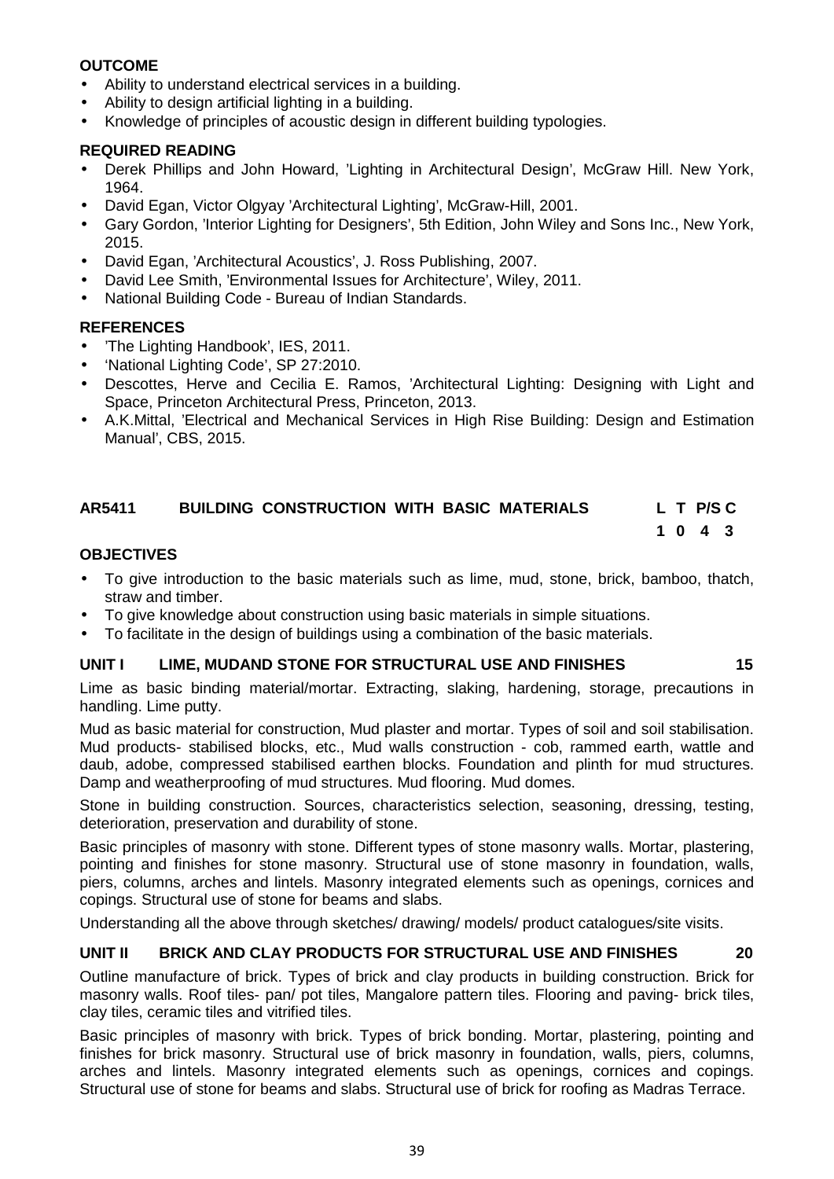**OUTCOME**

- Ability to understand electrical services in a building.
- Ability to design artificial lighting in a building.
- Knowledge of principles of acoustic design in different building typologies.

**REQUIRED READING**

- Derek Phillips and John Howard, 'Lighting in Architectural Design', McGraw Hill. New York, 1964.
- David Egan, Victor Olgyay 'Architectural Lighting', McGraw-Hill, 2001.
- Gary Gordon, 'Interior Lighting for Designers', 5th Edition, John Wiley and Sons Inc., New York, 2015.
- David Egan, 'Architectural Acoustics', J. Ross Publishing, 2007.
- David Lee Smith, 'Environmental Issues for Architecture', Wiley, 2011.
- National Building Code - Bureau of Indian Standards.

**REFERENCES**

- 'The Lighting Handbook', IES, 2011.
- 'National Lighting Code', SP 27:2010.
- Descottes, Herve and Cecilia E. Ramos, 'Architectural Lighting: Designing with Light and Space, Princeton Architectural Press, Princeton, 2013.
- A.K.Mittal, 'Electrical and Mechanical Services in High Rise Building: Design and Estimation Manual', CBS, 2015.

## AR5411 BUILDING CONSTRUCTION WITH BASIC MATERIALS

| L | T | P/S | C |
|---|---|---|---|
| 1 | 0 | 4 | 3 |

**OBJECTIVES**

- To give introduction to the basic materials such as lime, mud, stone, brick, bamboo, thatch, straw and timber.
- To give knowledge about construction using basic materials in simple situations.
- To facilitate in the design of buildings using a combination of the basic materials.

**UNIT I LIME, MUDAND STONE FOR STRUCTURAL USE AND FINISHES 15**

Lime as basic binding material/mortar. Extracting, slaking, hardening, storage, precautions in handling. Lime putty.

Mud as basic material for construction, Mud plaster and mortar. Types of soil and soil stabilisation. Mud products- stabilised blocks, etc., Mud walls construction - cob, rammed earth, wattle and daub, adobe, compressed stabilised earthen blocks. Foundation and plinth for mud structures. Damp and weatherproofing of mud structures. Mud flooring. Mud domes.

Stone in building construction. Sources, characteristics selection, seasoning, dressing, testing, deterioration, preservation and durability of stone.

Basic principles of masonry with stone. Different types of stone masonry walls. Mortar, plastering, pointing and finishes for stone masonry. Structural use of stone masonry in foundation, walls, piers, columns, arches and lintels. Masonry integrated elements such as openings, cornices and copings. Structural use of stone for beams and slabs.

Understanding all the above through sketches/ drawing/ models/ product catalogues/site visits.

**UNIT II BRICK AND CLAY PRODUCTS FOR STRUCTURAL USE AND FINISHES 20**

Outline manufacture of brick. Types of brick and clay products in building construction. Brick for masonry walls. Roof tiles- pan/ pot tiles, Mangalore pattern tiles. Flooring and paving- brick tiles, clay tiles, ceramic tiles and vitrified tiles.

Basic principles of masonry with brick. Types of brick bonding. Mortar, plastering, pointing and finishes for brick masonry. Structural use of brick masonry in foundation, walls, piers, columns, arches and lintels. Masonry integrated elements such as openings, cornices and copings. Structural use of stone for beams and slabs. Structural use of brick for roofing as Madras Terrace.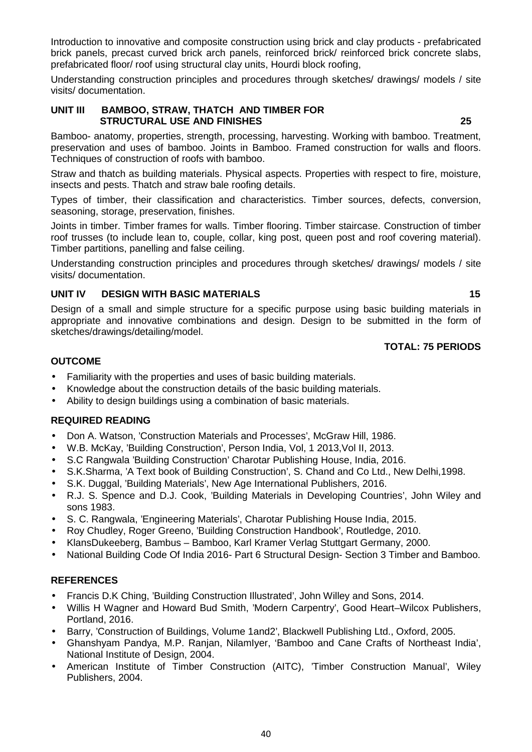Introduction to innovative and composite construction using brick and clay products - prefabricated brick panels, precast curved brick arch panels, reinforced brick/ reinforced brick concrete slabs, prefabricated floor/ roof using structural clay units, Hourdi block roofing,

Understanding construction principles and procedures through sketches/ drawings/ models / site visits/ documentation.

**UNIT III BAMBOO, STRAW, THATCH AND TIMBER FOR STRUCTURAL USE AND FINISHES 25**

Bamboo- anatomy, properties, strength, processing, harvesting. Working with bamboo. Treatment, preservation and uses of bamboo. Joints in Bamboo. Framed construction for walls and floors. Techniques of construction of roofs with bamboo.

Straw and thatch as building materials. Physical aspects. Properties with respect to fire, moisture, insects and pests. Thatch and straw bale roofing details.

Types of timber, their classification and characteristics. Timber sources, defects, conversion, seasoning, storage, preservation, finishes.

Joints in timber. Timber frames for walls. Timber flooring. Timber staircase. Construction of timber roof trusses (to include lean to, couple, collar, king post, queen post and roof covering material). Timber partitions, panelling and false ceiling.

Understanding construction principles and procedures through sketches/ drawings/ models / site visits/ documentation.

**UNIT IV DESIGN WITH BASIC MATERIALS 15**

Design of a small and simple structure for a specific purpose using basic building materials in appropriate and innovative combinations and design. Design to be submitted in the form of sketches/drawings/detailing/model.

**TOTAL: 75 PERIODS**

**OUTCOME**

- Familiarity with the properties and uses of basic building materials.
- Knowledge about the construction details of the basic building materials.
- Ability to design buildings using a combination of basic materials.

**REQUIRED READING**

- Don A. Watson, 'Construction Materials and Processes', McGraw Hill, 1986.
- W.B. McKay, 'Building Construction', Person India, Vol, 1 2013,Vol II, 2013.
- S.C Rangwala 'Building Construction' Charotar Publishing House, India, 2016.
- S.K.Sharma, 'A Text book of Building Construction', S. Chand and Co Ltd., New Delhi,1998.
- S.K. Duggal, 'Building Materials', New Age International Publishers, 2016.
- R.J. S. Spence and D.J. Cook, 'Building Materials in Developing Countries', John Wiley and sons 1983.
- S. C. Rangwala, 'Engineering Materials', Charotar Publishing House India, 2015.
- Roy Chudley, Roger Greeno, 'Building Construction Handbook', Routledge, 2010.
- KlansDukeeberg, Bambus – Bamboo, Karl Kramer Verlag Stuttgart Germany, 2000.
- National Building Code Of India 2016- Part 6 Structural Design- Section 3 Timber and Bamboo.

**REFERENCES**

- Francis D.K Ching, 'Building Construction Illustrated', John Willey and Sons, 2014.
- Willis H Wagner and Howard Bud Smith, 'Modern Carpentry', Good Heart–Wilcox Publishers, Portland, 2016.
- Barry, 'Construction of Buildings, Volume 1and2', Blackwell Publishing Ltd., Oxford, 2005.
- Ghanshyam Pandya, M.P. Ranjan, NilamIyer, 'Bamboo and Cane Crafts of Northeast India', National Institute of Design, 2004.
- American Institute of Timber Construction (AITC), 'Timber Construction Manual', Wiley Publishers, 2004.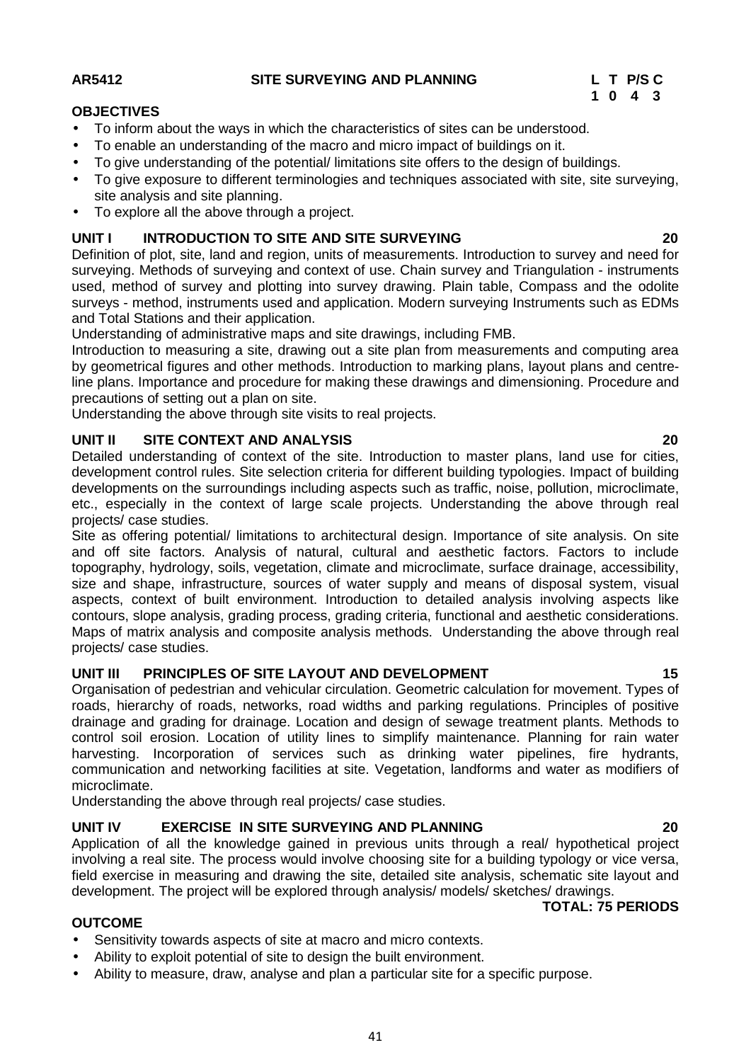**AR5412 SITE SURVEYING AND PLANNING**

| L | T | P/S | C |
|---|---|---|---|
| 1 | 0 | 4 | 3 |

**OBJECTIVES**

- To inform about the ways in which the characteristics of sites can be understood.
- To enable an understanding of the macro and micro impact of buildings on it.
- To give understanding of the potential/ limitations site offers to the design of buildings.
- To give exposure to different terminologies and techniques associated with site, site surveying, site analysis and site planning.
- To explore all the above through a project.

**UNIT I INTRODUCTION TO SITE AND SITE SURVEYING 20**

Definition of plot, site, land and region, units of measurements. Introduction to survey and need for surveying. Methods of surveying and context of use. Chain survey and Triangulation - instruments used, method of survey and plotting into survey drawing. Plain table, Compass and the odolite surveys - method, instruments used and application. Modern surveying Instruments such as EDMs and Total Stations and their application.

Understanding of administrative maps and site drawings, including FMB.

Introduction to measuring a site, drawing out a site plan from measurements and computing area by geometrical figures and other methods. Introduction to marking plans, layout plans and centre-line plans. Importance and procedure for making these drawings and dimensioning. Procedure and precautions of setting out a plan on site.

Understanding the above through site visits to real projects.

**UNIT II SITE CONTEXT AND ANALYSIS 20**

Detailed understanding of context of the site. Introduction to master plans, land use for cities, development control rules. Site selection criteria for different building typologies. Impact of building developments on the surroundings including aspects such as traffic, noise, pollution, microclimate, etc., especially in the context of large scale projects. Understanding the above through real projects/ case studies.

Site as offering potential/ limitations to architectural design. Importance of site analysis. On site and off site factors. Analysis of natural, cultural and aesthetic factors. Factors to include topography, hydrology, soils, vegetation, climate and microclimate, surface drainage, accessibility, size and shape, infrastructure, sources of water supply and means of disposal system, visual aspects, context of built environment. Introduction to detailed analysis involving aspects like contours, slope analysis, grading process, grading criteria, functional and aesthetic considerations. Maps of matrix analysis and composite analysis methods. Understanding the above through real projects/ case studies.

**UNIT III PRINCIPLES OF SITE LAYOUT AND DEVELOPMENT 15**

Organisation of pedestrian and vehicular circulation. Geometric calculation for movement. Types of roads, hierarchy of roads, networks, road widths and parking regulations. Principles of positive drainage and grading for drainage. Location and design of sewage treatment plants. Methods to control soil erosion. Location of utility lines to simplify maintenance. Planning for rain water harvesting. Incorporation of services such as drinking water pipelines, fire hydrants, communication and networking facilities at site. Vegetation, landforms and water as modifiers of microclimate.

Understanding the above through real projects/ case studies.

**UNIT IV EXERCISE IN SITE SURVEYING AND PLANNING 20**

Application of all the knowledge gained in previous units through a real/ hypothetical project involving a real site. The process would involve choosing site for a building typology or vice versa, field exercise in measuring and drawing the site, detailed site analysis, schematic site layout and development. The project will be explored through analysis/ models/ sketches/ drawings.

**TOTAL: 75 PERIODS**

**OUTCOME**

- Sensitivity towards aspects of site at macro and micro contexts.
- Ability to exploit potential of site to design the built environment.
- Ability to measure, draw, analyse and plan a particular site for a specific purpose.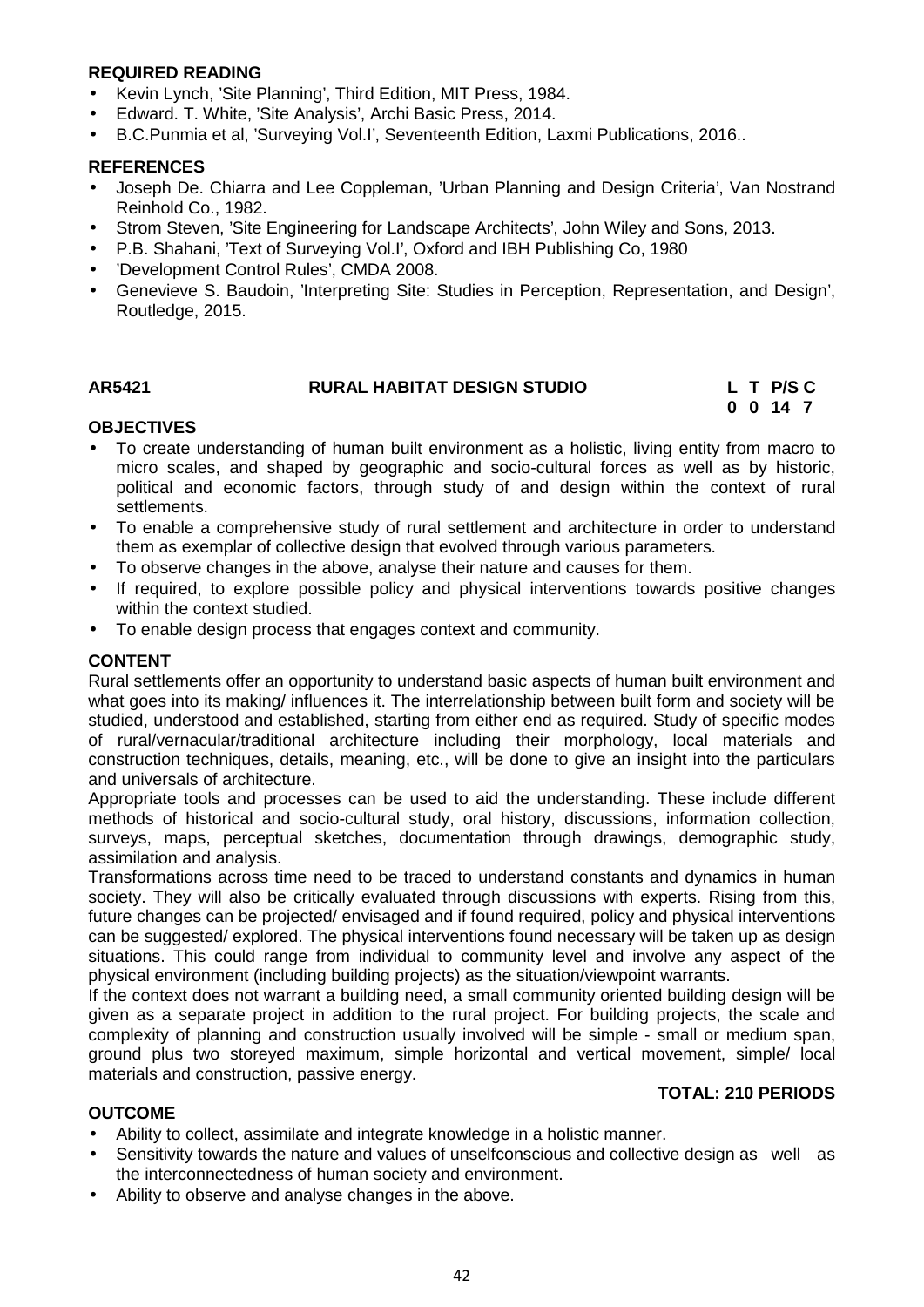**REQUIRED READING**

- Kevin Lynch, 'Site Planning', Third Edition, MIT Press, 1984.
- Edward. T. White, 'Site Analysis', Archi Basic Press, 2014.
- B.C.Punmia et al, 'Surveying Vol.I', Seventeenth Edition, Laxmi Publications, 2016..

**REFERENCES**

- Joseph De. Chiarra and Lee Coppleman, 'Urban Planning and Design Criteria', Van Nostrand Reinhold Co., 1982.
- Strom Steven, 'Site Engineering for Landscape Architects', John Wiley and Sons, 2013.
- P.B. Shahani, 'Text of Surveying Vol.I', Oxford and IBH Publishing Co, 1980
- 'Development Control Rules', CMDA 2008.
- Genevieve S. Baudoin, 'Interpreting Site: Studies in Perception, Representation, and Design', Routledge, 2015.

| AR5421 | RURAL HABITAT DESIGN STUDIO | L | T | P/S | C |
|---|---|---|---|---|---|
| | | 0 | 0 | 14 | 7 |

**OBJECTIVES**

- To create understanding of human built environment as a holistic, living entity from macro to micro scales, and shaped by geographic and socio-cultural forces as well as by historic, political and economic factors, through study of and design within the context of rural settlements.
- To enable a comprehensive study of rural settlement and architecture in order to understand them as exemplar of collective design that evolved through various parameters.
- To observe changes in the above, analyse their nature and causes for them.
- If required, to explore possible policy and physical interventions towards positive changes within the context studied.
- To enable design process that engages context and community.

**CONTENT**

Rural settlements offer an opportunity to understand basic aspects of human built environment and what goes into its making/ influences it. The interrelationship between built form and society will be studied, understood and established, starting from either end as required. Study of specific modes of rural/vernacular/traditional architecture including their morphology, local materials and construction techniques, details, meaning, etc., will be done to give an insight into the particulars and universals of architecture.

Appropriate tools and processes can be used to aid the understanding. These include different methods of historical and socio-cultural study, oral history, discussions, information collection, surveys, maps, perceptual sketches, documentation through drawings, demographic study, assimilation and analysis.

Transformations across time need to be traced to understand constants and dynamics in human society. They will also be critically evaluated through discussions with experts. Rising from this, future changes can be projected/ envisaged and if found required, policy and physical interventions can be suggested/ explored. The physical interventions found necessary will be taken up as design situations. This could range from individual to community level and involve any aspect of the physical environment (including building projects) as the situation/viewpoint warrants.

If the context does not warrant a building need, a small community oriented building design will be given as a separate project in addition to the rural project. For building projects, the scale and complexity of planning and construction usually involved will be simple - small or medium span, ground plus two storeyed maximum, simple horizontal and vertical movement, simple/ local materials and construction, passive energy.

**TOTAL: 210 PERIODS**

**OUTCOME**

- Ability to collect, assimilate and integrate knowledge in a holistic manner.
- Sensitivity towards the nature and values of unselfconscious and collective design as well as the interconnectedness of human society and environment.
- Ability to observe and analyse changes in the above.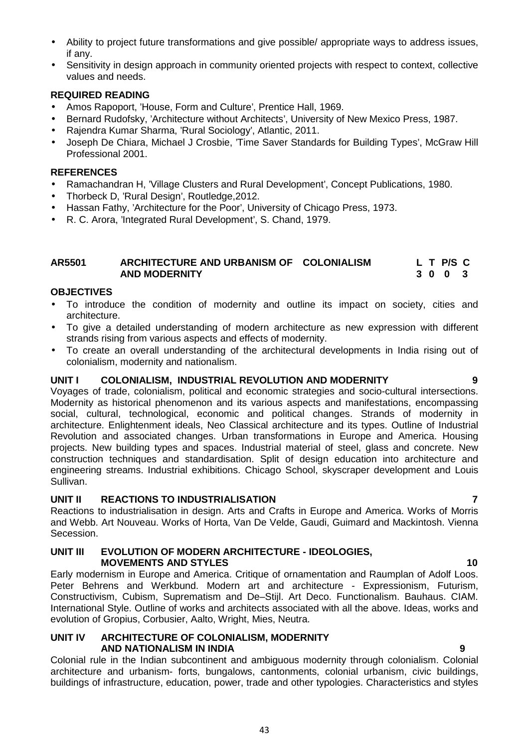- Ability to project future transformations and give possible/ appropriate ways to address issues, if any.
- Sensitivity in design approach in community oriented projects with respect to context, collective values and needs.

**REQUIRED READING**

- Amos Rapoport, 'House, Form and Culture', Prentice Hall, 1969.
- Bernard Rudofsky, 'Architecture without Architects', University of New Mexico Press, 1987.
- Rajendra Kumar Sharma, 'Rural Sociology', Atlantic, 2011.
- Joseph De Chiara, Michael J Crosbie, 'Time Saver Standards for Building Types', McGraw Hill Professional 2001.

**REFERENCES**

- Ramachandran H, 'Village Clusters and Rural Development', Concept Publications, 1980.
- Thorbeck D, 'Rural Design', Routledge,2012.
- Hassan Fathy, 'Architecture for the Poor', University of Chicago Press, 1973.
- R. C. Arora, 'Integrated Rural Development', S. Chand, 1979.

| **AR5501** | **ARCHITECTURE AND URBANISM OF COLONIALISM AND MODERNITY** | **L** | **T** | **P/S** | **C** |
|---|---|---|---|---|---|
| | | **3** | **0** | **0** | **3** |

**OBJECTIVES**

- To introduce the condition of modernity and outline its impact on society, cities and architecture.
- To give a detailed understanding of modern architecture as new expression with different strands rising from various aspects and effects of modernity.
- To create an overall understanding of the architectural developments in India rising out of colonialism, modernity and nationalism.

**UNIT I COLONIALISM, INDUSTRIAL REVOLUTION AND MODERNITY 9**

Voyages of trade, colonialism, political and economic strategies and socio-cultural intersections. Modernity as historical phenomenon and its various aspects and manifestations, encompassing social, cultural, technological, economic and political changes. Strands of modernity in architecture. Enlightenment ideals, Neo Classical architecture and its types. Outline of Industrial Revolution and associated changes. Urban transformations in Europe and America. Housing projects. New building types and spaces. Industrial material of steel, glass and concrete. New construction techniques and standardisation. Split of design education into architecture and engineering streams. Industrial exhibitions. Chicago School, skyscraper development and Louis Sullivan.

**UNIT II REACTIONS TO INDUSTRIALISATION 7**

Reactions to industrialisation in design. Arts and Crafts in Europe and America. Works of Morris and Webb. Art Nouveau. Works of Horta, Van De Velde, Gaudi, Guimard and Mackintosh. Vienna Secession.

**UNIT III EVOLUTION OF MODERN ARCHITECTURE - IDEOLOGIES, MOVEMENTS AND STYLES 10**

Early modernism in Europe and America. Critique of ornamentation and Raumplan of Adolf Loos. Peter Behrens and Werkbund. Modern art and architecture - Expressionism, Futurism, Constructivism, Cubism, Suprematism and De–Stijl. Art Deco. Functionalism. Bauhaus. CIAM. International Style. Outline of works and architects associated with all the above. Ideas, works and evolution of Gropius, Corbusier, Aalto, Wright, Mies, Neutra.

**UNIT IV ARCHITECTURE OF COLONIALISM, MODERNITY AND NATIONALISM IN INDIA 9**

Colonial rule in the Indian subcontinent and ambiguous modernity through colonialism. Colonial architecture and urbanism- forts, bungalows, cantonments, colonial urbanism, civic buildings, buildings of infrastructure, education, power, trade and other typologies. Characteristics and styles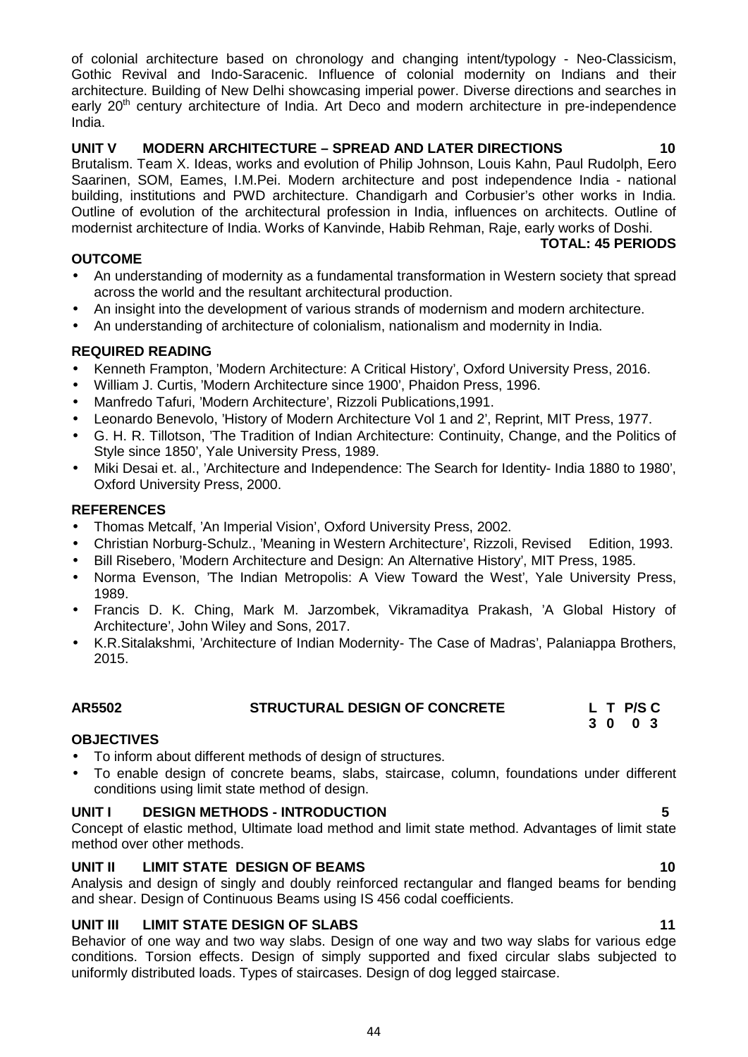of colonial architecture based on chronology and changing intent/typology - Neo-Classicism, Gothic Revival and Indo-Saracenic. Influence of colonial modernity on Indians and their architecture. Building of New Delhi showcasing imperial power. Diverse directions and searches in early 20th century architecture of India. Art Deco and modern architecture in pre-independence India.

**UNIT V MODERN ARCHITECTURE – SPREAD AND LATER DIRECTIONS 10**

Brutalism. Team X. Ideas, works and evolution of Philip Johnson, Louis Kahn, Paul Rudolph, Eero Saarinen, SOM, Eames, I.M.Pei. Modern architecture and post independence India - national building, institutions and PWD architecture. Chandigarh and Corbusier's other works in India. Outline of evolution of the architectural profession in India, influences on architects. Outline of modernist architecture of India. Works of Kanvinde, Habib Rehman, Raje, early works of Doshi.

**TOTAL: 45 PERIODS**

**OUTCOME**

- An understanding of modernity as a fundamental transformation in Western society that spread across the world and the resultant architectural production.
- An insight into the development of various strands of modernism and modern architecture.
- An understanding of architecture of colonialism, nationalism and modernity in India.

**REQUIRED READING**

- Kenneth Frampton, 'Modern Architecture: A Critical History', Oxford University Press, 2016.
- William J. Curtis, 'Modern Architecture since 1900', Phaidon Press, 1996.
- Manfredo Tafuri, 'Modern Architecture', Rizzoli Publications,1991.
- Leonardo Benevolo, 'History of Modern Architecture Vol 1 and 2', Reprint, MIT Press, 1977.
- G. H. R. Tillotson, 'The Tradition of Indian Architecture: Continuity, Change, and the Politics of Style since 1850', Yale University Press, 1989.
- Miki Desai et. al., 'Architecture and Independence: The Search for Identity- India 1880 to 1980', Oxford University Press, 2000.

**REFERENCES**

- Thomas Metcalf, 'An Imperial Vision', Oxford University Press, 2002.
- Christian Norburg-Schulz., 'Meaning in Western Architecture', Rizzoli, Revised Edition, 1993.
- Bill Risebero, 'Modern Architecture and Design: An Alternative History', MIT Press, 1985.
- Norma Evenson, 'The Indian Metropolis: A View Toward the West', Yale University Press, 1989.
- Francis D. K. Ching, Mark M. Jarzombek, Vikramaditya Prakash, 'A Global History of Architecture', John Wiley and Sons, 2017.
- K.R.Sitalakshmi, 'Architecture of Indian Modernity- The Case of Madras', Palaniappa Brothers, 2015.

## AR5502 STRUCTURAL DESIGN OF CONCRETE

| L | T | P/S | C |
|---|---|---|---|
| 3 | 0 | 0 | 3 |

**OBJECTIVES**

- To inform about different methods of design of structures.
- To enable design of concrete beams, slabs, staircase, column, foundations under different conditions using limit state method of design.

**UNIT I DESIGN METHODS - INTRODUCTION 5**

Concept of elastic method, Ultimate load method and limit state method. Advantages of limit state method over other methods.

**UNIT II LIMIT STATE DESIGN OF BEAMS 10**

Analysis and design of singly and doubly reinforced rectangular and flanged beams for bending and shear. Design of Continuous Beams using IS 456 codal coefficients.

**UNIT III LIMIT STATE DESIGN OF SLABS 11**

Behavior of one way and two way slabs. Design of one way and two way slabs for various edge conditions. Torsion effects. Design of simply supported and fixed circular slabs subjected to uniformly distributed loads. Types of staircases. Design of dog legged staircase.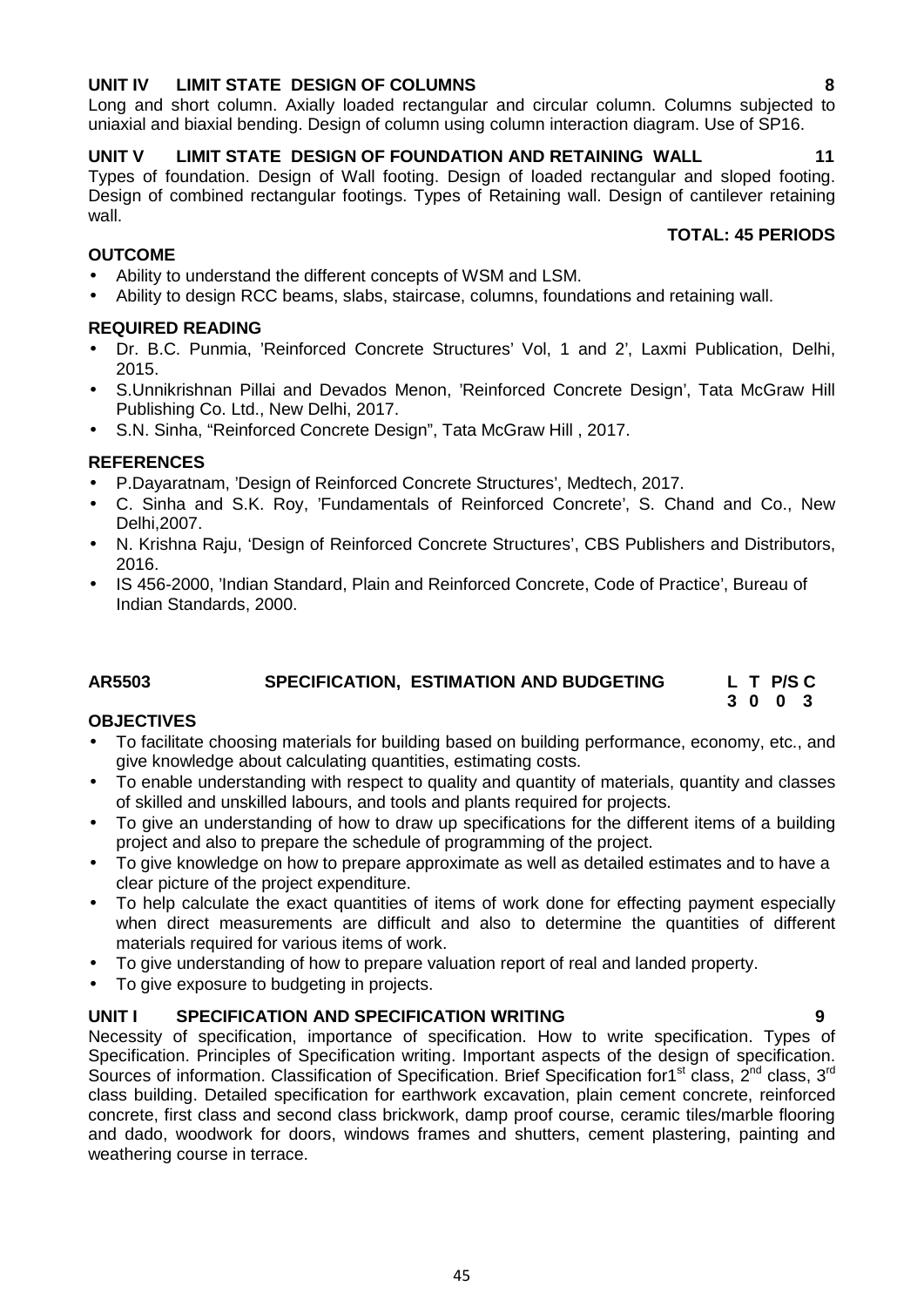**UNIT IV LIMIT STATE DESIGN OF COLUMNS 8**

Long and short column. Axially loaded rectangular and circular column. Columns subjected to uniaxial and biaxial bending. Design of column using column interaction diagram. Use of SP16.

**UNIT V LIMIT STATE DESIGN OF FOUNDATION AND RETAINING WALL 11**

Types of foundation. Design of Wall footing. Design of loaded rectangular and sloped footing. Design of combined rectangular footings. Types of Retaining wall. Design of cantilever retaining wall.

**TOTAL: 45 PERIODS**

**OUTCOME**

- Ability to understand the different concepts of WSM and LSM.
- Ability to design RCC beams, slabs, staircase, columns, foundations and retaining wall.

**REQUIRED READING**

- Dr. B.C. Punmia, 'Reinforced Concrete Structures' Vol, 1 and 2', Laxmi Publication, Delhi, 2015.
- S.Unnikrishnan Pillai and Devados Menon, 'Reinforced Concrete Design', Tata McGraw Hill Publishing Co. Ltd., New Delhi, 2017.
- S.N. Sinha, "Reinforced Concrete Design", Tata McGraw Hill , 2017.

**REFERENCES**

- P.Dayaratnam, 'Design of Reinforced Concrete Structures', Medtech, 2017.
- C. Sinha and S.K. Roy, 'Fundamentals of Reinforced Concrete', S. Chand and Co., New Delhi,2007.
- N. Krishna Raju, 'Design of Reinforced Concrete Structures', CBS Publishers and Distributors, 2016.
- IS 456-2000, 'Indian Standard, Plain and Reinforced Concrete, Code of Practice', Bureau of Indian Standards, 2000.

## AR5503 SPECIFICATION, ESTIMATION AND BUDGETING

| L | T | P/S | C |
|---|---|---|---|
| 3 | 0 | 0 | 3 |

**OBJECTIVES**

- To facilitate choosing materials for building based on building performance, economy, etc., and give knowledge about calculating quantities, estimating costs.
- To enable understanding with respect to quality and quantity of materials, quantity and classes of skilled and unskilled labours, and tools and plants required for projects.
- To give an understanding of how to draw up specifications for the different items of a building project and also to prepare the schedule of programming of the project.
- To give knowledge on how to prepare approximate as well as detailed estimates and to have a clear picture of the project expenditure.
- To help calculate the exact quantities of items of work done for effecting payment especially when direct measurements are difficult and also to determine the quantities of different materials required for various items of work.
- To give understanding of how to prepare valuation report of real and landed property.
- To give exposure to budgeting in projects.

**UNIT I SPECIFICATION AND SPECIFICATION WRITING 9**

Necessity of specification, importance of specification. How to write specification. Types of Specification. Principles of Specification writing. Important aspects of the design of specification. Sources of information. Classification of Specification. Brief Specification for1st class, 2nd class, 3rd class building. Detailed specification for earthwork excavation, plain cement concrete, reinforced concrete, first class and second class brickwork, damp proof course, ceramic tiles/marble flooring and dado, woodwork for doors, windows frames and shutters, cement plastering, painting and weathering course in terrace.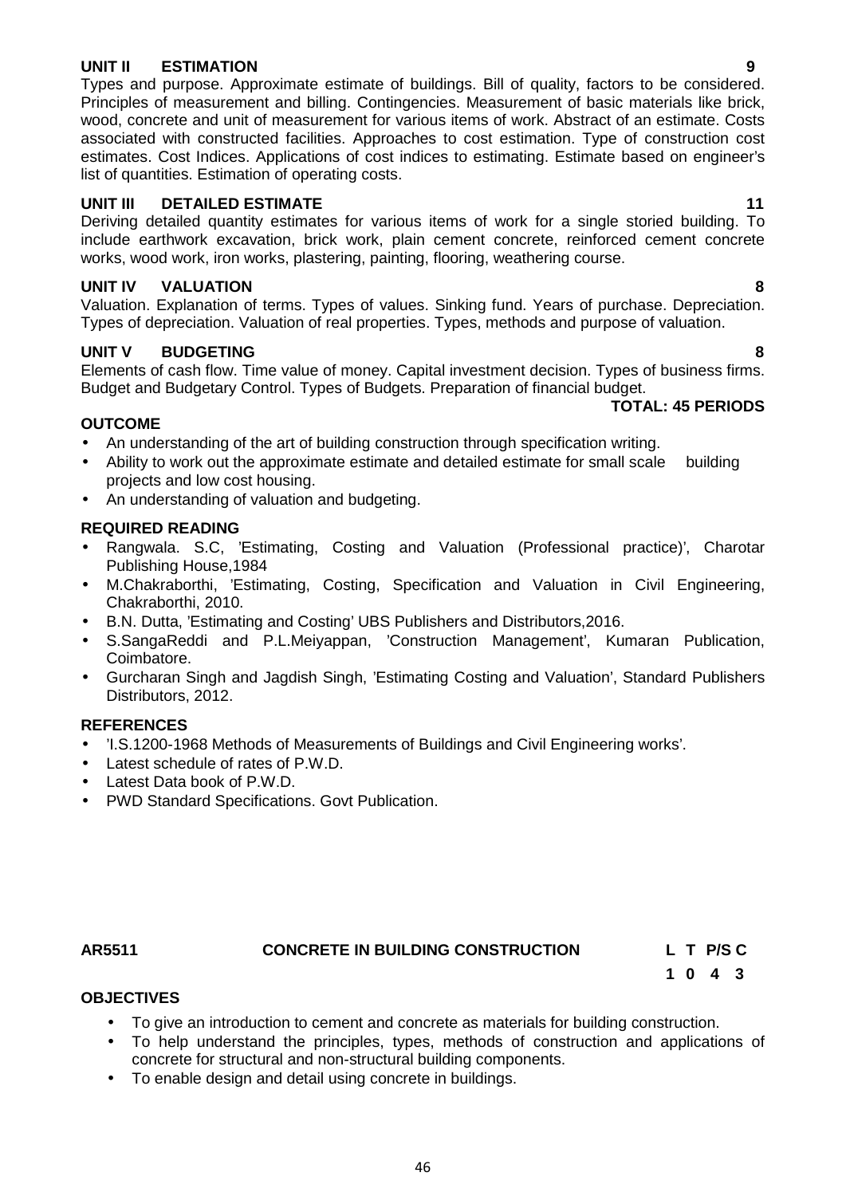**UNIT II ESTIMATION 9**

Types and purpose. Approximate estimate of buildings. Bill of quality, factors to be considered. Principles of measurement and billing. Contingencies. Measurement of basic materials like brick, wood, concrete and unit of measurement for various items of work. Abstract of an estimate. Costs associated with constructed facilities. Approaches to cost estimation. Type of construction cost estimates. Cost Indices. Applications of cost indices to estimating. Estimate based on engineer's list of quantities. Estimation of operating costs.

**UNIT III DETAILED ESTIMATE 11**

Deriving detailed quantity estimates for various items of work for a single storied building. To include earthwork excavation, brick work, plain cement concrete, reinforced cement concrete works, wood work, iron works, plastering, painting, flooring, weathering course.

**UNIT IV VALUATION 8**

Valuation. Explanation of terms. Types of values. Sinking fund. Years of purchase. Depreciation. Types of depreciation. Valuation of real properties. Types, methods and purpose of valuation.

**UNIT V BUDGETING 8**

Elements of cash flow. Time value of money. Capital investment decision. Types of business firms. Budget and Budgetary Control. Types of Budgets. Preparation of financial budget.

**TOTAL: 45 PERIODS**

**OUTCOME**

- An understanding of the art of building construction through specification writing.
- Ability to work out the approximate estimate and detailed estimate for small scale building projects and low cost housing.
- An understanding of valuation and budgeting.

**REQUIRED READING**

- Rangwala. S.C, 'Estimating, Costing and Valuation (Professional practice)', Charotar Publishing House,1984
- M.Chakraborthi, 'Estimating, Costing, Specification and Valuation in Civil Engineering, Chakraborthi, 2010.
- B.N. Dutta, 'Estimating and Costing' UBS Publishers and Distributors,2016.
- S.SangaReddi and P.L.Meiyappan, 'Construction Management', Kumaran Publication, Coimbatore.
- Gurcharan Singh and Jagdish Singh, 'Estimating Costing and Valuation', Standard Publishers Distributors, 2012.

**REFERENCES**

- 'I.S.1200-1968 Methods of Measurements of Buildings and Civil Engineering works'.
- Latest schedule of rates of P.W.D.
- Latest Data book of P.W.D.
- PWD Standard Specifications. Govt Publication.

**AR5511 CONCRETE IN BUILDING CONSTRUCTION**

| L | T | P/S | C |
|---|---|---|---|
| 1 | 0 | 4 | 3 |

**OBJECTIVES**

- To give an introduction to cement and concrete as materials for building construction.
- To help understand the principles, types, methods of construction and applications of concrete for structural and non-structural building components.
- To enable design and detail using concrete in buildings.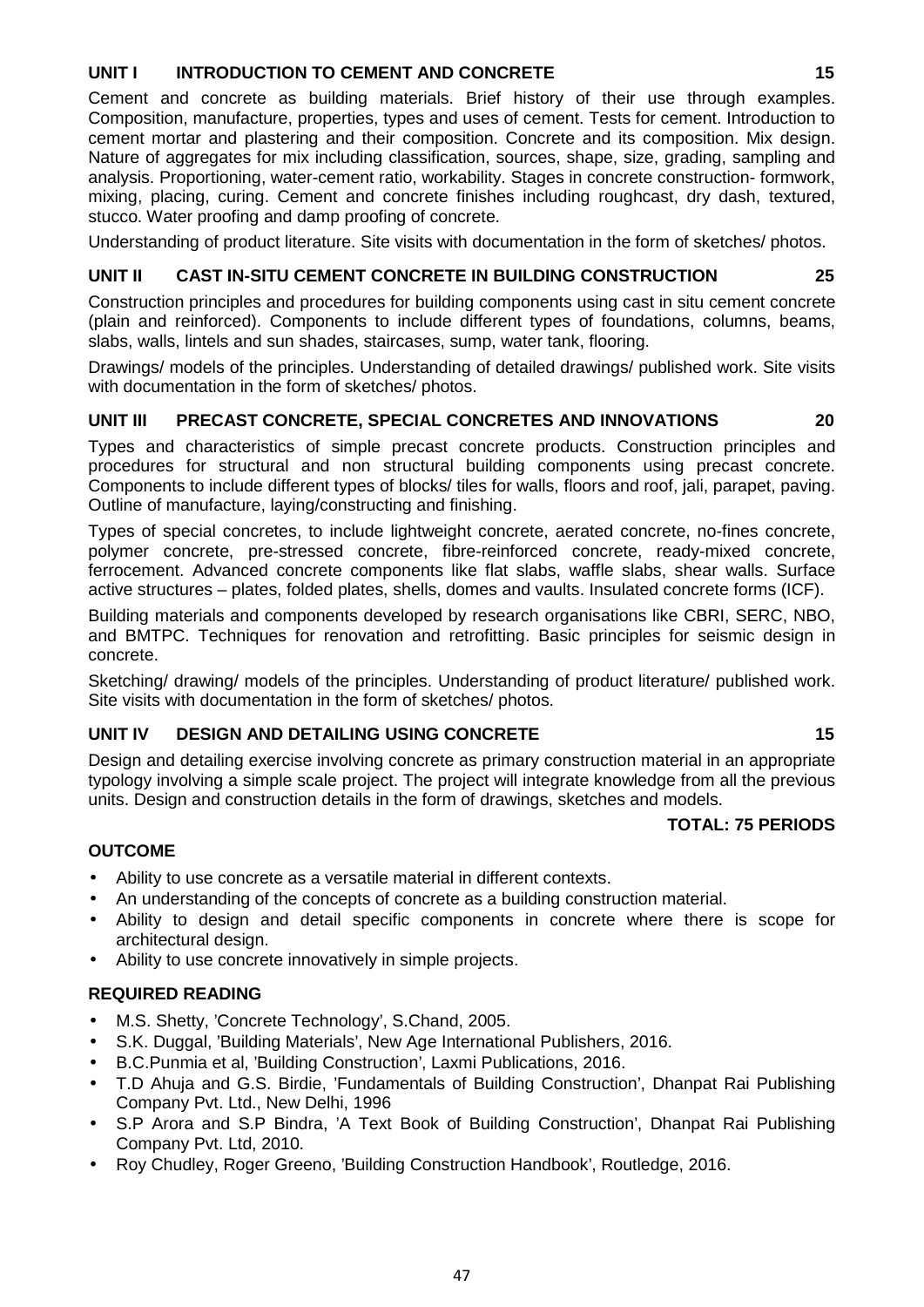### UNIT I INTRODUCTION TO CEMENT AND CONCRETE 15

Cement and concrete as building materials. Brief history of their use through examples. Composition, manufacture, properties, types and uses of cement. Tests for cement. Introduction to cement mortar and plastering and their composition. Concrete and its composition. Mix design. Nature of aggregates for mix including classification, sources, shape, size, grading, sampling and analysis. Proportioning, water-cement ratio, workability. Stages in concrete construction- formwork, mixing, placing, curing. Cement and concrete finishes including roughcast, dry dash, textured, stucco. Water proofing and damp proofing of concrete.

Understanding of product literature. Site visits with documentation in the form of sketches/ photos.

### UNIT II CAST IN-SITU CEMENT CONCRETE IN BUILDING CONSTRUCTION 25

Construction principles and procedures for building components using cast in situ cement concrete (plain and reinforced). Components to include different types of foundations, columns, beams, slabs, walls, lintels and sun shades, staircases, sump, water tank, flooring.

Drawings/ models of the principles. Understanding of detailed drawings/ published work. Site visits with documentation in the form of sketches/ photos.

### UNIT III PRECAST CONCRETE, SPECIAL CONCRETES AND INNOVATIONS 20

Types and characteristics of simple precast concrete products. Construction principles and procedures for structural and non structural building components using precast concrete. Components to include different types of blocks/ tiles for walls, floors and roof, jali, parapet, paving. Outline of manufacture, laying/constructing and finishing.

Types of special concretes, to include lightweight concrete, aerated concrete, no-fines concrete, polymer concrete, pre-stressed concrete, fibre-reinforced concrete, ready-mixed concrete, ferrocement. Advanced concrete components like flat slabs, waffle slabs, shear walls. Surface active structures – plates, folded plates, shells, domes and vaults. Insulated concrete forms (ICF).

Building materials and components developed by research organisations like CBRI, SERC, NBO, and BMTPC. Techniques for renovation and retrofitting. Basic principles for seismic design in concrete.

Sketching/ drawing/ models of the principles. Understanding of product literature/ published work. Site visits with documentation in the form of sketches/ photos.

### UNIT IV DESIGN AND DETAILING USING CONCRETE 15

Design and detailing exercise involving concrete as primary construction material in an appropriate typology involving a simple scale project. The project will integrate knowledge from all the previous units. Design and construction details in the form of drawings, sketches and models.

**TOTAL: 75 PERIODS**

### OUTCOME

- Ability to use concrete as a versatile material in different contexts.
- An understanding of the concepts of concrete as a building construction material.
- Ability to design and detail specific components in concrete where there is scope for architectural design.
- Ability to use concrete innovatively in simple projects.

### REQUIRED READING

- M.S. Shetty, 'Concrete Technology', S.Chand, 2005.
- S.K. Duggal, 'Building Materials', New Age International Publishers, 2016.
- B.C.Punmia et al, 'Building Construction', Laxmi Publications, 2016.
- T.D Ahuja and G.S. Birdie, 'Fundamentals of Building Construction', Dhanpat Rai Publishing Company Pvt. Ltd., New Delhi, 1996
- S.P Arora and S.P Bindra, 'A Text Book of Building Construction', Dhanpat Rai Publishing Company Pvt. Ltd, 2010.
- Roy Chudley, Roger Greeno, 'Building Construction Handbook', Routledge, 2016.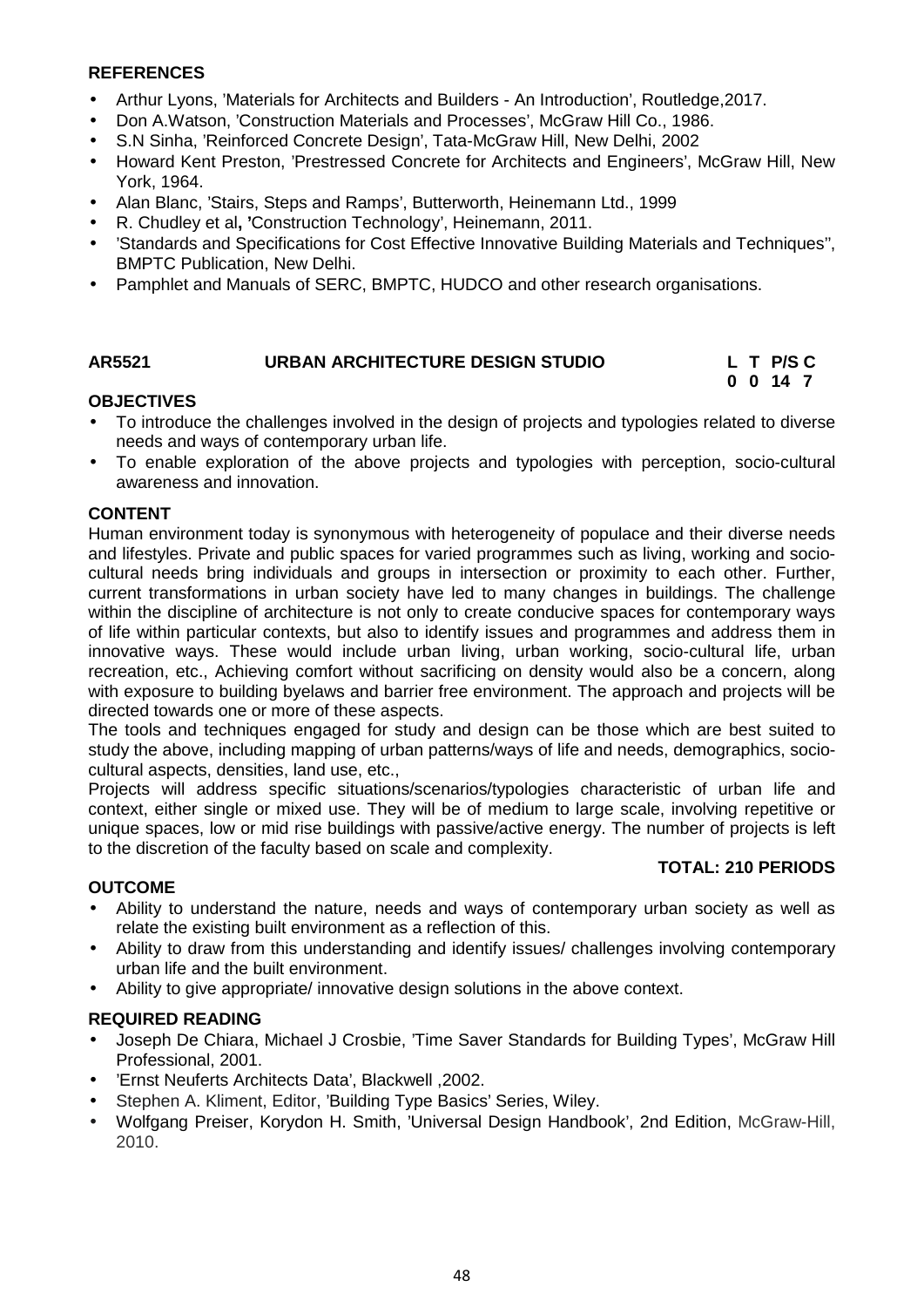**REFERENCES**

- Arthur Lyons, 'Materials for Architects and Builders - An Introduction', Routledge,2017.
- Don A.Watson, 'Construction Materials and Processes', McGraw Hill Co., 1986.
- S.N Sinha, 'Reinforced Concrete Design', Tata-McGraw Hill, New Delhi, 2002
- Howard Kent Preston, 'Prestressed Concrete for Architects and Engineers', McGraw Hill, New York, 1964.
- Alan Blanc, 'Stairs, Steps and Ramps', Butterworth, Heinemann Ltd., 1999
- R. Chudley et al**, '**Construction Technology', Heinemann, 2011.
- 'Standards and Specifications for Cost Effective Innovative Building Materials and Techniques'', BMPTC Publication, New Delhi.
- Pamphlet and Manuals of SERC, BMPTC, HUDCO and other research organisations.

| **AR5521** | **URBAN ARCHITECTURE DESIGN STUDIO** | **L** | **T** | **P/S** | **C** |
|---|---|---|---|---|---|
| | | **0** | **0** | **14** | **7** |

**OBJECTIVES**

- To introduce the challenges involved in the design of projects and typologies related to diverse needs and ways of contemporary urban life.
- To enable exploration of the above projects and typologies with perception, socio-cultural awareness and innovation.

**CONTENT**

Human environment today is synonymous with heterogeneity of populace and their diverse needs and lifestyles. Private and public spaces for varied programmes such as living, working and socio-cultural needs bring individuals and groups in intersection or proximity to each other. Further, current transformations in urban society have led to many changes in buildings. The challenge within the discipline of architecture is not only to create conducive spaces for contemporary ways of life within particular contexts, but also to identify issues and programmes and address them in innovative ways. These would include urban living, urban working, socio-cultural life, urban recreation, etc., Achieving comfort without sacrificing on density would also be a concern, along with exposure to building byelaws and barrier free environment. The approach and projects will be directed towards one or more of these aspects.

The tools and techniques engaged for study and design can be those which are best suited to study the above, including mapping of urban patterns/ways of life and needs, demographics, socio-cultural aspects, densities, land use, etc.,

Projects will address specific situations/scenarios/typologies characteristic of urban life and context, either single or mixed use. They will be of medium to large scale, involving repetitive or unique spaces, low or mid rise buildings with passive/active energy. The number of projects is left to the discretion of the faculty based on scale and complexity.

**TOTAL: 210 PERIODS**

**OUTCOME**

- Ability to understand the nature, needs and ways of contemporary urban society as well as relate the existing built environment as a reflection of this.
- Ability to draw from this understanding and identify issues/ challenges involving contemporary urban life and the built environment.
- Ability to give appropriate/ innovative design solutions in the above context.

**REQUIRED READING**

- Joseph De Chiara, Michael J Crosbie, 'Time Saver Standards for Building Types', McGraw Hill Professional, 2001.
- 'Ernst Neuferts Architects Data', Blackwell ,2002.
- Stephen A. Kliment, Editor, 'Building Type Basics' Series, Wiley.
- Wolfgang Preiser, Korydon H. Smith, 'Universal Design Handbook', 2nd Edition, McGraw-Hill, 2010.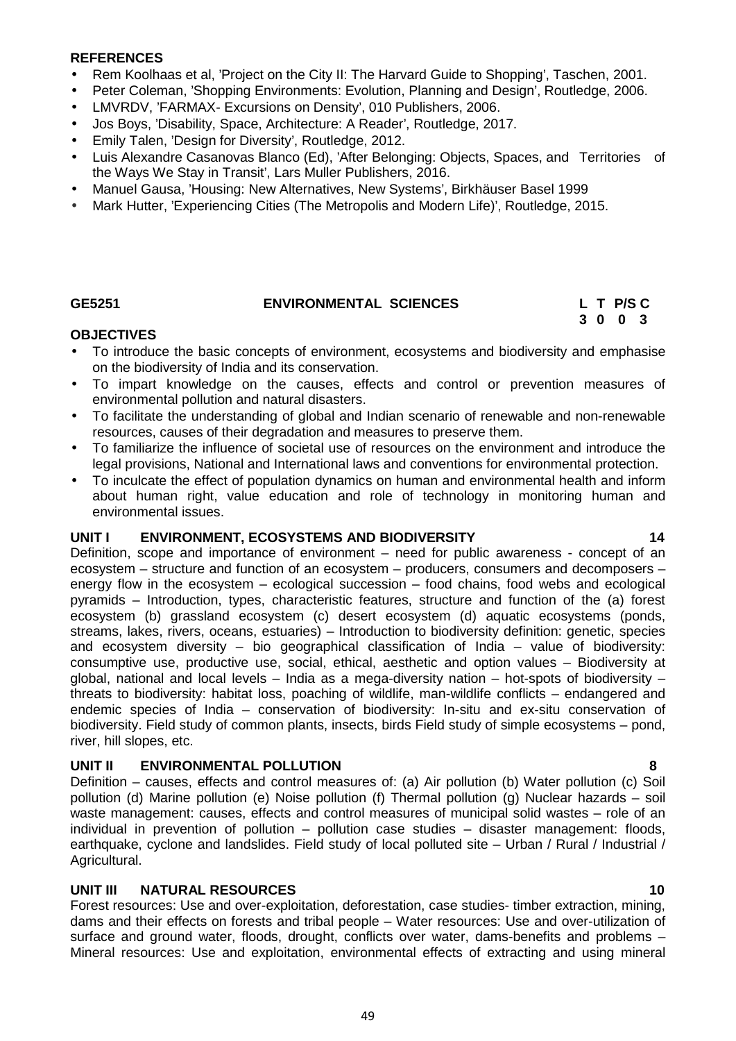**REFERENCES**

- Rem Koolhaas et al, 'Project on the City II: The Harvard Guide to Shopping', Taschen, 2001.
- Peter Coleman, 'Shopping Environments: Evolution, Planning and Design', Routledge, 2006.
- LMVRDV, 'FARMAX- Excursions on Density', 010 Publishers, 2006.
- Jos Boys, 'Disability, Space, Architecture: A Reader', Routledge, 2017.
- Emily Talen, 'Design for Diversity', Routledge, 2012.
- Luis Alexandre Casanovas Blanco (Ed), 'After Belonging: Objects, Spaces, and Territories of the Ways We Stay in Transit', Lars Muller Publishers, 2016.
- Manuel Gausa, 'Housing: New Alternatives, New Systems', Birkhäuser Basel 1999
- Mark Hutter, 'Experiencing Cities (The Metropolis and Modern Life)', Routledge, 2015.

| **GE5251** | **ENVIRONMENTAL SCIENCES** | **L** | **T** | **P/S** | **C** |
|---|---|---|---|---|---|
| | | **3** | **0** | **0** | **3** |

**OBJECTIVES**

- To introduce the basic concepts of environment, ecosystems and biodiversity and emphasise on the biodiversity of India and its conservation.
- To impart knowledge on the causes, effects and control or prevention measures of environmental pollution and natural disasters.
- To facilitate the understanding of global and Indian scenario of renewable and non-renewable resources, causes of their degradation and measures to preserve them.
- To familiarize the influence of societal use of resources on the environment and introduce the legal provisions, National and International laws and conventions for environmental protection.
- To inculcate the effect of population dynamics on human and environmental health and inform about human right, value education and role of technology in monitoring human and environmental issues.

**UNIT I ENVIRONMENT, ECOSYSTEMS AND BIODIVERSITY 14**

Definition, scope and importance of environment – need for public awareness - concept of an ecosystem – structure and function of an ecosystem – producers, consumers and decomposers – energy flow in the ecosystem – ecological succession – food chains, food webs and ecological pyramids – Introduction, types, characteristic features, structure and function of the (a) forest ecosystem (b) grassland ecosystem (c) desert ecosystem (d) aquatic ecosystems (ponds, streams, lakes, rivers, oceans, estuaries) – Introduction to biodiversity definition: genetic, species and ecosystem diversity – bio geographical classification of India – value of biodiversity: consumptive use, productive use, social, ethical, aesthetic and option values – Biodiversity at global, national and local levels – India as a mega-diversity nation – hot-spots of biodiversity – threats to biodiversity: habitat loss, poaching of wildlife, man-wildlife conflicts – endangered and endemic species of India – conservation of biodiversity: In-situ and ex-situ conservation of biodiversity. Field study of common plants, insects, birds Field study of simple ecosystems – pond, river, hill slopes, etc.

**UNIT II ENVIRONMENTAL POLLUTION 8**

Definition – causes, effects and control measures of: (a) Air pollution (b) Water pollution (c) Soil pollution (d) Marine pollution (e) Noise pollution (f) Thermal pollution (g) Nuclear hazards – soil waste management: causes, effects and control measures of municipal solid wastes – role of an individual in prevention of pollution – pollution case studies – disaster management: floods, earthquake, cyclone and landslides. Field study of local polluted site – Urban / Rural / Industrial / Agricultural.

**UNIT III NATURAL RESOURCES 10**

Forest resources: Use and over-exploitation, deforestation, case studies- timber extraction, mining, dams and their effects on forests and tribal people – Water resources: Use and over-utilization of surface and ground water, floods, drought, conflicts over water, dams-benefits and problems – Mineral resources: Use and exploitation, environmental effects of extracting and using mineral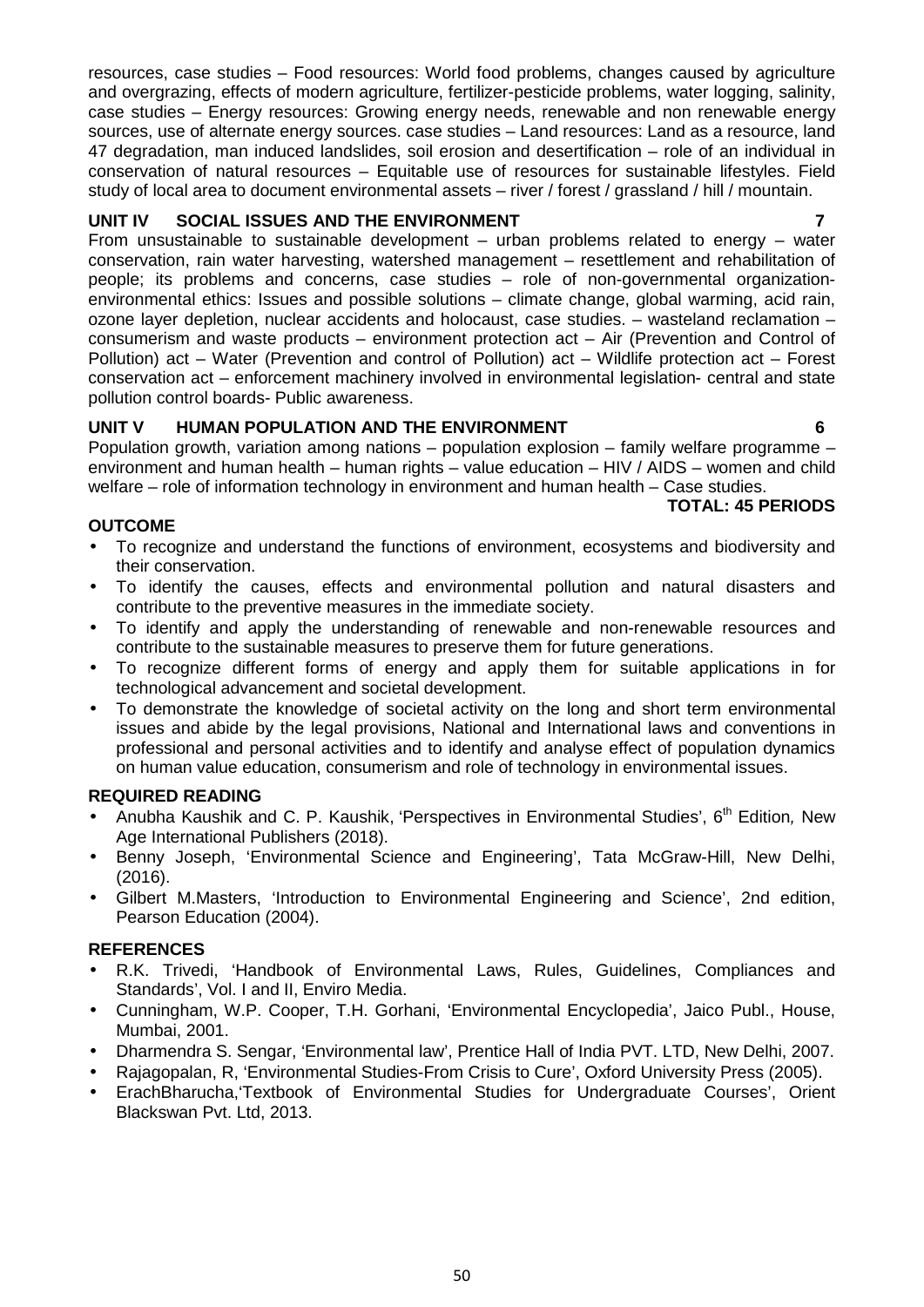resources, case studies – Food resources: World food problems, changes caused by agriculture and overgrazing, effects of modern agriculture, fertilizer-pesticide problems, water logging, salinity, case studies – Energy resources: Growing energy needs, renewable and non renewable energy sources, use of alternate energy sources. case studies – Land resources: Land as a resource, land 47 degradation, man induced landslides, soil erosion and desertification – role of an individual in conservation of natural resources – Equitable use of resources for sustainable lifestyles. Field study of local area to document environmental assets – river / forest / grassland / hill / mountain.

**UNIT IV SOCIAL ISSUES AND THE ENVIRONMENT 7**

From unsustainable to sustainable development – urban problems related to energy – water conservation, rain water harvesting, watershed management – resettlement and rehabilitation of people; its problems and concerns, case studies – role of non-governmental organization-environmental ethics: Issues and possible solutions – climate change, global warming, acid rain, ozone layer depletion, nuclear accidents and holocaust, case studies. – wasteland reclamation – consumerism and waste products – environment protection act – Air (Prevention and Control of Pollution) act – Water (Prevention and control of Pollution) act – Wildlife protection act – Forest conservation act – enforcement machinery involved in environmental legislation- central and state pollution control boards- Public awareness.

**UNIT V HUMAN POPULATION AND THE ENVIRONMENT 6**

Population growth, variation among nations – population explosion – family welfare programme – environment and human health – human rights – value education – HIV / AIDS – women and child welfare – role of information technology in environment and human health – Case studies.

**TOTAL: 45 PERIODS**

**OUTCOME**

- To recognize and understand the functions of environment, ecosystems and biodiversity and their conservation.
- To identify the causes, effects and environmental pollution and natural disasters and contribute to the preventive measures in the immediate society.
- To identify and apply the understanding of renewable and non-renewable resources and contribute to the sustainable measures to preserve them for future generations.
- To recognize different forms of energy and apply them for suitable applications in for technological advancement and societal development.
- To demonstrate the knowledge of societal activity on the long and short term environmental issues and abide by the legal provisions, National and International laws and conventions in professional and personal activities and to identify and analyse effect of population dynamics on human value education, consumerism and role of technology in environmental issues.

**REQUIRED READING**

- Anubha Kaushik and C. P. Kaushik, 'Perspectives in Environmental Studies', 6th Edition*,* New Age International Publishers (2018).
- Benny Joseph, 'Environmental Science and Engineering', Tata McGraw-Hill, New Delhi, (2016).
- Gilbert M.Masters, 'Introduction to Environmental Engineering and Science', 2nd edition, Pearson Education (2004).

**REFERENCES**

- R.K. Trivedi, 'Handbook of Environmental Laws, Rules, Guidelines, Compliances and Standards', Vol. I and II, Enviro Media.
- Cunningham, W.P. Cooper, T.H. Gorhani, 'Environmental Encyclopedia', Jaico Publ., House, Mumbai, 2001.
- Dharmendra S. Sengar, 'Environmental law', Prentice Hall of India PVT. LTD, New Delhi, 2007.
- Rajagopalan, R, 'Environmental Studies-From Crisis to Cure', Oxford University Press (2005).
- ErachBharucha,'Textbook of Environmental Studies for Undergraduate Courses', Orient Blackswan Pvt. Ltd, 2013.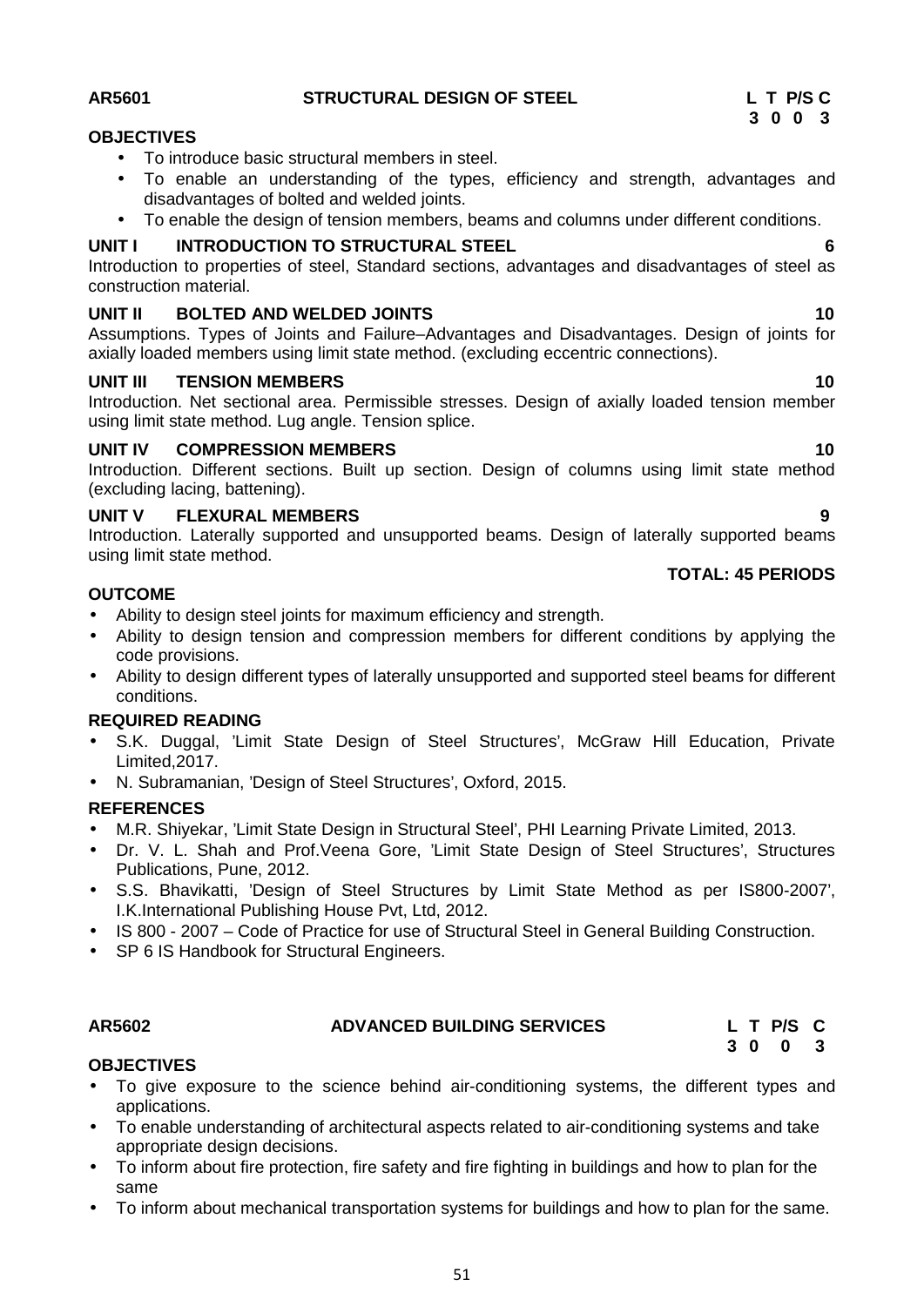## AR5601 STRUCTURAL DESIGN OF STEEL

| L | T | P/S | C |
|---|---|---|---|
| 3 | 0 | 0 | 3 |

**OBJECTIVES**

- To introduce basic structural members in steel.
- To enable an understanding of the types, efficiency and strength, advantages and disadvantages of bolted and welded joints.
- To enable the design of tension members, beams and columns under different conditions.

**UNIT I INTRODUCTION TO STRUCTURAL STEEL** **6**

Introduction to properties of steel, Standard sections, advantages and disadvantages of steel as construction material.

**UNIT II BOLTED AND WELDED JOINTS** **10**

Assumptions. Types of Joints and Failure–Advantages and Disadvantages. Design of joints for axially loaded members using limit state method. (excluding eccentric connections).

**UNIT III TENSION MEMBERS** **10**

Introduction. Net sectional area. Permissible stresses. Design of axially loaded tension member using limit state method. Lug angle. Tension splice.

**UNIT IV COMPRESSION MEMBERS** **10**

Introduction. Different sections. Built up section. Design of columns using limit state method (excluding lacing, battening).

**UNIT V FLEXURAL MEMBERS** **9**

Introduction. Laterally supported and unsupported beams. Design of laterally supported beams using limit state method.

**TOTAL: 45 PERIODS**

**OUTCOME**

- Ability to design steel joints for maximum efficiency and strength.
- Ability to design tension and compression members for different conditions by applying the code provisions.
- Ability to design different types of laterally unsupported and supported steel beams for different conditions.

**REQUIRED READING**

- S.K. Duggal, 'Limit State Design of Steel Structures', McGraw Hill Education, Private Limited,2017.
- N. Subramanian, 'Design of Steel Structures', Oxford, 2015.

**REFERENCES**

- M.R. Shiyekar, 'Limit State Design in Structural Steel', PHI Learning Private Limited, 2013.
- Dr. V. L. Shah and Prof.Veena Gore, 'Limit State Design of Steel Structures', Structures Publications, Pune, 2012.
- S.S. Bhavikatti, 'Design of Steel Structures by Limit State Method as per IS800-2007', I.K.International Publishing House Pvt, Ltd, 2012.
- IS 800 - 2007 – Code of Practice for use of Structural Steel in General Building Construction.
- SP 6 IS Handbook for Structural Engineers.

## AR5602 ADVANCED BUILDING SERVICES

| L | T | P/S | C |
|---|---|---|---|
| 3 | 0 | 0 | 3 |

**OBJECTIVES**

- To give exposure to the science behind air-conditioning systems, the different types and applications.
- To enable understanding of architectural aspects related to air-conditioning systems and take appropriate design decisions.
- To inform about fire protection, fire safety and fire fighting in buildings and how to plan for the same
- To inform about mechanical transportation systems for buildings and how to plan for the same.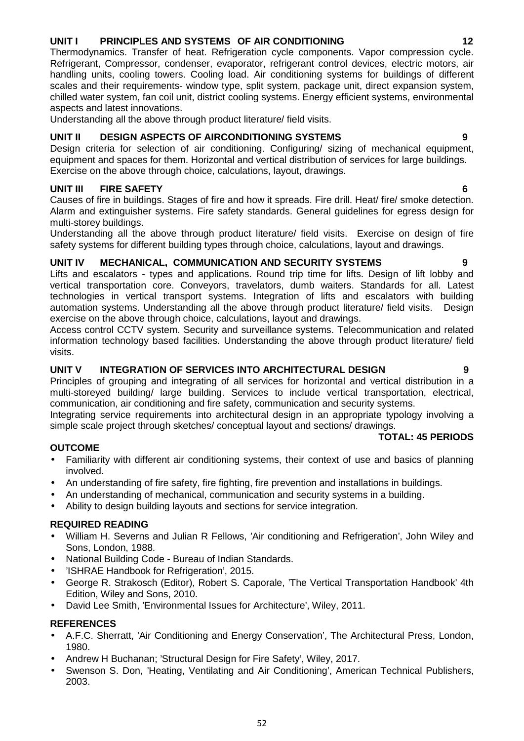**UNIT I PRINCIPLES AND SYSTEMS OF AIR CONDITIONING 12**

Thermodynamics. Transfer of heat. Refrigeration cycle components. Vapor compression cycle. Refrigerant, Compressor, condenser, evaporator, refrigerant control devices, electric motors, air handling units, cooling towers. Cooling load. Air conditioning systems for buildings of different scales and their requirements- window type, split system, package unit, direct expansion system, chilled water system, fan coil unit, district cooling systems. Energy efficient systems, environmental aspects and latest innovations.

Understanding all the above through product literature/ field visits.

**UNIT II DESIGN ASPECTS OF AIRCONDITIONING SYSTEMS 9**

Design criteria for selection of air conditioning. Configuring/ sizing of mechanical equipment, equipment and spaces for them. Horizontal and vertical distribution of services for large buildings. Exercise on the above through choice, calculations, layout, drawings.

**UNIT III FIRE SAFETY 6**

Causes of fire in buildings. Stages of fire and how it spreads. Fire drill. Heat/ fire/ smoke detection. Alarm and extinguisher systems. Fire safety standards. General guidelines for egress design for multi-storey buildings.

Understanding all the above through product literature/ field visits. Exercise on design of fire safety systems for different building types through choice, calculations, layout and drawings.

**UNIT IV MECHANICAL, COMMUNICATION AND SECURITY SYSTEMS 9**

Lifts and escalators - types and applications. Round trip time for lifts. Design of lift lobby and vertical transportation core. Conveyors, travelators, dumb waiters. Standards for all. Latest technologies in vertical transport systems. Integration of lifts and escalators with building automation systems. Understanding all the above through product literature/ field visits. Design exercise on the above through choice, calculations, layout and drawings.

Access control CCTV system. Security and surveillance systems. Telecommunication and related information technology based facilities. Understanding the above through product literature/ field visits.

**UNIT V INTEGRATION OF SERVICES INTO ARCHITECTURAL DESIGN 9**

Principles of grouping and integrating of all services for horizontal and vertical distribution in a multi-storeyed building/ large building. Services to include vertical transportation, electrical, communication, air conditioning and fire safety, communication and security systems.

Integrating service requirements into architectural design in an appropriate typology involving a simple scale project through sketches/ conceptual layout and sections/ drawings.

**TOTAL: 45 PERIODS**

**OUTCOME**

- Familiarity with different air conditioning systems, their context of use and basics of planning involved.
- An understanding of fire safety, fire fighting, fire prevention and installations in buildings.
- An understanding of mechanical, communication and security systems in a building.
- Ability to design building layouts and sections for service integration.

**REQUIRED READING**

- William H. Severns and Julian R Fellows, 'Air conditioning and Refrigeration', John Wiley and Sons, London, 1988.
- National Building Code - Bureau of Indian Standards.
- 'ISHRAE Handbook for Refrigeration', 2015.
- George R. Strakosch (Editor), Robert S. Caporale, 'The Vertical Transportation Handbook' 4th Edition, Wiley and Sons, 2010.
- David Lee Smith, 'Environmental Issues for Architecture', Wiley, 2011.

**REFERENCES**

- A.F.C. Sherratt, 'Air Conditioning and Energy Conservation', The Architectural Press, London, 1980.
- Andrew H Buchanan; 'Structural Design for Fire Safety', Wiley, 2017.
- Swenson S. Don, 'Heating, Ventilating and Air Conditioning', American Technical Publishers, 2003.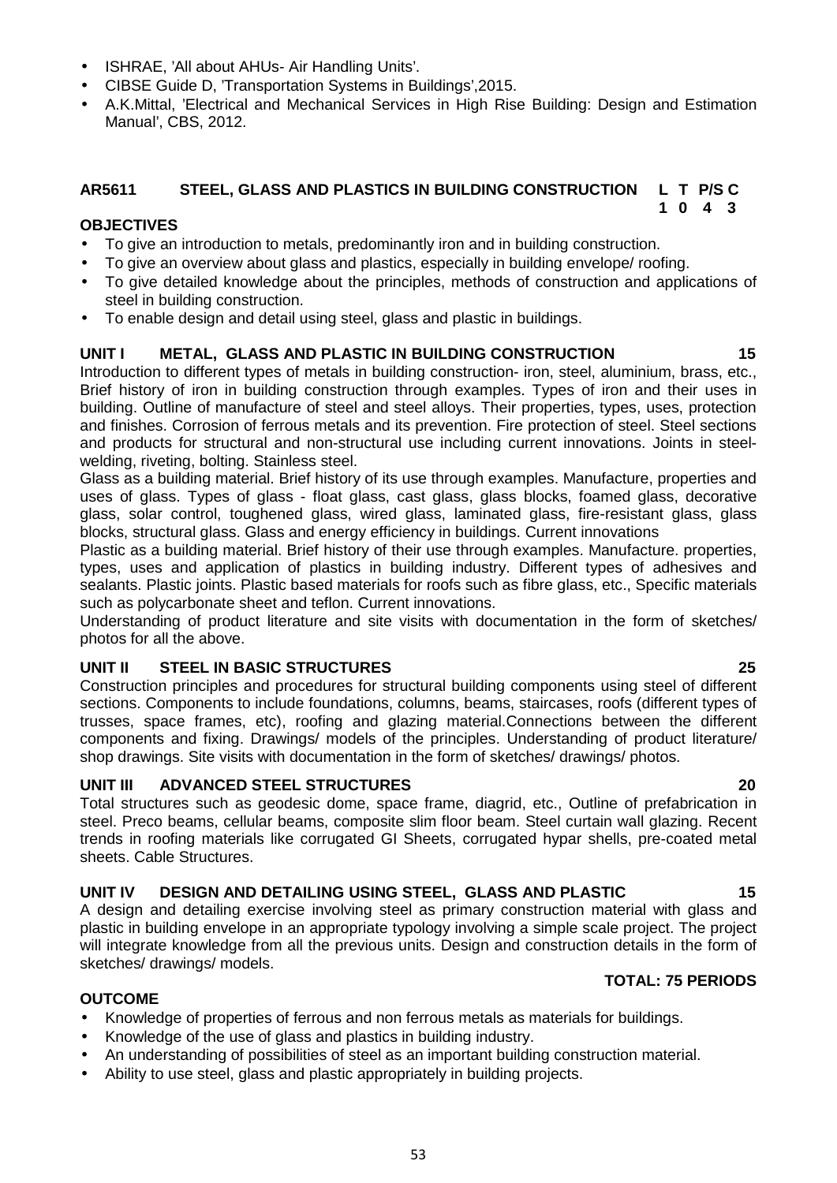- ISHRAE, 'All about AHUs- Air Handling Units'.
- CIBSE Guide D, 'Transportation Systems in Buildings',2015.
- A.K.Mittal, 'Electrical and Mechanical Services in High Rise Building: Design and Estimation Manual', CBS, 2012.

## AR5611 STEEL, GLASS AND PLASTICS IN BUILDING CONSTRUCTION

| L | T | P/S | C |
|---|---|---|---|
| 1 | 0 | 4 | 3 |

### OBJECTIVES

- To give an introduction to metals, predominantly iron and in building construction.
- To give an overview about glass and plastics, especially in building envelope/ roofing.
- To give detailed knowledge about the principles, methods of construction and applications of steel in building construction.
- To enable design and detail using steel, glass and plastic in buildings.

### UNIT I METAL, GLASS AND PLASTIC IN BUILDING CONSTRUCTION 15

Introduction to different types of metals in building construction- iron, steel, aluminium, brass, etc., Brief history of iron in building construction through examples. Types of iron and their uses in building. Outline of manufacture of steel and steel alloys. Their properties, types, uses, protection and finishes. Corrosion of ferrous metals and its prevention. Fire protection of steel. Steel sections and products for structural and non-structural use including current innovations. Joints in steel-welding, riveting, bolting. Stainless steel.

Glass as a building material. Brief history of its use through examples. Manufacture, properties and uses of glass. Types of glass - float glass, cast glass, glass blocks, foamed glass, decorative glass, solar control, toughened glass, wired glass, laminated glass, fire-resistant glass, glass blocks, structural glass. Glass and energy efficiency in buildings. Current innovations

Plastic as a building material. Brief history of their use through examples. Manufacture. properties, types, uses and application of plastics in building industry. Different types of adhesives and sealants. Plastic joints. Plastic based materials for roofs such as fibre glass, etc., Specific materials such as polycarbonate sheet and teflon. Current innovations.

Understanding of product literature and site visits with documentation in the form of sketches/ photos for all the above.

### UNIT II STEEL IN BASIC STRUCTURES 25

Construction principles and procedures for structural building components using steel of different sections. Components to include foundations, columns, beams, staircases, roofs (different types of trusses, space frames, etc), roofing and glazing material.Connections between the different components and fixing. Drawings/ models of the principles. Understanding of product literature/ shop drawings. Site visits with documentation in the form of sketches/ drawings/ photos.

### UNIT III ADVANCED STEEL STRUCTURES 20

Total structures such as geodesic dome, space frame, diagrid, etc., Outline of prefabrication in steel. Preco beams, cellular beams, composite slim floor beam. Steel curtain wall glazing. Recent trends in roofing materials like corrugated GI Sheets, corrugated hypar shells, pre-coated metal sheets. Cable Structures.

### UNIT IV DESIGN AND DETAILING USING STEEL, GLASS AND PLASTIC 15

A design and detailing exercise involving steel as primary construction material with glass and plastic in building envelope in an appropriate typology involving a simple scale project. The project will integrate knowledge from all the previous units. Design and construction details in the form of sketches/ drawings/ models.

**TOTAL: 75 PERIODS**

### OUTCOME

- Knowledge of properties of ferrous and non ferrous metals as materials for buildings.
- Knowledge of the use of glass and plastics in building industry.
- An understanding of possibilities of steel as an important building construction material.
- Ability to use steel, glass and plastic appropriately in building projects.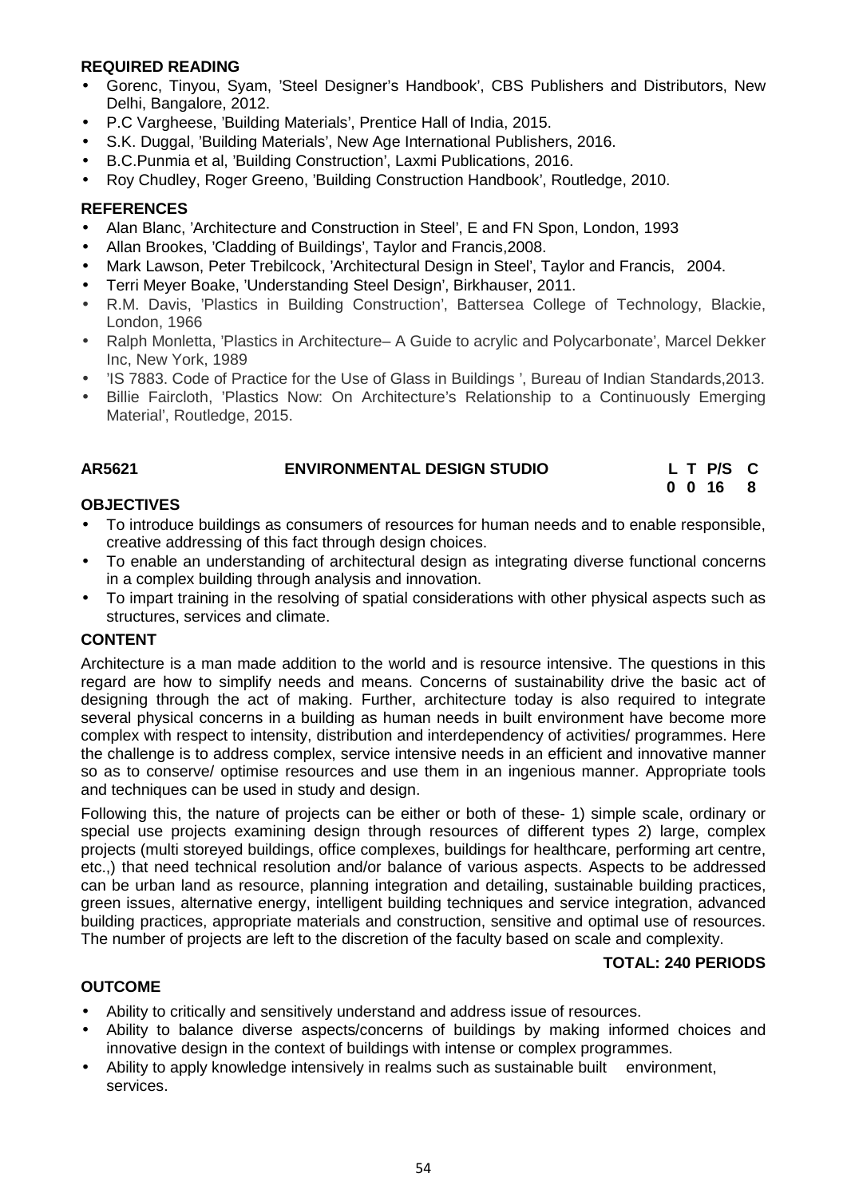**REQUIRED READING**

- Gorenc, Tinyou, Syam, 'Steel Designer's Handbook', CBS Publishers and Distributors, New Delhi, Bangalore, 2012.
- P.C Varghese, 'Building Materials', Prentice Hall of India, 2015.
- S.K. Duggal, 'Building Materials', New Age International Publishers, 2016.
- B.C.Punmia et al, 'Building Construction', Laxmi Publications, 2016.
- Roy Chudley, Roger Greeno, 'Building Construction Handbook', Routledge, 2010.

**REFERENCES**

- Alan Blanc, 'Architecture and Construction in Steel', E and FN Spon, London, 1993
- Allan Brookes, 'Cladding of Buildings', Taylor and Francis,2008.
- Mark Lawson, Peter Trebilcock, 'Architectural Design in Steel', Taylor and Francis, 2004.
- Terri Meyer Boake, 'Understanding Steel Design', Birkhauser, 2011.
- R.M. Davis, 'Plastics in Building Construction', Battersea College of Technology, Blackie, London, 1966
- Ralph Monletta, 'Plastics in Architecture– A Guide to acrylic and Polycarbonate', Marcel Dekker Inc, New York, 1989
- 'IS 7883. Code of Practice for the Use of Glass in Buildings ', Bureau of Indian Standards,2013.
- Billie Faircloth, 'Plastics Now: On Architecture's Relationship to a Continuously Emerging Material', Routledge, 2015.

| **AR5621** | **ENVIRONMENTAL DESIGN STUDIO** | **L** | **T** | **P/S** | **C** |
|---|---|---|---|---|---|
| | | **0** | **0** | **16** | **8** |

**OBJECTIVES**

- To introduce buildings as consumers of resources for human needs and to enable responsible, creative addressing of this fact through design choices.
- To enable an understanding of architectural design as integrating diverse functional concerns in a complex building through analysis and innovation.
- To impart training in the resolving of spatial considerations with other physical aspects such as structures, services and climate.

**CONTENT**

Architecture is a man made addition to the world and is resource intensive. The questions in this regard are how to simplify needs and means. Concerns of sustainability drive the basic act of designing through the act of making. Further, architecture today is also required to integrate several physical concerns in a building as human needs in built environment have become more complex with respect to intensity, distribution and interdependency of activities/ programmes. Here the challenge is to address complex, service intensive needs in an efficient and innovative manner so as to conserve/ optimise resources and use them in an ingenious manner. Appropriate tools and techniques can be used in study and design.

Following this, the nature of projects can be either or both of these- 1) simple scale, ordinary or special use projects examining design through resources of different types 2) large, complex projects (multi storeyed buildings, office complexes, buildings for healthcare, performing art centre, etc.,) that need technical resolution and/or balance of various aspects. Aspects to be addressed can be urban land as resource, planning integration and detailing, sustainable building practices, green issues, alternative energy, intelligent building techniques and service integration, advanced building practices, appropriate materials and construction, sensitive and optimal use of resources. The number of projects are left to the discretion of the faculty based on scale and complexity.

**TOTAL: 240 PERIODS**

**OUTCOME**

- Ability to critically and sensitively understand and address issue of resources.
- Ability to balance diverse aspects/concerns of buildings by making informed choices and innovative design in the context of buildings with intense or complex programmes.
- Ability to apply knowledge intensively in realms such as sustainable built environment, services.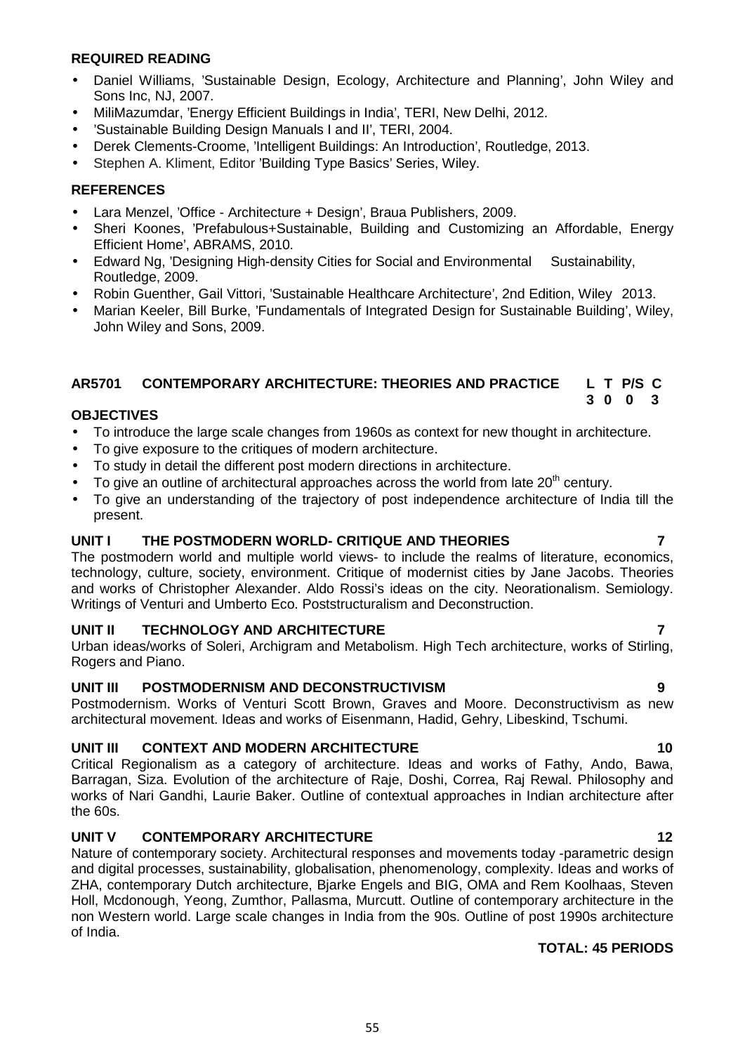**REQUIRED READING**

- Daniel Williams, 'Sustainable Design, Ecology, Architecture and Planning', John Wiley and Sons Inc, NJ, 2007.
- MiliMazumdar, 'Energy Efficient Buildings in India', TERI, New Delhi, 2012.
- 'Sustainable Building Design Manuals I and II', TERI, 2004.
- Derek Clements-Croome, 'Intelligent Buildings: An Introduction', Routledge, 2013.
- Stephen A. Kliment, Editor 'Building Type Basics' Series, Wiley.

**REFERENCES**

- Lara Menzel, 'Office - Architecture + Design', Braua Publishers, 2009.
- Sheri Koones, 'Prefabulous+Sustainable, Building and Customizing an Affordable, Energy Efficient Home', ABRAMS, 2010.
- Edward Ng, 'Designing High-density Cities for Social and Environmental Sustainability, Routledge, 2009.
- Robin Guenther, Gail Vittori, 'Sustainable Healthcare Architecture', 2nd Edition, Wiley 2013.
- Marian Keeler, Bill Burke, 'Fundamentals of Integrated Design for Sustainable Building', Wiley, John Wiley and Sons, 2009.

## AR5701 CONTEMPORARY ARCHITECTURE: THEORIES AND PRACTICE

| L | T | P/S | C |
|---|---|---|---|
| 3 | 0 | 0 | 3 |

**OBJECTIVES**

- To introduce the large scale changes from 1960s as context for new thought in architecture.
- To give exposure to the critiques of modern architecture.
- To study in detail the different post modern directions in architecture.
- To give an outline of architectural approaches across the world from late 20th century.
- To give an understanding of the trajectory of post independence architecture of India till the present.

**UNIT I THE POSTMODERN WORLD- CRITIQUE AND THEORIES 7**

The postmodern world and multiple world views- to include the realms of literature, economics, technology, culture, society, environment. Critique of modernist cities by Jane Jacobs. Theories and works of Christopher Alexander. Aldo Rossi's ideas on the city. Neorationalism. Semiology. Writings of Venturi and Umberto Eco. Poststructuralism and Deconstruction.

**UNIT II TECHNOLOGY AND ARCHITECTURE 7**

Urban ideas/works of Soleri, Archigram and Metabolism. High Tech architecture, works of Stirling, Rogers and Piano.

**UNIT III POSTMODERNISM AND DECONSTRUCTIVISM 9**

Postmodernism. Works of Venturi Scott Brown, Graves and Moore. Deconstructivism as new architectural movement. Ideas and works of Eisenmann, Hadid, Gehry, Libeskind, Tschumi.

**UNIT III CONTEXT AND MODERN ARCHITECTURE 10**

Critical Regionalism as a category of architecture. Ideas and works of Fathy, Ando, Bawa, Barragan, Siza. Evolution of the architecture of Raje, Doshi, Correa, Raj Rewal. Philosophy and works of Nari Gandhi, Laurie Baker. Outline of contextual approaches in Indian architecture after the 60s.

**UNIT V CONTEMPORARY ARCHITECTURE 12**

Nature of contemporary society. Architectural responses and movements today -parametric design and digital processes, sustainability, globalisation, phenomenology, complexity. Ideas and works of ZHA, contemporary Dutch architecture, Bjarke Engels and BIG, OMA and Rem Koolhaas, Steven Holl, Mcdonough, Yeong, Zumthor, Pallasma, Murcutt. Outline of contemporary architecture in the non Western world. Large scale changes in India from the 90s. Outline of post 1990s architecture of India.

**TOTAL: 45 PERIODS**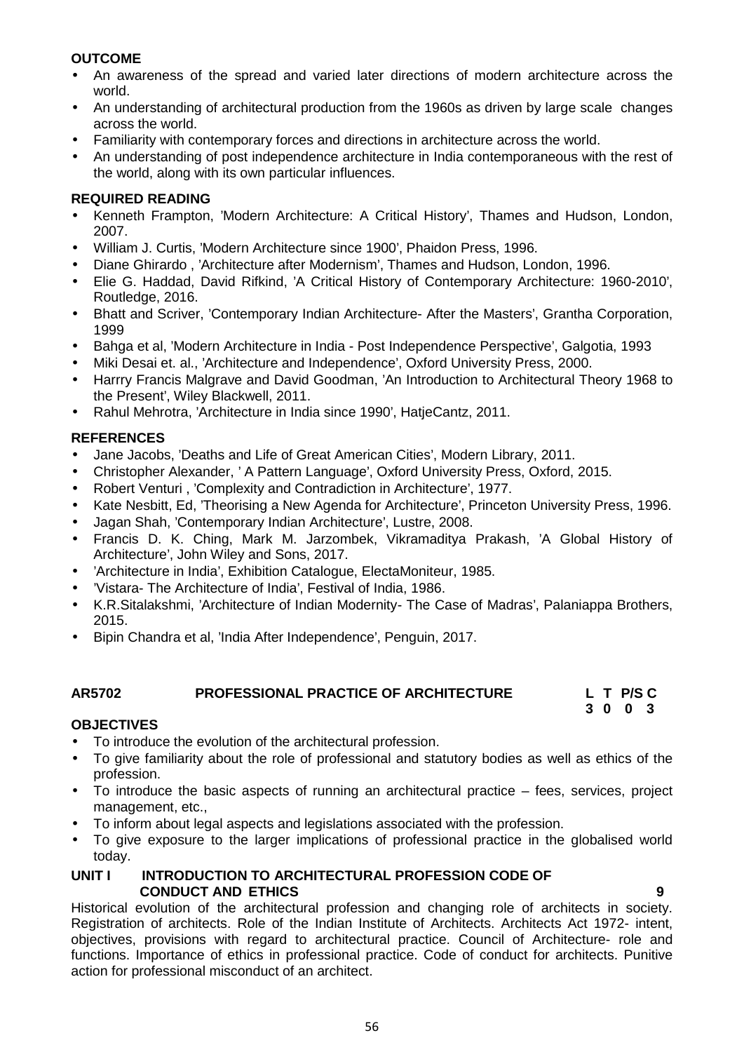**OUTCOME**

- An awareness of the spread and varied later directions of modern architecture across the world.
- An understanding of architectural production from the 1960s as driven by large scale changes across the world.
- Familiarity with contemporary forces and directions in architecture across the world.
- An understanding of post independence architecture in India contemporaneous with the rest of the world, along with its own particular influences.

**REQUIRED READING**

- Kenneth Frampton, 'Modern Architecture: A Critical History', Thames and Hudson, London, 2007.
- William J. Curtis, 'Modern Architecture since 1900', Phaidon Press, 1996.
- Diane Ghirardo , 'Architecture after Modernism', Thames and Hudson, London, 1996.
- Elie G. Haddad, David Rifkind, 'A Critical History of Contemporary Architecture: 1960-2010', Routledge, 2016.
- Bhatt and Scriver, 'Contemporary Indian Architecture- After the Masters', Grantha Corporation, 1999
- Bahga et al, 'Modern Architecture in India - Post Independence Perspective', Galgotia, 1993
- Miki Desai et. al., 'Architecture and Independence', Oxford University Press, 2000.
- Harrry Francis Malgrave and David Goodman, 'An Introduction to Architectural Theory 1968 to the Present', Wiley Blackwell, 2011.
- Rahul Mehrotra, 'Architecture in India since 1990', HatjeCantz, 2011.

**REFERENCES**

- Jane Jacobs, 'Deaths and Life of Great American Cities', Modern Library, 2011.
- Christopher Alexander, ' A Pattern Language', Oxford University Press, Oxford, 2015.
- Robert Venturi , 'Complexity and Contradiction in Architecture', 1977.
- Kate Nesbitt, Ed, 'Theorising a New Agenda for Architecture', Princeton University Press, 1996.
- Jagan Shah, 'Contemporary Indian Architecture', Lustre, 2008.
- Francis D. K. Ching, Mark M. Jarzombek, Vikramaditya Prakash, 'A Global History of Architecture', John Wiley and Sons, 2017.
- 'Architecture in India', Exhibition Catalogue, ElectaMoniteur, 1985.
- 'Vistara- The Architecture of India', Festival of India, 1986.
- K.R.Sitalakshmi, 'Architecture of Indian Modernity- The Case of Madras', Palaniappa Brothers, 2015.
- Bipin Chandra et al, 'India After Independence', Penguin, 2017.

| **AR5702** | **PROFESSIONAL PRACTICE OF ARCHITECTURE** | **L** | **T** | **P/S** | **C** |
|---|---|---|---|---|---|
| | | **3** | **0** | **0** | **3** |

**OBJECTIVES**

- To introduce the evolution of the architectural profession.
- To give familiarity about the role of professional and statutory bodies as well as ethics of the profession.
- To introduce the basic aspects of running an architectural practice – fees, services, project management, etc.,
- To inform about legal aspects and legislations associated with the profession.
- To give exposure to the larger implications of professional practice in the globalised world today.

**UNIT I INTRODUCTION TO ARCHITECTURAL PROFESSION CODE OF CONDUCT AND ETHICS** **9**

Historical evolution of the architectural profession and changing role of architects in society. Registration of architects. Role of the Indian Institute of Architects. Architects Act 1972- intent, objectives, provisions with regard to architectural practice. Council of Architecture- role and functions. Importance of ethics in professional practice. Code of conduct for architects. Punitive action for professional misconduct of an architect.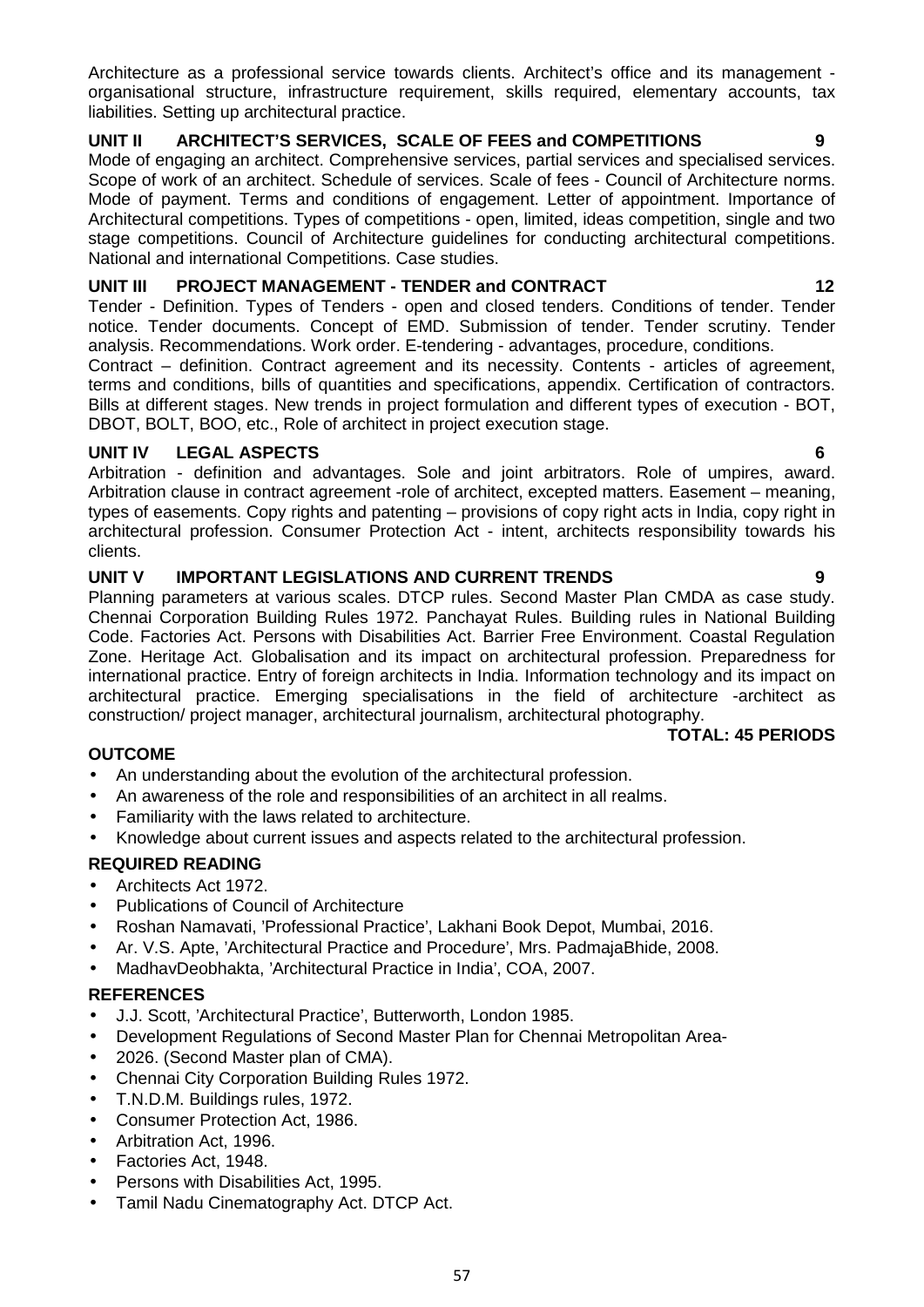Architecture as a professional service towards clients. Architect's office and its management - organisational structure, infrastructure requirement, skills required, elementary accounts, tax liabilities. Setting up architectural practice.

**UNIT II ARCHITECT'S SERVICES, SCALE OF FEES and COMPETITIONS 9**

Mode of engaging an architect. Comprehensive services, partial services and specialised services. Scope of work of an architect. Schedule of services. Scale of fees - Council of Architecture norms. Mode of payment. Terms and conditions of engagement. Letter of appointment. Importance of Architectural competitions. Types of competitions - open, limited, ideas competition, single and two stage competitions. Council of Architecture guidelines for conducting architectural competitions. National and international Competitions. Case studies.

**UNIT III PROJECT MANAGEMENT - TENDER and CONTRACT 12**

Tender - Definition. Types of Tenders - open and closed tenders. Conditions of tender. Tender notice. Tender documents. Concept of EMD. Submission of tender. Tender scrutiny. Tender analysis. Recommendations. Work order. E-tendering - advantages, procedure, conditions.

Contract – definition. Contract agreement and its necessity. Contents - articles of agreement, terms and conditions, bills of quantities and specifications, appendix. Certification of contractors. Bills at different stages. New trends in project formulation and different types of execution - BOT, DBOT, BOLT, BOO, etc., Role of architect in project execution stage.

**UNIT IV LEGAL ASPECTS 6**

Arbitration - definition and advantages. Sole and joint arbitrators. Role of umpires, award. Arbitration clause in contract agreement -role of architect, excepted matters. Easement – meaning, types of easements. Copy rights and patenting – provisions of copy right acts in India, copy right in architectural profession. Consumer Protection Act - intent, architects responsibility towards his clients.

**UNIT V IMPORTANT LEGISLATIONS AND CURRENT TRENDS 9**

Planning parameters at various scales. DTCP rules. Second Master Plan CMDA as case study. Chennai Corporation Building Rules 1972. Panchayat Rules. Building rules in National Building Code. Factories Act. Persons with Disabilities Act. Barrier Free Environment. Coastal Regulation Zone. Heritage Act. Globalisation and its impact on architectural profession. Preparedness for international practice. Entry of foreign architects in India. Information technology and its impact on architectural practice. Emerging specialisations in the field of architecture -architect as construction/ project manager, architectural journalism, architectural photography.

**TOTAL: 45 PERIODS**

**OUTCOME**

- An understanding about the evolution of the architectural profession.
- An awareness of the role and responsibilities of an architect in all realms.
- Familiarity with the laws related to architecture.
- Knowledge about current issues and aspects related to the architectural profession.

**REQUIRED READING**

- Architects Act 1972.
- Publications of Council of Architecture
- Roshan Namavati, 'Professional Practice', Lakhani Book Depot, Mumbai, 2016.
- Ar. V.S. Apte, 'Architectural Practice and Procedure', Mrs. PadmajaBhide, 2008.
- MadhavDeobhakta, 'Architectural Practice in India', COA, 2007.

**REFERENCES**

- J.J. Scott, 'Architectural Practice', Butterworth, London 1985.
- Development Regulations of Second Master Plan for Chennai Metropolitan Area-
- 2026. (Second Master plan of CMA).
- Chennai City Corporation Building Rules 1972.
- T.N.D.M. Buildings rules, 1972.
- Consumer Protection Act, 1986.
- Arbitration Act, 1996.
- Factories Act, 1948.
- Persons with Disabilities Act, 1995.
- Tamil Nadu Cinematography Act. DTCP Act.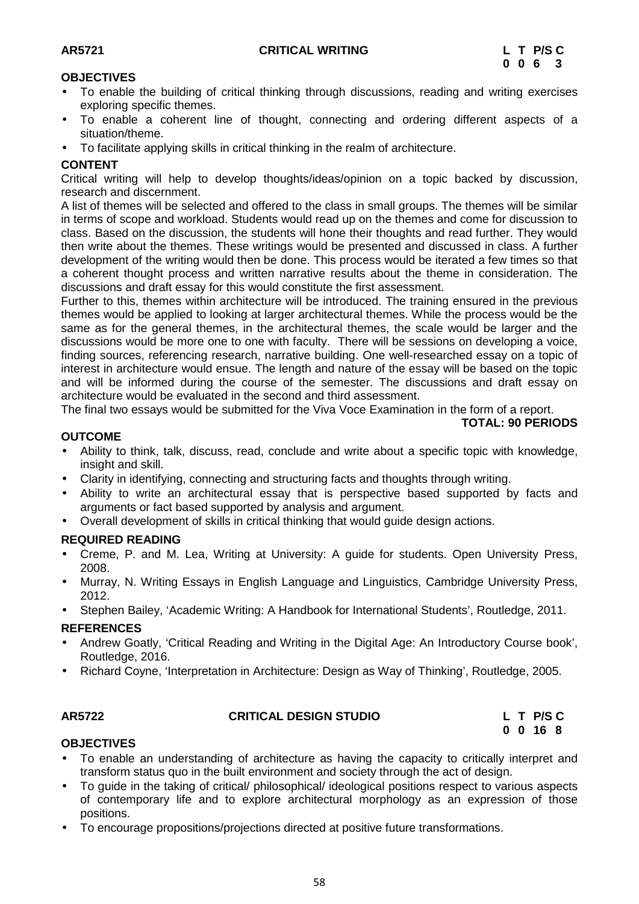**AR5721 CRITICAL WRITING**

| L | T | P/S | C |
|---|---|---|---|
| 0 | 0 | 6 | 3 |

**OBJECTIVES**

- To enable the building of critical thinking through discussions, reading and writing exercises exploring specific themes.
- To enable a coherent line of thought, connecting and ordering different aspects of a situation/theme.
- To facilitate applying skills in critical thinking in the realm of architecture.

**CONTENT**

Critical writing will help to develop thoughts/ideas/opinion on a topic backed by discussion, research and discernment.

A list of themes will be selected and offered to the class in small groups. The themes will be similar in terms of scope and workload. Students would read up on the themes and come for discussion to class. Based on the discussion, the students will hone their thoughts and read further. They would then write about the themes. These writings would be presented and discussed in class. A further development of the writing would then be done. This process would be iterated a few times so that a coherent thought process and written narrative results about the theme in consideration. The discussions and draft essay for this would constitute the first assessment.

Further to this, themes within architecture will be introduced. The training ensured in the previous themes would be applied to looking at larger architectural themes. While the process would be the same as for the general themes, in the architectural themes, the scale would be larger and the discussions would be more one to one with faculty. There will be sessions on developing a voice, finding sources, referencing research, narrative building. One well-researched essay on a topic of interest in architecture would ensue. The length and nature of the essay will be based on the topic and will be informed during the course of the semester. The discussions and draft essay on architecture would be evaluated in the second and third assessment.

The final two essays would be submitted for the Viva Voce Examination in the form of a report.

**TOTAL: 90 PERIODS**

**OUTCOME**

- Ability to think, talk, discuss, read, conclude and write about a specific topic with knowledge, insight and skill.
- Clarity in identifying, connecting and structuring facts and thoughts through writing.
- Ability to write an architectural essay that is perspective based supported by facts and arguments or fact based supported by analysis and argument.
- Overall development of skills in critical thinking that would guide design actions.

**REQUIRED READING**

- Creme, P. and M. Lea, Writing at University: A guide for students. Open University Press, 2008.
- Murray, N. Writing Essays in English Language and Linguistics, Cambridge University Press, 2012.
- Stephen Bailey, 'Academic Writing: A Handbook for International Students', Routledge, 2011.

**REFERENCES**

- Andrew Goatly, 'Critical Reading and Writing in the Digital Age: An Introductory Course book', Routledge, 2016.
- Richard Coyne, 'Interpretation in Architecture: Design as Way of Thinking', Routledge, 2005.

**AR5722 CRITICAL DESIGN STUDIO**

| L | T | P/S | C |
|---|---|---|---|
| 0 | 0 | 16 | 8 |

**OBJECTIVES**

- To enable an understanding of architecture as having the capacity to critically interpret and transform status quo in the built environment and society through the act of design.
- To guide in the taking of critical/ philosophical/ ideological positions respect to various aspects of contemporary life and to explore architectural morphology as an expression of those positions.
- To encourage propositions/projections directed at positive future transformations.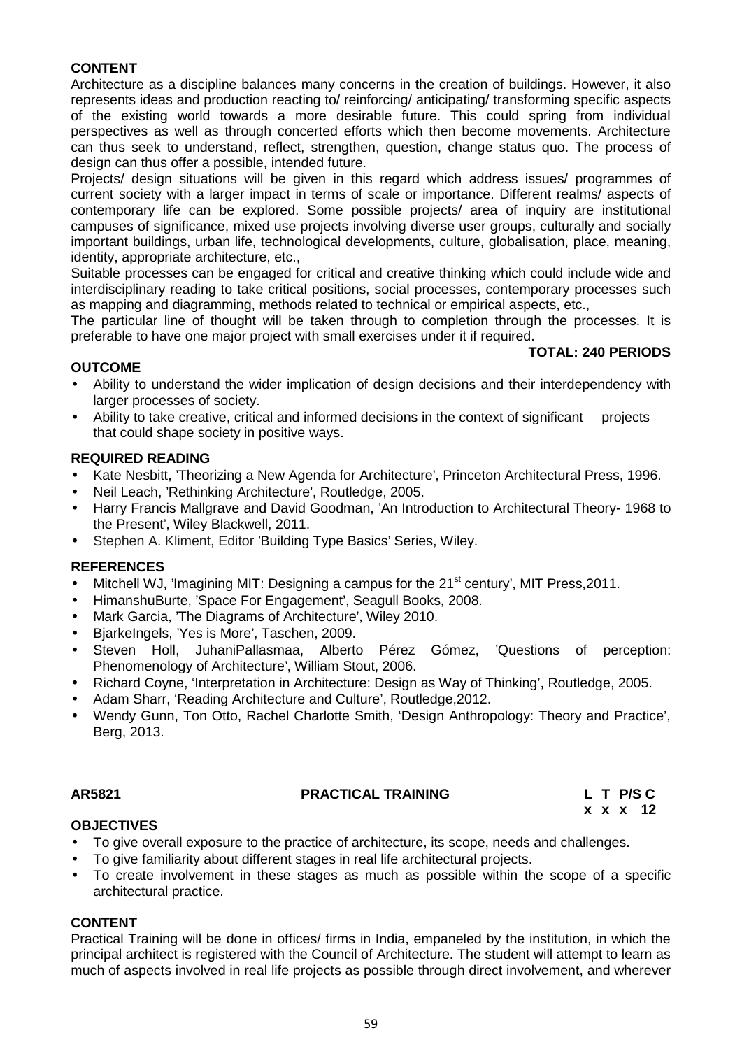**CONTENT**

Architecture as a discipline balances many concerns in the creation of buildings. However, it also represents ideas and production reacting to/ reinforcing/ anticipating/ transforming specific aspects of the existing world towards a more desirable future. This could spring from individual perspectives as well as through concerted efforts which then become movements. Architecture can thus seek to understand, reflect, strengthen, question, change status quo. The process of design can thus offer a possible, intended future.

Projects/ design situations will be given in this regard which address issues/ programmes of current society with a larger impact in terms of scale or importance. Different realms/ aspects of contemporary life can be explored. Some possible projects/ area of inquiry are institutional campuses of significance, mixed use projects involving diverse user groups, culturally and socially important buildings, urban life, technological developments, culture, globalisation, place, meaning, identity, appropriate architecture, etc.,

Suitable processes can be engaged for critical and creative thinking which could include wide and interdisciplinary reading to take critical positions, social processes, contemporary processes such as mapping and diagramming, methods related to technical or empirical aspects, etc.,

The particular line of thought will be taken through to completion through the processes. It is preferable to have one major project with small exercises under it if required.

**TOTAL: 240 PERIODS**

**OUTCOME**

- Ability to understand the wider implication of design decisions and their interdependency with larger processes of society.
- Ability to take creative, critical and informed decisions in the context of significant projects that could shape society in positive ways.

**REQUIRED READING**

- Kate Nesbitt, 'Theorizing a New Agenda for Architecture', Princeton Architectural Press, 1996.
- Neil Leach, 'Rethinking Architecture', Routledge, 2005.
- Harry Francis Mallgrave and David Goodman, 'An Introduction to Architectural Theory- 1968 to the Present', Wiley Blackwell, 2011.
- Stephen A. Kliment, Editor 'Building Type Basics' Series, Wiley.

**REFERENCES**

- Mitchell WJ, 'Imagining MIT: Designing a campus for the 21st century', MIT Press,2011.
- HimanshuBurte, 'Space For Engagement', Seagull Books, 2008.
- Mark Garcia, 'The Diagrams of Architecture', Wiley 2010.
- BjarkeIngels, 'Yes is More', Taschen, 2009.
- Steven Holl, JuhaniPallasmaa, Alberto Pérez Gómez, 'Questions of perception: Phenomenology of Architecture', William Stout, 2006.
- Richard Coyne, 'Interpretation in Architecture: Design as Way of Thinking', Routledge, 2005.
- Adam Sharr, 'Reading Architecture and Culture', Routledge,2012.
- Wendy Gunn, Ton Otto, Rachel Charlotte Smith, 'Design Anthropology: Theory and Practice', Berg, 2013.

| **AR5821** | **PRACTICAL TRAINING** | **L** | **T** | **P/S** | **C** |
|---|---|---|---|---|---|
| | | **x** | **x** | **x** | **12** |

**OBJECTIVES**

- To give overall exposure to the practice of architecture, its scope, needs and challenges.
- To give familiarity about different stages in real life architectural projects.
- To create involvement in these stages as much as possible within the scope of a specific architectural practice.

**CONTENT**

Practical Training will be done in offices/ firms in India, empaneled by the institution, in which the principal architect is registered with the Council of Architecture. The student will attempt to learn as much of aspects involved in real life projects as possible through direct involvement, and wherever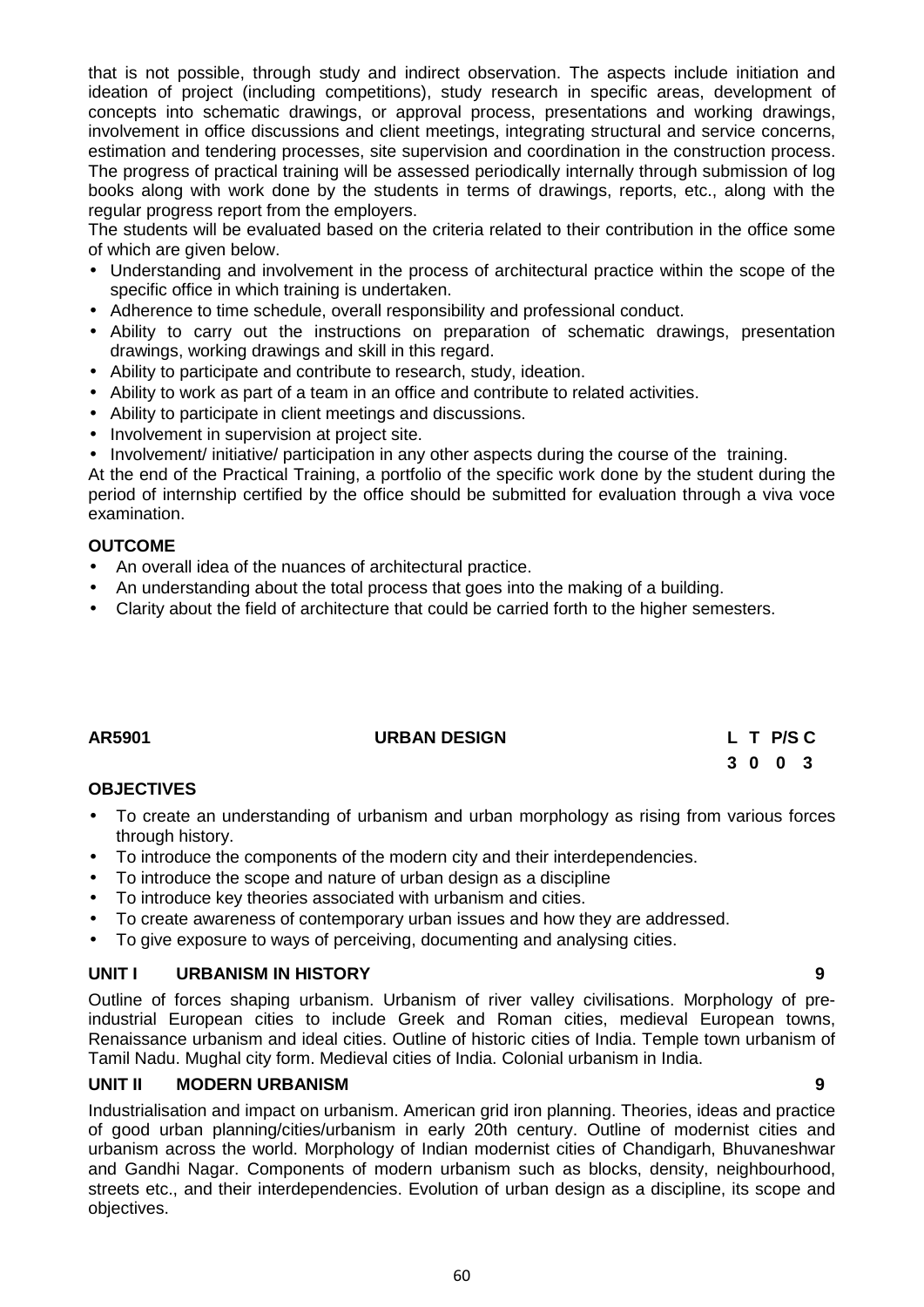that is not possible, through study and indirect observation. The aspects include initiation and ideation of project (including competitions), study research in specific areas, development of concepts into schematic drawings, or approval process, presentations and working drawings, involvement in office discussions and client meetings, integrating structural and service concerns, estimation and tendering processes, site supervision and coordination in the construction process. The progress of practical training will be assessed periodically internally through submission of log books along with work done by the students in terms of drawings, reports, etc., along with the regular progress report from the employers.

The students will be evaluated based on the criteria related to their contribution in the office some of which are given below.

- Understanding and involvement in the process of architectural practice within the scope of the specific office in which training is undertaken.
- Adherence to time schedule, overall responsibility and professional conduct.
- Ability to carry out the instructions on preparation of schematic drawings, presentation drawings, working drawings and skill in this regard.
- Ability to participate and contribute to research, study, ideation.
- Ability to work as part of a team in an office and contribute to related activities.
- Ability to participate in client meetings and discussions.
- Involvement in supervision at project site.
- Involvement/ initiative/ participation in any other aspects during the course of the training.

At the end of the Practical Training, a portfolio of the specific work done by the student during the period of internship certified by the office should be submitted for evaluation through a viva voce examination.

**OUTCOME**

- An overall idea of the nuances of architectural practice.
- An understanding about the total process that goes into the making of a building.
- Clarity about the field of architecture that could be carried forth to the higher semesters.

| **AR5901** | **URBAN DESIGN** | **L** | **T** | **P/S** | **C** |
|---|---|---|---|---|---|
| | | **3** | **0** | **0** | **3** |

**OBJECTIVES**

- To create an understanding of urbanism and urban morphology as rising from various forces through history.
- To introduce the components of the modern city and their interdependencies.
- To introduce the scope and nature of urban design as a discipline
- To introduce key theories associated with urbanism and cities.
- To create awareness of contemporary urban issues and how they are addressed.
- To give exposure to ways of perceiving, documenting and analysing cities.

**UNIT I URBANISM IN HISTORY 9**

Outline of forces shaping urbanism. Urbanism of river valley civilisations. Morphology of pre-industrial European cities to include Greek and Roman cities, medieval European towns, Renaissance urbanism and ideal cities. Outline of historic cities of India. Temple town urbanism of Tamil Nadu. Mughal city form. Medieval cities of India. Colonial urbanism in India.

**UNIT II MODERN URBANISM 9**

Industrialisation and impact on urbanism. American grid iron planning. Theories, ideas and practice of good urban planning/cities/urbanism in early 20th century. Outline of modernist cities and urbanism across the world. Morphology of Indian modernist cities of Chandigarh, Bhuvaneshwar and Gandhi Nagar. Components of modern urbanism such as blocks, density, neighbourhood, streets etc., and their interdependencies. Evolution of urban design as a discipline, its scope and objectives.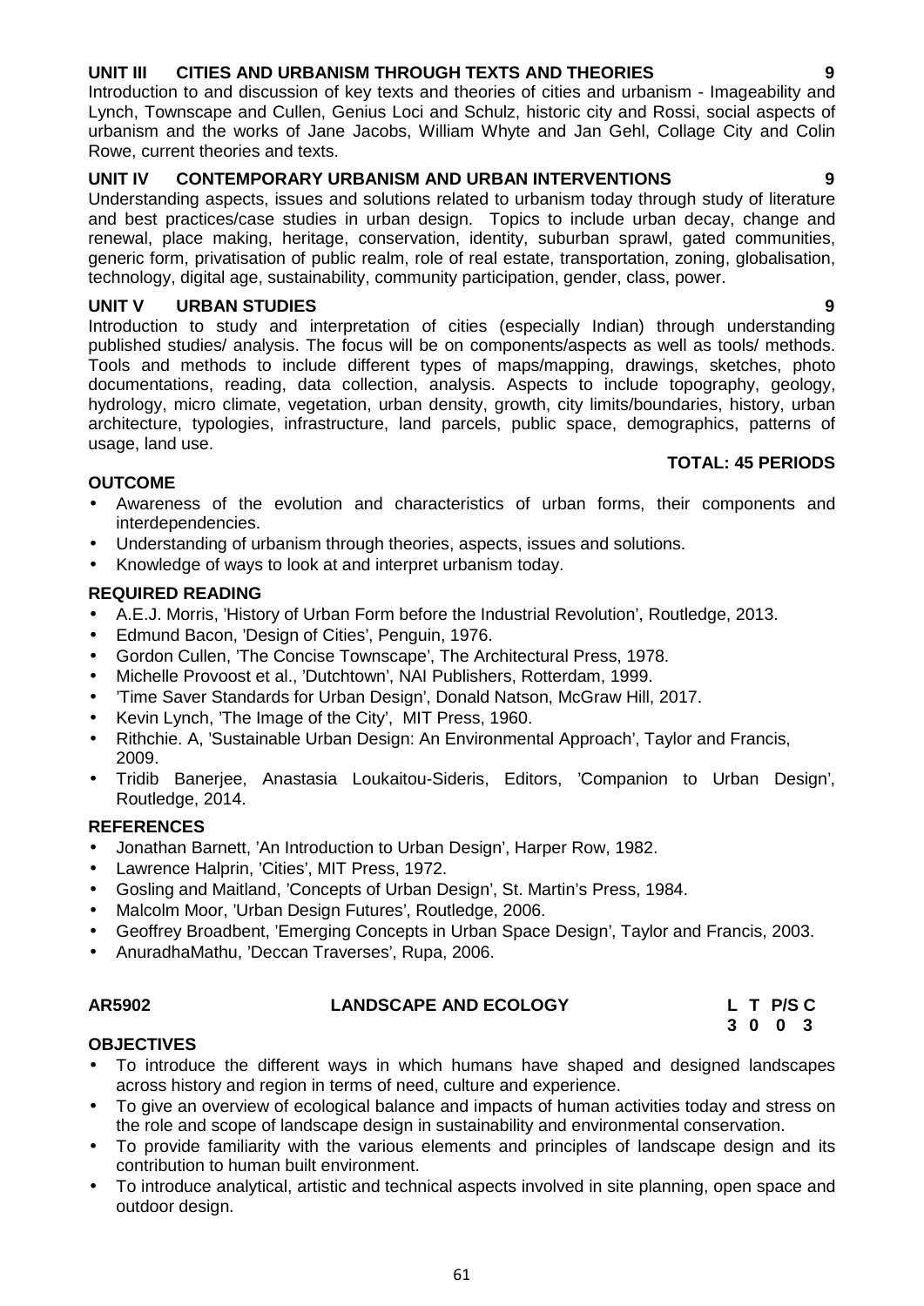### UNIT III CITIES AND URBANISM THROUGH TEXTS AND THEORIES 9

Introduction to and discussion of key texts and theories of cities and urbanism - Imageability and Lynch, Townscape and Cullen, Genius Loci and Schulz, historic city and Rossi, social aspects of urbanism and the works of Jane Jacobs, William Whyte and Jan Gehl, Collage City and Colin Rowe, current theories and texts.

### UNIT IV CONTEMPORARY URBANISM AND URBAN INTERVENTIONS 9

Understanding aspects, issues and solutions related to urbanism today through study of literature and best practices/case studies in urban design. Topics to include urban decay, change and renewal, place making, heritage, conservation, identity, suburban sprawl, gated communities, generic form, privatisation of public realm, role of real estate, transportation, zoning, globalisation, technology, digital age, sustainability, community participation, gender, class, power.

### UNIT V URBAN STUDIES 9

Introduction to study and interpretation of cities (especially Indian) through understanding published studies/ analysis. The focus will be on components/aspects as well as tools/ methods. Tools and methods to include different types of maps/mapping, drawings, sketches, photo documentations, reading, data collection, analysis. Aspects to include topography, geology, hydrology, micro climate, vegetation, urban density, growth, city limits/boundaries, history, urban architecture, typologies, infrastructure, land parcels, public space, demographics, patterns of usage, land use.

**TOTAL: 45 PERIODS**

### OUTCOME

- Awareness of the evolution and characteristics of urban forms, their components and interdependencies.
- Understanding of urbanism through theories, aspects, issues and solutions.
- Knowledge of ways to look at and interpret urbanism today.

### REQUIRED READING

- A.E.J. Morris, 'History of Urban Form before the Industrial Revolution', Routledge, 2013.
- Edmund Bacon, 'Design of Cities', Penguin, 1976.
- Gordon Cullen, 'The Concise Townscape', The Architectural Press, 1978.
- Michelle Provoost et al., 'Dutchtown', NAI Publishers, Rotterdam, 1999.
- 'Time Saver Standards for Urban Design', Donald Natson, McGraw Hill, 2017.
- Kevin Lynch, 'The Image of the City', MIT Press, 1960.
- Rithchie. A, 'Sustainable Urban Design: An Environmental Approach', Taylor and Francis, 2009.
- Tridib Banerjee, Anastasia Loukaitou-Sideris, Editors, 'Companion to Urban Design', Routledge, 2014.

### REFERENCES

- Jonathan Barnett, 'An Introduction to Urban Design', Harper Row, 1982.
- Lawrence Halprin, 'Cities', MIT Press, 1972.
- Gosling and Maitland, 'Concepts of Urban Design', St. Martin's Press, 1984.
- Malcolm Moor, 'Urban Design Futures', Routledge, 2006.
- Geoffrey Broadbent, 'Emerging Concepts in Urban Space Design', Taylor and Francis, 2003.
- AnuradhaMathu, 'Deccan Traverses', Rupa, 2006.

## AR5902 LANDSCAPE AND ECOLOGY

| L | T | P/S | C |
|---|---|---|---|
| 3 | 0 | 0 | 3 |

### OBJECTIVES

- To introduce the different ways in which humans have shaped and designed landscapes across history and region in terms of need, culture and experience.
- To give an overview of ecological balance and impacts of human activities today and stress on the role and scope of landscape design in sustainability and environmental conservation.
- To provide familiarity with the various elements and principles of landscape design and its contribution to human built environment.
- To introduce analytical, artistic and technical aspects involved in site planning, open space and outdoor design.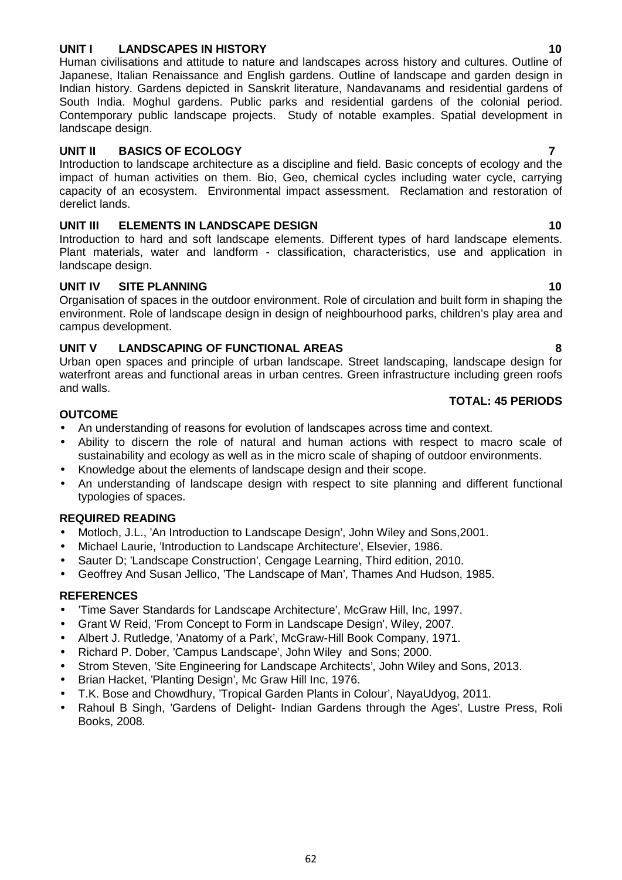**UNIT I LANDSCAPES IN HISTORY 10**

Human civilisations and attitude to nature and landscapes across history and cultures. Outline of Japanese, Italian Renaissance and English gardens. Outline of landscape and garden design in Indian history. Gardens depicted in Sanskrit literature, Nandavanams and residential gardens of South India. Moghul gardens. Public parks and residential gardens of the colonial period. Contemporary public landscape projects. Study of notable examples. Spatial development in landscape design.

**UNIT II BASICS OF ECOLOGY 7**

Introduction to landscape architecture as a discipline and field. Basic concepts of ecology and the impact of human activities on them. Bio, Geo, chemical cycles including water cycle, carrying capacity of an ecosystem. Environmental impact assessment. Reclamation and restoration of derelict lands.

**UNIT III ELEMENTS IN LANDSCAPE DESIGN 10**

Introduction to hard and soft landscape elements. Different types of hard landscape elements. Plant materials, water and landform - classification, characteristics, use and application in landscape design.

**UNIT IV SITE PLANNING 10**

Organisation of spaces in the outdoor environment. Role of circulation and built form in shaping the environment. Role of landscape design in design of neighbourhood parks, children's play area and campus development.

**UNIT V LANDSCAPING OF FUNCTIONAL AREAS 8**

Urban open spaces and principle of urban landscape. Street landscaping, landscape design for waterfront areas and functional areas in urban centres. Green infrastructure including green roofs and walls.

**TOTAL: 45 PERIODS**

**OUTCOME**

- An understanding of reasons for evolution of landscapes across time and context.
- Ability to discern the role of natural and human actions with respect to macro scale of sustainability and ecology as well as in the micro scale of shaping of outdoor environments.
- Knowledge about the elements of landscape design and their scope.
- An understanding of landscape design with respect to site planning and different functional typologies of spaces.

**REQUIRED READING**

- Motloch, J.L., 'An Introduction to Landscape Design', John Wiley and Sons,2001.
- Michael Laurie, 'Introduction to Landscape Architecture', Elsevier, 1986.
- Sauter D; 'Landscape Construction', Cengage Learning, Third edition, 2010.
- Geoffrey And Susan Jellico, 'The Landscape of Man', Thames And Hudson, 1985.

**REFERENCES**

- 'Time Saver Standards for Landscape Architecture', McGraw Hill, Inc, 1997.
- Grant W Reid, 'From Concept to Form in Landscape Design', Wiley, 2007.
- Albert J. Rutledge, 'Anatomy of a Park', McGraw-Hill Book Company, 1971.
- Richard P. Dober, 'Campus Landscape', John Wiley and Sons; 2000.
- Strom Steven, 'Site Engineering for Landscape Architects', John Wiley and Sons, 2013.
- Brian Hacket, 'Planting Design', Mc Graw Hill Inc, 1976.
- T.K. Bose and Chowdhury, 'Tropical Garden Plants in Colour', NayaUdyog, 2011.
- Rahoul B Singh, 'Gardens of Delight- Indian Gardens through the Ages', Lustre Press, Roli Books, 2008.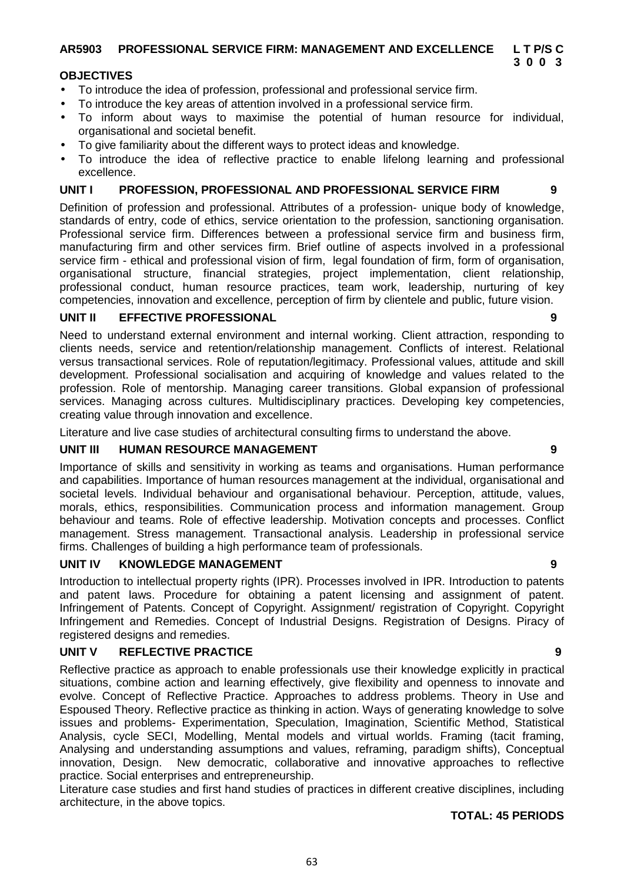**AR5903 PROFESSIONAL SERVICE FIRM: MANAGEMENT AND EXCELLENCE**

| L | T | P/S | C |
|---|---|---|---|
| 3 | 0 | 0 | 3 |

**OBJECTIVES**

- To introduce the idea of profession, professional and professional service firm.
- To introduce the key areas of attention involved in a professional service firm.
- To inform about ways to maximise the potential of human resource for individual, organisational and societal benefit.
- To give familiarity about the different ways to protect ideas and knowledge.
- To introduce the idea of reflective practice to enable lifelong learning and professional excellence.

**UNIT I PROFESSION, PROFESSIONAL AND PROFESSIONAL SERVICE FIRM 9**

Definition of profession and professional. Attributes of a profession- unique body of knowledge, standards of entry, code of ethics, service orientation to the profession, sanctioning organisation. Professional service firm. Differences between a professional service firm and business firm, manufacturing firm and other services firm. Brief outline of aspects involved in a professional service firm - ethical and professional vision of firm, legal foundation of firm, form of organisation, organisational structure, financial strategies, project implementation, client relationship, professional conduct, human resource practices, team work, leadership, nurturing of key competencies, innovation and excellence, perception of firm by clientele and public, future vision.

**UNIT II EFFECTIVE PROFESSIONAL 9**

Need to understand external environment and internal working. Client attraction, responding to clients needs, service and retention/relationship management. Conflicts of interest. Relational versus transactional services. Role of reputation/legitimacy. Professional values, attitude and skill development. Professional socialisation and acquiring of knowledge and values related to the profession. Role of mentorship. Managing career transitions. Global expansion of professional services. Managing across cultures. Multidisciplinary practices. Developing key competencies, creating value through innovation and excellence.

Literature and live case studies of architectural consulting firms to understand the above.

**UNIT III HUMAN RESOURCE MANAGEMENT 9**

Importance of skills and sensitivity in working as teams and organisations. Human performance and capabilities. Importance of human resources management at the individual, organisational and societal levels. Individual behaviour and organisational behaviour. Perception, attitude, values, morals, ethics, responsibilities. Communication process and information management. Group behaviour and teams. Role of effective leadership. Motivation concepts and processes. Conflict management. Stress management. Transactional analysis. Leadership in professional service firms. Challenges of building a high performance team of professionals.

**UNIT IV KNOWLEDGE MANAGEMENT 9**

Introduction to intellectual property rights (IPR). Processes involved in IPR. Introduction to patents and patent laws. Procedure for obtaining a patent licensing and assignment of patent. Infringement of Patents. Concept of Copyright. Assignment/ registration of Copyright. Copyright Infringement and Remedies. Concept of Industrial Designs. Registration of Designs. Piracy of registered designs and remedies.

**UNIT V REFLECTIVE PRACTICE 9**

Reflective practice as approach to enable professionals use their knowledge explicitly in practical situations, combine action and learning effectively, give flexibility and openness to innovate and evolve. Concept of Reflective Practice. Approaches to address problems. Theory in Use and Espoused Theory. Reflective practice as thinking in action. Ways of generating knowledge to solve issues and problems- Experimentation, Speculation, Imagination, Scientific Method, Statistical Analysis, cycle SECI, Modelling, Mental models and virtual worlds. Framing (tacit framing, Analysing and understanding assumptions and values, reframing, paradigm shifts), Conceptual innovation, Design. New democratic, collaborative and innovative approaches to reflective practice. Social enterprises and entrepreneurship.

Literature case studies and first hand studies of practices in different creative disciplines, including architecture, in the above topics.

**TOTAL: 45 PERIODS**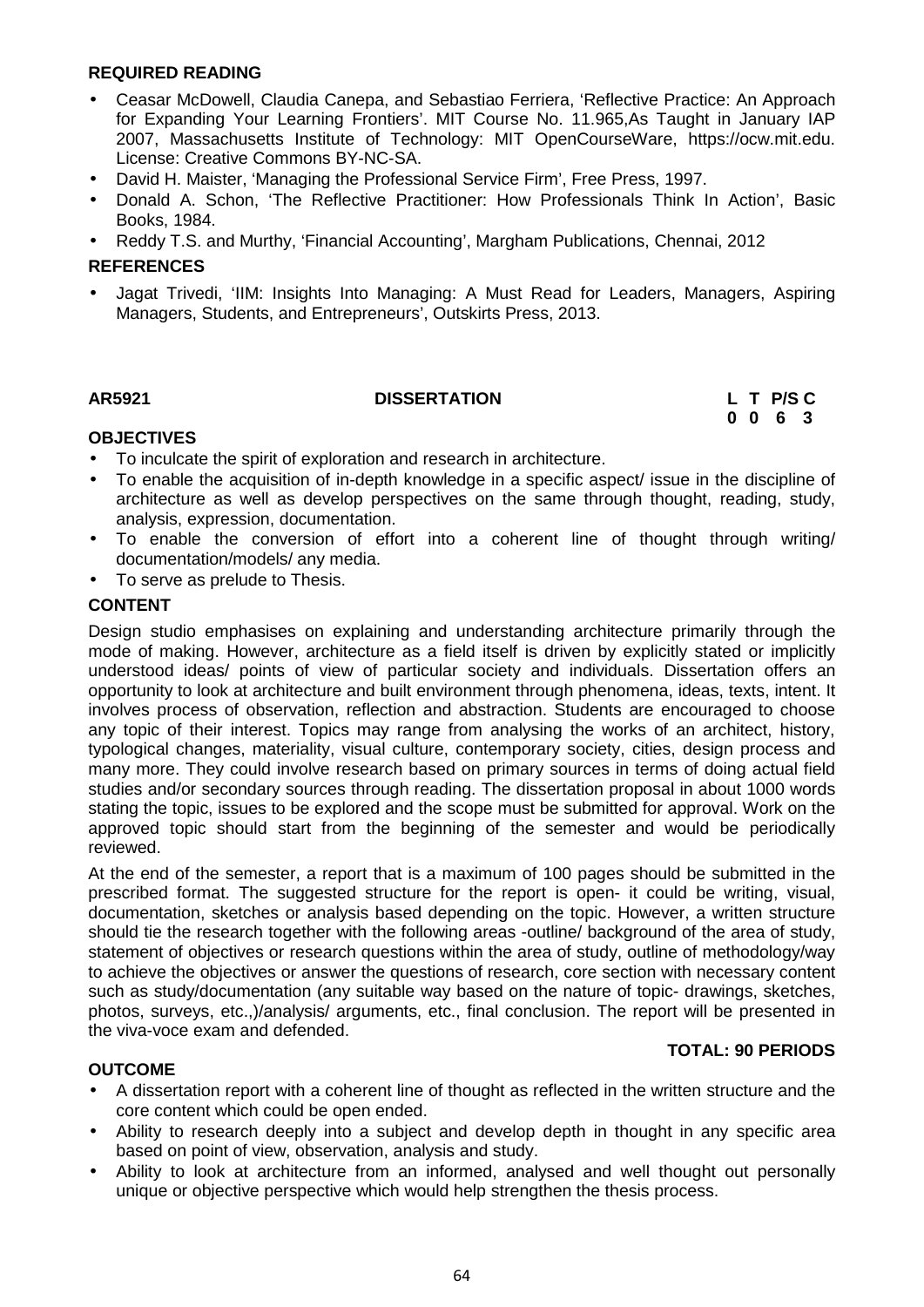**REQUIRED READING**

- Ceasar McDowell, Claudia Canepa, and Sebastiao Ferriera, 'Reflective Practice: An Approach for Expanding Your Learning Frontiers'. MIT Course No. 11.965,As Taught in January IAP 2007, Massachusetts Institute of Technology: MIT OpenCourseWare, https://ocw.mit.edu. License: Creative Commons BY-NC-SA.
- David H. Maister, 'Managing the Professional Service Firm', Free Press, 1997.
- Donald A. Schon, 'The Reflective Practitioner: How Professionals Think In Action', Basic Books, 1984.
- Reddy T.S. and Murthy, 'Financial Accounting', Margham Publications, Chennai, 2012

**REFERENCES**

- Jagat Trivedi, 'IIM: Insights Into Managing: A Must Read for Leaders, Managers, Aspiring Managers, Students, and Entrepreneurs', Outskirts Press, 2013.

| AR5921 | DISSERTATION | L | T | P/S | C |
|---|---|---|---|---|---|
| | | 0 | 0 | 6 | 3 |

**OBJECTIVES**

- To inculcate the spirit of exploration and research in architecture.
- To enable the acquisition of in-depth knowledge in a specific aspect/ issue in the discipline of architecture as well as develop perspectives on the same through thought, reading, study, analysis, expression, documentation.
- To enable the conversion of effort into a coherent line of thought through writing/ documentation/models/ any media.
- To serve as prelude to Thesis.

**CONTENT**

Design studio emphasises on explaining and understanding architecture primarily through the mode of making. However, architecture as a field itself is driven by explicitly stated or implicitly understood ideas/ points of view of particular society and individuals. Dissertation offers an opportunity to look at architecture and built environment through phenomena, ideas, texts, intent. It involves process of observation, reflection and abstraction. Students are encouraged to choose any topic of their interest. Topics may range from analysing the works of an architect, history, typological changes, materiality, visual culture, contemporary society, cities, design process and many more. They could involve research based on primary sources in terms of doing actual field studies and/or secondary sources through reading. The dissertation proposal in about 1000 words stating the topic, issues to be explored and the scope must be submitted for approval. Work on the approved topic should start from the beginning of the semester and would be periodically reviewed.

At the end of the semester, a report that is a maximum of 100 pages should be submitted in the prescribed format. The suggested structure for the report is open- it could be writing, visual, documentation, sketches or analysis based depending on the topic. However, a written structure should tie the research together with the following areas -outline/ background of the area of study, statement of objectives or research questions within the area of study, outline of methodology/way to achieve the objectives or answer the questions of research, core section with necessary content such as study/documentation (any suitable way based on the nature of topic- drawings, sketches, photos, surveys, etc.,)/analysis/ arguments, etc., final conclusion. The report will be presented in the viva-voce exam and defended.

**TOTAL: 90 PERIODS**

**OUTCOME**

- A dissertation report with a coherent line of thought as reflected in the written structure and the core content which could be open ended.
- Ability to research deeply into a subject and develop depth in thought in any specific area based on point of view, observation, analysis and study.
- Ability to look at architecture from an informed, analysed and well thought out personally unique or objective perspective which would help strengthen the thesis process.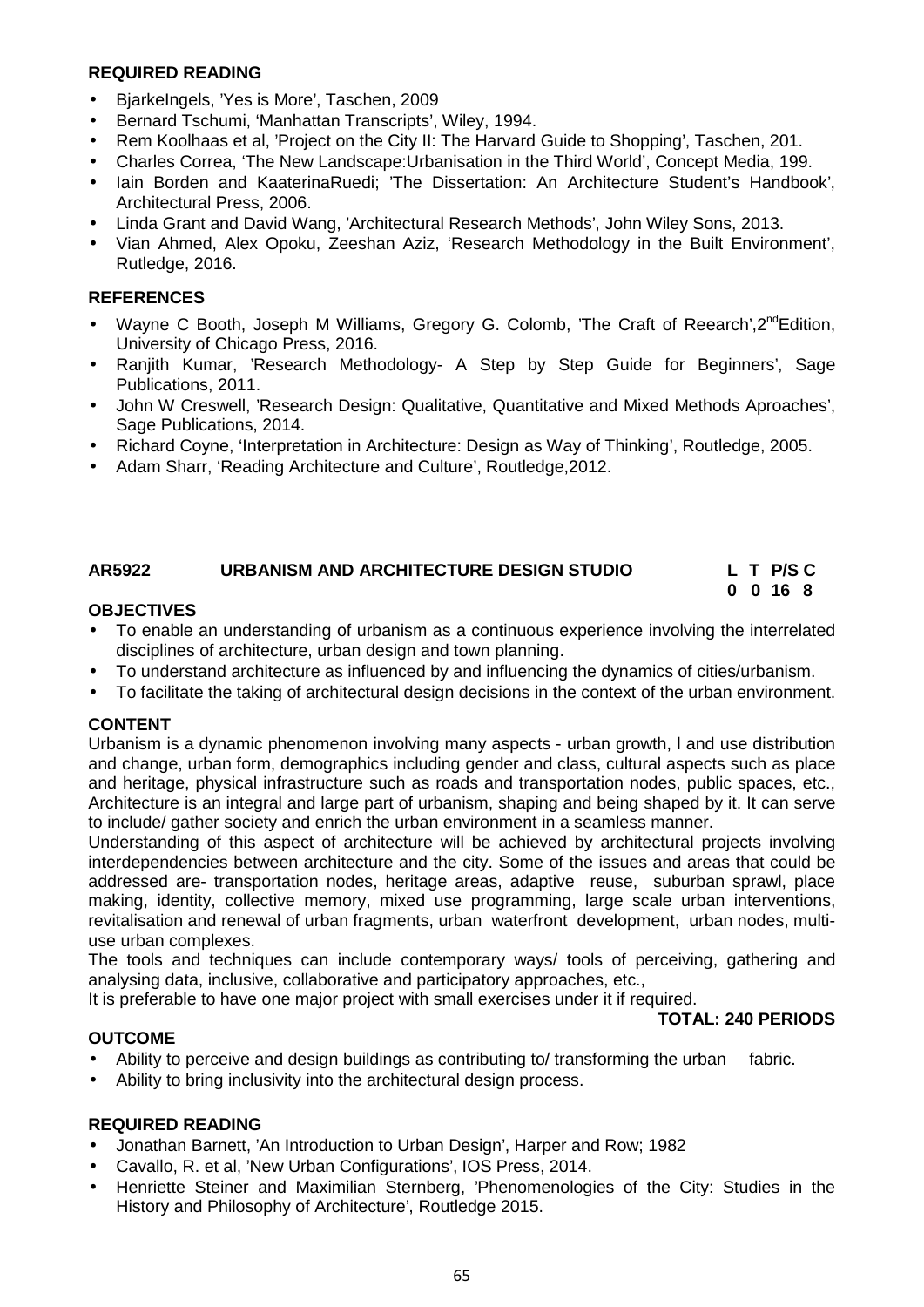### REQUIRED READING

- BjarkeIngels, 'Yes is More', Taschen, 2009
- Bernard Tschumi, 'Manhattan Transcripts', Wiley, 1994.
- Rem Koolhaas et al, 'Project on the City II: The Harvard Guide to Shopping', Taschen, 201.
- Charles Correa, 'The New Landscape:Urbanisation in the Third World', Concept Media, 199.
- Iain Borden and KaaterinaRuedi; 'The Dissertation: An Architecture Student's Handbook', Architectural Press, 2006.
- Linda Grant and David Wang, 'Architectural Research Methods', John Wiley Sons, 2013.
- Vian Ahmed, Alex Opoku, Zeeshan Aziz, 'Research Methodology in the Built Environment', Rutledge, 2016.

### REFERENCES

- Wayne C Booth, Joseph M Williams, Gregory G. Colomb, 'The Craft of Reearch',2nd Edition, University of Chicago Press, 2016.
- Ranjith Kumar, 'Research Methodology- A Step by Step Guide for Beginners', Sage Publications, 2011.
- John W Creswell, 'Research Design: Qualitative, Quantitative and Mixed Methods Aproaches', Sage Publications, 2014.
- Richard Coyne, 'Interpretation in Architecture: Design as Way of Thinking', Routledge, 2005.
- Adam Sharr, 'Reading Architecture and Culture', Routledge,2012.

## AR5922 URBANISM AND ARCHITECTURE DESIGN STUDIO

| L | T | P/S | C |
|---|---|---|---|
| 0 | 0 | 16 | 8 |

### OBJECTIVES

- To enable an understanding of urbanism as a continuous experience involving the interrelated disciplines of architecture, urban design and town planning.
- To understand architecture as influenced by and influencing the dynamics of cities/urbanism.
- To facilitate the taking of architectural design decisions in the context of the urban environment.

### CONTENT

Urbanism is a dynamic phenomenon involving many aspects - urban growth, l and use distribution and change, urban form, demographics including gender and class, cultural aspects such as place and heritage, physical infrastructure such as roads and transportation nodes, public spaces, etc., Architecture is an integral and large part of urbanism, shaping and being shaped by it. It can serve to include/ gather society and enrich the urban environment in a seamless manner.

Understanding of this aspect of architecture will be achieved by architectural projects involving interdependencies between architecture and the city. Some of the issues and areas that could be addressed are- transportation nodes, heritage areas, adaptive reuse, suburban sprawl, place making, identity, collective memory, mixed use programming, large scale urban interventions, revitalisation and renewal of urban fragments, urban waterfront development, urban nodes, multi-use urban complexes.

The tools and techniques can include contemporary ways/ tools of perceiving, gathering and analysing data, inclusive, collaborative and participatory approaches, etc.,

It is preferable to have one major project with small exercises under it if required.

**TOTAL: 240 PERIODS**

### OUTCOME

- Ability to perceive and design buildings as contributing to/ transforming the urban fabric.
- Ability to bring inclusivity into the architectural design process.

### REQUIRED READING

- Jonathan Barnett, 'An Introduction to Urban Design', Harper and Row; 1982
- Cavallo, R. et al, 'New Urban Configurations', IOS Press, 2014.
- Henriette Steiner and Maximilian Sternberg, 'Phenomenologies of the City: Studies in the History and Philosophy of Architecture', Routledge 2015.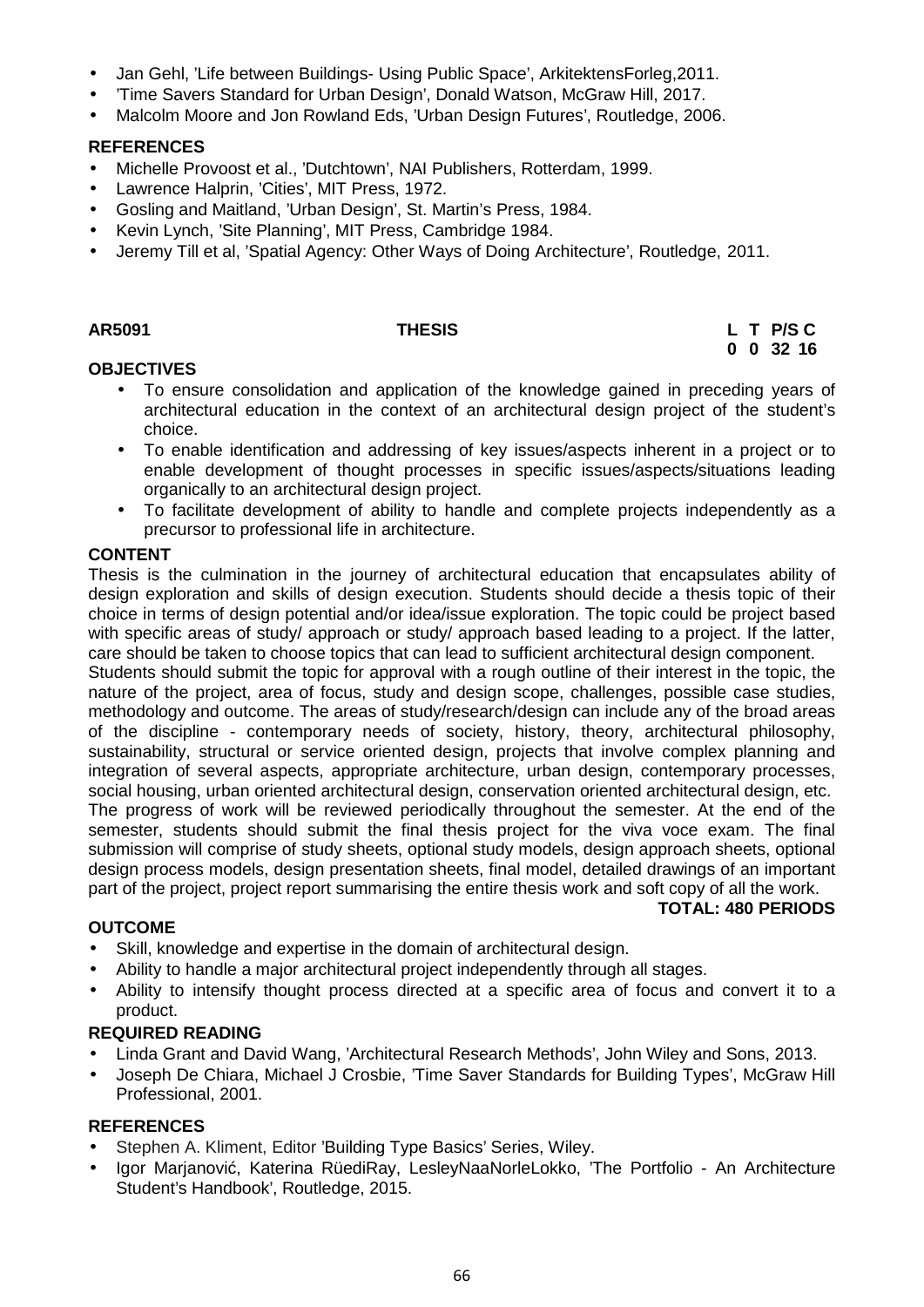- Jan Gehl, 'Life between Buildings- Using Public Space', ArkitektensForleg,2011.
- 'Time Savers Standard for Urban Design', Donald Watson, McGraw Hill, 2017.
- Malcolm Moore and Jon Rowland Eds, 'Urban Design Futures', Routledge, 2006.

**REFERENCES**

- Michelle Provoost et al., 'Dutchtown', NAI Publishers, Rotterdam, 1999.
- Lawrence Halprin, 'Cities', MIT Press, 1972.
- Gosling and Maitland, 'Urban Design', St. Martin's Press, 1984.
- Kevin Lynch, 'Site Planning', MIT Press, Cambridge 1984.
- Jeremy Till et al, 'Spatial Agency: Other Ways of Doing Architecture', Routledge, 2011.

| AR5091 | THESIS | L | T | P/S | C |
|---|---|---|---|---|---|
| | | 0 | 0 | 32 | 16 |

**OBJECTIVES**

- To ensure consolidation and application of the knowledge gained in preceding years of architectural education in the context of an architectural design project of the student's choice.
- To enable identification and addressing of key issues/aspects inherent in a project or to enable development of thought processes in specific issues/aspects/situations leading organically to an architectural design project.
- To facilitate development of ability to handle and complete projects independently as a precursor to professional life in architecture.

**CONTENT**

Thesis is the culmination in the journey of architectural education that encapsulates ability of design exploration and skills of design execution. Students should decide a thesis topic of their choice in terms of design potential and/or idea/issue exploration. The topic could be project based with specific areas of study/ approach or study/ approach based leading to a project. If the latter, care should be taken to choose topics that can lead to sufficient architectural design component.
Students should submit the topic for approval with a rough outline of their interest in the topic, the nature of the project, area of focus, study and design scope, challenges, possible case studies, methodology and outcome. The areas of study/research/design can include any of the broad areas of the discipline - contemporary needs of society, history, theory, architectural philosophy, sustainability, structural or service oriented design, projects that involve complex planning and integration of several aspects, appropriate architecture, urban design, contemporary processes, social housing, urban oriented architectural design, conservation oriented architectural design, etc.
The progress of work will be reviewed periodically throughout the semester. At the end of the semester, students should submit the final thesis project for the viva voce exam. The final submission will comprise of study sheets, optional study models, design approach sheets, optional design process models, design presentation sheets, final model, detailed drawings of an important part of the project, project report summarising the entire thesis work and soft copy of all the work.

**TOTAL: 480 PERIODS**

**OUTCOME**

- Skill, knowledge and expertise in the domain of architectural design.
- Ability to handle a major architectural project independently through all stages.
- Ability to intensify thought process directed at a specific area of focus and convert it to a product.

**REQUIRED READING**

- Linda Grant and David Wang, 'Architectural Research Methods', John Wiley and Sons, 2013.
- Joseph De Chiara, Michael J Crosbie, 'Time Saver Standards for Building Types', McGraw Hill Professional, 2001.

**REFERENCES**

- Stephen A. Kliment, Editor 'Building Type Basics' Series, Wiley.
- Igor Marjanović, Katerina RüediRay, LesleyNaaNorleLokko, 'The Portfolio - An Architecture Student's Handbook', Routledge, 2015.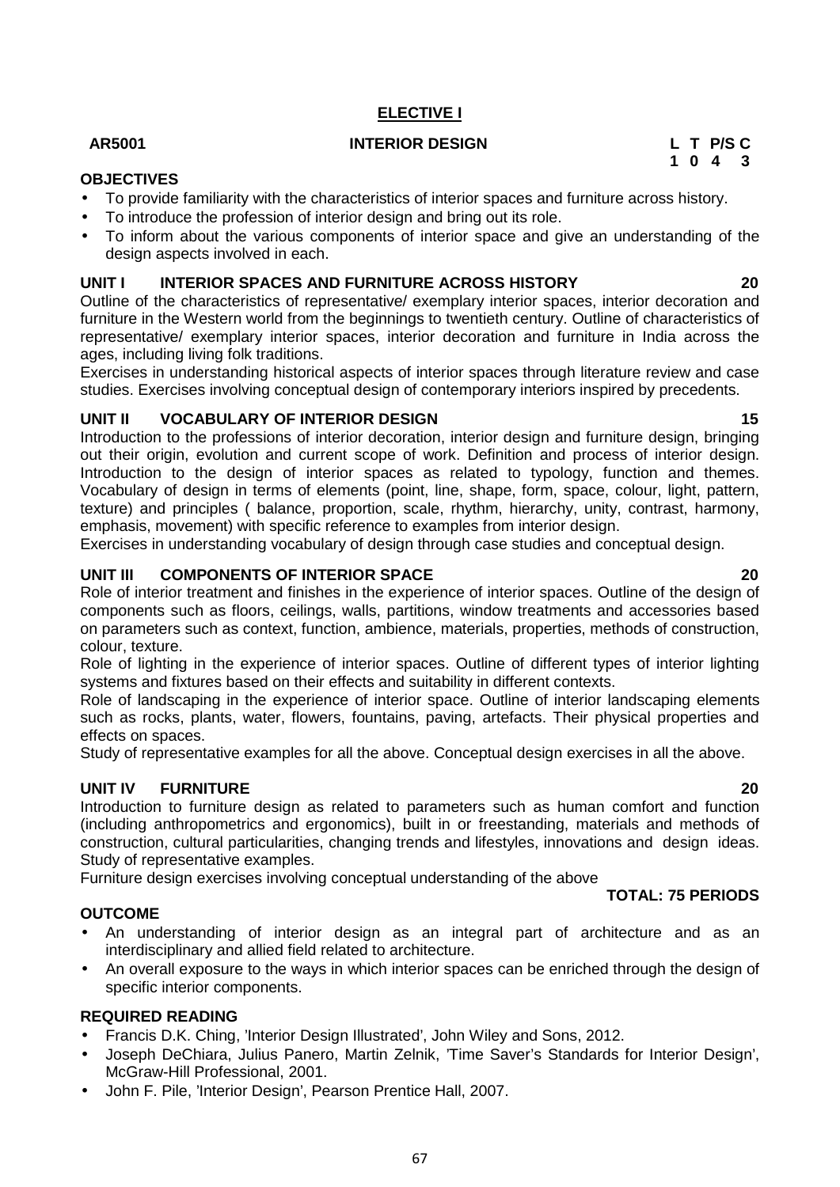## ELECTIVE I

**AR5001 INTERIOR DESIGN**

| L | T | P/S | C |
|---|---|---|---|
| 1 | 0 | 4 | 3 |

**OBJECTIVES**

- To provide familiarity with the characteristics of interior spaces and furniture across history.
- To introduce the profession of interior design and bring out its role.
- To inform about the various components of interior space and give an understanding of the design aspects involved in each.

**UNIT I INTERIOR SPACES AND FURNITURE ACROSS HISTORY 20**

Outline of the characteristics of representative/ exemplary interior spaces, interior decoration and furniture in the Western world from the beginnings to twentieth century. Outline of characteristics of representative/ exemplary interior spaces, interior decoration and furniture in India across the ages, including living folk traditions.

Exercises in understanding historical aspects of interior spaces through literature review and case studies. Exercises involving conceptual design of contemporary interiors inspired by precedents.

**UNIT II VOCABULARY OF INTERIOR DESIGN 15**

Introduction to the professions of interior decoration, interior design and furniture design, bringing out their origin, evolution and current scope of work. Definition and process of interior design. Introduction to the design of interior spaces as related to typology, function and themes. Vocabulary of design in terms of elements (point, line, shape, form, space, colour, light, pattern, texture) and principles ( balance, proportion, scale, rhythm, hierarchy, unity, contrast, harmony, emphasis, movement) with specific reference to examples from interior design.

Exercises in understanding vocabulary of design through case studies and conceptual design.

**UNIT III COMPONENTS OF INTERIOR SPACE 20**

Role of interior treatment and finishes in the experience of interior spaces. Outline of the design of components such as floors, ceilings, walls, partitions, window treatments and accessories based on parameters such as context, function, ambience, materials, properties, methods of construction, colour, texture.

Role of lighting in the experience of interior spaces. Outline of different types of interior lighting systems and fixtures based on their effects and suitability in different contexts.

Role of landscaping in the experience of interior space. Outline of interior landscaping elements such as rocks, plants, water, flowers, fountains, paving, artefacts. Their physical properties and effects on spaces.

Study of representative examples for all the above. Conceptual design exercises in all the above.

**UNIT IV FURNITURE 20**

Introduction to furniture design as related to parameters such as human comfort and function (including anthropometrics and ergonomics), built in or freestanding, materials and methods of construction, cultural particularities, changing trends and lifestyles, innovations and design ideas. Study of representative examples.

Furniture design exercises involving conceptual understanding of the above

**TOTAL: 75 PERIODS**

**OUTCOME**

- An understanding of interior design as an integral part of architecture and as an interdisciplinary and allied field related to architecture.
- An overall exposure to the ways in which interior spaces can be enriched through the design of specific interior components.

**REQUIRED READING**

- Francis D.K. Ching, 'Interior Design Illustrated', John Wiley and Sons, 2012.
- Joseph DeChiara, Julius Panero, Martin Zelnik, 'Time Saver's Standards for Interior Design', McGraw-Hill Professional, 2001.
- John F. Pile, 'Interior Design', Pearson Prentice Hall, 2007.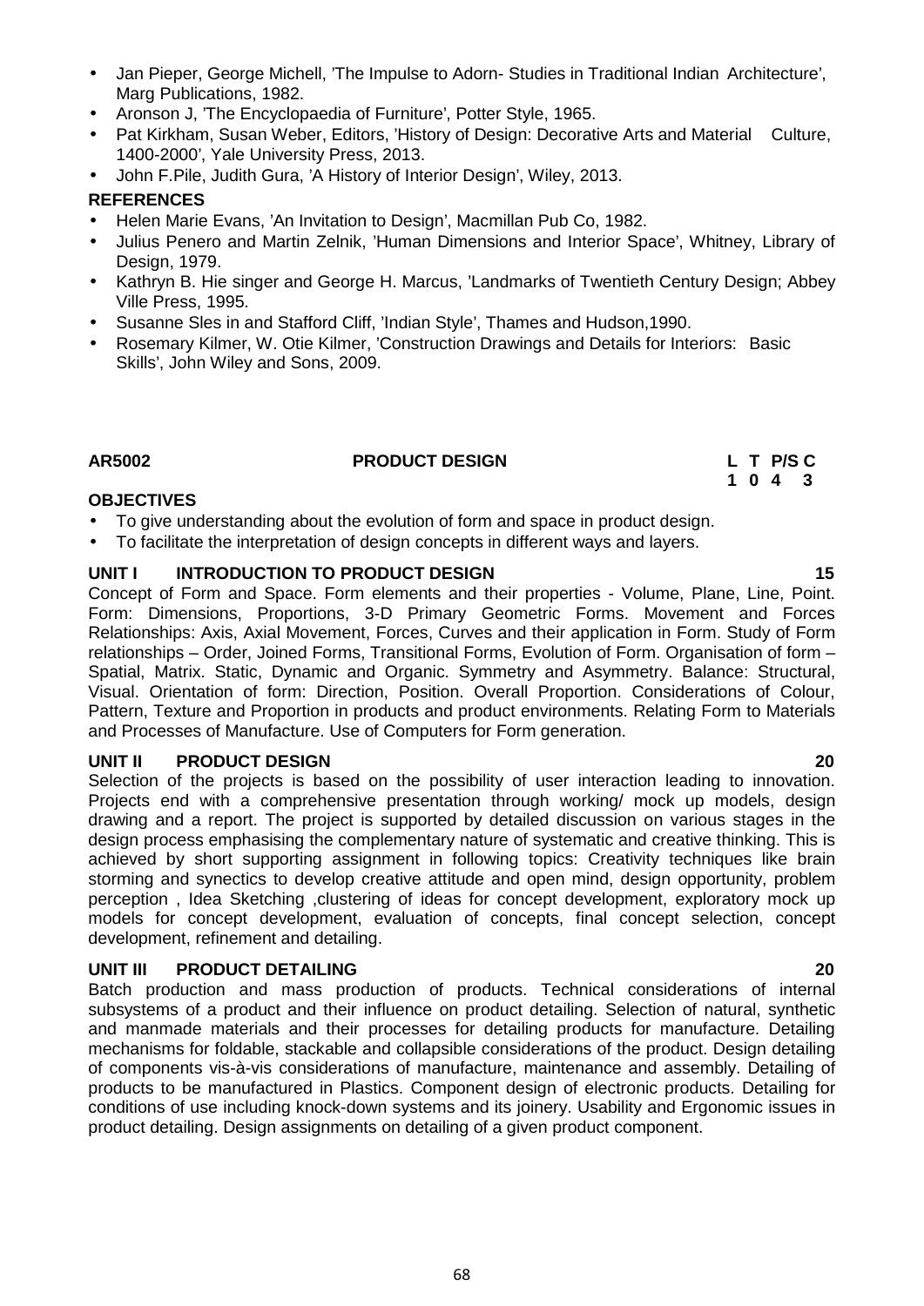- Jan Pieper, George Michell, 'The Impulse to Adorn- Studies in Traditional Indian Architecture', Marg Publications, 1982.
- Aronson J, 'The Encyclopaedia of Furniture', Potter Style, 1965.
- Pat Kirkham, Susan Weber, Editors, 'History of Design: Decorative Arts and Material Culture, 1400-2000', Yale University Press, 2013.
- John F.Pile, Judith Gura, 'A History of Interior Design', Wiley, 2013.

**REFERENCES**

- Helen Marie Evans, 'An Invitation to Design', Macmillan Pub Co, 1982.
- Julius Penero and Martin Zelnik, 'Human Dimensions and Interior Space', Whitney, Library of Design, 1979.
- Kathryn B. Hie singer and George H. Marcus, 'Landmarks of Twentieth Century Design; Abbey Ville Press, 1995.
- Susanne Sles in and Stafford Cliff, 'Indian Style', Thames and Hudson,1990.
- Rosemary Kilmer, W. Otie Kilmer, 'Construction Drawings and Details for Interiors: Basic Skills', John Wiley and Sons, 2009.

| **AR5002** | **PRODUCT DESIGN** | **L T P/S C** |
|---|---|---|
| | | **1 0 4 3** |

**OBJECTIVES**

- To give understanding about the evolution of form and space in product design.
- To facilitate the interpretation of design concepts in different ways and layers.

**UNIT I INTRODUCTION TO PRODUCT DESIGN 15**

Concept of Form and Space. Form elements and their properties - Volume, Plane, Line, Point. Form: Dimensions, Proportions, 3-D Primary Geometric Forms. Movement and Forces Relationships: Axis, Axial Movement, Forces, Curves and their application in Form. Study of Form relationships – Order, Joined Forms, Transitional Forms, Evolution of Form. Organisation of form – Spatial, Matrix. Static, Dynamic and Organic. Symmetry and Asymmetry. Balance: Structural, Visual. Orientation of form: Direction, Position. Overall Proportion. Considerations of Colour, Pattern, Texture and Proportion in products and product environments. Relating Form to Materials and Processes of Manufacture. Use of Computers for Form generation.

**UNIT II PRODUCT DESIGN 20**

Selection of the projects is based on the possibility of user interaction leading to innovation. Projects end with a comprehensive presentation through working/ mock up models, design drawing and a report. The project is supported by detailed discussion on various stages in the design process emphasising the complementary nature of systematic and creative thinking. This is achieved by short supporting assignment in following topics: Creativity techniques like brain storming and synectics to develop creative attitude and open mind, design opportunity, problem perception , Idea Sketching ,clustering of ideas for concept development, exploratory mock up models for concept development, evaluation of concepts, final concept selection, concept development, refinement and detailing.

**UNIT III PRODUCT DETAILING 20**

Batch production and mass production of products. Technical considerations of internal subsystems of a product and their influence on product detailing. Selection of natural, synthetic and manmade materials and their processes for detailing products for manufacture. Detailing mechanisms for foldable, stackable and collapsible considerations of the product. Design detailing of components vis-à-vis considerations of manufacture, maintenance and assembly. Detailing of products to be manufactured in Plastics. Component design of electronic products. Detailing for conditions of use including knock-down systems and its joinery. Usability and Ergonomic issues in product detailing. Design assignments on detailing of a given product component.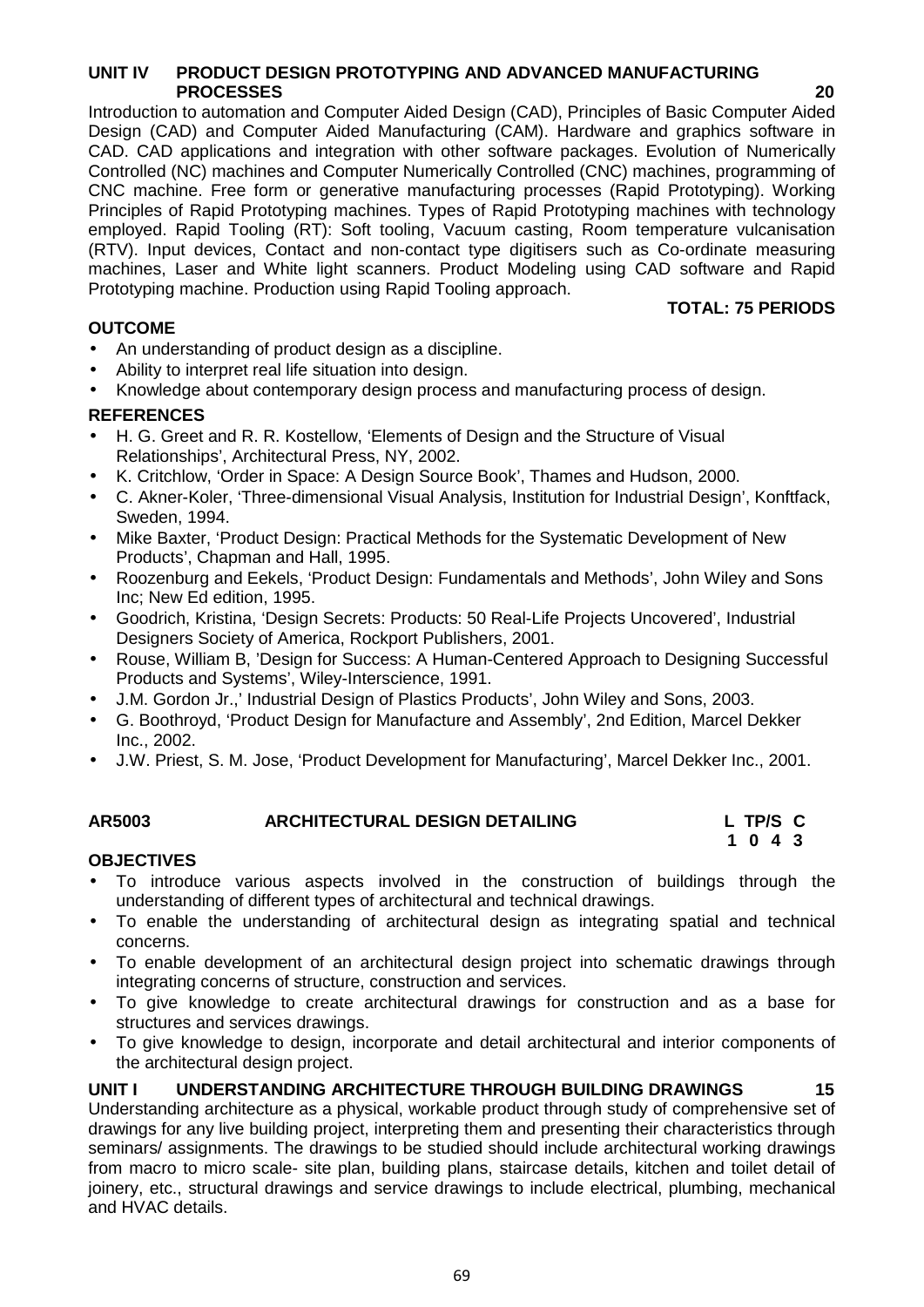**UNIT IV PRODUCT DESIGN PROTOTYPING AND ADVANCED MANUFACTURING PROCESSES 20**

Introduction to automation and Computer Aided Design (CAD), Principles of Basic Computer Aided Design (CAD) and Computer Aided Manufacturing (CAM). Hardware and graphics software in CAD. CAD applications and integration with other software packages. Evolution of Numerically Controlled (NC) machines and Computer Numerically Controlled (CNC) machines, programming of CNC machine. Free form or generative manufacturing processes (Rapid Prototyping). Working Principles of Rapid Prototyping machines. Types of Rapid Prototyping machines with technology employed. Rapid Tooling (RT): Soft tooling, Vacuum casting, Room temperature vulcanisation (RTV). Input devices, Contact and non-contact type digitisers such as Co-ordinate measuring machines, Laser and White light scanners. Product Modeling using CAD software and Rapid Prototyping machine. Production using Rapid Tooling approach.

**TOTAL: 75 PERIODS**

**OUTCOME**

- An understanding of product design as a discipline.
- Ability to interpret real life situation into design.
- Knowledge about contemporary design process and manufacturing process of design.

**REFERENCES**

- H. G. Greet and R. R. Kostellow, 'Elements of Design and the Structure of Visual Relationships', Architectural Press, NY, 2002.
- K. Critchlow, 'Order in Space: A Design Source Book', Thames and Hudson, 2000.
- C. Akner-Koler, 'Three-dimensional Visual Analysis, Institution for Industrial Design', Konftfack, Sweden, 1994.
- Mike Baxter, 'Product Design: Practical Methods for the Systematic Development of New Products', Chapman and Hall, 1995.
- Roozenburg and Eekels, 'Product Design: Fundamentals and Methods', John Wiley and Sons Inc; New Ed edition, 1995.
- Goodrich, Kristina, 'Design Secrets: Products: 50 Real-Life Projects Uncovered', Industrial Designers Society of America, Rockport Publishers, 2001.
- Rouse, William B, 'Design for Success: A Human-Centered Approach to Designing Successful Products and Systems', Wiley-Interscience, 1991.
- J.M. Gordon Jr.,' Industrial Design of Plastics Products', John Wiley and Sons, 2003.
- G. Boothroyd, 'Product Design for Manufacture and Assembly', 2nd Edition, Marcel Dekker Inc., 2002.
- J.W. Priest, S. M. Jose, 'Product Development for Manufacturing', Marcel Dekker Inc., 2001.

**AR5003 ARCHITECTURAL DESIGN DETAILING**

| L | TP/S | C |
|---|---|---|
| 1 | 0 4 | 3 |

**OBJECTIVES**

- To introduce various aspects involved in the construction of buildings through the understanding of different types of architectural and technical drawings.
- To enable the understanding of architectural design as integrating spatial and technical concerns.
- To enable development of an architectural design project into schematic drawings through integrating concerns of structure, construction and services.
- To give knowledge to create architectural drawings for construction and as a base for structures and services drawings.
- To give knowledge to design, incorporate and detail architectural and interior components of the architectural design project.

**UNIT I UNDERSTANDING ARCHITECTURE THROUGH BUILDING DRAWINGS 15**

Understanding architecture as a physical, workable product through study of comprehensive set of drawings for any live building project, interpreting them and presenting their characteristics through seminars/ assignments. The drawings to be studied should include architectural working drawings from macro to micro scale- site plan, building plans, staircase details, kitchen and toilet detail of joinery, etc., structural drawings and service drawings to include electrical, plumbing, mechanical and HVAC details.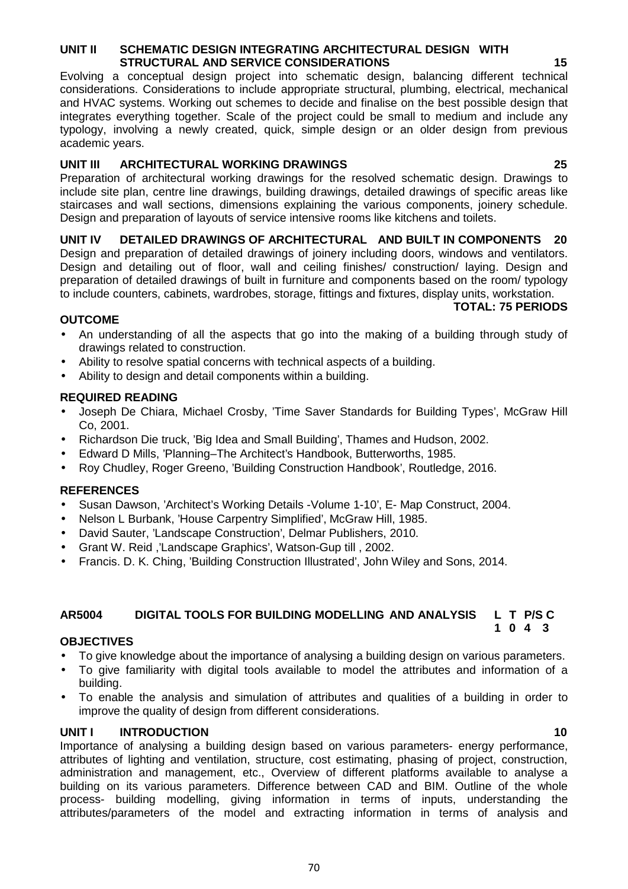**UNIT II SCHEMATIC DESIGN INTEGRATING ARCHITECTURAL DESIGN WITH STRUCTURAL AND SERVICE CONSIDERATIONS 15**

Evolving a conceptual design project into schematic design, balancing different technical considerations. Considerations to include appropriate structural, plumbing, electrical, mechanical and HVAC systems. Working out schemes to decide and finalise on the best possible design that integrates everything together. Scale of the project could be small to medium and include any typology, involving a newly created, quick, simple design or an older design from previous academic years.

**UNIT III ARCHITECTURAL WORKING DRAWINGS 25**

Preparation of architectural working drawings for the resolved schematic design. Drawings to include site plan, centre line drawings, building drawings, detailed drawings of specific areas like staircases and wall sections, dimensions explaining the various components, joinery schedule. Design and preparation of layouts of service intensive rooms like kitchens and toilets.

**UNIT IV DETAILED DRAWINGS OF ARCHITECTURAL AND BUILT IN COMPONENTS 20**

Design and preparation of detailed drawings of joinery including doors, windows and ventilators. Design and detailing out of floor, wall and ceiling finishes/ construction/ laying. Design and preparation of detailed drawings of built in furniture and components based on the room/ typology to include counters, cabinets, wardrobes, storage, fittings and fixtures, display units, workstation.

**TOTAL: 75 PERIODS**

**OUTCOME**

- An understanding of all the aspects that go into the making of a building through study of drawings related to construction.
- Ability to resolve spatial concerns with technical aspects of a building.
- Ability to design and detail components within a building.

**REQUIRED READING**

- Joseph De Chiara, Michael Crosby, 'Time Saver Standards for Building Types', McGraw Hill Co, 2001.
- Richardson Die truck, 'Big Idea and Small Building', Thames and Hudson, 2002.
- Edward D Mills, 'Planning–The Architect's Handbook, Butterworths, 1985.
- Roy Chudley, Roger Greeno, 'Building Construction Handbook', Routledge, 2016.

**REFERENCES**

- Susan Dawson, 'Architect's Working Details -Volume 1-10', E- Map Construct, 2004.
- Nelson L Burbank, 'House Carpentry Simplified', McGraw Hill, 1985.
- David Sauter, 'Landscape Construction', Delmar Publishers, 2010.
- Grant W. Reid ,'Landscape Graphics', Watson-Gup till , 2002.
- Francis. D. K. Ching, 'Building Construction Illustrated', John Wiley and Sons, 2014.

**AR5004 DIGITAL TOOLS FOR BUILDING MODELLING AND ANALYSIS**

| L | T | P/S | C |
|---|---|---|---|
| 1 | 0 | 4 | 3 |

**OBJECTIVES**

- To give knowledge about the importance of analysing a building design on various parameters.
- To give familiarity with digital tools available to model the attributes and information of a building.
- To enable the analysis and simulation of attributes and qualities of a building in order to improve the quality of design from different considerations.

**UNIT I INTRODUCTION 10**

Importance of analysing a building design based on various parameters- energy performance, attributes of lighting and ventilation, structure, cost estimating, phasing of project, construction, administration and management, etc., Overview of different platforms available to analyse a building on its various parameters. Difference between CAD and BIM. Outline of the whole process- building modelling, giving information in terms of inputs, understanding the attributes/parameters of the model and extracting information in terms of analysis and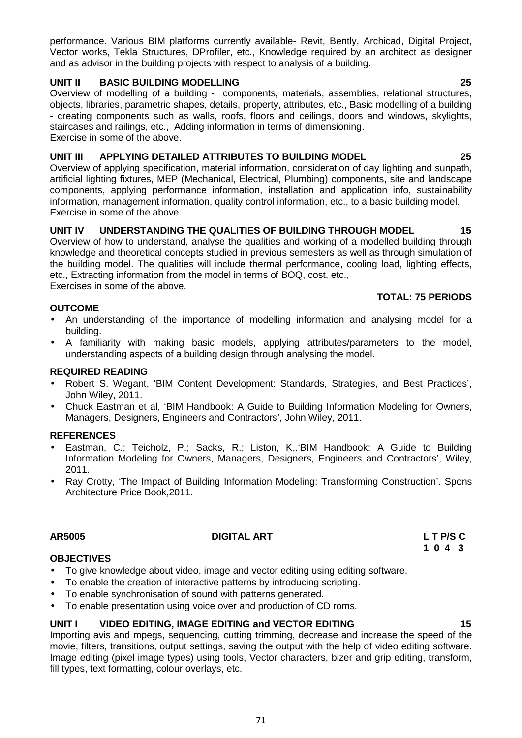performance. Various BIM platforms currently available- Revit, Bently, Archicad, Digital Project, Vector works, Tekla Structures, DProfiler, etc., Knowledge required by an architect as designer and as advisor in the building projects with respect to analysis of a building.

**UNIT II BASIC BUILDING MODELLING 25**

Overview of modelling of a building - components, materials, assemblies, relational structures, objects, libraries, parametric shapes, details, property, attributes, etc., Basic modelling of a building - creating components such as walls, roofs, floors and ceilings, doors and windows, skylights, staircases and railings, etc., Adding information in terms of dimensioning.
Exercise in some of the above.

**UNIT III APPLYING DETAILED ATTRIBUTES TO BUILDING MODEL 25**

Overview of applying specification, material information, consideration of day lighting and sunpath, artificial lighting fixtures, MEP (Mechanical, Electrical, Plumbing) components, site and landscape components, applying performance information, installation and application info, sustainability information, management information, quality control information, etc., to a basic building model.
Exercise in some of the above.

**UNIT IV UNDERSTANDING THE QUALITIES OF BUILDING THROUGH MODEL 15**

Overview of how to understand, analyse the qualities and working of a modelled building through knowledge and theoretical concepts studied in previous semesters as well as through simulation of the building model. The qualities will include thermal performance, cooling load, lighting effects, etc., Extracting information from the model in terms of BOQ, cost, etc.,
Exercises in some of the above.

**TOTAL: 75 PERIODS**

**OUTCOME**

- An understanding of the importance of modelling information and analysing model for a building.
- A familiarity with making basic models, applying attributes/parameters to the model, understanding aspects of a building design through analysing the model.

**REQUIRED READING**

- Robert S. Wegant, 'BIM Content Development: Standards, Strategies, and Best Practices', John Wiley, 2011.
- Chuck Eastman et al, 'BIM Handbook: A Guide to Building Information Modeling for Owners, Managers, Designers, Engineers and Contractors', John Wiley, 2011.

**REFERENCES**

- Eastman, C.; Teicholz, P.; Sacks, R.; Liston, K,.'BIM Handbook: A Guide to Building Information Modeling for Owners, Managers, Designers, Engineers and Contractors', Wiley, 2011.
- Ray Crotty, 'The Impact of Building Information Modeling: Transforming Construction'. Spons Architecture Price Book,2011.

**AR5005 DIGITAL ART L T P/S C**
**1 0 4 3**

**OBJECTIVES**

- To give knowledge about video, image and vector editing using editing software.
- To enable the creation of interactive patterns by introducing scripting.
- To enable synchronisation of sound with patterns generated.
- To enable presentation using voice over and production of CD roms.

**UNIT I VIDEO EDITING, IMAGE EDITING and VECTOR EDITING 15**

Importing avis and mpegs, sequencing, cutting trimming, decrease and increase the speed of the movie, filters, transitions, output settings, saving the output with the help of video editing software. Image editing (pixel image types) using tools, Vector characters, bizer and grip editing, transform, fill types, text formatting, colour overlays, etc.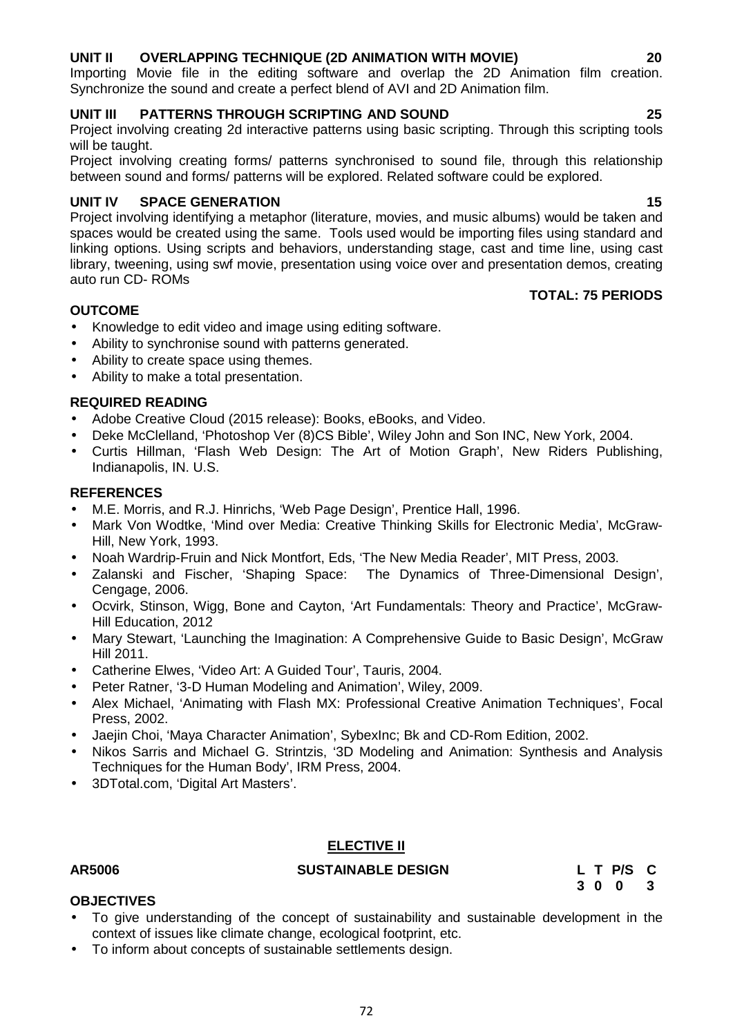**UNIT II OVERLAPPING TECHNIQUE (2D ANIMATION WITH MOVIE) 20**

Importing Movie file in the editing software and overlap the 2D Animation film creation. Synchronize the sound and create a perfect blend of AVI and 2D Animation film.

**UNIT III PATTERNS THROUGH SCRIPTING AND SOUND 25**

Project involving creating 2d interactive patterns using basic scripting. Through this scripting tools will be taught.

Project involving creating forms/ patterns synchronised to sound file, through this relationship between sound and forms/ patterns will be explored. Related software could be explored.

**UNIT IV SPACE GENERATION 15**

Project involving identifying a metaphor (literature, movies, and music albums) would be taken and spaces would be created using the same. Tools used would be importing files using standard and linking options. Using scripts and behaviors, understanding stage, cast and time line, using cast library, tweening, using swf movie, presentation using voice over and presentation demos, creating auto run CD- ROMs

**TOTAL: 75 PERIODS**

**OUTCOME**

- Knowledge to edit video and image using editing software.
- Ability to synchronise sound with patterns generated.
- Ability to create space using themes.
- Ability to make a total presentation.

**REQUIRED READING**

- Adobe Creative Cloud (2015 release): Books, eBooks, and Video.
- Deke McClelland, 'Photoshop Ver (8)CS Bible', Wiley John and Son INC, New York, 2004.
- Curtis Hillman, 'Flash Web Design: The Art of Motion Graph', New Riders Publishing, Indianapolis, IN. U.S.

**REFERENCES**

- M.E. Morris, and R.J. Hinrichs, 'Web Page Design', Prentice Hall, 1996.
- Mark Von Wodtke, 'Mind over Media: Creative Thinking Skills for Electronic Media', McGraw-Hill, New York, 1993.
- Noah Wardrip-Fruin and Nick Montfort, Eds, 'The New Media Reader', MIT Press, 2003.
- Zalanski and Fischer, 'Shaping Space: The Dynamics of Three-Dimensional Design', Cengage, 2006.
- Ocvirk, Stinson, Wigg, Bone and Cayton, 'Art Fundamentals: Theory and Practice', McGraw-Hill Education, 2012
- Mary Stewart, 'Launching the Imagination: A Comprehensive Guide to Basic Design', McGraw Hill 2011.
- Catherine Elwes, 'Video Art: A Guided Tour', Tauris, 2004.
- Peter Ratner, '3-D Human Modeling and Animation', Wiley, 2009.
- Alex Michael, 'Animating with Flash MX: Professional Creative Animation Techniques', Focal Press, 2002.
- Jaejin Choi, 'Maya Character Animation', SybexInc; Bk and CD-Rom Edition, 2002.
- Nikos Sarris and Michael G. Strintzis, '3D Modeling and Animation: Synthesis and Analysis Techniques for the Human Body', IRM Press, 2004.
- 3DTotal.com, 'Digital Art Masters'.

## ELECTIVE II

**AR5006 SUSTAINABLE DESIGN**

| L | T | P/S | C |
|---|---|---|---|
| 3 | 0 | 0 | 3 |

**OBJECTIVES**

- To give understanding of the concept of sustainability and sustainable development in the context of issues like climate change, ecological footprint, etc.
- To inform about concepts of sustainable settlements design.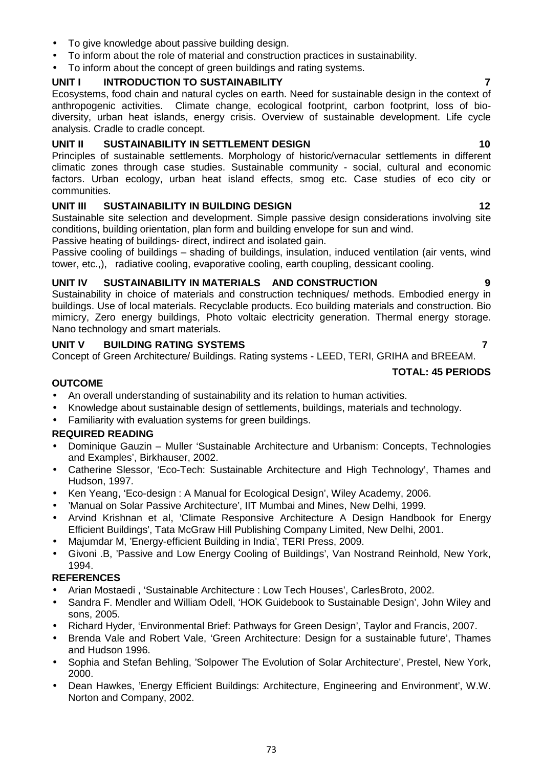- To give knowledge about passive building design.
- To inform about the role of material and construction practices in sustainability.
- To inform about the concept of green buildings and rating systems.

### UNIT I INTRODUCTION TO SUSTAINABILITY 7

Ecosystems, food chain and natural cycles on earth. Need for sustainable design in the context of anthropogenic activities. Climate change, ecological footprint, carbon footprint, loss of bio-diversity, urban heat islands, energy crisis. Overview of sustainable development. Life cycle analysis. Cradle to cradle concept.

### UNIT II SUSTAINABILITY IN SETTLEMENT DESIGN 10

Principles of sustainable settlements. Morphology of historic/vernacular settlements in different climatic zones through case studies. Sustainable community - social, cultural and economic factors. Urban ecology, urban heat island effects, smog etc. Case studies of eco city or communities.

### UNIT III SUSTAINABILITY IN BUILDING DESIGN 12

Sustainable site selection and development. Simple passive design considerations involving site conditions, building orientation, plan form and building envelope for sun and wind.

Passive heating of buildings- direct, indirect and isolated gain.

Passive cooling of buildings – shading of buildings, insulation, induced ventilation (air vents, wind tower, etc.,), radiative cooling, evaporative cooling, earth coupling, dessicant cooling.

### UNIT IV SUSTAINABILITY IN MATERIALS AND CONSTRUCTION 9

Sustainability in choice of materials and construction techniques/ methods. Embodied energy in buildings. Use of local materials. Recyclable products. Eco building materials and construction. Bio mimicry, Zero energy buildings, Photo voltaic electricity generation. Thermal energy storage. Nano technology and smart materials.

### UNIT V BUILDING RATING SYSTEMS 7

Concept of Green Architecture/ Buildings. Rating systems - LEED, TERI, GRIHA and BREEAM.

**TOTAL: 45 PERIODS**

### OUTCOME

- An overall understanding of sustainability and its relation to human activities.
- Knowledge about sustainable design of settlements, buildings, materials and technology.
- Familiarity with evaluation systems for green buildings.

### REQUIRED READING

- Dominique Gauzin – Muller 'Sustainable Architecture and Urbanism: Concepts, Technologies and Examples', Birkhauser, 2002.
- Catherine Slessor, 'Eco-Tech: Sustainable Architecture and High Technology', Thames and Hudson, 1997.
- Ken Yeang, 'Eco-design : A Manual for Ecological Design', Wiley Academy, 2006.
- 'Manual on Solar Passive Architecture', IIT Mumbai and Mines, New Delhi, 1999.
- Arvind Krishnan et al, 'Climate Responsive Architecture A Design Handbook for Energy Efficient Buildings', Tata McGraw Hill Publishing Company Limited, New Delhi, 2001.
- Majumdar M, 'Energy-efficient Building in India', TERI Press, 2009.
- Givoni .B, 'Passive and Low Energy Cooling of Buildings', Van Nostrand Reinhold, New York, 1994.

### REFERENCES

- Arian Mostaedi , 'Sustainable Architecture : Low Tech Houses', CarlesBroto, 2002.
- Sandra F. Mendler and William Odell, 'HOK Guidebook to Sustainable Design', John Wiley and sons, 2005.
- Richard Hyder, 'Environmental Brief: Pathways for Green Design', Taylor and Francis, 2007.
- Brenda Vale and Robert Vale, 'Green Architecture: Design for a sustainable future', Thames and Hudson 1996.
- Sophia and Stefan Behling, 'Solpower The Evolution of Solar Architecture', Prestel, New York, 2000.
- Dean Hawkes, 'Energy Efficient Buildings: Architecture, Engineering and Environment', W.W. Norton and Company, 2002.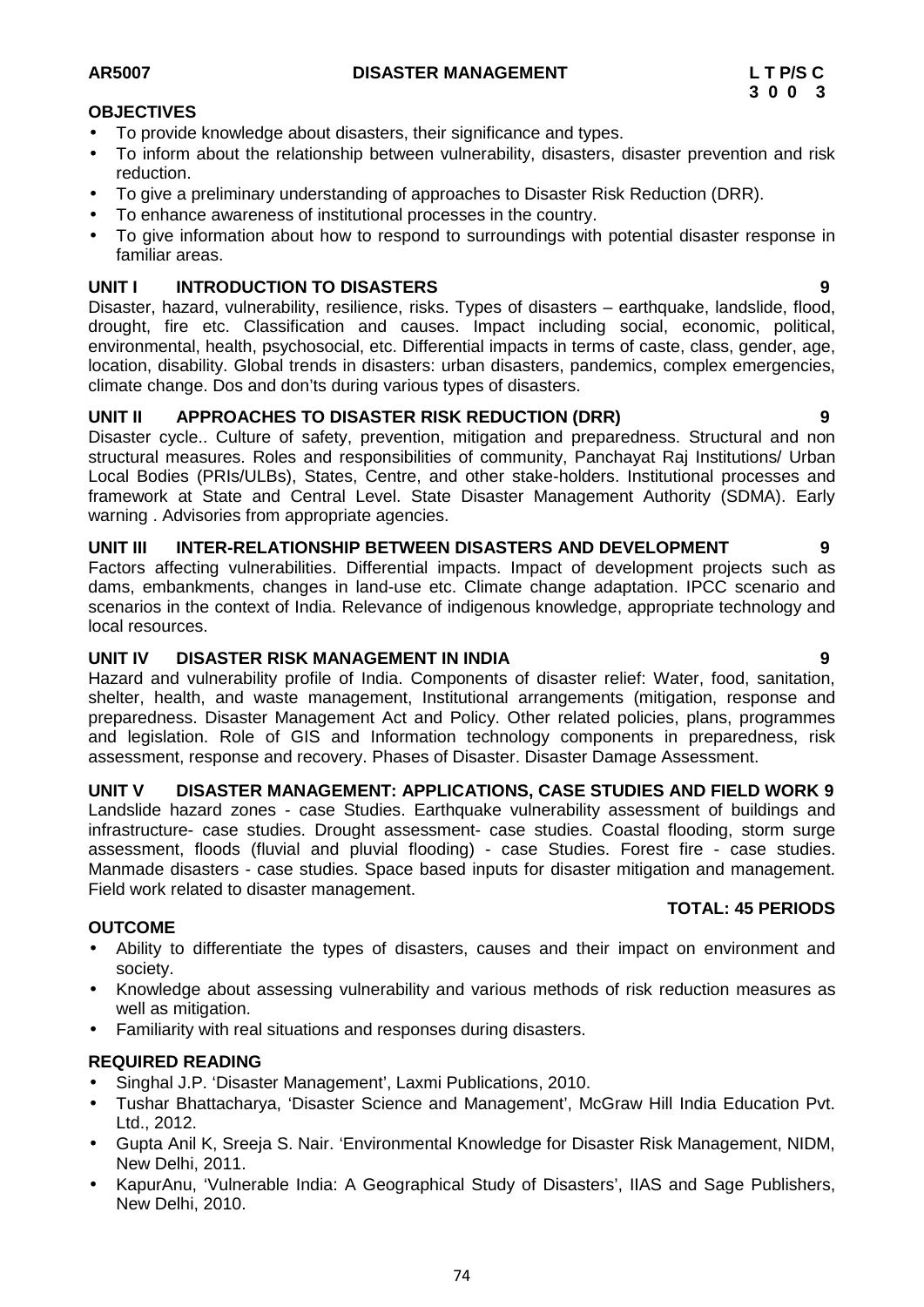**AR5007 DISASTER MANAGEMENT L T P/S C**
**3 0 0 3**

**OBJECTIVES**

- To provide knowledge about disasters, their significance and types.
- To inform about the relationship between vulnerability, disasters, disaster prevention and risk reduction.
- To give a preliminary understanding of approaches to Disaster Risk Reduction (DRR).
- To enhance awareness of institutional processes in the country.
- To give information about how to respond to surroundings with potential disaster response in familiar areas.

**UNIT I INTRODUCTION TO DISASTERS 9**

Disaster, hazard, vulnerability, resilience, risks. Types of disasters – earthquake, landslide, flood, drought, fire etc. Classification and causes. Impact including social, economic, political, environmental, health, psychosocial, etc. Differential impacts in terms of caste, class, gender, age, location, disability. Global trends in disasters: urban disasters, pandemics, complex emergencies, climate change. Dos and don'ts during various types of disasters.

**UNIT II APPROACHES TO DISASTER RISK REDUCTION (DRR) 9**

Disaster cycle.. Culture of safety, prevention, mitigation and preparedness. Structural and non structural measures. Roles and responsibilities of community, Panchayat Raj Institutions/ Urban Local Bodies (PRIs/ULBs), States, Centre, and other stake-holders. Institutional processes and framework at State and Central Level. State Disaster Management Authority (SDMA). Early warning . Advisories from appropriate agencies.

**UNIT III INTER-RELATIONSHIP BETWEEN DISASTERS AND DEVELOPMENT 9**

Factors affecting vulnerabilities. Differential impacts. Impact of development projects such as dams, embankments, changes in land-use etc. Climate change adaptation. IPCC scenario and scenarios in the context of India. Relevance of indigenous knowledge, appropriate technology and local resources.

**UNIT IV DISASTER RISK MANAGEMENT IN INDIA 9**

Hazard and vulnerability profile of India. Components of disaster relief: Water, food, sanitation, shelter, health, and waste management, Institutional arrangements (mitigation, response and preparedness. Disaster Management Act and Policy. Other related policies, plans, programmes and legislation. Role of GIS and Information technology components in preparedness, risk assessment, response and recovery. Phases of Disaster. Disaster Damage Assessment.

**UNIT V DISASTER MANAGEMENT: APPLICATIONS, CASE STUDIES AND FIELD WORK 9**

Landslide hazard zones - case Studies. Earthquake vulnerability assessment of buildings and infrastructure- case studies. Drought assessment- case studies. Coastal flooding, storm surge assessment, floods (fluvial and pluvial flooding) - case Studies. Forest fire - case studies. Manmade disasters - case studies. Space based inputs for disaster mitigation and management. Field work related to disaster management.

**TOTAL: 45 PERIODS**

**OUTCOME**

- Ability to differentiate the types of disasters, causes and their impact on environment and society.
- Knowledge about assessing vulnerability and various methods of risk reduction measures as well as mitigation.
- Familiarity with real situations and responses during disasters.

**REQUIRED READING**

- Singhal J.P. 'Disaster Management', Laxmi Publications, 2010.
- Tushar Bhattacharya, 'Disaster Science and Management', McGraw Hill India Education Pvt. Ltd., 2012.
- Gupta Anil K, Sreeja S. Nair. 'Environmental Knowledge for Disaster Risk Management, NIDM, New Delhi, 2011.
- KapurAnu, 'Vulnerable India: A Geographical Study of Disasters', IIAS and Sage Publishers, New Delhi, 2010.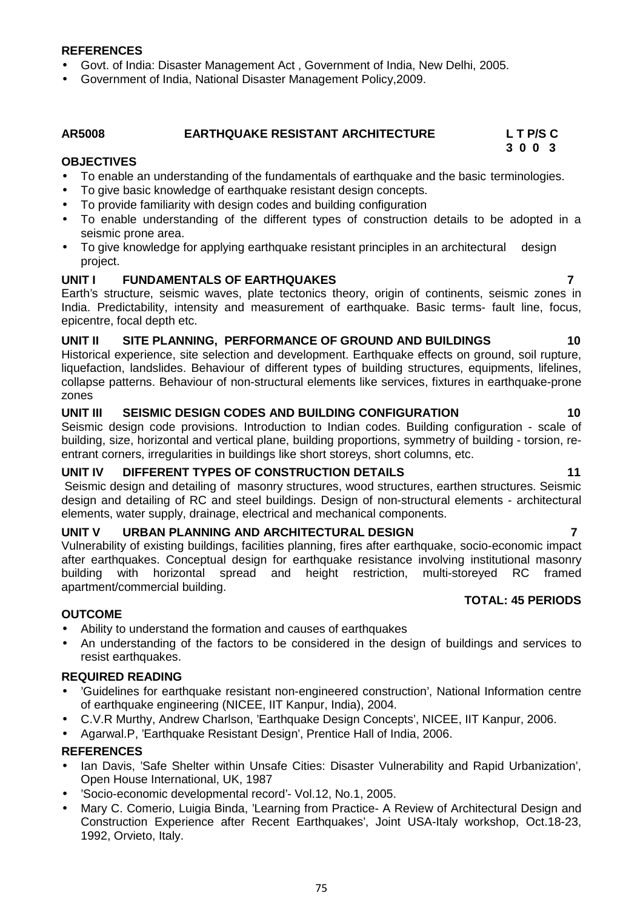**REFERENCES**

- Govt. of India: Disaster Management Act , Government of India, New Delhi, 2005.
- Government of India, National Disaster Management Policy,2009.

**AR5008 EARTHQUAKE RESISTANT ARCHITECTURE**

| L | T | P/S | C |
|---|---|---|---|
| 3 | 0 | 0 | 3 |

**OBJECTIVES**

- To enable an understanding of the fundamentals of earthquake and the basic terminologies.
- To give basic knowledge of earthquake resistant design concepts.
- To provide familiarity with design codes and building configuration
- To enable understanding of the different types of construction details to be adopted in a seismic prone area.
- To give knowledge for applying earthquake resistant principles in an architectural design project.

**UNIT I FUNDAMENTALS OF EARTHQUAKES 7**

Earth's structure, seismic waves, plate tectonics theory, origin of continents, seismic zones in India. Predictability, intensity and measurement of earthquake. Basic terms- fault line, focus, epicentre, focal depth etc.

**UNIT II SITE PLANNING, PERFORMANCE OF GROUND AND BUILDINGS 10**

Historical experience, site selection and development. Earthquake effects on ground, soil rupture, liquefaction, landslides. Behaviour of different types of building structures, equipments, lifelines, collapse patterns. Behaviour of non-structural elements like services, fixtures in earthquake-prone zones

**UNIT III SEISMIC DESIGN CODES AND BUILDING CONFIGURATION 10**

Seismic design code provisions. Introduction to Indian codes. Building configuration - scale of building, size, horizontal and vertical plane, building proportions, symmetry of building - torsion, re-entrant corners, irregularities in buildings like short storeys, short columns, etc.

**UNIT IV DIFFERENT TYPES OF CONSTRUCTION DETAILS 11**

Seismic design and detailing of masonry structures, wood structures, earthen structures. Seismic design and detailing of RC and steel buildings. Design of non-structural elements - architectural elements, water supply, drainage, electrical and mechanical components.

**UNIT V URBAN PLANNING AND ARCHITECTURAL DESIGN 7**

Vulnerability of existing buildings, facilities planning, fires after earthquake, socio-economic impact after earthquakes. Conceptual design for earthquake resistance involving institutional masonry building with horizontal spread and height restriction, multi-storeyed RC framed apartment/commercial building.

**TOTAL: 45 PERIODS**

**OUTCOME**

- Ability to understand the formation and causes of earthquakes
- An understanding of the factors to be considered in the design of buildings and services to resist earthquakes.

**REQUIRED READING**

- 'Guidelines for earthquake resistant non-engineered construction', National Information centre of earthquake engineering (NICEE, IIT Kanpur, India), 2004.
- C.V.R Murthy, Andrew Charlson, 'Earthquake Design Concepts', NICEE, IIT Kanpur, 2006.
- Agarwal.P, 'Earthquake Resistant Design', Prentice Hall of India, 2006.

**REFERENCES**

- Ian Davis, 'Safe Shelter within Unsafe Cities: Disaster Vulnerability and Rapid Urbanization', Open House International, UK, 1987
- 'Socio-economic developmental record'- Vol.12, No.1, 2005.
- Mary C. Comerio, Luigia Binda, 'Learning from Practice- A Review of Architectural Design and Construction Experience after Recent Earthquakes', Joint USA-Italy workshop, Oct.18-23, 1992, Orvieto, Italy.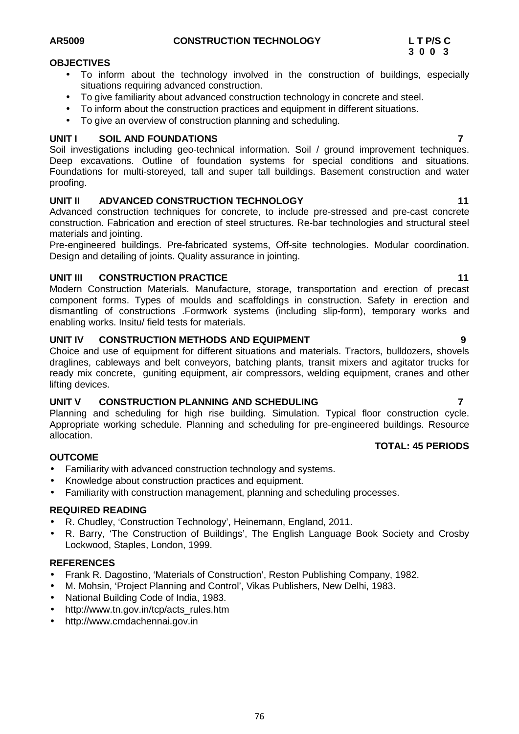**AR5009 CONSTRUCTION TECHNOLOGY**

| L | T | P/S | C |
|---|---|---|---|
| 3 | 0 | 0 | 3 |

**OBJECTIVES**

- To inform about the technology involved in the construction of buildings, especially situations requiring advanced construction.
- To give familiarity about advanced construction technology in concrete and steel.
- To inform about the construction practices and equipment in different situations.
- To give an overview of construction planning and scheduling.

**UNIT I SOIL AND FOUNDATIONS 7**

Soil investigations including geo-technical information. Soil / ground improvement techniques. Deep excavations. Outline of foundation systems for special conditions and situations. Foundations for multi-storeyed, tall and super tall buildings. Basement construction and water proofing.

**UNIT II ADVANCED CONSTRUCTION TECHNOLOGY 11**

Advanced construction techniques for concrete, to include pre-stressed and pre-cast concrete construction. Fabrication and erection of steel structures. Re-bar technologies and structural steel materials and jointing.

Pre-engineered buildings. Pre-fabricated systems, Off-site technologies. Modular coordination. Design and detailing of joints. Quality assurance in jointing.

**UNIT III CONSTRUCTION PRACTICE 11**

Modern Construction Materials. Manufacture, storage, transportation and erection of precast component forms. Types of moulds and scaffoldings in construction. Safety in erection and dismantling of constructions .Formwork systems (including slip-form), temporary works and enabling works. Insitu/ field tests for materials.

**UNIT IV CONSTRUCTION METHODS AND EQUIPMENT 9**

Choice and use of equipment for different situations and materials. Tractors, bulldozers, shovels draglines, cableways and belt conveyors, batching plants, transit mixers and agitator trucks for ready mix concrete, guniting equipment, air compressors, welding equipment, cranes and other lifting devices.

**UNIT V CONSTRUCTION PLANNING AND SCHEDULING 7**

Planning and scheduling for high rise building. Simulation. Typical floor construction cycle. Appropriate working schedule. Planning and scheduling for pre-engineered buildings. Resource allocation.

**TOTAL: 45 PERIODS**

**OUTCOME**

- Familiarity with advanced construction technology and systems.
- Knowledge about construction practices and equipment.
- Familiarity with construction management, planning and scheduling processes.

**REQUIRED READING**

- R. Chudley, 'Construction Technology', Heinemann, England, 2011.
- R. Barry, 'The Construction of Buildings', The English Language Book Society and Crosby Lockwood, Staples, London, 1999.

**REFERENCES**

- Frank R. Dagostino, 'Materials of Construction', Reston Publishing Company, 1982.
- M. Mohsin, 'Project Planning and Control', Vikas Publishers, New Delhi, 1983.
- National Building Code of India, 1983.
- http://www.tn.gov.in/tcp/acts_rules.htm
- http://www.cmdachennai.gov.in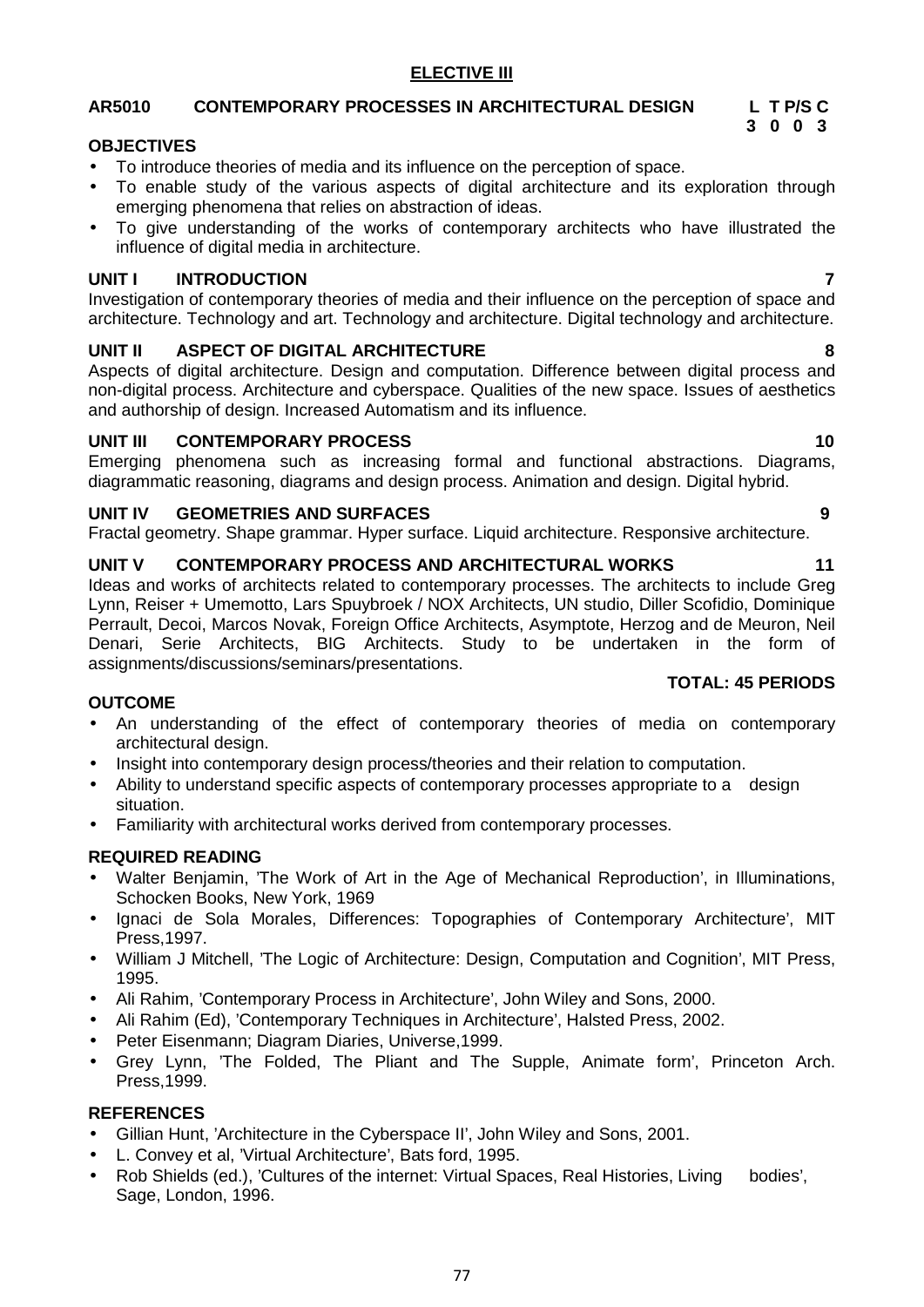## ELECTIVE III

**AR5010 CONTEMPORARY PROCESSES IN ARCHITECTURAL DESIGN**

| L | T | P/S | C |
|---|---|---|---|
| 3 | 0 | 0 | 3 |

**OBJECTIVES**

- To introduce theories of media and its influence on the perception of space.
- To enable study of the various aspects of digital architecture and its exploration through emerging phenomena that relies on abstraction of ideas.
- To give understanding of the works of contemporary architects who have illustrated the influence of digital media in architecture.

**UNIT I INTRODUCTION 7**

Investigation of contemporary theories of media and their influence on the perception of space and architecture. Technology and art. Technology and architecture. Digital technology and architecture.

**UNIT II ASPECT OF DIGITAL ARCHITECTURE 8**

Aspects of digital architecture. Design and computation. Difference between digital process and non-digital process. Architecture and cyberspace. Qualities of the new space. Issues of aesthetics and authorship of design. Increased Automatism and its influence.

**UNIT III CONTEMPORARY PROCESS 10**

Emerging phenomena such as increasing formal and functional abstractions. Diagrams, diagrammatic reasoning, diagrams and design process. Animation and design. Digital hybrid.

**UNIT IV GEOMETRIES AND SURFACES 9**

Fractal geometry. Shape grammar. Hyper surface. Liquid architecture. Responsive architecture.

**UNIT V CONTEMPORARY PROCESS AND ARCHITECTURAL WORKS 11**

Ideas and works of architects related to contemporary processes. The architects to include Greg Lynn, Reiser + Umemotto, Lars Spuybroek / NOX Architects, UN studio, Diller Scofidio, Dominique Perrault, Decoi, Marcos Novak, Foreign Office Architects, Asymptote, Herzog and de Meuron, Neil Denari, Serie Architects, BIG Architects. Study to be undertaken in the form of assignments/discussions/seminars/presentations.

**TOTAL: 45 PERIODS**

**OUTCOME**

- An understanding of the effect of contemporary theories of media on contemporary architectural design.
- Insight into contemporary design process/theories and their relation to computation.
- Ability to understand specific aspects of contemporary processes appropriate to a design situation.
- Familiarity with architectural works derived from contemporary processes.

**REQUIRED READING**

- Walter Benjamin, 'The Work of Art in the Age of Mechanical Reproduction', in Illuminations, Schocken Books, New York, 1969
- Ignaci de Sola Morales, Differences: Topographies of Contemporary Architecture', MIT Press,1997.
- William J Mitchell, 'The Logic of Architecture: Design, Computation and Cognition', MIT Press, 1995.
- Ali Rahim, 'Contemporary Process in Architecture', John Wiley and Sons, 2000.
- Ali Rahim (Ed), 'Contemporary Techniques in Architecture', Halsted Press, 2002.
- Peter Eisenmann; Diagram Diaries, Universe,1999.
- Grey Lynn, 'The Folded, The Pliant and The Supple, Animate form', Princeton Arch. Press,1999.

**REFERENCES**

- Gillian Hunt, 'Architecture in the Cyberspace II', John Wiley and Sons, 2001.
- L. Convey et al, 'Virtual Architecture', Bats ford, 1995.
- Rob Shields (ed.), 'Cultures of the internet: Virtual Spaces, Real Histories, Living bodies', Sage, London, 1996.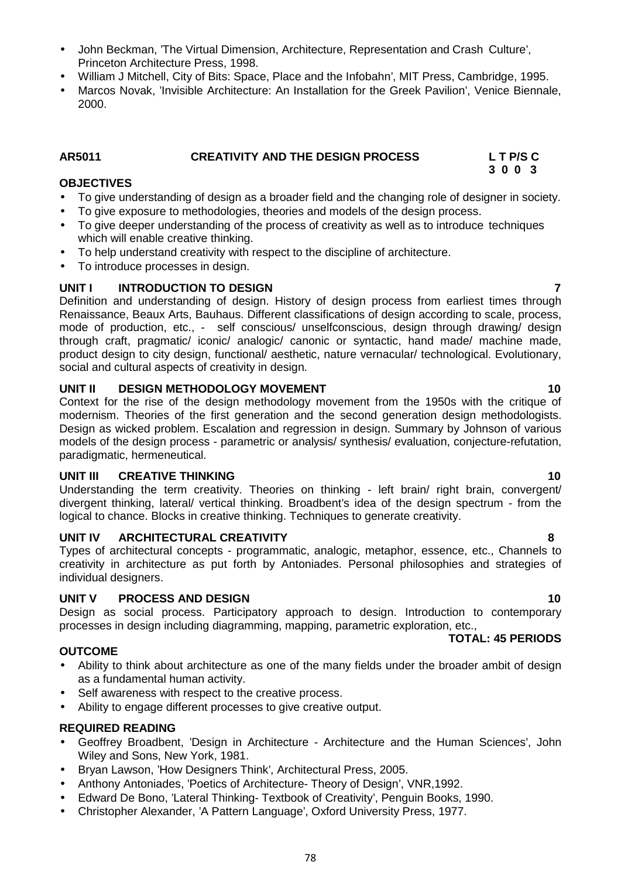- John Beckman, 'The Virtual Dimension, Architecture, Representation and Crash Culture', Princeton Architecture Press, 1998.
- William J Mitchell, City of Bits: Space, Place and the Infobahn', MIT Press, Cambridge, 1995.
- Marcos Novak, 'Invisible Architecture: An Installation for the Greek Pavilion', Venice Biennale, 2000.

**AR5011 CREATIVITY AND THE DESIGN PROCESS L T P/S C**
**3 0 0 3**

**OBJECTIVES**

- To give understanding of design as a broader field and the changing role of designer in society.
- To give exposure to methodologies, theories and models of the design process.
- To give deeper understanding of the process of creativity as well as to introduce techniques which will enable creative thinking.
- To help understand creativity with respect to the discipline of architecture.
- To introduce processes in design.

**UNIT I INTRODUCTION TO DESIGN 7**

Definition and understanding of design. History of design process from earliest times through Renaissance, Beaux Arts, Bauhaus. Different classifications of design according to scale, process, mode of production, etc., - self conscious/ unselfconscious, design through drawing/ design through craft, pragmatic/ iconic/ analogic/ canonic or syntactic, hand made/ machine made, product design to city design, functional/ aesthetic, nature vernacular/ technological. Evolutionary, social and cultural aspects of creativity in design.

**UNIT II DESIGN METHODOLOGY MOVEMENT 10**

Context for the rise of the design methodology movement from the 1950s with the critique of modernism. Theories of the first generation and the second generation design methodologists. Design as wicked problem. Escalation and regression in design. Summary by Johnson of various models of the design process - parametric or analysis/ synthesis/ evaluation, conjecture-refutation, paradigmatic, hermeneutical.

**UNIT III CREATIVE THINKING 10**

Understanding the term creativity. Theories on thinking - left brain/ right brain, convergent/ divergent thinking, lateral/ vertical thinking. Broadbent's idea of the design spectrum - from the logical to chance. Blocks in creative thinking. Techniques to generate creativity.

**UNIT IV ARCHITECTURAL CREATIVITY 8**

Types of architectural concepts - programmatic, analogic, metaphor, essence, etc., Channels to creativity in architecture as put forth by Antoniades. Personal philosophies and strategies of individual designers.

**UNIT V PROCESS AND DESIGN 10**

Design as social process. Participatory approach to design. Introduction to contemporary processes in design including diagramming, mapping, parametric exploration, etc.,

**TOTAL: 45 PERIODS**

**OUTCOME**

- Ability to think about architecture as one of the many fields under the broader ambit of design as a fundamental human activity.
- Self awareness with respect to the creative process.
- Ability to engage different processes to give creative output.

**REQUIRED READING**

- Geoffrey Broadbent, 'Design in Architecture - Architecture and the Human Sciences', John Wiley and Sons, New York, 1981.
- Bryan Lawson, 'How Designers Think', Architectural Press, 2005.
- Anthony Antoniades, 'Poetics of Architecture- Theory of Design', VNR,1992.
- Edward De Bono, 'Lateral Thinking- Textbook of Creativity', Penguin Books, 1990.
- Christopher Alexander, 'A Pattern Language', Oxford University Press, 1977.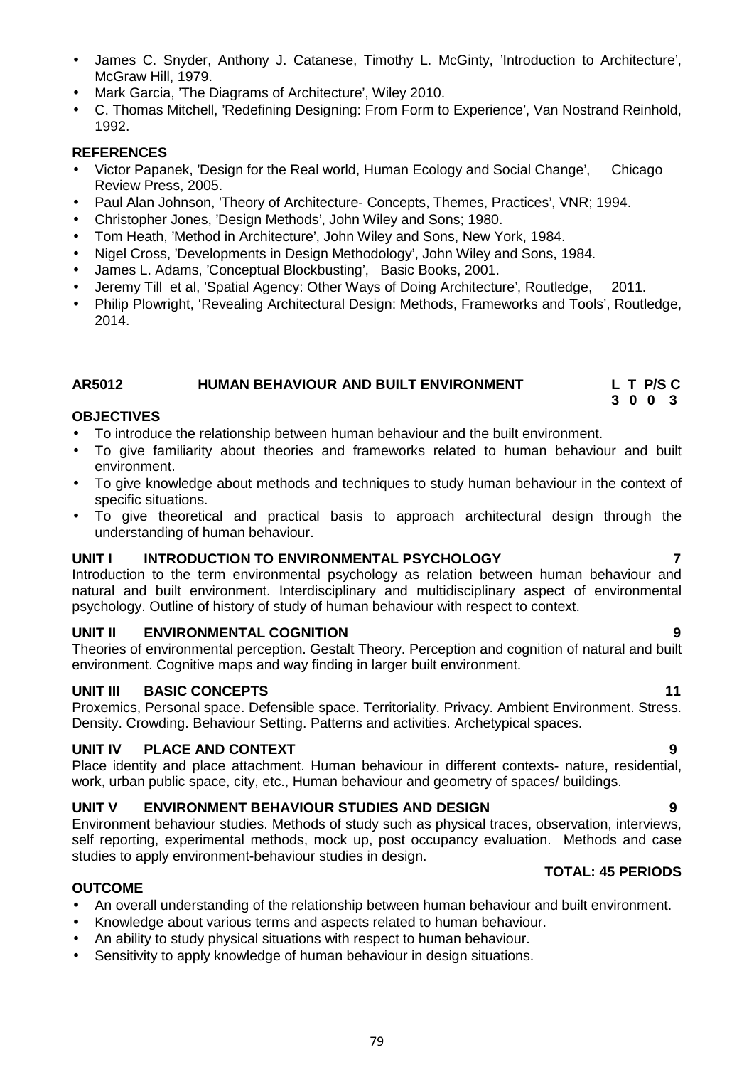- James C. Snyder, Anthony J. Catanese, Timothy L. McGinty, 'Introduction to Architecture', McGraw Hill, 1979.
- Mark Garcia, 'The Diagrams of Architecture', Wiley 2010.
- C. Thomas Mitchell, 'Redefining Designing: From Form to Experience', Van Nostrand Reinhold, 1992.

**REFERENCES**

- Victor Papanek, 'Design for the Real world, Human Ecology and Social Change', Chicago Review Press, 2005.
- Paul Alan Johnson, 'Theory of Architecture- Concepts, Themes, Practices', VNR; 1994.
- Christopher Jones, 'Design Methods', John Wiley and Sons; 1980.
- Tom Heath, 'Method in Architecture', John Wiley and Sons, New York, 1984.
- Nigel Cross, 'Developments in Design Methodology', John Wiley and Sons, 1984.
- James L. Adams, 'Conceptual Blockbusting', Basic Books, 2001.
- Jeremy Till et al, 'Spatial Agency: Other Ways of Doing Architecture', Routledge, 2011.
- Philip Plowright, 'Revealing Architectural Design: Methods, Frameworks and Tools', Routledge, 2014.

## AR5012 HUMAN BEHAVIOUR AND BUILT ENVIRONMENT

| L | T | P/S | C |
|---|---|---|---|
| 3 | 0 | 0 | 3 |

**OBJECTIVES**

- To introduce the relationship between human behaviour and the built environment.
- To give familiarity about theories and frameworks related to human behaviour and built environment.
- To give knowledge about methods and techniques to study human behaviour in the context of specific situations.
- To give theoretical and practical basis to approach architectural design through the understanding of human behaviour.

**UNIT I INTRODUCTION TO ENVIRONMENTAL PSYCHOLOGY 7**

Introduction to the term environmental psychology as relation between human behaviour and natural and built environment. Interdisciplinary and multidisciplinary aspect of environmental psychology. Outline of history of study of human behaviour with respect to context.

**UNIT II ENVIRONMENTAL COGNITION 9**

Theories of environmental perception. Gestalt Theory. Perception and cognition of natural and built environment. Cognitive maps and way finding in larger built environment.

**UNIT III BASIC CONCEPTS 11**

Proxemics, Personal space. Defensible space. Territoriality. Privacy. Ambient Environment. Stress. Density. Crowding. Behaviour Setting. Patterns and activities. Archetypical spaces.

**UNIT IV PLACE AND CONTEXT 9**

Place identity and place attachment. Human behaviour in different contexts- nature, residential, work, urban public space, city, etc., Human behaviour and geometry of spaces/ buildings.

**UNIT V ENVIRONMENT BEHAVIOUR STUDIES AND DESIGN 9**

Environment behaviour studies. Methods of study such as physical traces, observation, interviews, self reporting, experimental methods, mock up, post occupancy evaluation. Methods and case studies to apply environment-behaviour studies in design.

**TOTAL: 45 PERIODS**

**OUTCOME**

- An overall understanding of the relationship between human behaviour and built environment.
- Knowledge about various terms and aspects related to human behaviour.
- An ability to study physical situations with respect to human behaviour.
- Sensitivity to apply knowledge of human behaviour in design situations.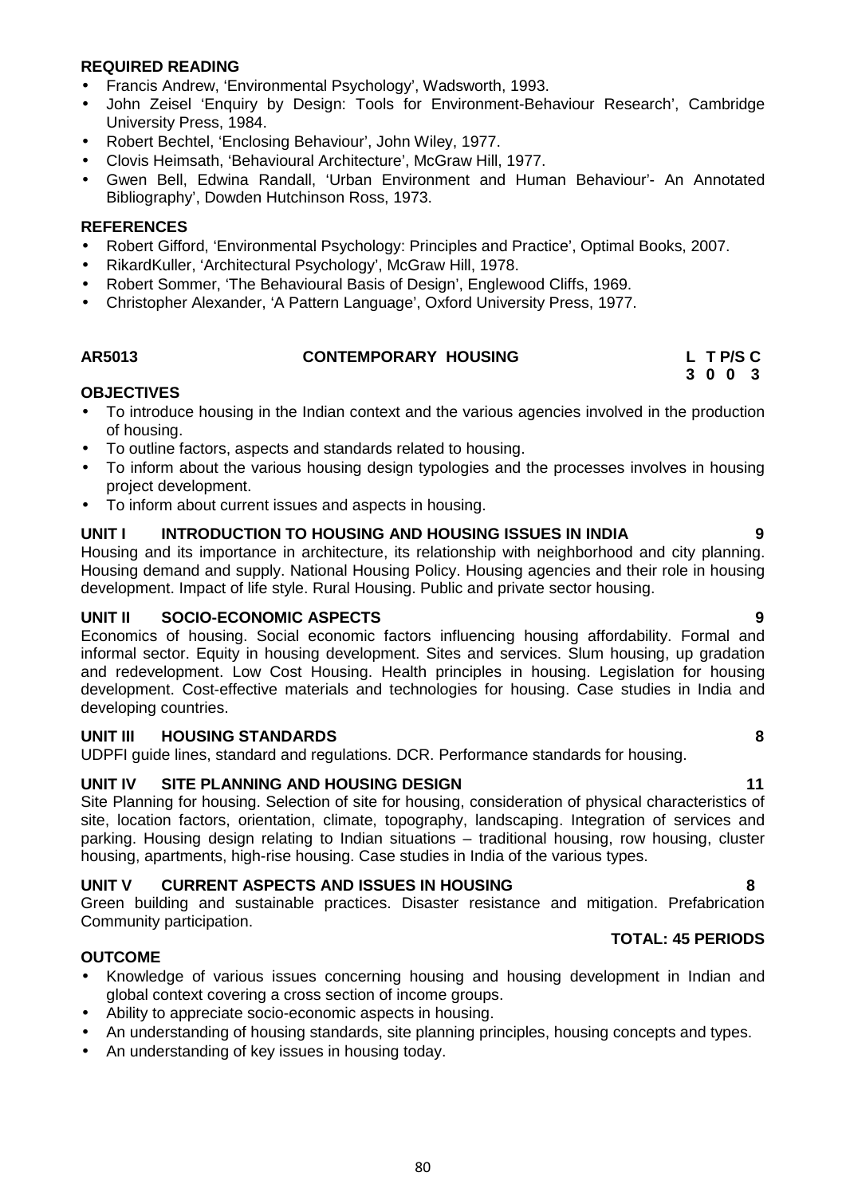**REQUIRED READING**

- Francis Andrew, 'Environmental Psychology', Wadsworth, 1993.
- John Zeisel 'Enquiry by Design: Tools for Environment-Behaviour Research', Cambridge University Press, 1984.
- Robert Bechtel, 'Enclosing Behaviour', John Wiley, 1977.
- Clovis Heimsath, 'Behavioural Architecture', McGraw Hill, 1977.
- Gwen Bell, Edwina Randall, 'Urban Environment and Human Behaviour'- An Annotated Bibliography', Dowden Hutchinson Ross, 1973.

**REFERENCES**

- Robert Gifford, 'Environmental Psychology: Principles and Practice', Optimal Books, 2007.
- RikardKuller, 'Architectural Psychology', McGraw Hill, 1978.
- Robert Sommer, 'The Behavioural Basis of Design', Englewood Cliffs, 1969.
- Christopher Alexander, 'A Pattern Language', Oxford University Press, 1977.

| AR5013 | CONTEMPORARY HOUSING | L | T | P/S | C |
|---|---|---|---|---|---|
| | | 3 | 0 | 0 | 3 |

**OBJECTIVES**

- To introduce housing in the Indian context and the various agencies involved in the production of housing.
- To outline factors, aspects and standards related to housing.
- To inform about the various housing design typologies and the processes involves in housing project development.
- To inform about current issues and aspects in housing.

**UNIT I INTRODUCTION TO HOUSING AND HOUSING ISSUES IN INDIA 9**

Housing and its importance in architecture, its relationship with neighborhood and city planning. Housing demand and supply. National Housing Policy. Housing agencies and their role in housing development. Impact of life style. Rural Housing. Public and private sector housing.

**UNIT II SOCIO-ECONOMIC ASPECTS 9**

Economics of housing. Social economic factors influencing housing affordability. Formal and informal sector. Equity in housing development. Sites and services. Slum housing, up gradation and redevelopment. Low Cost Housing. Health principles in housing. Legislation for housing development. Cost-effective materials and technologies for housing. Case studies in India and developing countries.

**UNIT III HOUSING STANDARDS 8**

UDPFI guide lines, standard and regulations. DCR. Performance standards for housing.

**UNIT IV SITE PLANNING AND HOUSING DESIGN 11**

Site Planning for housing. Selection of site for housing, consideration of physical characteristics of site, location factors, orientation, climate, topography, landscaping. Integration of services and parking. Housing design relating to Indian situations – traditional housing, row housing, cluster housing, apartments, high-rise housing. Case studies in India of the various types.

**UNIT V CURRENT ASPECTS AND ISSUES IN HOUSING 8**

Green building and sustainable practices. Disaster resistance and mitigation. Prefabrication Community participation.

**TOTAL: 45 PERIODS**

**OUTCOME**

- Knowledge of various issues concerning housing and housing development in Indian and global context covering a cross section of income groups.
- Ability to appreciate socio-economic aspects in housing.
- An understanding of housing standards, site planning principles, housing concepts and types.
- An understanding of key issues in housing today.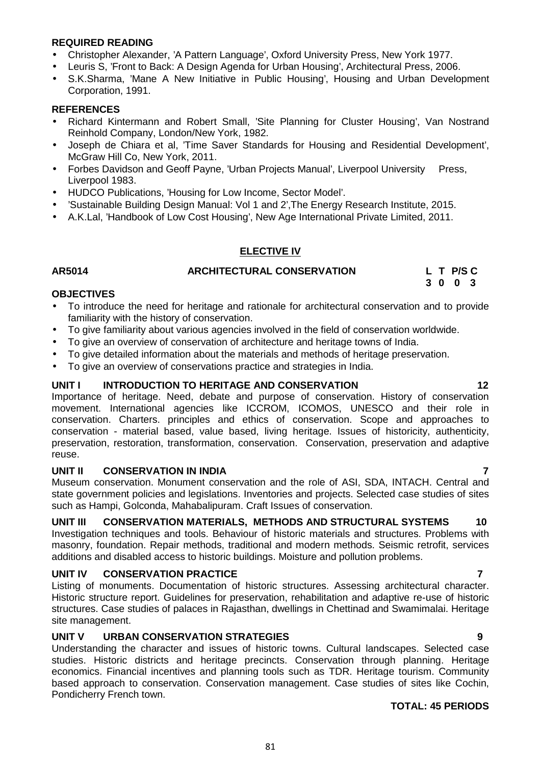**REQUIRED READING**

- Christopher Alexander, 'A Pattern Language', Oxford University Press, New York 1977.
- Leuris S, 'Front to Back: A Design Agenda for Urban Housing', Architectural Press, 2006.
- S.K.Sharma, 'Mane A New Initiative in Public Housing', Housing and Urban Development Corporation, 1991.

**REFERENCES**

- Richard Kintermann and Robert Small, 'Site Planning for Cluster Housing', Van Nostrand Reinhold Company, London/New York, 1982.
- Joseph de Chiara et al, 'Time Saver Standards for Housing and Residential Development', McGraw Hill Co, New York, 2011.
- Forbes Davidson and Geoff Payne, 'Urban Projects Manual', Liverpool University Press, Liverpool 1983.
- HUDCO Publications, 'Housing for Low Income, Sector Model'.
- 'Sustainable Building Design Manual: Vol 1 and 2',The Energy Research Institute, 2015.
- A.K.Lal, 'Handbook of Low Cost Housing', New Age International Private Limited, 2011.

## ELECTIVE IV

**AR5014 ARCHITECTURAL CONSERVATION**

| L | T | P/S | C |
|---|---|---|---|
| 3 | 0 | 0 | 3 |

**OBJECTIVES**

- To introduce the need for heritage and rationale for architectural conservation and to provide familiarity with the history of conservation.
- To give familiarity about various agencies involved in the field of conservation worldwide.
- To give an overview of conservation of architecture and heritage towns of India.
- To give detailed information about the materials and methods of heritage preservation.
- To give an overview of conservations practice and strategies in India.

**UNIT I INTRODUCTION TO HERITAGE AND CONSERVATION 12**

Importance of heritage. Need, debate and purpose of conservation. History of conservation movement. International agencies like ICCROM, ICOMOS, UNESCO and their role in conservation. Charters. principles and ethics of conservation. Scope and approaches to conservation - material based, value based, living heritage. Issues of historicity, authenticity, preservation, restoration, transformation, conservation. Conservation, preservation and adaptive reuse.

**UNIT II CONSERVATION IN INDIA 7**

Museum conservation. Monument conservation and the role of ASI, SDA, INTACH. Central and state government policies and legislations. Inventories and projects. Selected case studies of sites such as Hampi, Golconda, Mahabalipuram. Craft Issues of conservation.

**UNIT III CONSERVATION MATERIALS, METHODS AND STRUCTURAL SYSTEMS 10**

Investigation techniques and tools. Behaviour of historic materials and structures. Problems with masonry, foundation. Repair methods, traditional and modern methods. Seismic retrofit, services additions and disabled access to historic buildings. Moisture and pollution problems.

**UNIT IV CONSERVATION PRACTICE 7**

Listing of monuments. Documentation of historic structures. Assessing architectural character. Historic structure report. Guidelines for preservation, rehabilitation and adaptive re-use of historic structures. Case studies of palaces in Rajasthan, dwellings in Chettinad and Swamimalai. Heritage site management.

**UNIT V URBAN CONSERVATION STRATEGIES 9**

Understanding the character and issues of historic towns. Cultural landscapes. Selected case studies. Historic districts and heritage precincts. Conservation through planning. Heritage economics. Financial incentives and planning tools such as TDR. Heritage tourism. Community based approach to conservation. Conservation management. Case studies of sites like Cochin, Pondicherry French town.

**TOTAL: 45 PERIODS**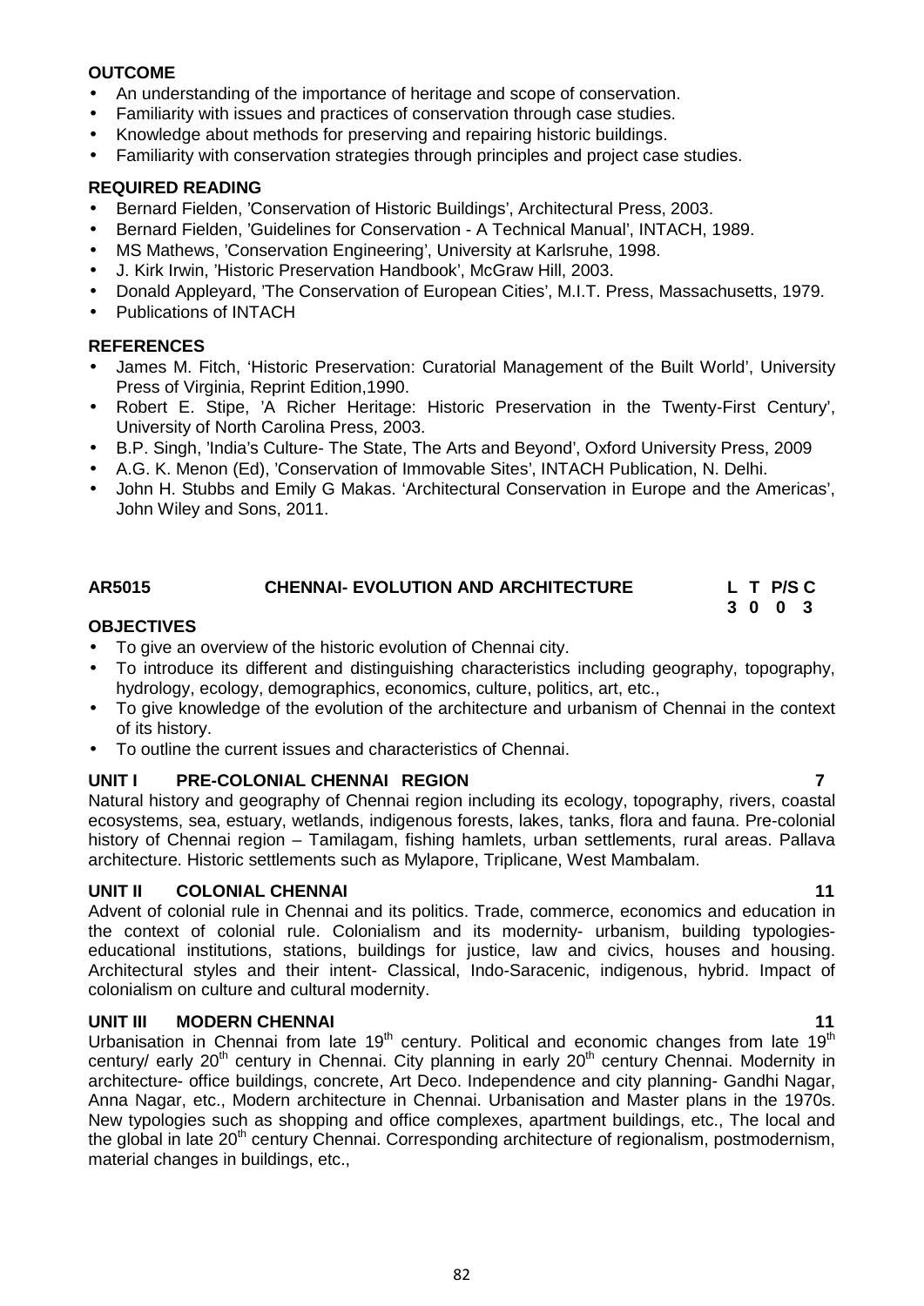**OUTCOME**

- An understanding of the importance of heritage and scope of conservation.
- Familiarity with issues and practices of conservation through case studies.
- Knowledge about methods for preserving and repairing historic buildings.
- Familiarity with conservation strategies through principles and project case studies.

**REQUIRED READING**

- Bernard Fielden, 'Conservation of Historic Buildings', Architectural Press, 2003.
- Bernard Fielden, 'Guidelines for Conservation - A Technical Manual', INTACH, 1989.
- MS Mathews, 'Conservation Engineering', University at Karlsruhe, 1998.
- J. Kirk Irwin, 'Historic Preservation Handbook', McGraw Hill, 2003.
- Donald Appleyard, 'The Conservation of European Cities', M.I.T. Press, Massachusetts, 1979.
- Publications of INTACH

**REFERENCES**

- James M. Fitch, 'Historic Preservation: Curatorial Management of the Built World', University Press of Virginia, Reprint Edition,1990.
- Robert E. Stipe, 'A Richer Heritage: Historic Preservation in the Twenty-First Century', University of North Carolina Press, 2003.
- B.P. Singh, 'India's Culture- The State, The Arts and Beyond', Oxford University Press, 2009
- A.G. K. Menon (Ed), 'Conservation of Immovable Sites', INTACH Publication, N. Delhi.
- John H. Stubbs and Emily G Makas. 'Architectural Conservation in Europe and the Americas', John Wiley and Sons, 2011.

## AR5015 CHENNAI- EVOLUTION AND ARCHITECTURE

| L | T | P/S | C |
|---|---|---|---|
| 3 | 0 | 0 | 3 |

**OBJECTIVES**

- To give an overview of the historic evolution of Chennai city.
- To introduce its different and distinguishing characteristics including geography, topography, hydrology, ecology, demographics, economics, culture, politics, art, etc.,
- To give knowledge of the evolution of the architecture and urbanism of Chennai in the context of its history.
- To outline the current issues and characteristics of Chennai.

**UNIT I PRE-COLONIAL CHENNAI REGION 7**

Natural history and geography of Chennai region including its ecology, topography, rivers, coastal ecosystems, sea, estuary, wetlands, indigenous forests, lakes, tanks, flora and fauna. Pre-colonial history of Chennai region – Tamilagam, fishing hamlets, urban settlements, rural areas. Pallava architecture. Historic settlements such as Mylapore, Triplicane, West Mambalam.

**UNIT II COLONIAL CHENNAI 11**

Advent of colonial rule in Chennai and its politics. Trade, commerce, economics and education in the context of colonial rule. Colonialism and its modernity- urbanism, building typologies-educational institutions, stations, buildings for justice, law and civics, houses and housing. Architectural styles and their intent- Classical, Indo-Saracenic, indigenous, hybrid. Impact of colonialism on culture and cultural modernity.

**UNIT III MODERN CHENNAI 11**

Urbanisation in Chennai from late 19$^{th}$ century. Political and economic changes from late 19$^{th}$ century/ early 20$^{th}$ century in Chennai. City planning in early 20$^{th}$ century Chennai. Modernity in architecture- office buildings, concrete, Art Deco. Independence and city planning- Gandhi Nagar, Anna Nagar, etc., Modern architecture in Chennai. Urbanisation and Master plans in the 1970s. New typologies such as shopping and office complexes, apartment buildings, etc., The local and the global in late 20$^{th}$ century Chennai. Corresponding architecture of regionalism, postmodernism, material changes in buildings, etc.,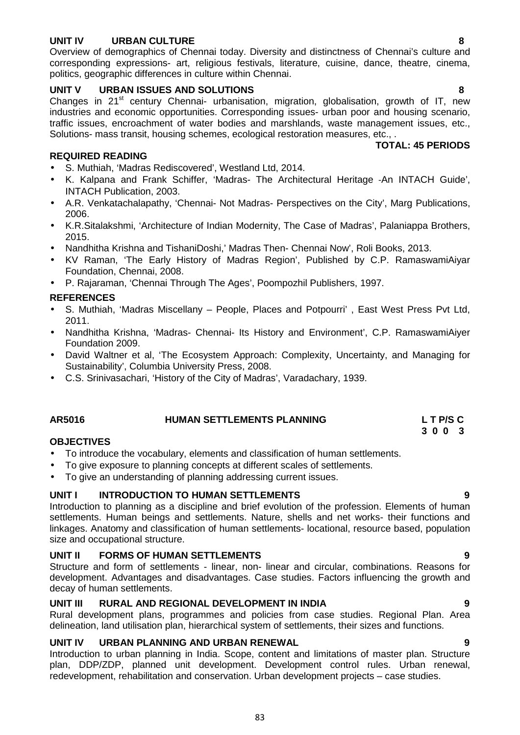**UNIT IV URBAN CULTURE 8**

Overview of demographics of Chennai today. Diversity and distinctness of Chennai's culture and corresponding expressions- art, religious festivals, literature, cuisine, dance, theatre, cinema, politics, geographic differences in culture within Chennai.

**UNIT V URBAN ISSUES AND SOLUTIONS 8**

Changes in 21st century Chennai- urbanisation, migration, globalisation, growth of IT, new industries and economic opportunities. Corresponding issues- urban poor and housing scenario, traffic issues, encroachment of water bodies and marshlands, waste management issues, etc., Solutions- mass transit, housing schemes, ecological restoration measures, etc., .

**TOTAL: 45 PERIODS**

**REQUIRED READING**

- S. Muthiah, 'Madras Rediscovered', Westland Ltd, 2014.
- K. Kalpana and Frank Schiffer, 'Madras- The Architectural Heritage -An INTACH Guide', INTACH Publication, 2003.
- A.R. Venkatachalapathy, 'Chennai- Not Madras- Perspectives on the City', Marg Publications, 2006.
- K.R.Sitalakshmi, 'Architecture of Indian Modernity, The Case of Madras', Palaniappa Brothers, 2015.
- Nandhitha Krishna and TishaniDoshi,' Madras Then- Chennai Now', Roli Books, 2013.
- KV Raman, 'The Early History of Madras Region', Published by C.P. RamaswamiAiyar Foundation, Chennai, 2008.
- P. Rajaraman, 'Chennai Through The Ages', Poompozhil Publishers, 1997.

**REFERENCES**

- S. Muthiah, 'Madras Miscellany – People, Places and Potpourri' , East West Press Pvt Ltd, 2011.
- Nandhitha Krishna, 'Madras- Chennai- Its History and Environment', C.P. RamaswamiAiyer Foundation 2009.
- David Waltner et al, 'The Ecosystem Approach: Complexity, Uncertainty, and Managing for Sustainability', Columbia University Press, 2008.
- C.S. Srinivasachari, 'History of the City of Madras', Varadachary, 1939.

## AR5016 HUMAN SETTLEMENTS PLANNING

| L | T | P/S | C |
|---|---|---|---|
| 3 | 0 | 0 | 3 |

**OBJECTIVES**

- To introduce the vocabulary, elements and classification of human settlements.
- To give exposure to planning concepts at different scales of settlements.
- To give an understanding of planning addressing current issues.

**UNIT I INTRODUCTION TO HUMAN SETTLEMENTS 9**

Introduction to planning as a discipline and brief evolution of the profession. Elements of human settlements. Human beings and settlements. Nature, shells and net works- their functions and linkages. Anatomy and classification of human settlements- locational, resource based, population size and occupational structure.

**UNIT II FORMS OF HUMAN SETTLEMENTS 9**

Structure and form of settlements - linear, non- linear and circular, combinations. Reasons for development. Advantages and disadvantages. Case studies. Factors influencing the growth and decay of human settlements.

**UNIT III RURAL AND REGIONAL DEVELOPMENT IN INDIA 9**

Rural development plans, programmes and policies from case studies. Regional Plan. Area delineation, land utilisation plan, hierarchical system of settlements, their sizes and functions.

**UNIT IV URBAN PLANNING AND URBAN RENEWAL 9**

Introduction to urban planning in India. Scope, content and limitations of master plan. Structure plan, DDP/ZDP, planned unit development. Development control rules. Urban renewal, redevelopment, rehabilitation and conservation. Urban development projects – case studies.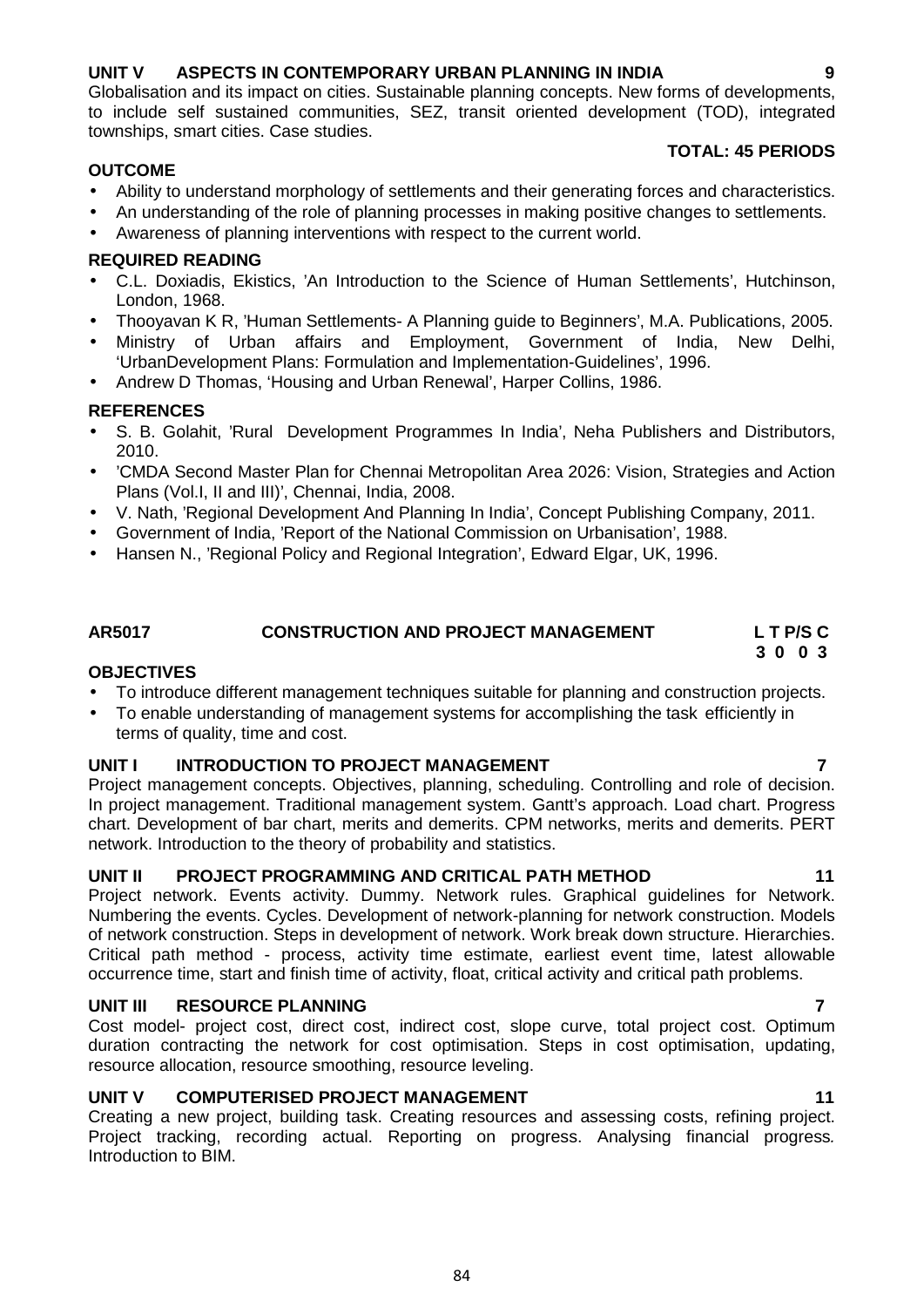**UNIT V ASPECTS IN CONTEMPORARY URBAN PLANNING IN INDIA 9**

Globalisation and its impact on cities. Sustainable planning concepts. New forms of developments, to include self sustained communities, SEZ, transit oriented development (TOD), integrated townships, smart cities. Case studies.

**TOTAL: 45 PERIODS**

**OUTCOME**

- Ability to understand morphology of settlements and their generating forces and characteristics.
- An understanding of the role of planning processes in making positive changes to settlements.
- Awareness of planning interventions with respect to the current world.

**REQUIRED READING**

- C.L. Doxiadis, Ekistics, 'An Introduction to the Science of Human Settlements', Hutchinson, London, 1968.
- Thooyavan K R, 'Human Settlements- A Planning guide to Beginners', M.A. Publications, 2005.
- Ministry of Urban affairs and Employment, Government of India, New Delhi, 'UrbanDevelopment Plans: Formulation and Implementation-Guidelines', 1996.
- Andrew D Thomas, 'Housing and Urban Renewal', Harper Collins, 1986.

**REFERENCES**

- S. B. Golahit, 'Rural Development Programmes In India', Neha Publishers and Distributors, 2010.
- 'CMDA Second Master Plan for Chennai Metropolitan Area 2026: Vision, Strategies and Action Plans (Vol.I, II and III)', Chennai, India, 2008.
- V. Nath, 'Regional Development And Planning In India', Concept Publishing Company, 2011.
- Government of India, 'Report of the National Commission on Urbanisation', 1988.
- Hansen N., 'Regional Policy and Regional Integration', Edward Elgar, UK, 1996.

## AR5017 CONSTRUCTION AND PROJECT MANAGEMENT

| L | T | P/S | C |
|---|---|---|---|
| 3 | 0 | 0 | 3 |

**OBJECTIVES**

- To introduce different management techniques suitable for planning and construction projects.
- To enable understanding of management systems for accomplishing the task efficiently in terms of quality, time and cost.

**UNIT I INTRODUCTION TO PROJECT MANAGEMENT 7**

Project management concepts. Objectives, planning, scheduling. Controlling and role of decision. In project management. Traditional management system. Gantt's approach. Load chart. Progress chart. Development of bar chart, merits and demerits. CPM networks, merits and demerits. PERT network. Introduction to the theory of probability and statistics.

**UNIT II PROJECT PROGRAMMING AND CRITICAL PATH METHOD 11**

Project network. Events activity. Dummy. Network rules. Graphical guidelines for Network. Numbering the events. Cycles. Development of network-planning for network construction. Models of network construction. Steps in development of network. Work break down structure. Hierarchies. Critical path method - process, activity time estimate, earliest event time, latest allowable occurrence time, start and finish time of activity, float, critical activity and critical path problems.

**UNIT III RESOURCE PLANNING 7**

Cost model- project cost, direct cost, indirect cost, slope curve, total project cost. Optimum duration contracting the network for cost optimisation. Steps in cost optimisation, updating, resource allocation, resource smoothing, resource leveling.

**UNIT V COMPUTERISED PROJECT MANAGEMENT 11**

Creating a new project, building task. Creating resources and assessing costs, refining project. Project tracking, recording actual. Reporting on progress. Analysing financial progress. Introduction to BIM.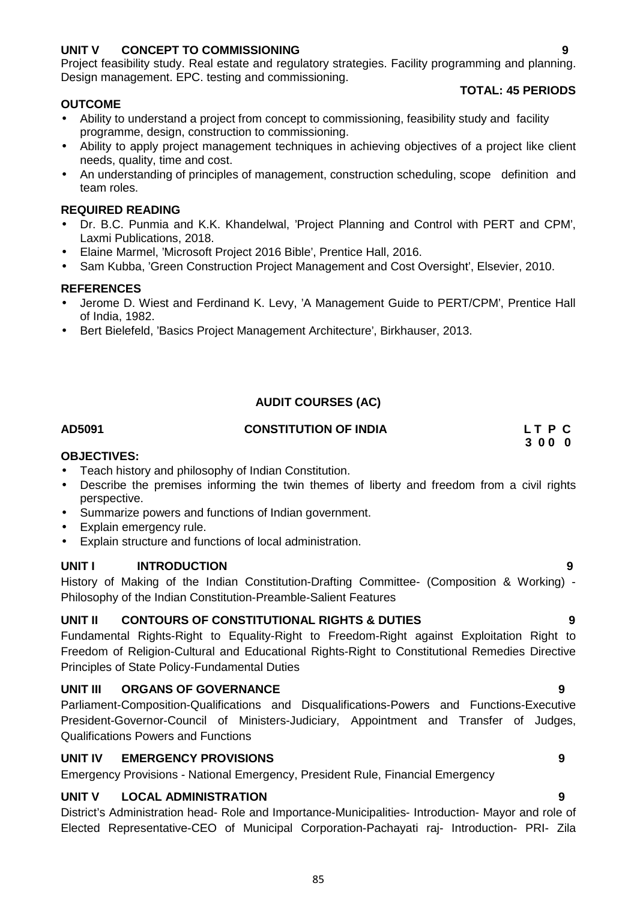**UNIT V CONCEPT TO COMMISSIONING 9**

Project feasibility study. Real estate and regulatory strategies. Facility programming and planning. Design management. EPC. testing and commissioning.

**TOTAL: 45 PERIODS**

**OUTCOME**

- Ability to understand a project from concept to commissioning, feasibility study and facility programme, design, construction to commissioning.
- Ability to apply project management techniques in achieving objectives of a project like client needs, quality, time and cost.
- An understanding of principles of management, construction scheduling, scope definition and team roles.

**REQUIRED READING**

- Dr. B.C. Punmia and K.K. Khandelwal, 'Project Planning and Control with PERT and CPM', Laxmi Publications, 2018.
- Elaine Marmel, 'Microsoft Project 2016 Bible', Prentice Hall, 2016.
- Sam Kubba, 'Green Construction Project Management and Cost Oversight', Elsevier, 2010.

**REFERENCES**

- Jerome D. Wiest and Ferdinand K. Levy, 'A Management Guide to PERT/CPM', Prentice Hall of India, 1982.
- Bert Bielefeld, 'Basics Project Management Architecture', Birkhauser, 2013.

## AUDIT COURSES (AC)

**AD5091 CONSTITUTION OF INDIA**

| L | T | P | C |
|---|---|---|---|
| 3 | 0 | 0 | 0 |

**OBJECTIVES:**

- Teach history and philosophy of Indian Constitution.
- Describe the premises informing the twin themes of liberty and freedom from a civil rights perspective.
- Summarize powers and functions of Indian government.
- Explain emergency rule.
- Explain structure and functions of local administration.

**UNIT I INTRODUCTION 9**

History of Making of the Indian Constitution-Drafting Committee- (Composition & Working) - Philosophy of the Indian Constitution-Preamble-Salient Features

**UNIT II CONTOURS OF CONSTITUTIONAL RIGHTS & DUTIES 9**

Fundamental Rights-Right to Equality-Right to Freedom-Right against Exploitation Right to Freedom of Religion-Cultural and Educational Rights-Right to Constitutional Remedies Directive Principles of State Policy-Fundamental Duties

**UNIT III ORGANS OF GOVERNANCE 9**

Parliament-Composition-Qualifications and Disqualifications-Powers and Functions-Executive President-Governor-Council of Ministers-Judiciary, Appointment and Transfer of Judges, Qualifications Powers and Functions

**UNIT IV EMERGENCY PROVISIONS 9**

Emergency Provisions - National Emergency, President Rule, Financial Emergency

**UNIT V LOCAL ADMINISTRATION 9**

District's Administration head- Role and Importance-Municipalities- Introduction- Mayor and role of Elected Representative-CEO of Municipal Corporation-Pachayati raj- Introduction- PRI- Zila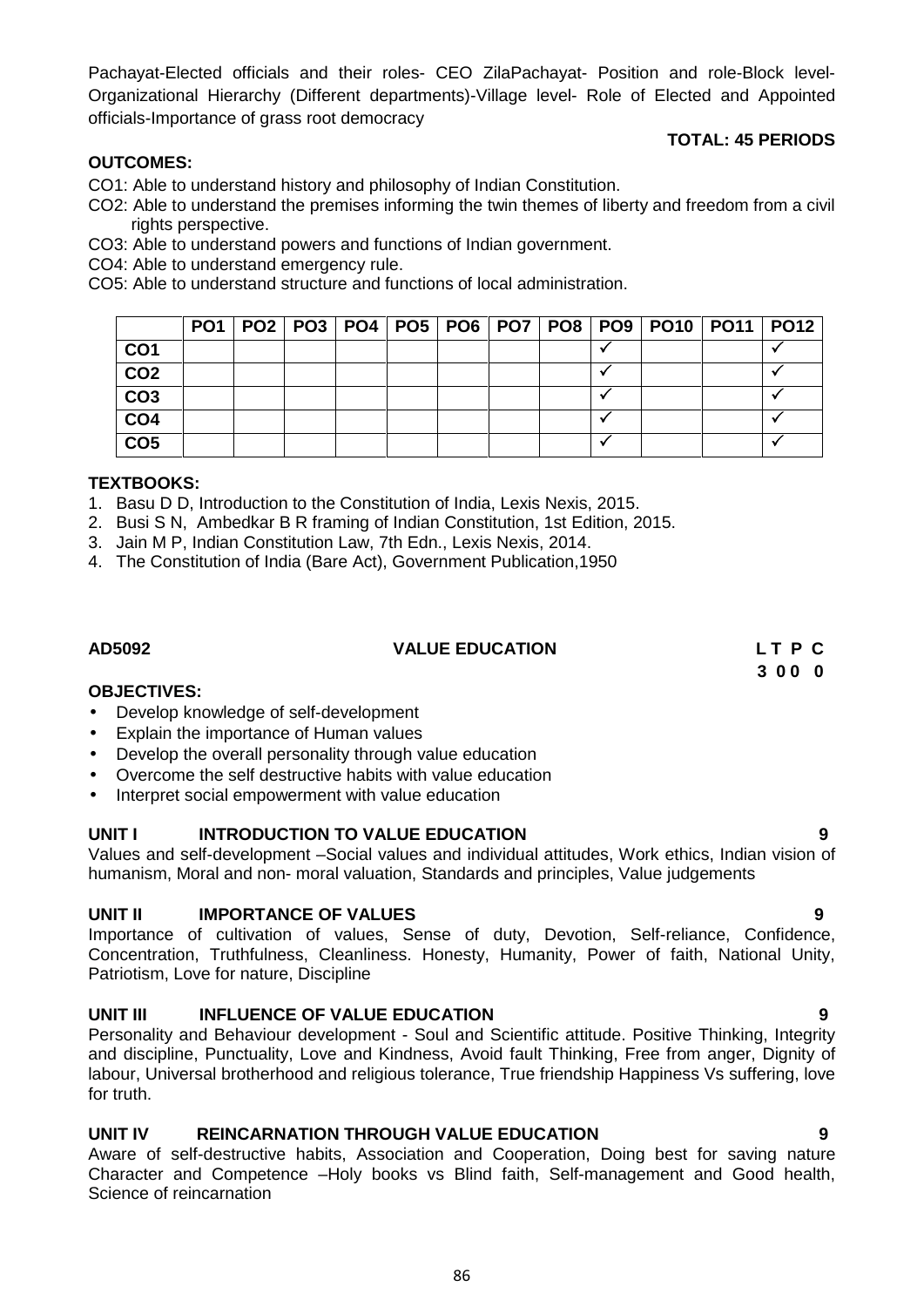Pachayat-Elected officials and their roles- CEO ZilaPachayat- Position and role-Block level-Organizational Hierarchy (Different departments)-Village level- Role of Elected and Appointed officials-Importance of grass root democracy

**TOTAL: 45 PERIODS**

**OUTCOMES:**

CO1: Able to understand history and philosophy of Indian Constitution.

CO2: Able to understand the premises informing the twin themes of liberty and freedom from a civil rights perspective.

CO3: Able to understand powers and functions of Indian government.

CO4: Able to understand emergency rule.

CO5: Able to understand structure and functions of local administration.

| | PO1 | PO2 | PO3 | PO4 | PO5 | PO6 | PO7 | PO8 | PO9 | PO10 | PO11 | PO12 |
|---|---|---|---|---|---|---|---|---|---|---|---|---|
| CO1 | | | | | | | | | ✓ | | | ✓ |
| CO2 | | | | | | | | | ✓ | | | ✓ |
| CO3 | | | | | | | | | ✓ | | | ✓ |
| CO4 | | | | | | | | | ✓ | | | ✓ |
| CO5 | | | | | | | | | ✓ | | | ✓ |

**TEXTBOOKS:**

1. Basu D D, Introduction to the Constitution of India, Lexis Nexis, 2015.
2. Busi S N, Ambedkar B R framing of Indian Constitution, 1st Edition, 2015.
3. Jain M P, Indian Constitution Law, 7th Edn., Lexis Nexis, 2014.
4. The Constitution of India (Bare Act), Government Publication,1950

**AD5092 VALUE EDUCATION L T P C**
**3 0 0 0**

**OBJECTIVES:**

- Develop knowledge of self-development
- Explain the importance of Human values
- Develop the overall personality through value education
- Overcome the self destructive habits with value education
- Interpret social empowerment with value education

**UNIT I INTRODUCTION TO VALUE EDUCATION 9**

Values and self-development –Social values and individual attitudes, Work ethics, Indian vision of humanism, Moral and non- moral valuation, Standards and principles, Value judgements

**UNIT II IMPORTANCE OF VALUES 9**

Importance of cultivation of values, Sense of duty, Devotion, Self-reliance, Confidence, Concentration, Truthfulness, Cleanliness. Honesty, Humanity, Power of faith, National Unity, Patriotism, Love for nature, Discipline

**UNIT III INFLUENCE OF VALUE EDUCATION 9**

Personality and Behaviour development - Soul and Scientific attitude. Positive Thinking, Integrity and discipline, Punctuality, Love and Kindness, Avoid fault Thinking, Free from anger, Dignity of labour, Universal brotherhood and religious tolerance, True friendship Happiness Vs suffering, love for truth.

**UNIT IV REINCARNATION THROUGH VALUE EDUCATION 9**

Aware of self-destructive habits, Association and Cooperation, Doing best for saving nature Character and Competence –Holy books vs Blind faith, Self-management and Good health, Science of reincarnation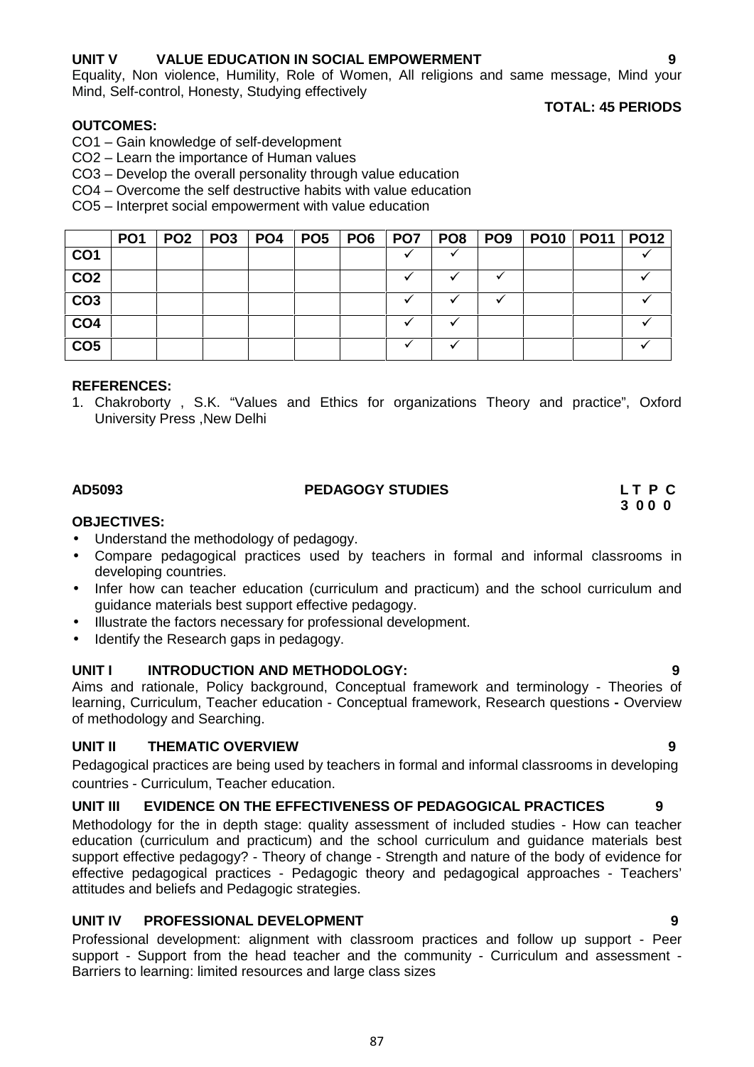**UNIT V VALUE EDUCATION IN SOCIAL EMPOWERMENT 9**

Equality, Non violence, Humility, Role of Women, All religions and same message, Mind your Mind, Self-control, Honesty, Studying effectively

**TOTAL: 45 PERIODS**

**OUTCOMES:**

CO1 – Gain knowledge of self-development

CO2 – Learn the importance of Human values

CO3 – Develop the overall personality through value education

CO4 – Overcome the self destructive habits with value education

CO5 – Interpret social empowerment with value education

| | PO1 | PO2 | PO3 | PO4 | PO5 | PO6 | PO7 | PO8 | PO9 | PO10 | PO11 | PO12 |
|---|---|---|---|---|---|---|---|---|---|---|---|---|
| CO1 | | | | | | | ✓ | ✓ | | | | ✓ |
| CO2 | | | | | | | ✓ | ✓ | ✓ | | | ✓ |
| CO3 | | | | | | | ✓ | ✓ | ✓ | | | ✓ |
| CO4 | | | | | | | ✓ | ✓ | | | | ✓ |
| CO5 | | | | | | | ✓ | ✓ | | | | ✓ |

**REFERENCES:**

1. Chakroborty , S.K. "Values and Ethics for organizations Theory and practice", Oxford University Press ,New Delhi

**AD5093 PEDAGOGY STUDIES L T P C**
**3 0 0 0**

**OBJECTIVES:**

- Understand the methodology of pedagogy.
- Compare pedagogical practices used by teachers in formal and informal classrooms in developing countries.
- Infer how can teacher education (curriculum and practicum) and the school curriculum and guidance materials best support effective pedagogy.
- Illustrate the factors necessary for professional development.
- Identify the Research gaps in pedagogy.

**UNIT I INTRODUCTION AND METHODOLOGY: 9**

Aims and rationale, Policy background, Conceptual framework and terminology - Theories of learning, Curriculum, Teacher education - Conceptual framework, Research questions **-** Overview of methodology and Searching.

**UNIT II THEMATIC OVERVIEW 9**

Pedagogical practices are being used by teachers in formal and informal classrooms in developing countries - Curriculum, Teacher education.

**UNIT III EVIDENCE ON THE EFFECTIVENESS OF PEDAGOGICAL PRACTICES 9**

Methodology for the in depth stage: quality assessment of included studies - How can teacher education (curriculum and practicum) and the school curriculum and guidance materials best support effective pedagogy? - Theory of change - Strength and nature of the body of evidence for effective pedagogical practices - Pedagogic theory and pedagogical approaches - Teachers' attitudes and beliefs and Pedagogic strategies.

**UNIT IV PROFESSIONAL DEVELOPMENT 9**

Professional development: alignment with classroom practices and follow up support - Peer support - Support from the head teacher and the community - Curriculum and assessment - Barriers to learning: limited resources and large class sizes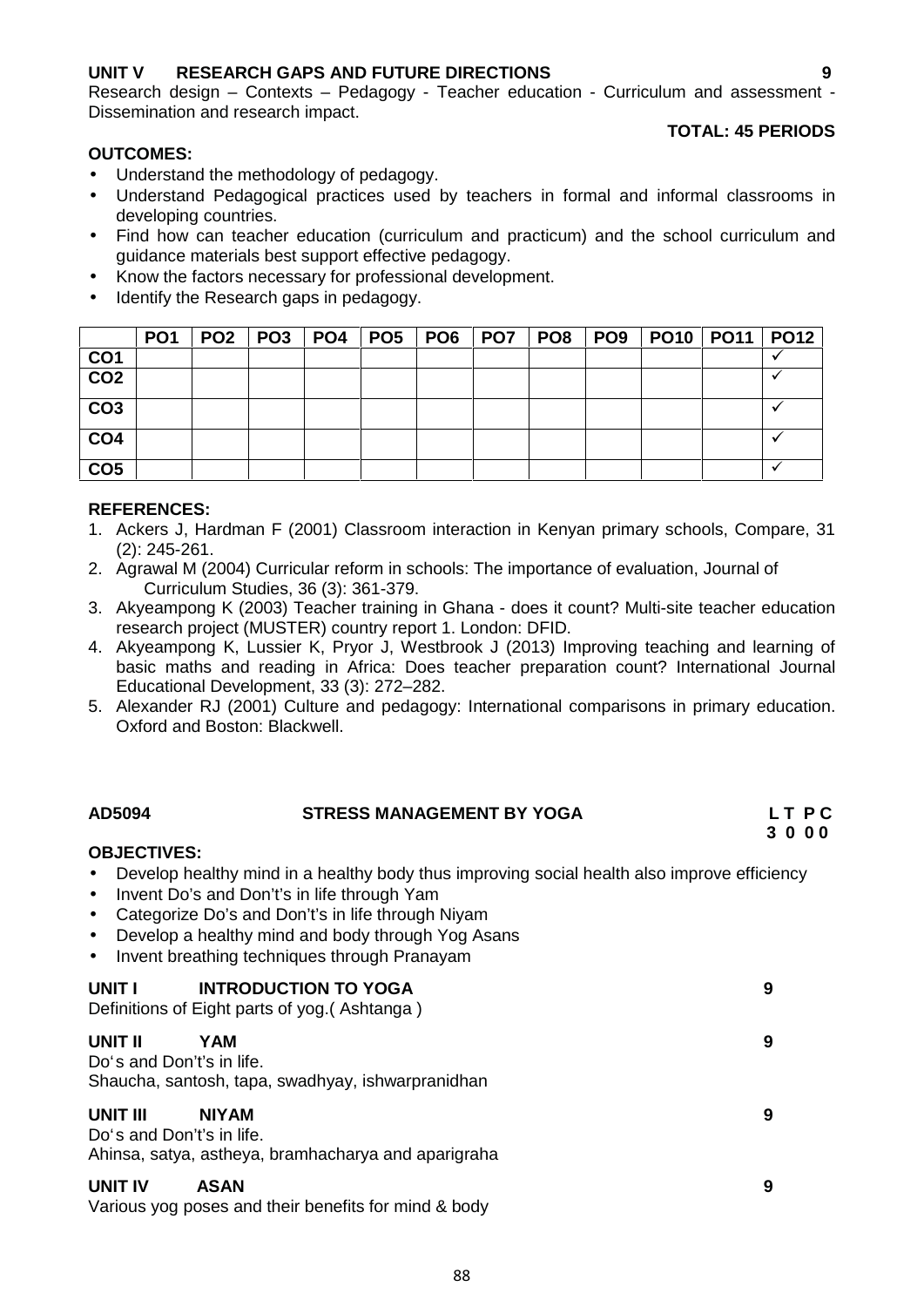**UNIT V RESEARCH GAPS AND FUTURE DIRECTIONS** **9**

Research design – Contexts – Pedagogy - Teacher education - Curriculum and assessment - Dissemination and research impact.

**TOTAL: 45 PERIODS**

**OUTCOMES:**

- Understand the methodology of pedagogy.
- Understand Pedagogical practices used by teachers in formal and informal classrooms in developing countries.
- Find how can teacher education (curriculum and practicum) and the school curriculum and guidance materials best support effective pedagogy.
- Know the factors necessary for professional development.
- Identify the Research gaps in pedagogy.

| | PO1 | PO2 | PO3 | PO4 | PO5 | PO6 | PO7 | PO8 | PO9 | PO10 | PO11 | PO12 |
|---|---|---|---|---|---|---|---|---|---|---|---|---|
| CO1 | | | | | | | | | | | | ✓ |
| CO2 | | | | | | | | | | | | ✓ |
| CO3 | | | | | | | | | | | | ✓ |
| CO4 | | | | | | | | | | | | ✓ |
| CO5 | | | | | | | | | | | | ✓ |

**REFERENCES:**

1. Ackers J, Hardman F (2001) Classroom interaction in Kenyan primary schools, Compare, 31 (2): 245-261.
2. Agrawal M (2004) Curricular reform in schools: The importance of evaluation, Journal of Curriculum Studies, 36 (3): 361-379.
3. Akyeampong K (2003) Teacher training in Ghana - does it count? Multi-site teacher education research project (MUSTER) country report 1. London: DFID.
4. Akyeampong K, Lussier K, Pryor J, Westbrook J (2013) Improving teaching and learning of basic maths and reading in Africa: Does teacher preparation count? International Journal Educational Development, 33 (3): 272–282.
5. Alexander RJ (2001) Culture and pedagogy: International comparisons in primary education. Oxford and Boston: Blackwell.

**AD5094 STRESS MANAGEMENT BY YOGA** **L T P C**
**3 0 0 0**

**OBJECTIVES:**

- Develop healthy mind in a healthy body thus improving social health also improve efficiency
- Invent Do's and Don't's in life through Yam
- Categorize Do's and Don't's in life through Niyam
- Develop a healthy mind and body through Yog Asans
- Invent breathing techniques through Pranayam

**UNIT I INTRODUCTION TO YOGA** **9**

Definitions of Eight parts of yog.( Ashtanga )

**UNIT II YAM** **9**

Do's and Don't's in life.
Shaucha, santosh, tapa, swadhyay, ishwarpranidhan

**UNIT III NIYAM** **9**

Do's and Don't's in life.
Ahinsa, satya, astheya, bramhacharya and aparigraha

**UNIT IV ASAN** **9**

Various yog poses and their benefits for mind & body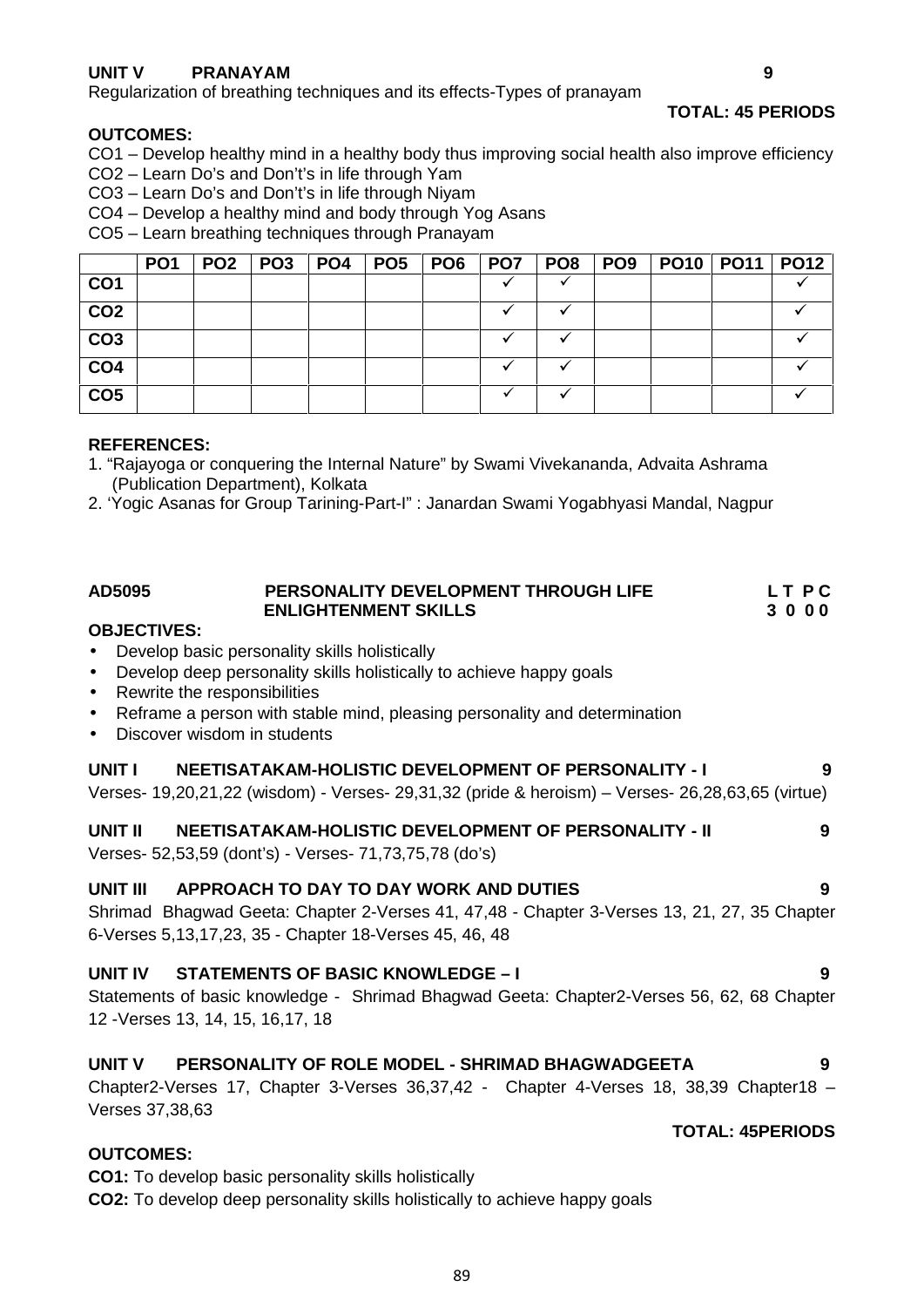**UNIT V PRANAYAM 9**

Regularization of breathing techniques and its effects-Types of pranayam

**TOTAL: 45 PERIODS**

**OUTCOMES:**

CO1 – Develop healthy mind in a healthy body thus improving social health also improve efficiency
CO2 – Learn Do's and Don't's in life through Yam
CO3 – Learn Do's and Don't's in life through Niyam
CO4 – Develop a healthy mind and body through Yog Asans
CO5 – Learn breathing techniques through Pranayam

| | PO1 | PO2 | PO3 | PO4 | PO5 | PO6 | PO7 | PO8 | PO9 | PO10 | PO11 | PO12 |
|---|---|---|---|---|---|---|---|---|---|---|---|---|
| CO1 | | | | | | | ✓ | ✓ | | | | ✓ |
| CO2 | | | | | | | ✓ | ✓ | | | | ✓ |
| CO3 | | | | | | | ✓ | ✓ | | | | ✓ |
| CO4 | | | | | | | ✓ | ✓ | | | | ✓ |
| CO5 | | | | | | | ✓ | ✓ | | | | ✓ |

**REFERENCES:**

1. "Rajayoga or conquering the Internal Nature" by Swami Vivekananda, Advaita Ashrama (Publication Department), Kolkata
2. 'Yogic Asanas for Group Tarining-Part-I" : Janardan Swami Yogabhyasi Mandal, Nagpur

**AD5095 PERSONALITY DEVELOPMENT THROUGH LIFE ENLIGHTENMENT SKILLS** **L T P C 3 0 0 0**

**OBJECTIVES:**

- Develop basic personality skills holistically
- Develop deep personality skills holistically to achieve happy goals
- Rewrite the responsibilities
- Reframe a person with stable mind, pleasing personality and determination
- Discover wisdom in students

**UNIT I NEETISATAKAM-HOLISTIC DEVELOPMENT OF PERSONALITY - I 9**

Verses- 19,20,21,22 (wisdom) - Verses- 29,31,32 (pride & heroism) – Verses- 26,28,63,65 (virtue)

**UNIT II NEETISATAKAM-HOLISTIC DEVELOPMENT OF PERSONALITY - II 9**

Verses- 52,53,59 (dont's) - Verses- 71,73,75,78 (do's)

**UNIT III APPROACH TO DAY TO DAY WORK AND DUTIES 9**

Shrimad Bhagwad Geeta: Chapter 2-Verses 41, 47,48 - Chapter 3-Verses 13, 21, 27, 35 Chapter 6-Verses 5,13,17,23, 35 - Chapter 18-Verses 45, 46, 48

**UNIT IV STATEMENTS OF BASIC KNOWLEDGE – I 9**

Statements of basic knowledge - Shrimad Bhagwad Geeta: Chapter2-Verses 56, 62, 68 Chapter 12 -Verses 13, 14, 15, 16,17, 18

**UNIT V PERSONALITY OF ROLE MODEL - SHRIMAD BHAGWADGEETA 9**

Chapter2-Verses 17, Chapter 3-Verses 36,37,42 - Chapter 4-Verses 18, 38,39 Chapter18 – Verses 37,38,63

**TOTAL: 45PERIODS**

**OUTCOMES:**

**CO1:** To develop basic personality skills holistically

**CO2:** To develop deep personality skills holistically to achieve happy goals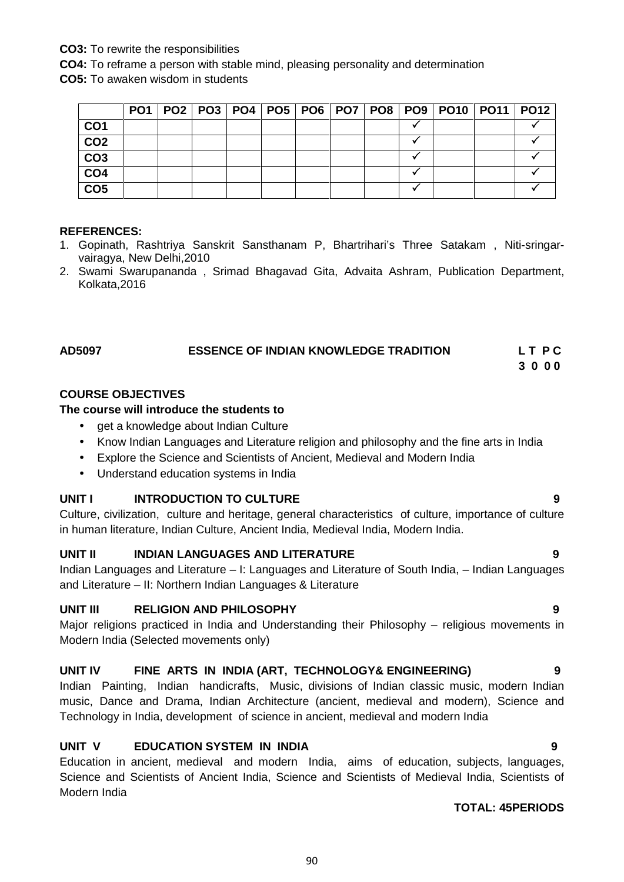**CO3:** To rewrite the responsibilities

**CO4:** To reframe a person with stable mind, pleasing personality and determination

**CO5:** To awaken wisdom in students

| | PO1 | PO2 | PO3 | PO4 | PO5 | PO6 | PO7 | PO8 | PO9 | PO10 | PO11 | PO12 |
|---|---|---|---|---|---|---|---|---|---|---|---|---|
| CO1 | | | | | | | | | ✓ | | | ✓ |
| CO2 | | | | | | | | | ✓ | | | ✓ |
| CO3 | | | | | | | | | ✓ | | | ✓ |
| CO4 | | | | | | | | | ✓ | | | ✓ |
| CO5 | | | | | | | | | ✓ | | | ✓ |

**REFERENCES:**

1. Gopinath, Rashtriya Sanskrit Sansthanam P, Bhartrihari's Three Satakam , Niti-sringar-vairagya, New Delhi,2010
2. Swami Swarupananda , Srimad Bhagavad Gita, Advaita Ashram, Publication Department, Kolkata,2016

**AD5097 ESSENCE OF INDIAN KNOWLEDGE TRADITION L T P C**
**3 0 0 0**

**COURSE OBJECTIVES**

**The course will introduce the students to**

- get a knowledge about Indian Culture
- Know Indian Languages and Literature religion and philosophy and the fine arts in India
- Explore the Science and Scientists of Ancient, Medieval and Modern India
- Understand education systems in India

**UNIT I INTRODUCTION TO CULTURE 9**

Culture, civilization, culture and heritage, general characteristics of culture, importance of culture in human literature, Indian Culture, Ancient India, Medieval India, Modern India.

**UNIT II INDIAN LANGUAGES AND LITERATURE 9**

Indian Languages and Literature – I: Languages and Literature of South India, – Indian Languages and Literature – II: Northern Indian Languages & Literature

**UNIT III RELIGION AND PHILOSOPHY 9**

Major religions practiced in India and Understanding their Philosophy – religious movements in Modern India (Selected movements only)

**UNIT IV FINE ARTS IN INDIA (ART, TECHNOLOGY& ENGINEERING) 9**

Indian Painting, Indian handicrafts, Music, divisions of Indian classic music, modern Indian music, Dance and Drama, Indian Architecture (ancient, medieval and modern), Science and Technology in India, development of science in ancient, medieval and modern India

**UNIT V EDUCATION SYSTEM IN INDIA 9**

Education in ancient, medieval and modern India, aims of education, subjects, languages, Science and Scientists of Ancient India, Science and Scientists of Medieval India, Scientists of Modern India

**TOTAL: 45PERIODS**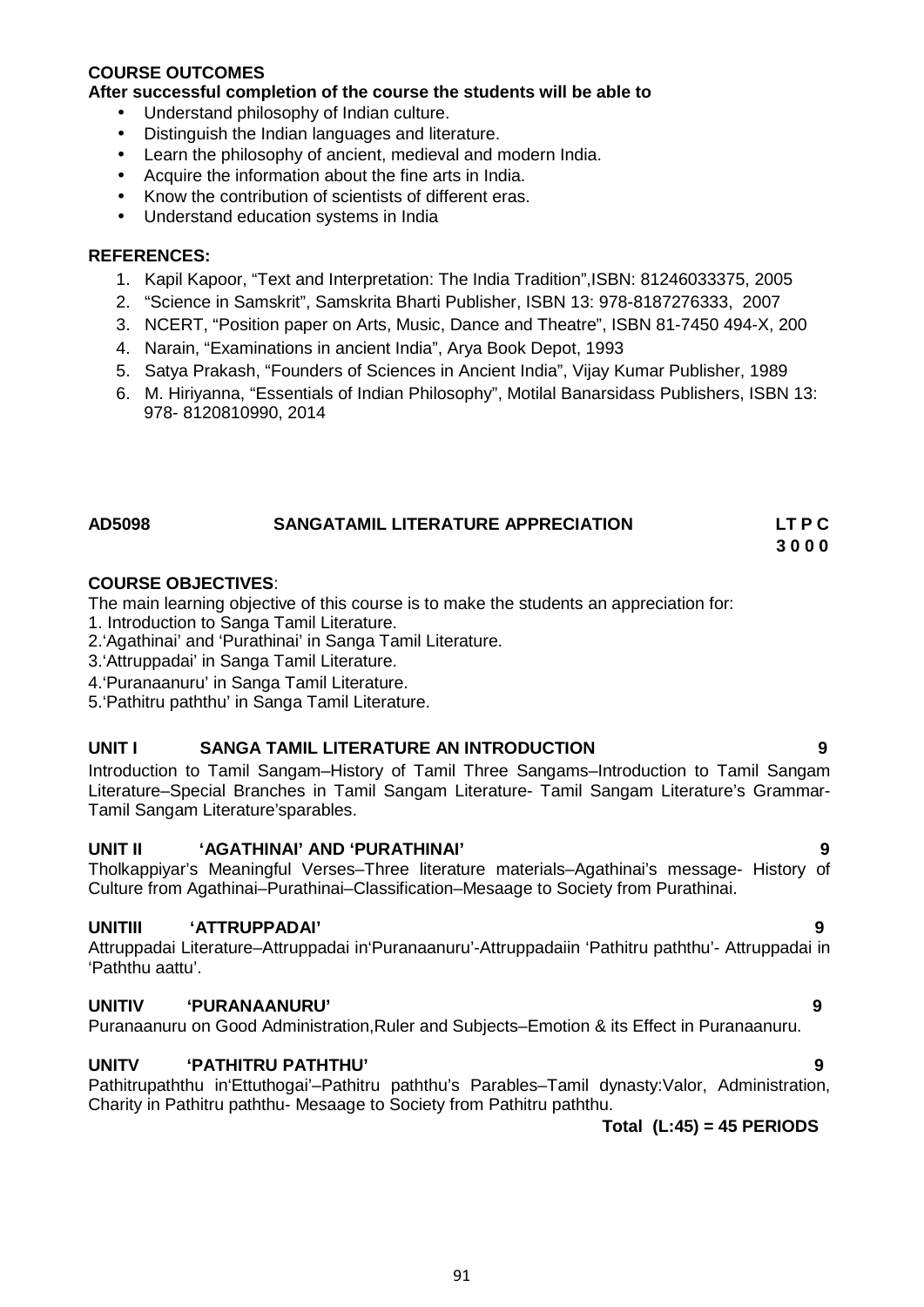**COURSE OUTCOMES**

**After successful completion of the course the students will be able to**

- Understand philosophy of Indian culture.
- Distinguish the Indian languages and literature.
- Learn the philosophy of ancient, medieval and modern India.
- Acquire the information about the fine arts in India.
- Know the contribution of scientists of different eras.
- Understand education systems in India

**REFERENCES:**

1. Kapil Kapoor, "Text and Interpretation: The India Tradition",ISBN: 81246033375, 2005
2. "Science in Samskrit", Samskrita Bharti Publisher, ISBN 13: 978-8187276333, 2007
3. NCERT, "Position paper on Arts, Music, Dance and Theatre", ISBN 81-7450 494-X, 200
4. Narain, "Examinations in ancient India", Arya Book Depot, 1993
5. Satya Prakash, "Founders of Sciences in Ancient India", Vijay Kumar Publisher, 1989
6. M. Hiriyanna, "Essentials of Indian Philosophy", Motilal Banarsidass Publishers, ISBN 13: 978- 8120810990, 2014

## AD5098 SANGATAMIL LITERATURE APPRECIATION

**L T P C**
**3 0 0 0**

**COURSE OBJECTIVES**:

The main learning objective of this course is to make the students an appreciation for:

1. Introduction to Sanga Tamil Literature.
2. 'Agathinai' and 'Purathinai' in Sanga Tamil Literature.
3. 'Attruppadai' in Sanga Tamil Literature.
4. 'Puranaanuru' in Sanga Tamil Literature.
5. 'Pathitru paththu' in Sanga Tamil Literature.

**UNIT I SANGA TAMIL LITERATURE AN INTRODUCTION 9**

Introduction to Tamil Sangam–History of Tamil Three Sangams–Introduction to Tamil Sangam Literature–Special Branches in Tamil Sangam Literature- Tamil Sangam Literature's Grammar-Tamil Sangam Literature'sparables.

**UNIT II 'AGATHINAI' AND 'PURATHINAI' 9**

Tholkappiyar's Meaningful Verses–Three literature materials–Agathinai's message- History of Culture from Agathinai–Purathinai–Classification–Mesaage to Society from Purathinai.

**UNITIII 'ATTRUPPADAI' 9**

Attruppadai Literature–Attruppadai in'Puranaanuru'-Attruppadaiin 'Pathitru paththu'- Attruppadai in 'Paththu aattu'.

**UNITIV 'PURANAANURU' 9**

Puranaanuru on Good Administration,Ruler and Subjects–Emotion & its Effect in Puranaanuru.

**UNITV 'PATHITRU PATHTHU' 9**

Pathitrupaththu in'Ettuthogai'–Pathitru paththu's Parables–Tamil dynasty:Valor, Administration, Charity in Pathitru paththu- Mesaage to Society from Pathitru paththu.

**Total (L:45) = 45 PERIODS**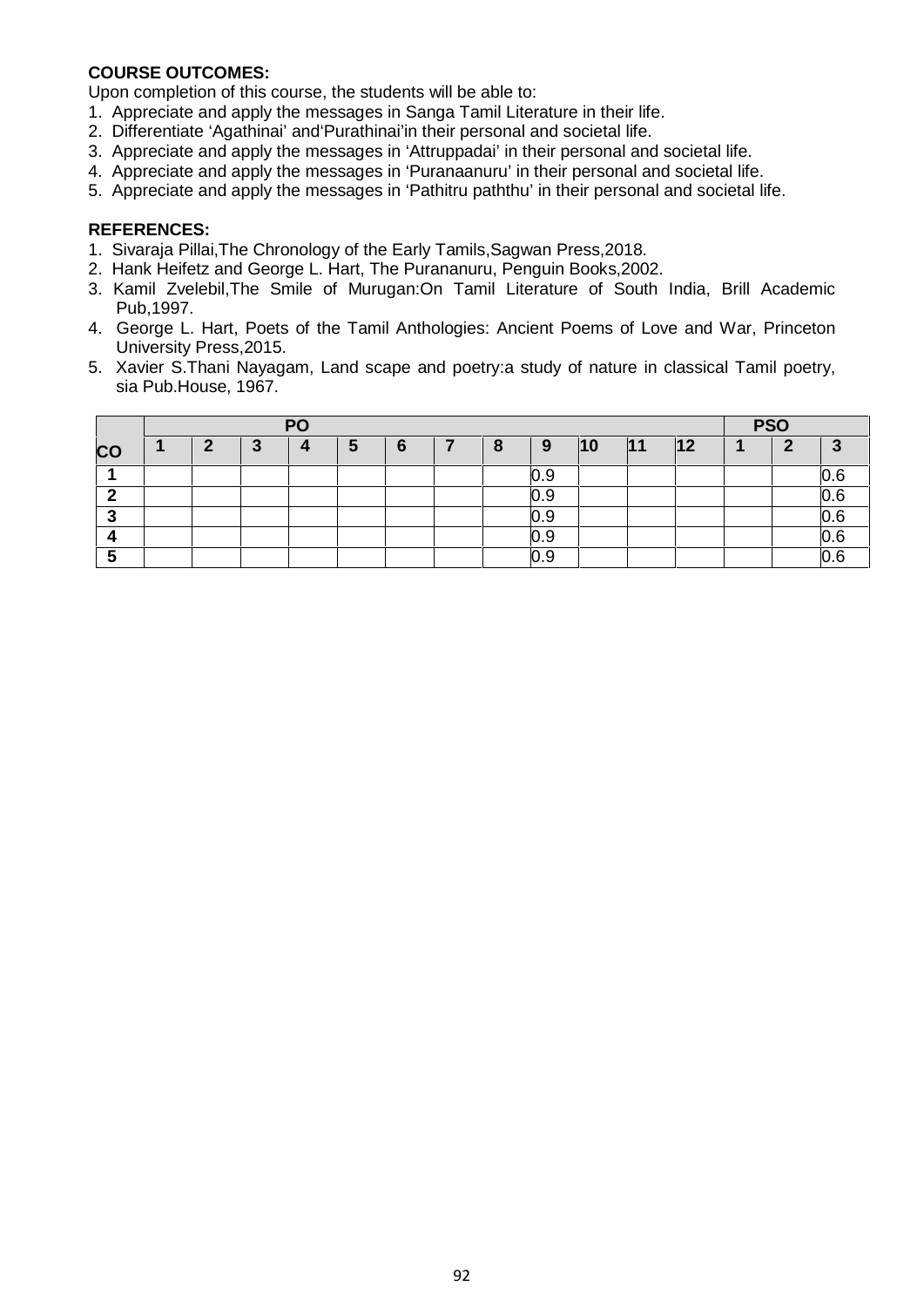**COURSE OUTCOMES:**

Upon completion of this course, the students will be able to:

1. Appreciate and apply the messages in Sanga Tamil Literature in their life.
2. Differentiate 'Agathinai' and'Purathinai'in their personal and societal life.
3. Appreciate and apply the messages in 'Attruppadai' in their personal and societal life.
4. Appreciate and apply the messages in 'Puranaanuru' in their personal and societal life.
5. Appreciate and apply the messages in 'Pathitru paththu' in their personal and societal life.

**REFERENCES:**

1. Sivaraja Pillai,The Chronology of the Early Tamils,Sagwan Press,2018.
2. Hank Heifetz and George L. Hart, The Purananuru, Penguin Books,2002.
3. Kamil Zvelebil,The Smile of Murugan:On Tamil Literature of South India, Brill Academic Pub,1997.
4. George L. Hart, Poets of the Tamil Anthologies: Ancient Poems of Love and War, Princeton University Press,2015.
5. Xavier S.Thani Nayagam, Land scape and poetry:a study of nature in classical Tamil poetry, sia Pub.House, 1967.

| | PO | | | | | | | | | | | | PSO | | |
|---|---|---|---|---|---|---|---|---|---|---|---|---|---|---|---|
| **CO** | **1** | **2** | **3** | **4** | **5** | **6** | **7** | **8** | **9** | **10** | **11** | **12** | **1** | **2** | **3** |
| **1** | | | | | | | | | 0.9 | | | | | | 0.6 |
| **2** | | | | | | | | | 0.9 | | | | | | 0.6 |
| **3** | | | | | | | | | 0.9 | | | | | | 0.6 |
| **4** | | | | | | | | | 0.9 | | | | | | 0.6 |
| **5** | | | | | | | | | 0.9 | | | | | | 0.6 |